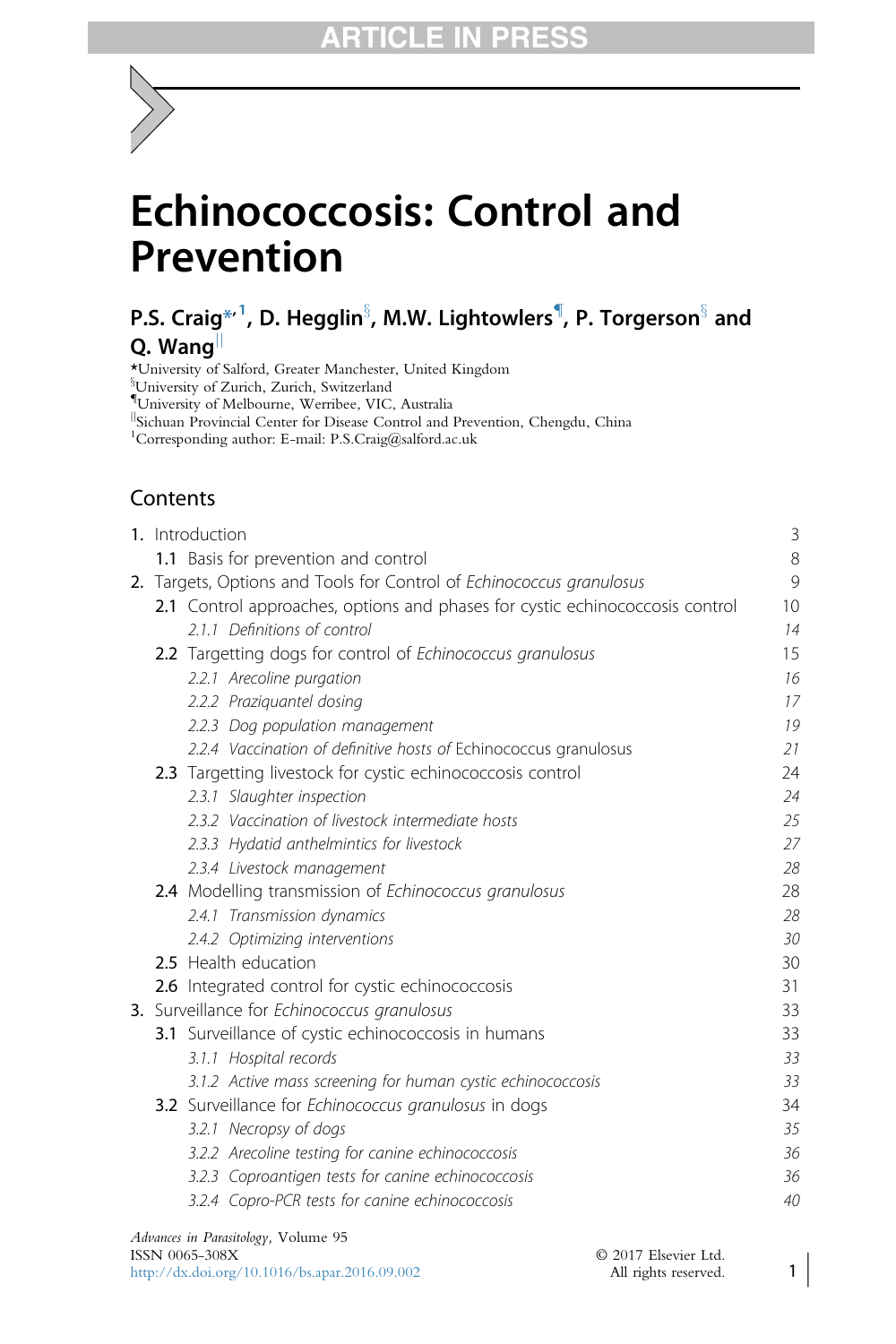ARTICLE IN PRESS

# Echinococcosis: Control and Prevention

**P.S. Craig[*,1], D. Hegglin[§], M.W. Lightowlers[¶], P. Torgerson[§] and Q. Wang[||]**

[*]University of Salford, Greater Manchester, United Kingdom
[§]University of Zurich, Zurich, Switzerland
[¶]University of Melbourne, Werribee, VIC, Australia
[||]Sichuan Provincial Center for Disease Control and Prevention, Chengdu, China
[1]Corresponding author: E-mail: P.S.Craig@salford.ac.uk

## Contents

| | |
|---|---|
| **1.** Introduction | 3 |
| **1.1** Basis for prevention and control | 8 |
| **2.** Targets, Options and Tools for Control of *Echinococcus granulosus* | 9 |
| **2.1** Control approaches, options and phases for cystic echinococcosis control | 10 |
| *2.1.1 Definitions of control* | *14* |
| **2.2** Targetting dogs for control of *Echinococcus granulosus* | 15 |
| *2.2.1 Arecoline purgation* | *16* |
| *2.2.2 Praziquantel dosing* | *17* |
| *2.2.3 Dog population management* | *19* |
| *2.2.4 Vaccination of definitive hosts of* Echinococcus granulosus | *21* |
| **2.3** Targetting livestock for cystic echinococcosis control | 24 |
| *2.3.1 Slaughter inspection* | *24* |
| *2.3.2 Vaccination of livestock intermediate hosts* | *25* |
| *2.3.3 Hydatid anthelmintics for livestock* | *27* |
| *2.3.4 Livestock management* | *28* |
| **2.4** Modelling transmission of *Echinococcus granulosus* | 28 |
| *2.4.1 Transmission dynamics* | *28* |
| *2.4.2 Optimizing interventions* | *30* |
| **2.5** Health education | 30 |
| **2.6** Integrated control for cystic echinococcosis | 31 |
| **3.** Surveillance for *Echinococcus granulosus* | 33 |
| **3.1** Surveillance of cystic echinococcosis in humans | 33 |
| *3.1.1 Hospital records* | *33* |
| *3.1.2 Active mass screening for human cystic echinococcosis* | *33* |
| **3.2** Surveillance for *Echinococcus granulosus* in dogs | 34 |
| *3.2.1 Necropsy of dogs* | *35* |
| *3.2.2 Arecoline testing for canine echinococcosis* | *36* |
| *3.2.3 Coproantigen tests for canine echinococcosis* | *36* |
| *3.2.4 Copro-PCR tests for canine echinococcosis* | *40* |

*Advances in Parasitology*, Volume 95
ISSN 0065-308X
http://dx.doi.org/10.1016/bs.apar.2016.09.002

© 2017 Elsevier Ltd.
All rights reserved.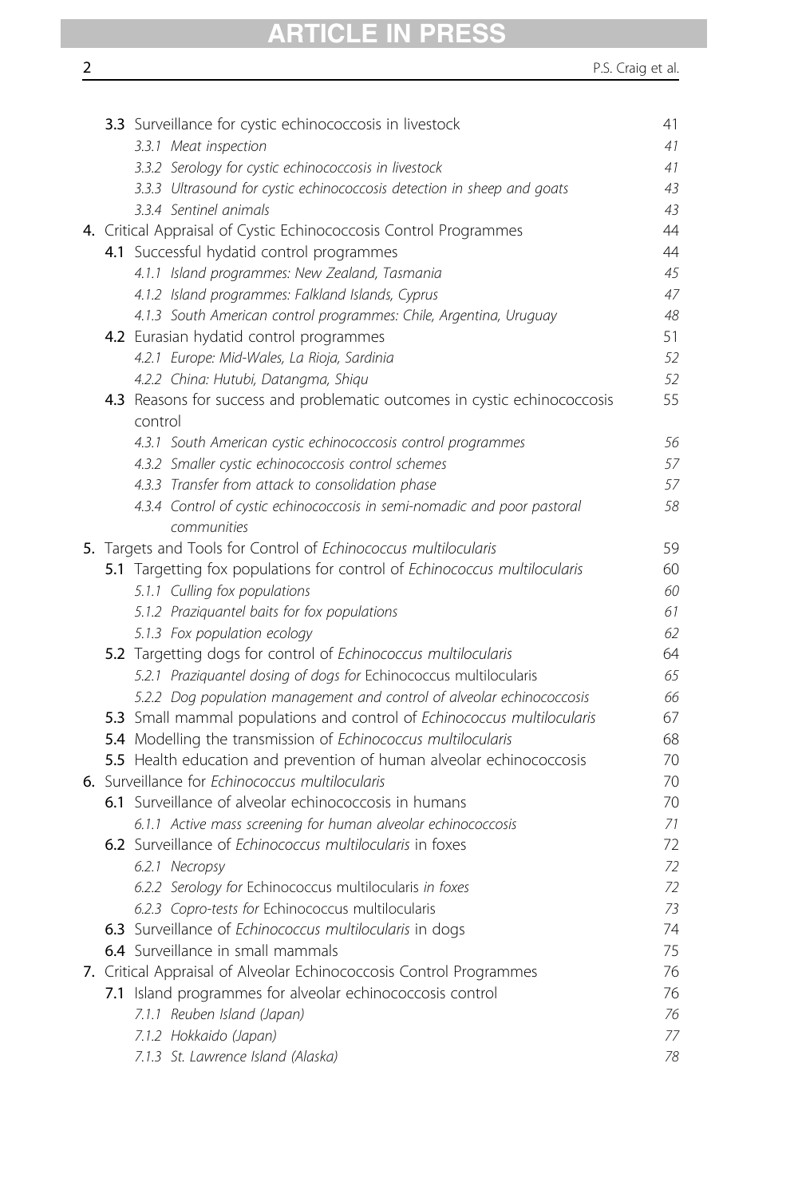**3.3** Surveillance for cystic echinococcosis in livestock 41
*3.3.1 Meat inspection* 41
*3.3.2 Serology for cystic echinococcosis in livestock* 41
*3.3.3 Ultrasound for cystic echinococcosis detection in sheep and goats* 43
*3.3.4 Sentinel animals* 43

**4.** Critical Appraisal of Cystic Echinococcosis Control Programmes 44
**4.1** Successful hydatid control programmes 44
*4.1.1 Island programmes: New Zealand, Tasmania* 45
*4.1.2 Island programmes: Falkland Islands, Cyprus* 47
*4.1.3 South American control programmes: Chile, Argentina, Uruguay* 48
**4.2** Eurasian hydatid control programmes 51
*4.2.1 Europe: Mid-Wales, La Rioja, Sardinia* 52
*4.2.2 China: Hutubi, Datangma, Shiqu* 52
**4.3** Reasons for success and problematic outcomes in cystic echinococcosis control 55
*4.3.1 South American cystic echinococcosis control programmes* 56
*4.3.2 Smaller cystic echinococcosis control schemes* 57
*4.3.3 Transfer from attack to consolidation phase* 57
*4.3.4 Control of cystic echinococcosis in semi-nomadic and poor pastoral communities* 58

**5.** Targets and Tools for Control of *Echinococcus multilocularis* 59
**5.1** Targetting fox populations for control of *Echinococcus multilocularis* 60
*5.1.1 Culling fox populations* 60
*5.1.2 Praziquantel baits for fox populations* 61
*5.1.3 Fox population ecology* 62
**5.2** Targetting dogs for control of *Echinococcus multilocularis* 64
*5.2.1 Praziquantel dosing of dogs for* Echinococcus multilocularis 65
*5.2.2 Dog population management and control of alveolar echinococcosis* 66
**5.3** Small mammal populations and control of *Echinococcus multilocularis* 67
**5.4** Modelling the transmission of *Echinococcus multilocularis* 68
**5.5** Health education and prevention of human alveolar echinococcosis 70

**6.** Surveillance for *Echinococcus multilocularis* 70
**6.1** Surveillance of alveolar echinococcosis in humans 70
*6.1.1 Active mass screening for human alveolar echinococcosis* 71
**6.2** Surveillance of *Echinococcus multilocularis* in foxes 72
*6.2.1 Necropsy* 72
*6.2.2 Serology for* Echinococcus multilocularis *in foxes* 72
*6.2.3 Copro-tests for* Echinococcus multilocularis 73
**6.3** Surveillance of *Echinococcus multilocularis* in dogs 74
**6.4** Surveillance in small mammals 75

**7.** Critical Appraisal of Alveolar Echinococcosis Control Programmes 76
**7.1** Island programmes for alveolar echinococcosis control 76
*7.1.1 Reuben Island (Japan)* 76
*7.1.2 Hokkaido (Japan)* 77
*7.1.3 St. Lawrence Island (Alaska)* 78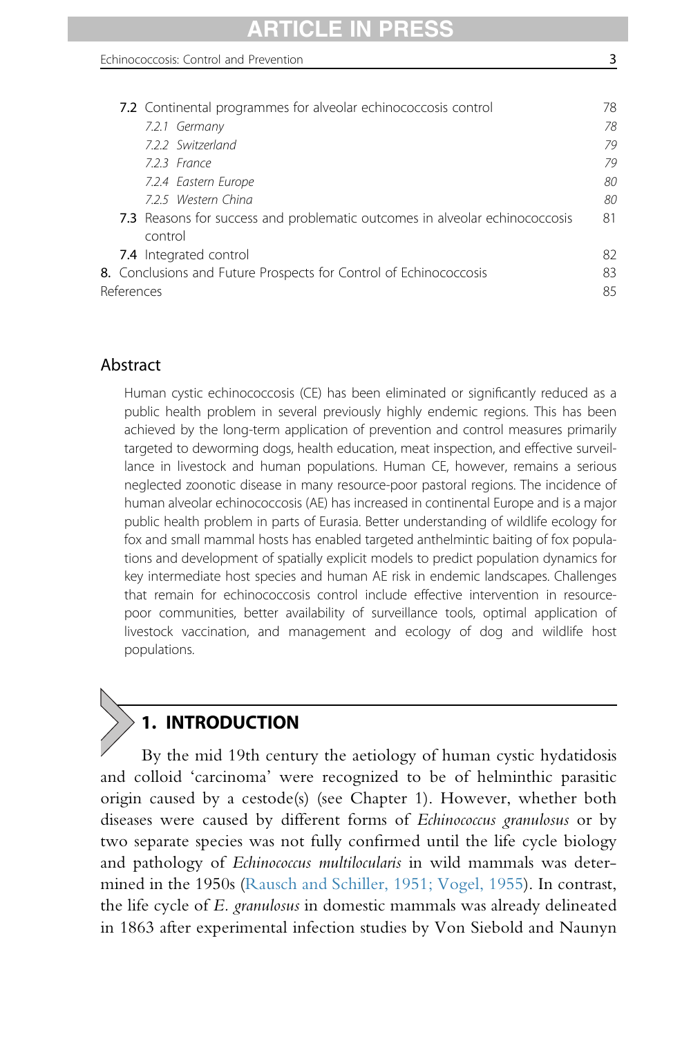7.2 Continental programmes for alveolar echinococcosis control 78
  - *7.2.1 Germany* *78*
  - *7.2.2 Switzerland* *79*
  - *7.2.3 France* *79*
  - *7.2.4 Eastern Europe* *80*
  - *7.2.5 Western China* *80*

7.3 Reasons for success and problematic outcomes in alveolar echinococcosis control 81

7.4 Integrated control 82

8. Conclusions and Future Prospects for Control of Echinococcosis 83

References 85

## Abstract

Human cystic echinococcosis (CE) has been eliminated or significantly reduced as a public health problem in several previously highly endemic regions. This has been achieved by the long-term application of prevention and control measures primarily targeted to deworming dogs, health education, meat inspection, and effective surveillance in livestock and human populations. Human CE, however, remains a serious neglected zoonotic disease in many resource-poor pastoral regions. The incidence of human alveolar echinococcosis (AE) has increased in continental Europe and is a major public health problem in parts of Eurasia. Better understanding of wildlife ecology for fox and small mammal hosts has enabled targeted anthelmintic baiting of fox populations and development of spatially explicit models to predict population dynamics for key intermediate host species and human AE risk in endemic landscapes. Challenges that remain for echinococcosis control include effective intervention in resource-poor communities, better availability of surveillance tools, optimal application of livestock vaccination, and management and ecology of dog and wildlife host populations.

## 1. INTRODUCTION

By the mid 19th century the aetiology of human cystic hydatidosis and colloid 'carcinoma' were recognized to be of helminthic parasitic origin caused by a cestode(s) (see Chapter 1). However, whether both diseases were caused by different forms of *Echinococcus granulosus* or by two separate species was not fully confirmed until the life cycle biology and pathology of *Echinococcus multilocularis* in wild mammals was determined in the 1950s (Rausch and Schiller, 1951; Vogel, 1955). In contrast, the life cycle of *E. granulosus* in domestic mammals was already delineated in 1863 after experimental infection studies by Von Siebold and Naunyn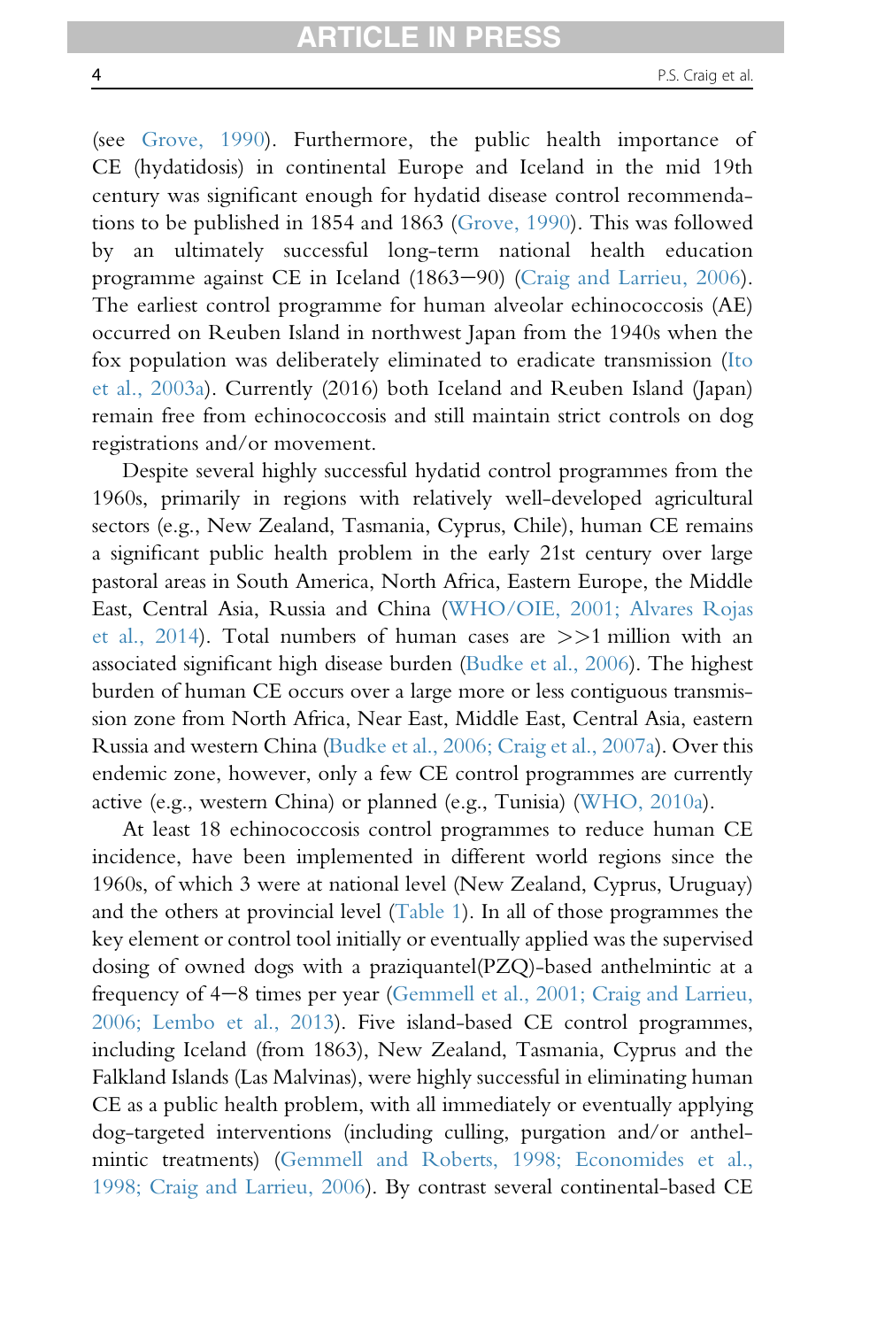(see Grove, 1990). Furthermore, the public health importance of CE (hydatidosis) in continental Europe and Iceland in the mid 19th century was significant enough for hydatid disease control recommendations to be published in 1854 and 1863 (Grove, 1990). This was followed by an ultimately successful long-term national health education programme against CE in Iceland (1863–90) (Craig and Larrieu, 2006). The earliest control programme for human alveolar echinococcosis (AE) occurred on Reuben Island in northwest Japan from the 1940s when the fox population was deliberately eliminated to eradicate transmission (Ito et al., 2003a). Currently (2016) both Iceland and Reuben Island (Japan) remain free from echinococcosis and still maintain strict controls on dog registrations and/or movement.

Despite several highly successful hydatid control programmes from the 1960s, primarily in regions with relatively well-developed agricultural sectors (e.g., New Zealand, Tasmania, Cyprus, Chile), human CE remains a significant public health problem in the early 21st century over large pastoral areas in South America, North Africa, Eastern Europe, the Middle East, Central Asia, Russia and China (WHO/OIE, 2001; Alvares Rojas et al., 2014). Total numbers of human cases are >>1 million with an associated significant high disease burden (Budke et al., 2006). The highest burden of human CE occurs over a large more or less contiguous transmission zone from North Africa, Near East, Middle East, Central Asia, eastern Russia and western China (Budke et al., 2006; Craig et al., 2007a). Over this endemic zone, however, only a few CE control programmes are currently active (e.g., western China) or planned (e.g., Tunisia) (WHO, 2010a).

At least 18 echinococcosis control programmes to reduce human CE incidence, have been implemented in different world regions since the 1960s, of which 3 were at national level (New Zealand, Cyprus, Uruguay) and the others at provincial level (Table 1). In all of those programmes the key element or control tool initially or eventually applied was the supervised dosing of owned dogs with a praziquantel(PZQ)-based anthelmintic at a frequency of 4–8 times per year (Gemmell et al., 2001; Craig and Larrieu, 2006; Lembo et al., 2013). Five island-based CE control programmes, including Iceland (from 1863), New Zealand, Tasmania, Cyprus and the Falkland Islands (Las Malvinas), were highly successful in eliminating human CE as a public health problem, with all immediately or eventually applying dog-targeted interventions (including culling, purgation and/or anthelmintic treatments) (Gemmell and Roberts, 1998; Economides et al., 1998; Craig and Larrieu, 2006). By contrast several continental-based CE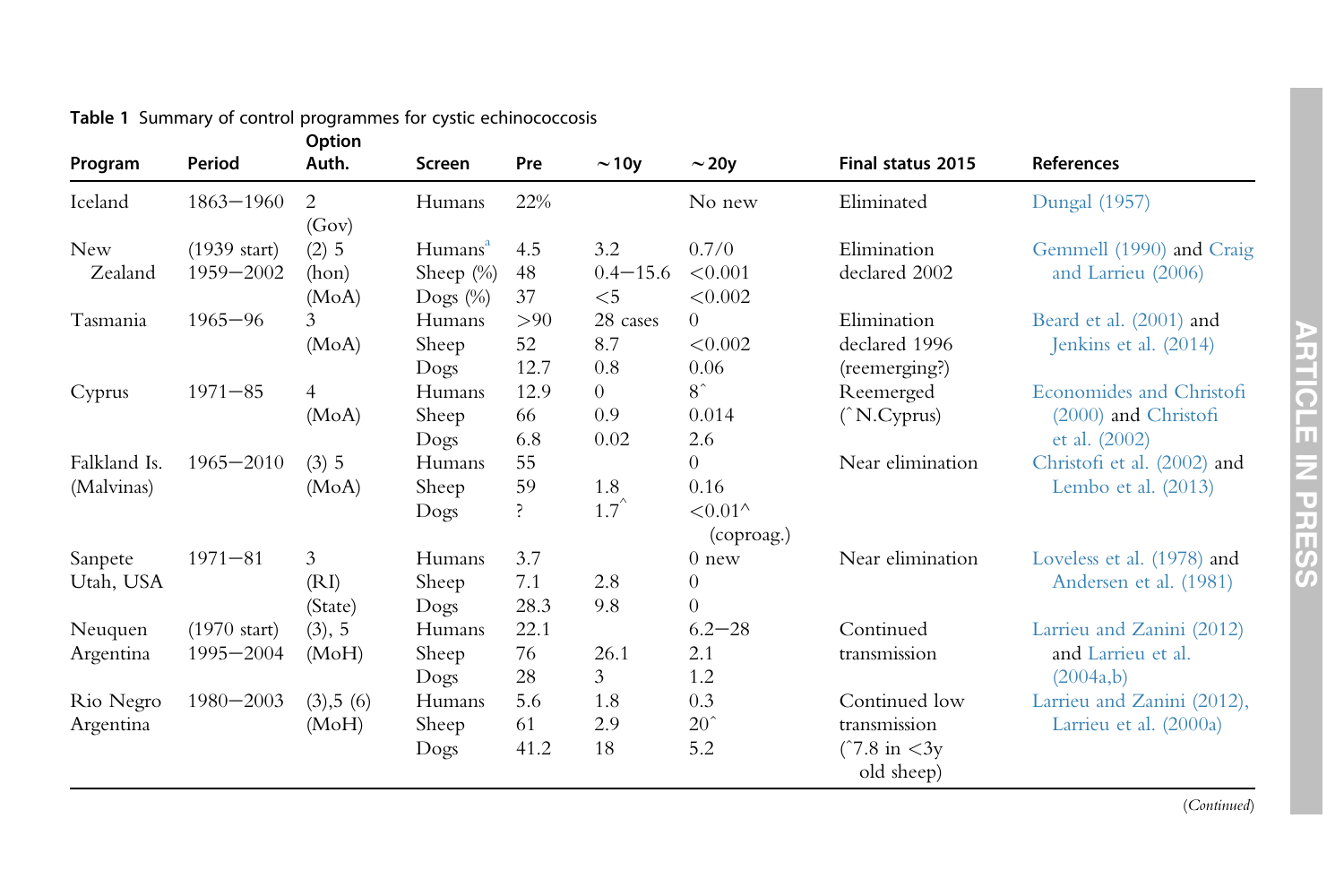**Table 1** Summary of control programmes for cystic echinococcosis

| Program | Period | Option Auth. | Screen | Pre | ~10y | ~20y | Final status 2015 | References |
|---|---|---|---|---|---|---|---|---|
| Iceland | 1863–1960 | 2 (Gov) | Humans | 22% | | No new | Eliminated | Dungal (1957) |
| New Zealand | (1939 start) 1959–2002 | (2) 5 (hon) (MoA) | Humans[a] | 4.5 | 3.2 | 0.7/0 | Elimination declared 2002 | Gemmell (1990) and Craig and Larrieu (2006) |
| | | | Sheep (%) | 48 | 0.4–15.6 | <0.001 | | |
| | | | Dogs (%) | 37 | <5 | <0.002 | | |
| Tasmania | 1965–96 | 3 (MoA) | Humans | >90 | 28 cases | 0 | Elimination declared 1996 (reemerging?) | Beard et al. (2001) and Jenkins et al. (2014) |
| | | | Sheep | 52 | 8.7 | <0.002 | | |
| | | | Dogs | 12.7 | 0.8 | 0.06 | | |
| Cyprus | 1971–85 | 4 (MoA) | Humans | 12.9 | 0 | 8^ | Reemerged (^N.Cyprus) | Economides and Christofi (2000) and Christofi et al. (2002) |
| | | | Sheep | 66 | 0.9 | 0.014 | | |
| | | | Dogs | 6.8 | 0.02 | 2.6 | | |
| Falkland Is. (Malvinas) | 1965–2010 | (3) 5 (MoA) | Humans | 55 | | 0 | Near elimination | Christofi et al. (2002) and Lembo et al. (2013) |
| | | | Sheep | 59 | 1.8 | 0.16 | | |
| | | | Dogs | ? | 1.7^ | <0.01^ (coproag.) | | |
| Sanpete Utah, USA | 1971–81 | 3 (RI) (State) | Humans | 3.7 | | 0 new | Near elimination | Loveless et al. (1978) and Andersen et al. (1981) |
| | | | Sheep | 7.1 | 2.8 | 0 | | |
| | | | Dogs | 28.3 | 9.8 | 0 | | |
| Neuquen Argentina | (1970 start) 1995–2004 | (3), 5 (MoH) | Humans | 22.1 | | 6.2–28 | Continued transmission | Larrieu and Zanini (2012) and Larrieu et al. (2004a,b) |
| | | | Sheep | 76 | 26.1 | 2.1 | | |
| | | | Dogs | 28 | 3 | 1.2 | | |
| Rio Negro Argentina | 1980–2003 | (3),5 (6) (MoH) | Humans | 5.6 | 1.8 | 0.3 | Continued low transmission (^7.8 in <3y old sheep) | Larrieu and Zanini (2012), Larrieu et al. (2000a) |
| | | | Sheep | 61 | 2.9 | 20^ | | |
| | | | Dogs | 41.2 | 18 | 5.2 | | |

(*Continued*)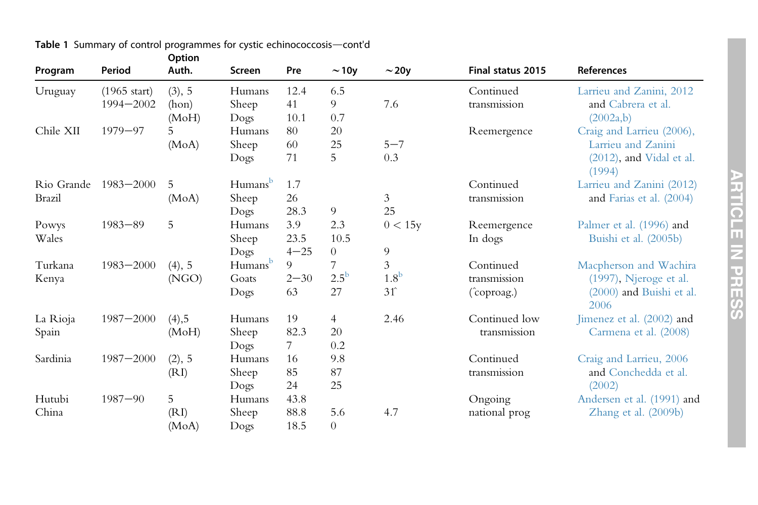**Table 1** Summary of control programmes for cystic echinococcosis—cont'd

| Program | Period | Option Auth. | Screen | Pre | ~10y | ~20y | Final status 2015 | References |
|---|---|---|---|---|---|---|---|---|
| Uruguay | (1965 start) 1994–2002 | (3), 5 (hon) (MoH) | Humans | 12.4 | 6.5 | | Continued transmission | Larrieu and Zanini, 2012 and Cabrera et al. (2002a,b) |
| | | | Sheep | 41 | 9 | 7.6 | | |
| | | | Dogs | 10.1 | 0.7 | | | |
| Chile XII | 1979–97 | 5 (MoA) | Humans | 80 | 20 | | Reemergence | Craig and Larrieu (2006), Larrieu and Zanini (2012), and Vidal et al. (1994) |
| | | | Sheep | 60 | 25 | 5–7 | | |
| | | | Dogs | 71 | 5 | 0.3 | | |
| Rio Grande Brazil | 1983–2000 | 5 (MoA) | Humans[b] | 1.7 | | | Continued transmission | Larrieu and Zanini (2012) and Farias et al. (2004) |
| | | | Sheep | 26 | | 3 | | |
| | | | Dogs | 28.3 | 9 | 25 | | |
| Powys Wales | 1983–89 | 5 | Humans | 3.9 | 2.3 | 0 < 15y | Reemergence In dogs | Palmer et al. (1996) and Buishi et al. (2005b) |
| | | | Sheep | 23.5 | 10.5 | | | |
| | | | Dogs | 4–25 | 0 | 9 | | |
| Turkana Kenya | 1983–2000 | (4), 5 (NGO) | Humans[b] | 9 | 7 | 3 | Continued transmission (ˆcoproag.) | Macpherson and Wachira (1997), Njeroge et al. (2000) and Buishi et al. 2006 |
| | | | Goats | 2–30 | 2.5[b] | 1.8[b] | | |
| | | | Dogs | 63 | 27 | 31ˆ | | |
| La Rioja Spain | 1987–2000 | (4),5 (MoH) | Humans | 19 | 4 | 2.46 | Continued low transmission | Jimenez et al. (2002) and Carmena et al. (2008) |
| | | | Sheep | 82.3 | 20 | | | |
| | | | Dogs | 7 | 0.2 | | | |
| Sardinia | 1987–2000 | (2), 5 (RI) | Humans | 16 | 9.8 | | Continued transmission | Craig and Larrieu, 2006 and Conchedda et al. (2002) |
| | | | Sheep | 85 | 87 | | | |
| | | | Dogs | 24 | 25 | | | |
| Hutubi China | 1987–90 | 5 (RI) (MoA) | Humans | 43.8 | | | Ongoing national prog | Andersen et al. (1991) and Zhang et al. (2009b) |
| | | | Sheep | 88.8 | 5.6 | 4.7 | | |
| | | | Dogs | 18.5 | 0 | | | |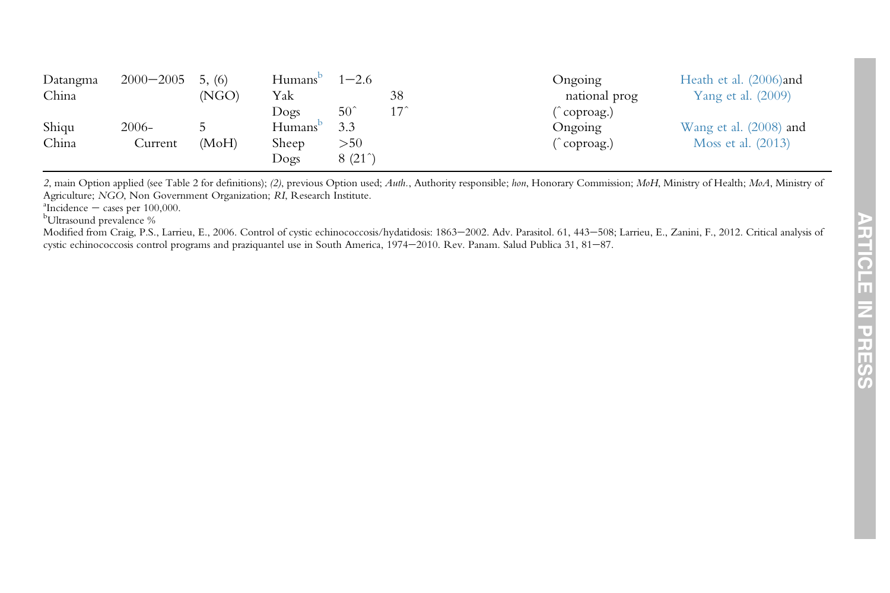| | | | | | | | |
|---|---|---|---|---|---|---|---|
| Datangma China | 2000–2005 | 5, (6) (NGO) | Humans[b] | 1–2.6 | | Ongoing national prog | Heath et al. (2006)and Yang et al. (2009) |
| | | | Yak | | 38 | | |
| | | | Dogs | 50^ | 17^ | (^ coproag.) | |
| Shiqu China | 2006-Current | 5 (MoH) | Humans[b] | 3.3 | | Ongoing (^ coproag.) | Wang et al. (2008) and Moss et al. (2013) |
| | | | Sheep | >50 | | | |
| | | | Dogs | 8 (21^) | | | |

*2*, main Option applied (see Table 2 for definitions); *(2)*, previous Option used; *Auth.*, Authority responsible; *hon*, Honorary Commission; *MoH*, Ministry of Health; *MoA*, Ministry of Agriculture; *NGO*, Non Government Organization; *RI*, Research Institute.

[a]Incidence – cases per 100,000.

[b]Ultrasound prevalence %

Modified from Craig, P.S., Larrieu, E., 2006. Control of cystic echinococcosis/hydatidosis: 1863–2002. Adv. Parasitol. 61, 443–508; Larrieu, E., Zanini, F., 2012. Critical analysis of cystic echinococcosis control programs and praziquantel use in South America, 1974–2010. Rev. Panam. Salud Publica 31, 81–87.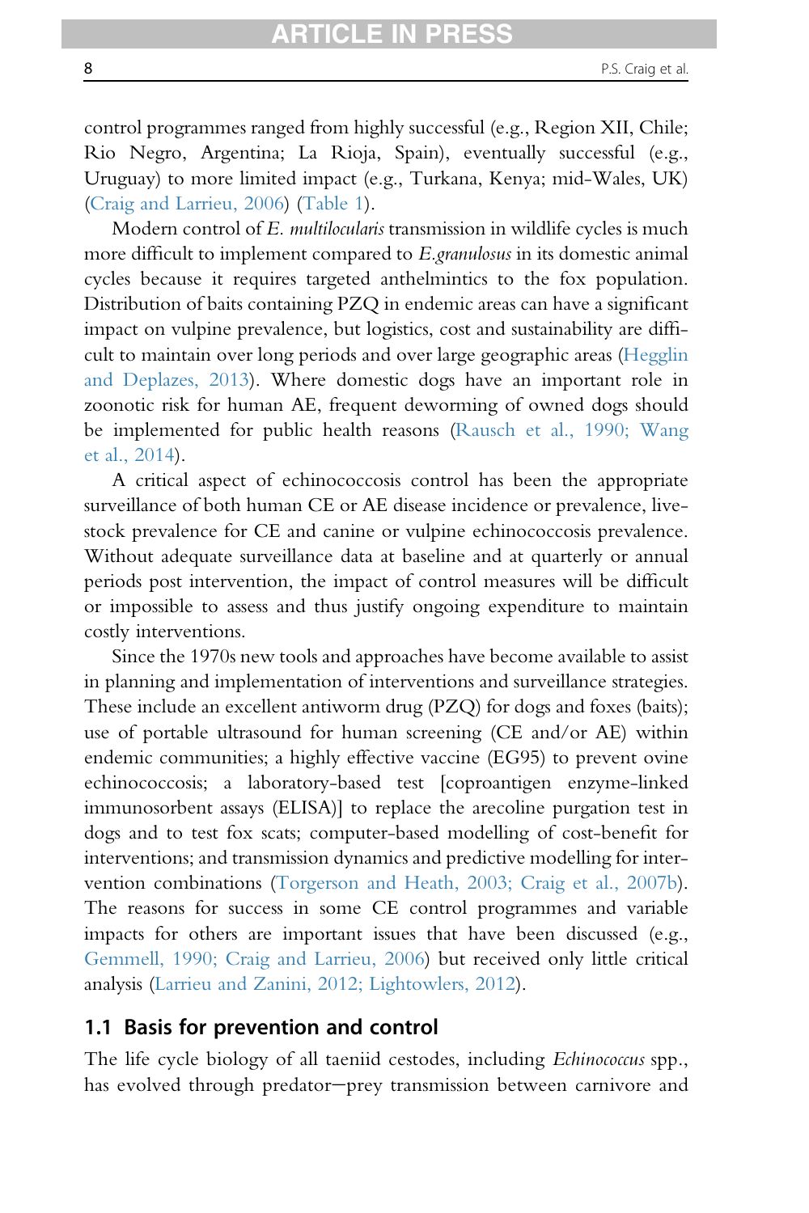control programmes ranged from highly successful (e.g., Region XII, Chile; Rio Negro, Argentina; La Rioja, Spain), eventually successful (e.g., Uruguay) to more limited impact (e.g., Turkana, Kenya; mid-Wales, UK) (Craig and Larrieu, 2006) (Table 1).

Modern control of *E. multilocularis* transmission in wildlife cycles is much more difficult to implement compared to *E.granulosus* in its domestic animal cycles because it requires targeted anthelmintics to the fox population. Distribution of baits containing PZQ in endemic areas can have a significant impact on vulpine prevalence, but logistics, cost and sustainability are difficult to maintain over long periods and over large geographic areas (Hegglin and Deplazes, 2013). Where domestic dogs have an important role in zoonotic risk for human AE, frequent deworming of owned dogs should be implemented for public health reasons (Rausch et al., 1990; Wang et al., 2014).

A critical aspect of echinococcosis control has been the appropriate surveillance of both human CE or AE disease incidence or prevalence, livestock prevalence for CE and canine or vulpine echinococcosis prevalence. Without adequate surveillance data at baseline and at quarterly or annual periods post intervention, the impact of control measures will be difficult or impossible to assess and thus justify ongoing expenditure to maintain costly interventions.

Since the 1970s new tools and approaches have become available to assist in planning and implementation of interventions and surveillance strategies. These include an excellent antiworm drug (PZQ) for dogs and foxes (baits); use of portable ultrasound for human screening (CE and/or AE) within endemic communities; a highly effective vaccine (EG95) to prevent ovine echinococcosis; a laboratory-based test [coproantigen enzyme-linked immunosorbent assays (ELISA)] to replace the arecoline purgation test in dogs and to test fox scats; computer-based modelling of cost-benefit for interventions; and transmission dynamics and predictive modelling for intervention combinations (Torgerson and Heath, 2003; Craig et al., 2007b). The reasons for success in some CE control programmes and variable impacts for others are important issues that have been discussed (e.g., Gemmell, 1990; Craig and Larrieu, 2006) but received only little critical analysis (Larrieu and Zanini, 2012; Lightowlers, 2012).

## 1.1 Basis for prevention and control

The life cycle biology of all taeniid cestodes, including *Echinococcus* spp., has evolved through predator–prey transmission between carnivore and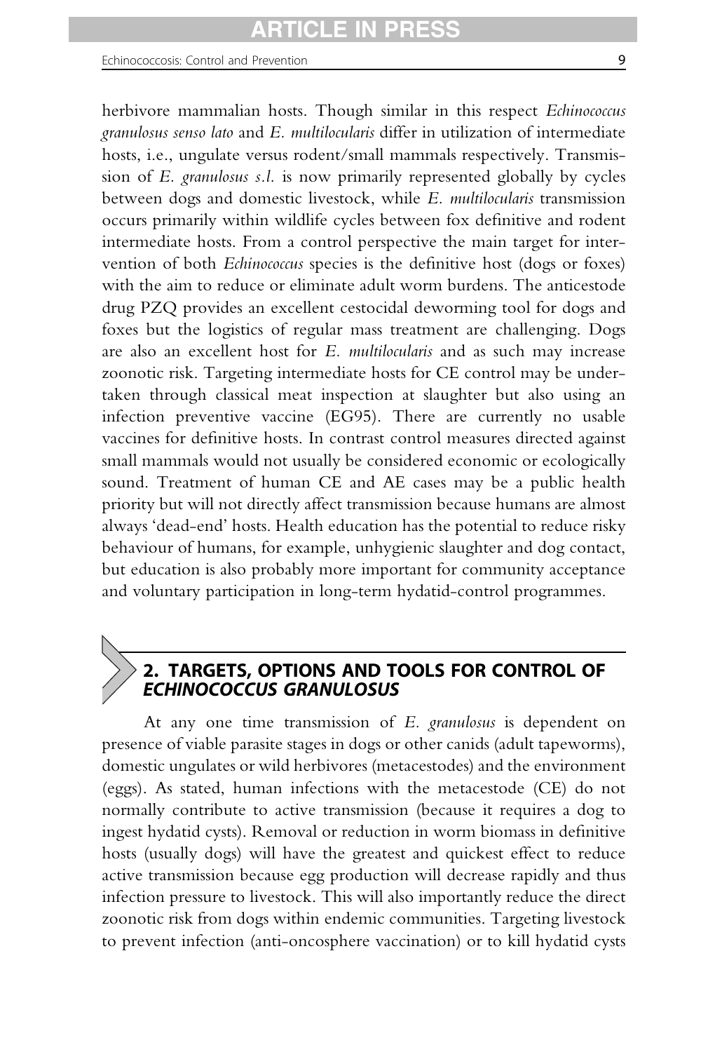herbivore mammalian hosts. Though similar in this respect *Echinococcus granulosus senso lato* and *E. multilocularis* differ in utilization of intermediate hosts, i.e., ungulate versus rodent/small mammals respectively. Transmission of *E. granulosus s.l.* is now primarily represented globally by cycles between dogs and domestic livestock, while *E. multilocularis* transmission occurs primarily within wildlife cycles between fox definitive and rodent intermediate hosts. From a control perspective the main target for intervention of both *Echinococcus* species is the definitive host (dogs or foxes) with the aim to reduce or eliminate adult worm burdens. The anticestode drug PZQ provides an excellent cestocidal deworming tool for dogs and foxes but the logistics of regular mass treatment are challenging. Dogs are also an excellent host for *E. multilocularis* and as such may increase zoonotic risk. Targeting intermediate hosts for CE control may be undertaken through classical meat inspection at slaughter but also using an infection preventive vaccine (EG95). There are currently no usable vaccines for definitive hosts. In contrast control measures directed against small mammals would not usually be considered economic or ecologically sound. Treatment of human CE and AE cases may be a public health priority but will not directly affect transmission because humans are almost always 'dead-end' hosts. Health education has the potential to reduce risky behaviour of humans, for example, unhygienic slaughter and dog contact, but education is also probably more important for community acceptance and voluntary participation in long-term hydatid-control programmes.

## 2. TARGETS, OPTIONS AND TOOLS FOR CONTROL OF *ECHINOCOCCUS GRANULOSUS*

At any one time transmission of *E. granulosus* is dependent on presence of viable parasite stages in dogs or other canids (adult tapeworms), domestic ungulates or wild herbivores (metacestodes) and the environment (eggs). As stated, human infections with the metacestode (CE) do not normally contribute to active transmission (because it requires a dog to ingest hydatid cysts). Removal or reduction in worm biomass in definitive hosts (usually dogs) will have the greatest and quickest effect to reduce active transmission because egg production will decrease rapidly and thus infection pressure to livestock. This will also importantly reduce the direct zoonotic risk from dogs within endemic communities. Targeting livestock to prevent infection (anti-oncosphere vaccination) or to kill hydatid cysts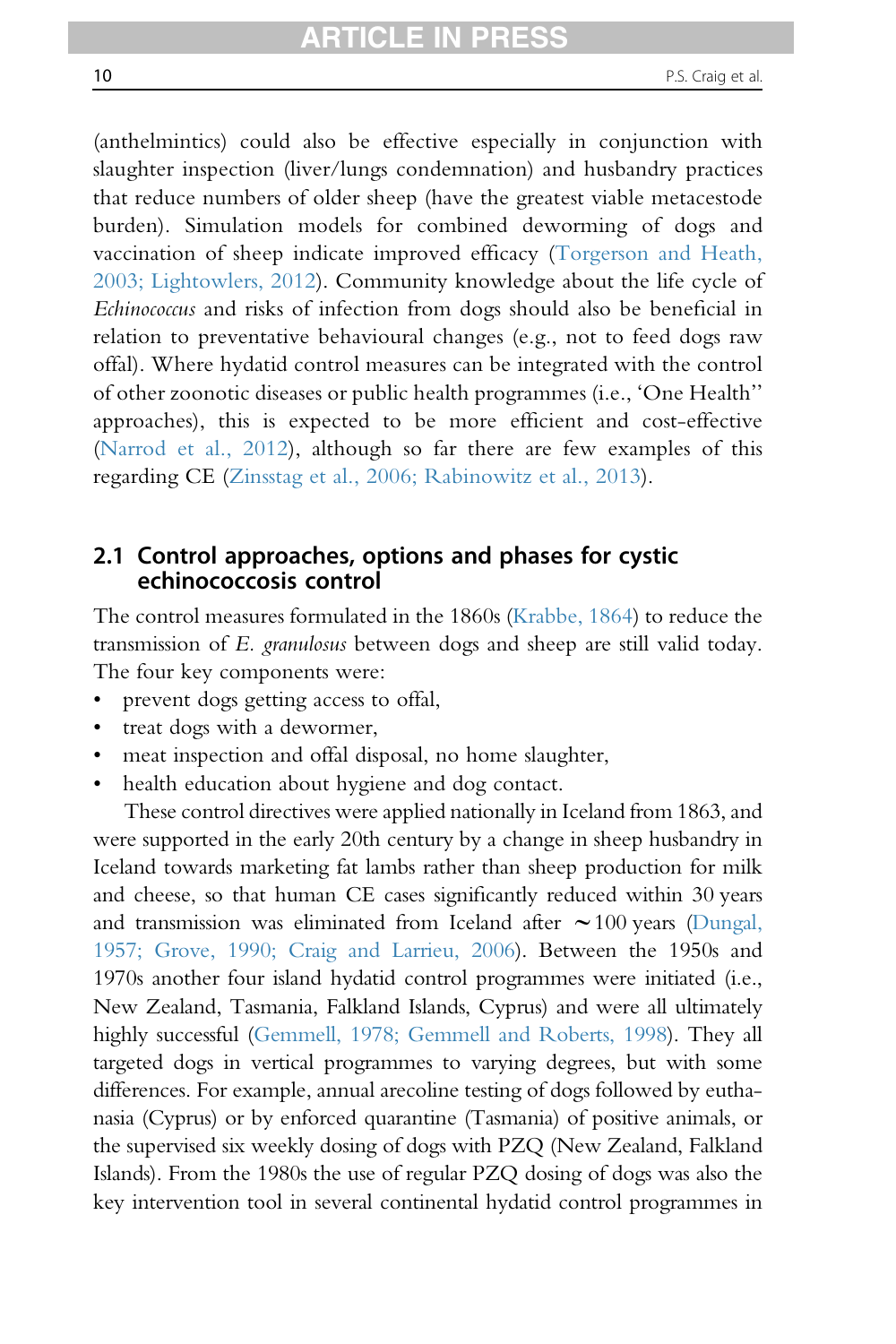(anthelmintics) could also be effective especially in conjunction with slaughter inspection (liver/lungs condemnation) and husbandry practices that reduce numbers of older sheep (have the greatest viable metacestode burden). Simulation models for combined deworming of dogs and vaccination of sheep indicate improved efficacy (Torgerson and Heath, 2003; Lightowlers, 2012). Community knowledge about the life cycle of *Echinococcus* and risks of infection from dogs should also be beneficial in relation to preventative behavioural changes (e.g., not to feed dogs raw offal). Where hydatid control measures can be integrated with the control of other zoonotic diseases or public health programmes (i.e., 'One Health'' approaches), this is expected to be more efficient and cost-effective (Narrod et al., 2012), although so far there are few examples of this regarding CE (Zinsstag et al., 2006; Rabinowitz et al., 2013).

## 2.1 Control approaches, options and phases for cystic echinococcosis control

The control measures formulated in the 1860s (Krabbe, 1864) to reduce the transmission of *E. granulosus* between dogs and sheep are still valid today. The four key components were:

- prevent dogs getting access to offal,
- treat dogs with a dewormer,
- meat inspection and offal disposal, no home slaughter,
- health education about hygiene and dog contact.

These control directives were applied nationally in Iceland from 1863, and were supported in the early 20th century by a change in sheep husbandry in Iceland towards marketing fat lambs rather than sheep production for milk and cheese, so that human CE cases significantly reduced within 30 years and transmission was eliminated from Iceland after ∼100 years (Dungal, 1957; Grove, 1990; Craig and Larrieu, 2006). Between the 1950s and 1970s another four island hydatid control programmes were initiated (i.e., New Zealand, Tasmania, Falkland Islands, Cyprus) and were all ultimately highly successful (Gemmell, 1978; Gemmell and Roberts, 1998). They all targeted dogs in vertical programmes to varying degrees, but with some differences. For example, annual arecoline testing of dogs followed by euthanasia (Cyprus) or by enforced quarantine (Tasmania) of positive animals, or the supervised six weekly dosing of dogs with PZQ (New Zealand, Falkland Islands). From the 1980s the use of regular PZQ dosing of dogs was also the key intervention tool in several continental hydatid control programmes in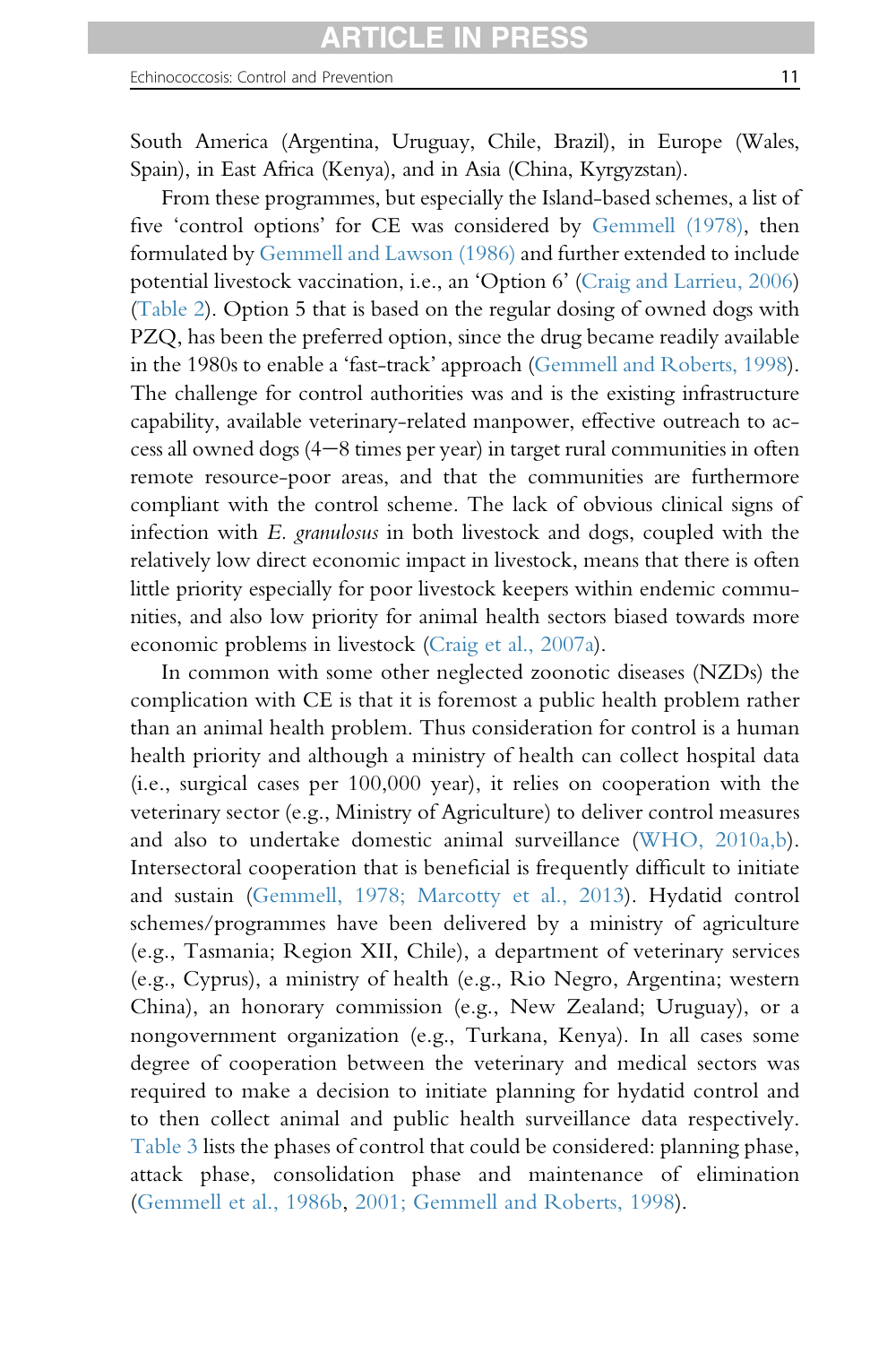South America (Argentina, Uruguay, Chile, Brazil), in Europe (Wales, Spain), in East Africa (Kenya), and in Asia (China, Kyrgyzstan).

From these programmes, but especially the Island-based schemes, a list of five 'control options' for CE was considered by Gemmell (1978), then formulated by Gemmell and Lawson (1986) and further extended to include potential livestock vaccination, i.e., an 'Option 6' (Craig and Larrieu, 2006) (Table 2). Option 5 that is based on the regular dosing of owned dogs with PZQ, has been the preferred option, since the drug became readily available in the 1980s to enable a 'fast-track' approach (Gemmell and Roberts, 1998). The challenge for control authorities was and is the existing infrastructure capability, available veterinary-related manpower, effective outreach to access all owned dogs (4–8 times per year) in target rural communities in often remote resource-poor areas, and that the communities are furthermore compliant with the control scheme. The lack of obvious clinical signs of infection with *E. granulosus* in both livestock and dogs, coupled with the relatively low direct economic impact in livestock, means that there is often little priority especially for poor livestock keepers within endemic communities, and also low priority for animal health sectors biased towards more economic problems in livestock (Craig et al., 2007a).

In common with some other neglected zoonotic diseases (NZDs) the complication with CE is that it is foremost a public health problem rather than an animal health problem. Thus consideration for control is a human health priority and although a ministry of health can collect hospital data (i.e., surgical cases per 100,000 year), it relies on cooperation with the veterinary sector (e.g., Ministry of Agriculture) to deliver control measures and also to undertake domestic animal surveillance (WHO, 2010a,b). Intersectoral cooperation that is beneficial is frequently difficult to initiate and sustain (Gemmell, 1978; Marcotty et al., 2013). Hydatid control schemes/programmes have been delivered by a ministry of agriculture (e.g., Tasmania; Region XII, Chile), a department of veterinary services (e.g., Cyprus), a ministry of health (e.g., Rio Negro, Argentina; western China), an honorary commission (e.g., New Zealand; Uruguay), or a nongovernment organization (e.g., Turkana, Kenya). In all cases some degree of cooperation between the veterinary and medical sectors was required to make a decision to initiate planning for hydatid control and to then collect animal and public health surveillance data respectively. Table 3 lists the phases of control that could be considered: planning phase, attack phase, consolidation phase and maintenance of elimination (Gemmell et al., 1986b, 2001; Gemmell and Roberts, 1998).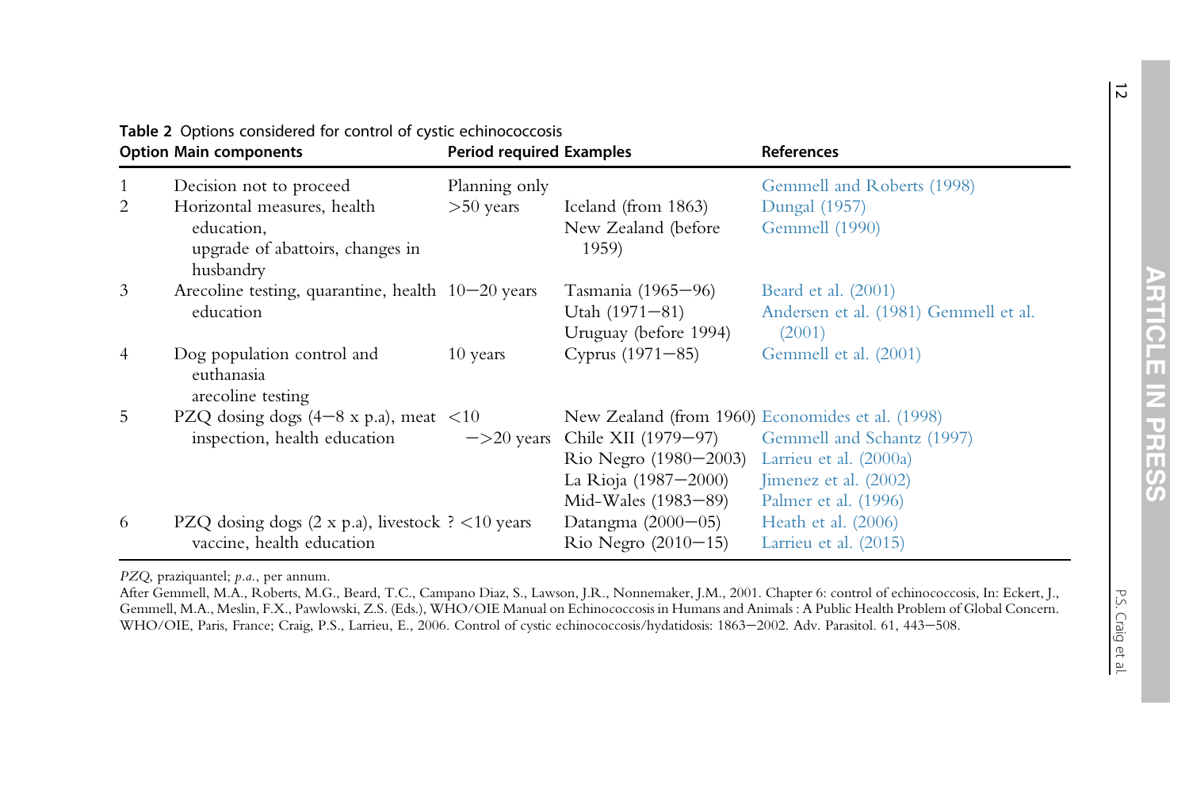**Table 2** Options considered for control of cystic echinococcosis

| Option | Main components | Period required | Examples | References |
|---|---|---|---|---|
| 1 | Decision not to proceed | Planning only | | Gemmell and Roberts (1998) |
| 2 | Horizontal measures, health education, upgrade of abattoirs, changes in husbandry | >50 years | Iceland (from 1863) New Zealand (before 1959) | Dungal (1957) Gemmell (1990) |
| 3 | Arecoline testing, quarantine, health education | 10–20 years | Tasmania (1965–96) Utah (1971–81) Uruguay (before 1994) | Beard et al. (2001) Andersen et al. (1981) Gemmell et al. (2001) |
| 4 | Dog population control and euthanasia arecoline testing | 10 years | Cyprus (1971–85) | Gemmell et al. (2001) |
| 5 | PZQ dosing dogs (4–8 x p.a), meat inspection, health education | <10 –>20 years | New Zealand (from 1960) Chile XII (1979–97) Rio Negro (1980–2003) La Rioja (1987–2000) Mid-Wales (1983–89) | Economides et al. (1998) Gemmell and Schantz (1997) Larrieu et al. (2000a) Jimenez et al. (2002) Palmer et al. (1996) |
| 6 | PZQ dosing dogs (2 x p.a), livestock vaccine, health education | ? <10 years | Datangma (2000–05) Rio Negro (2010–15) | Heath et al. (2006) Larrieu et al. (2015) |

*PZQ*, praziquantel; *p.a.*, per annum.

After Gemmell, M.A., Roberts, M.G., Beard, T.C., Campano Diaz, S., Lawson, J.R., Nonnemaker, J.M., 2001. Chapter 6: control of echinococcosis, In: Eckert, J., Gemmell, M.A., Meslin, F.X., Pawlowski, Z.S. (Eds.), WHO/OIE Manual on Echinococcosis in Humans and Animals : A Public Health Problem of Global Concern. WHO/OIE, Paris, France; Craig, P.S., Larrieu, E., 2006. Control of cystic echinococcosis/hydatidosis: 1863–2002. Adv. Parasitol. 61, 443–508.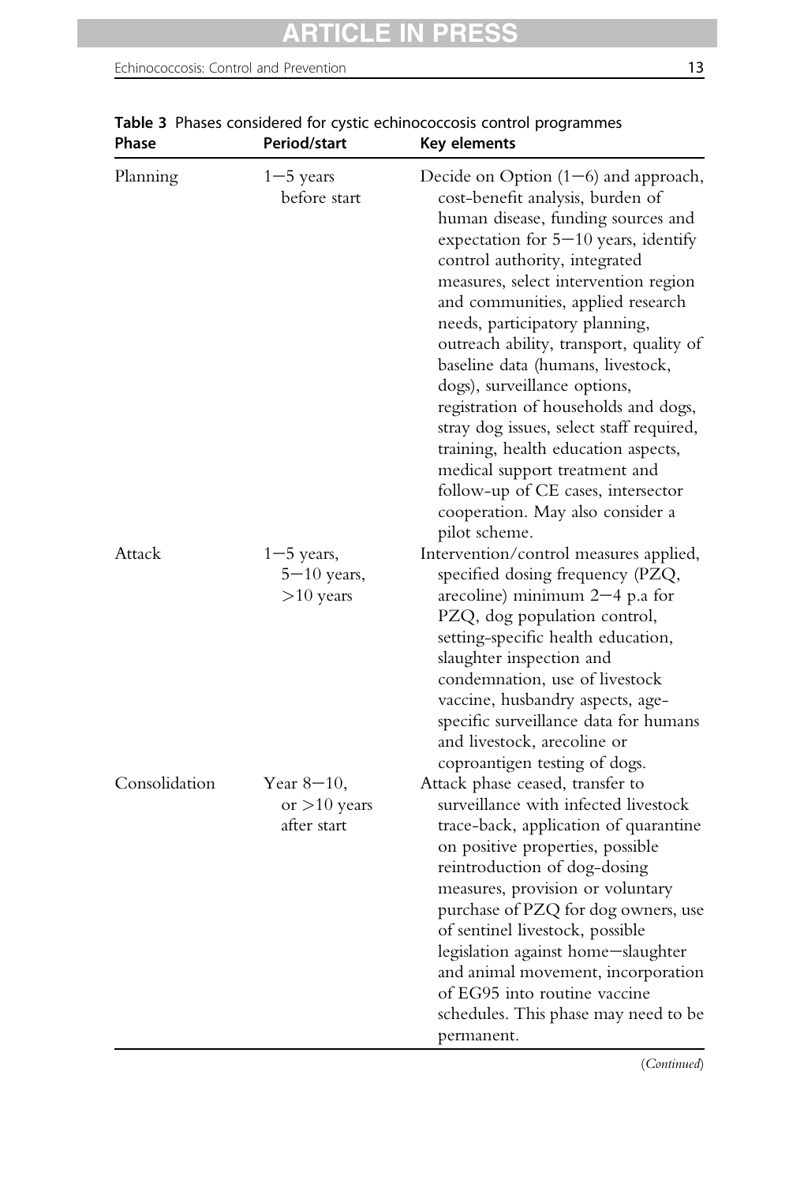**Table 3** Phases considered for cystic echinococcosis control programmes

| Phase | Period/start | Key elements |
|---|---|---|
| Planning | 1–5 years before start | Decide on Option (1–6) and approach, cost-benefit analysis, burden of human disease, funding sources and expectation for 5–10 years, identify control authority, integrated measures, select intervention region and communities, applied research needs, participatory planning, outreach ability, transport, quality of baseline data (humans, livestock, dogs), surveillance options, registration of households and dogs, stray dog issues, select staff required, training, health education aspects, medical support treatment and follow-up of CE cases, intersector cooperation. May also consider a pilot scheme. |
| Attack | 1–5 years, 5–10 years, >10 years | Intervention/control measures applied, specified dosing frequency (PZQ, arecoline) minimum 2–4 p.a for PZQ, dog population control, setting-specific health education, slaughter inspection and condemnation, use of livestock vaccine, husbandry aspects, age-specific surveillance data for humans and livestock, arecoline or coproantigen testing of dogs. |
| Consolidation | Year 8–10, or >10 years after start | Attack phase ceased, transfer to surveillance with infected livestock trace-back, application of quarantine on positive properties, possible reintroduction of dog-dosing measures, provision or voluntary purchase of PZQ for dog owners, use of sentinel livestock, possible legislation against home–slaughter and animal movement, incorporation of EG95 into routine vaccine schedules. This phase may need to be permanent. |

(*Continued*)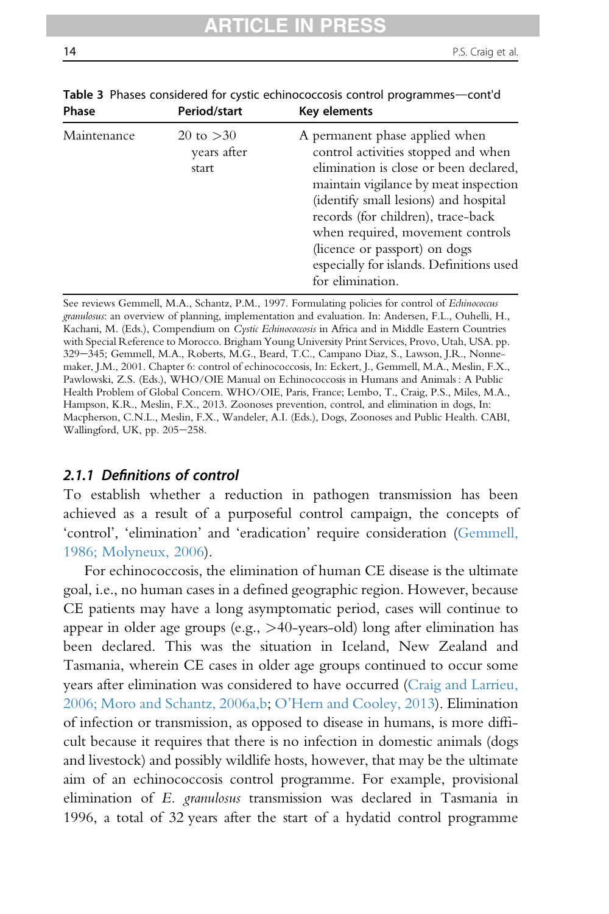**Table 3** Phases considered for cystic echinococcosis control programmes—cont'd

| Phase | Period/start | Key elements |
|---|---|---|
| Maintenance | 20 to >30 years after start | A permanent phase applied when control activities stopped and when elimination is close or been declared, maintain vigilance by meat inspection (identify small lesions) and hospital records (for children), trace-back when required, movement controls (licence or passport) on dogs especially for islands. Definitions used for elimination. |

See reviews Gemmell, M.A., Schantz, P.M., 1997. Formulating policies for control of *Echinococcus granulosus*: an overview of planning, implementation and evaluation. In: Andersen, F.L., Ouhelli, H., Kachani, M. (Eds.), Compendium on *Cystic Echinococcosis* in Africa and in Middle Eastern Countries with Special Reference to Morocco. Brigham Young University Print Services, Provo, Utah, USA. pp. 329−345; Gemmell, M.A., Roberts, M.G., Beard, T.C., Campano Diaz, S., Lawson, J.R., Nonnemaker, J.M., 2001. Chapter 6: control of echinococcosis, In: Eckert, J., Gemmell, M.A., Meslin, F.X., Pawlowski, Z.S. (Eds.), WHO/OIE Manual on Echinococcosis in Humans and Animals : A Public Health Problem of Global Concern. WHO/OIE, Paris, France; Lembo, T., Craig, P.S., Miles, M.A., Hampson, K.R., Meslin, F.X., 2013. Zoonoses prevention, control, and elimination in dogs, In: Macpherson, C.N.L., Meslin, F.X., Wandeler, A.I. (Eds.), Dogs, Zoonoses and Public Health. CABI, Wallingford, UK, pp. 205−258.

### *2.1.1 Definitions of control*

To establish whether a reduction in pathogen transmission has been achieved as a result of a purposeful control campaign, the concepts of 'control', 'elimination' and 'eradication' require consideration (Gemmell, 1986; Molyneux, 2006).

For echinococcosis, the elimination of human CE disease is the ultimate goal, i.e., no human cases in a defined geographic region. However, because CE patients may have a long asymptomatic period, cases will continue to appear in older age groups (e.g., >40-years-old) long after elimination has been declared. This was the situation in Iceland, New Zealand and Tasmania, wherein CE cases in older age groups continued to occur some years after elimination was considered to have occurred (Craig and Larrieu, 2006; Moro and Schantz, 2006a,b; O'Hern and Cooley, 2013). Elimination of infection or transmission, as opposed to disease in humans, is more difficult because it requires that there is no infection in domestic animals (dogs and livestock) and possibly wildlife hosts, however, that may be the ultimate aim of an echinococcosis control programme. For example, provisional elimination of *E. granulosus* transmission was declared in Tasmania in 1996, a total of 32 years after the start of a hydatid control programme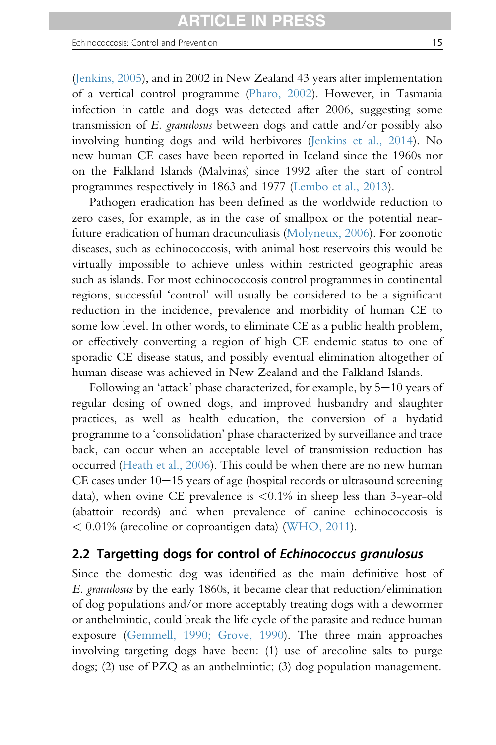(Jenkins, 2005), and in 2002 in New Zealand 43 years after implementation of a vertical control programme (Pharo, 2002). However, in Tasmania infection in cattle and dogs was detected after 2006, suggesting some transmission of *E. granulosus* between dogs and cattle and/or possibly also involving hunting dogs and wild herbivores (Jenkins et al., 2014). No new human CE cases have been reported in Iceland since the 1960s nor on the Falkland Islands (Malvinas) since 1992 after the start of control programmes respectively in 1863 and 1977 (Lembo et al., 2013).

Pathogen eradication has been defined as the worldwide reduction to zero cases, for example, as in the case of smallpox or the potential near-future eradication of human dracunculiasis (Molyneux, 2006). For zoonotic diseases, such as echinococcosis, with animal host reservoirs this would be virtually impossible to achieve unless within restricted geographic areas such as islands. For most echinococcosis control programmes in continental regions, successful 'control' will usually be considered to be a significant reduction in the incidence, prevalence and morbidity of human CE to some low level. In other words, to eliminate CE as a public health problem, or effectively converting a region of high CE endemic status to one of sporadic CE disease status, and possibly eventual elimination altogether of human disease was achieved in New Zealand and the Falkland Islands.

Following an 'attack' phase characterized, for example, by 5–10 years of regular dosing of owned dogs, and improved husbandry and slaughter practices, as well as health education, the conversion of a hydatid programme to a 'consolidation' phase characterized by surveillance and trace back, can occur when an acceptable level of transmission reduction has occurred (Heath et al., 2006). This could be when there are no new human CE cases under 10–15 years of age (hospital records or ultrasound screening data), when ovine CE prevalence is <0.1% in sheep less than 3-year-old (abattoir records) and when prevalence of canine echinococcosis is < 0.01% (arecoline or coproantigen data) (WHO, 2011).

## 2.2 Targetting dogs for control of *Echinococcus granulosus*

Since the domestic dog was identified as the main definitive host of *E. granulosus* by the early 1860s, it became clear that reduction/elimination of dog populations and/or more acceptably treating dogs with a dewormer or anthelmintic, could break the life cycle of the parasite and reduce human exposure (Gemmell, 1990; Grove, 1990). The three main approaches involving targeting dogs have been: (1) use of arecoline salts to purge dogs; (2) use of PZQ as an anthelmintic; (3) dog population management.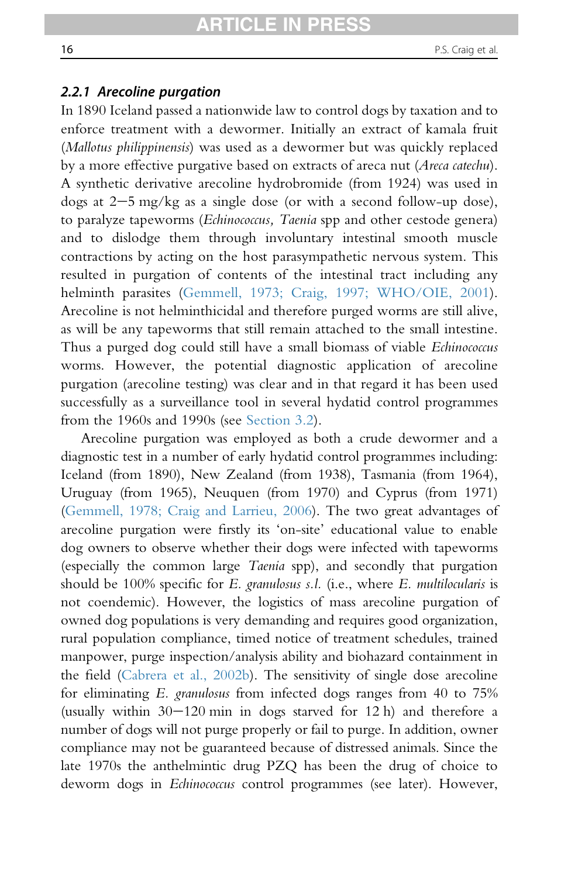### 2.2.1 Arecoline purgation

In 1890 Iceland passed a nationwide law to control dogs by taxation and to enforce treatment with a dewormer. Initially an extract of kamala fruit (*Mallotus philippinensis*) was used as a dewormer but was quickly replaced by a more effective purgative based on extracts of areca nut (*Areca catechu*). A synthetic derivative arecoline hydrobromide (from 1924) was used in dogs at 2–5 mg/kg as a single dose (or with a second follow-up dose), to paralyze tapeworms (*Echinococcus, Taenia* spp and other cestode genera) and to dislodge them through involuntary intestinal smooth muscle contractions by acting on the host parasympathetic nervous system. This resulted in purgation of contents of the intestinal tract including any helminth parasites (Gemmell, 1973; Craig, 1997; WHO/OIE, 2001). Arecoline is not helminthicidal and therefore purged worms are still alive, as will be any tapeworms that still remain attached to the small intestine. Thus a purged dog could still have a small biomass of viable *Echinococcus* worms. However, the potential diagnostic application of arecoline purgation (arecoline testing) was clear and in that regard it has been used successfully as a surveillance tool in several hydatid control programmes from the 1960s and 1990s (see Section 3.2).

Arecoline purgation was employed as both a crude dewormer and a diagnostic test in a number of early hydatid control programmes including: Iceland (from 1890), New Zealand (from 1938), Tasmania (from 1964), Uruguay (from 1965), Neuquen (from 1970) and Cyprus (from 1971) (Gemmell, 1978; Craig and Larrieu, 2006). The two great advantages of arecoline purgation were firstly its 'on-site' educational value to enable dog owners to observe whether their dogs were infected with tapeworms (especially the common large *Taenia* spp), and secondly that purgation should be 100% specific for *E. granulosus s.l.* (i.e., where *E. multilocularis* is not coendemic). However, the logistics of mass arecoline purgation of owned dog populations is very demanding and requires good organization, rural population compliance, timed notice of treatment schedules, trained manpower, purge inspection/analysis ability and biohazard containment in the field (Cabrera et al., 2002b). The sensitivity of single dose arecoline for eliminating *E. granulosus* from infected dogs ranges from 40 to 75% (usually within 30–120 min in dogs starved for 12 h) and therefore a number of dogs will not purge properly or fail to purge. In addition, owner compliance may not be guaranteed because of distressed animals. Since the late 1970s the anthelmintic drug PZQ has been the drug of choice to deworm dogs in *Echinococcus* control programmes (see later). However,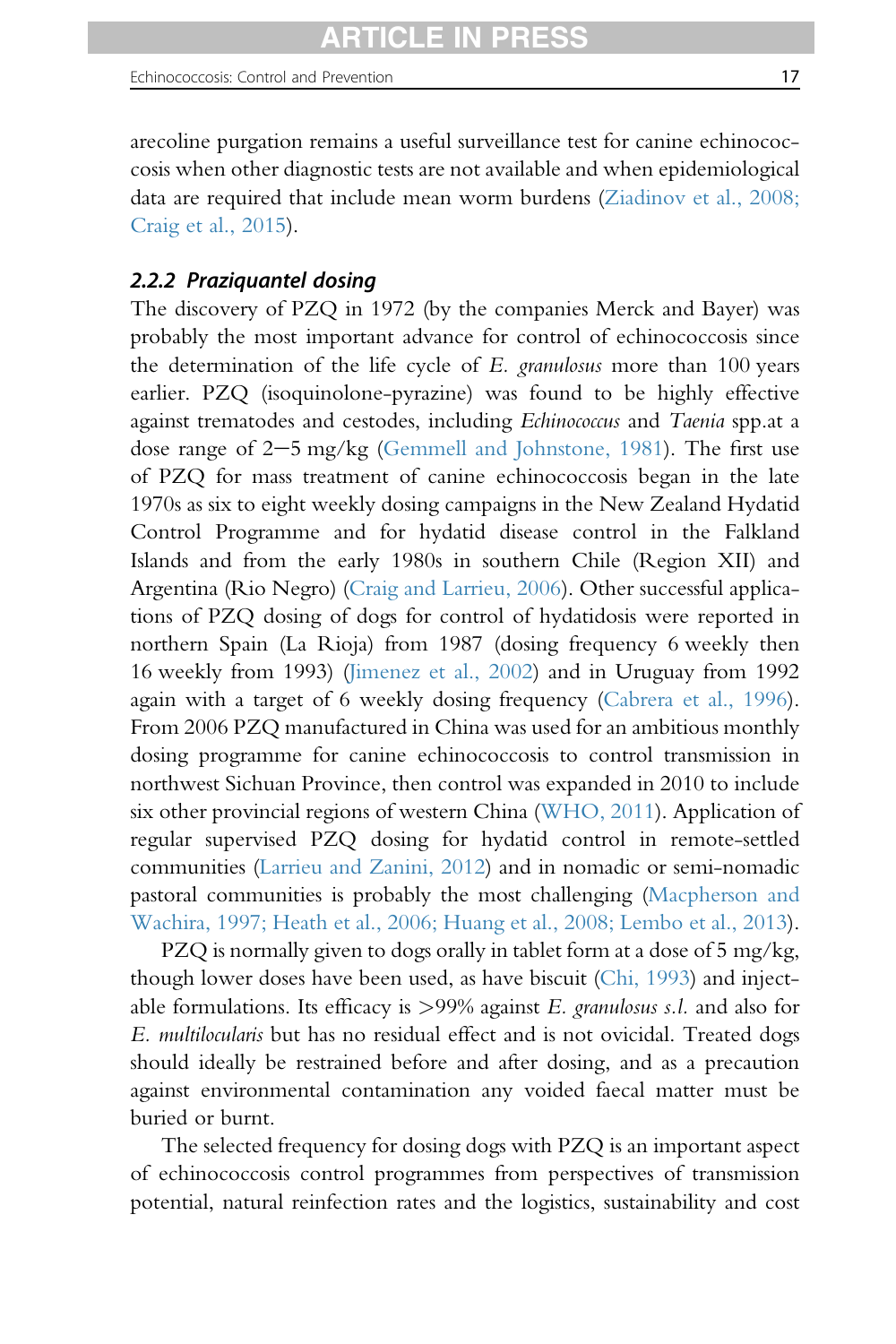arecoline purgation remains a useful surveillance test for canine echinococcosis when other diagnostic tests are not available and when epidemiological data are required that include mean worm burdens (Ziadinov et al., 2008; Craig et al., 2015).

### 2.2.2 Praziquantel dosing

The discovery of PZQ in 1972 (by the companies Merck and Bayer) was probably the most important advance for control of echinococcosis since the determination of the life cycle of *E. granulosus* more than 100 years earlier. PZQ (isoquinolone-pyrazine) was found to be highly effective against trematodes and cestodes, including *Echinococcus* and *Taenia* spp.at a dose range of 2–5 mg/kg (Gemmell and Johnstone, 1981). The first use of PZQ for mass treatment of canine echinococcosis began in the late 1970s as six to eight weekly dosing campaigns in the New Zealand Hydatid Control Programme and for hydatid disease control in the Falkland Islands and from the early 1980s in southern Chile (Region XII) and Argentina (Rio Negro) (Craig and Larrieu, 2006). Other successful applications of PZQ dosing of dogs for control of hydatidosis were reported in northern Spain (La Rioja) from 1987 (dosing frequency 6 weekly then 16 weekly from 1993) (Jimenez et al., 2002) and in Uruguay from 1992 again with a target of 6 weekly dosing frequency (Cabrera et al., 1996). From 2006 PZQ manufactured in China was used for an ambitious monthly dosing programme for canine echinococcosis to control transmission in northwest Sichuan Province, then control was expanded in 2010 to include six other provincial regions of western China (WHO, 2011). Application of regular supervised PZQ dosing for hydatid control in remote-settled communities (Larrieu and Zanini, 2012) and in nomadic or semi-nomadic pastoral communities is probably the most challenging (Macpherson and Wachira, 1997; Heath et al., 2006; Huang et al., 2008; Lembo et al., 2013).

PZQ is normally given to dogs orally in tablet form at a dose of 5 mg/kg, though lower doses have been used, as have biscuit (Chi, 1993) and injectable formulations. Its efficacy is >99% against *E. granulosus s.l.* and also for *E. multilocularis* but has no residual effect and is not ovicidal. Treated dogs should ideally be restrained before and after dosing, and as a precaution against environmental contamination any voided faecal matter must be buried or burnt.

The selected frequency for dosing dogs with PZQ is an important aspect of echinococcosis control programmes from perspectives of transmission potential, natural reinfection rates and the logistics, sustainability and cost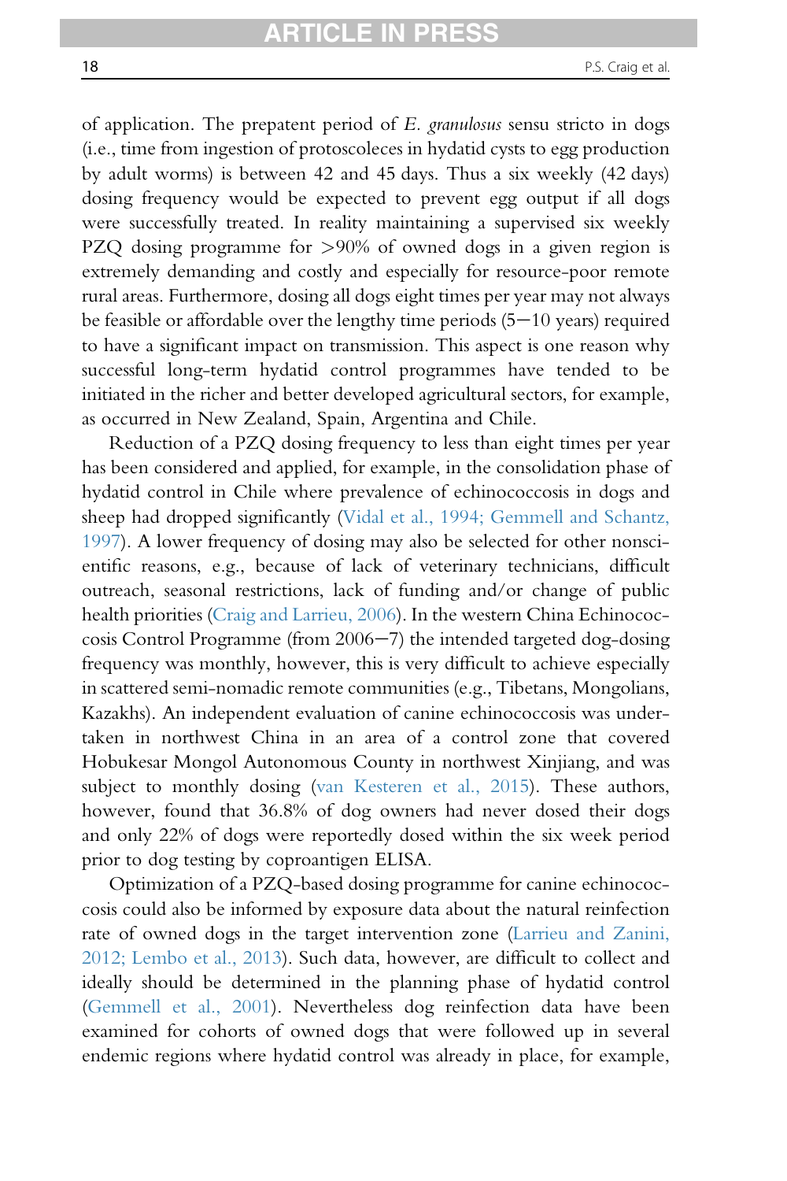of application. The prepatent period of *E. granulosus* sensu stricto in dogs (i.e., time from ingestion of protoscoleces in hydatid cysts to egg production by adult worms) is between 42 and 45 days. Thus a six weekly (42 days) dosing frequency would be expected to prevent egg output if all dogs were successfully treated. In reality maintaining a supervised six weekly PZQ dosing programme for >90% of owned dogs in a given region is extremely demanding and costly and especially for resource-poor remote rural areas. Furthermore, dosing all dogs eight times per year may not always be feasible or affordable over the lengthy time periods (5–10 years) required to have a significant impact on transmission. This aspect is one reason why successful long-term hydatid control programmes have tended to be initiated in the richer and better developed agricultural sectors, for example, as occurred in New Zealand, Spain, Argentina and Chile.

Reduction of a PZQ dosing frequency to less than eight times per year has been considered and applied, for example, in the consolidation phase of hydatid control in Chile where prevalence of echinococcosis in dogs and sheep had dropped significantly (Vidal et al., 1994; Gemmell and Schantz, 1997). A lower frequency of dosing may also be selected for other nonscientific reasons, e.g., because of lack of veterinary technicians, difficult outreach, seasonal restrictions, lack of funding and/or change of public health priorities (Craig and Larrieu, 2006). In the western China Echinococcosis Control Programme (from 2006–7) the intended targeted dog-dosing frequency was monthly, however, this is very difficult to achieve especially in scattered semi-nomadic remote communities (e.g., Tibetans, Mongolians, Kazakhs). An independent evaluation of canine echinococcosis was undertaken in northwest China in an area of a control zone that covered Hobukesar Mongol Autonomous County in northwest Xinjiang, and was subject to monthly dosing (van Kesteren et al., 2015). These authors, however, found that 36.8% of dog owners had never dosed their dogs and only 22% of dogs were reportedly dosed within the six week period prior to dog testing by coproantigen ELISA.

Optimization of a PZQ-based dosing programme for canine echinococcosis could also be informed by exposure data about the natural reinfection rate of owned dogs in the target intervention zone (Larrieu and Zanini, 2012; Lembo et al., 2013). Such data, however, are difficult to collect and ideally should be determined in the planning phase of hydatid control (Gemmell et al., 2001). Nevertheless dog reinfection data have been examined for cohorts of owned dogs that were followed up in several endemic regions where hydatid control was already in place, for example,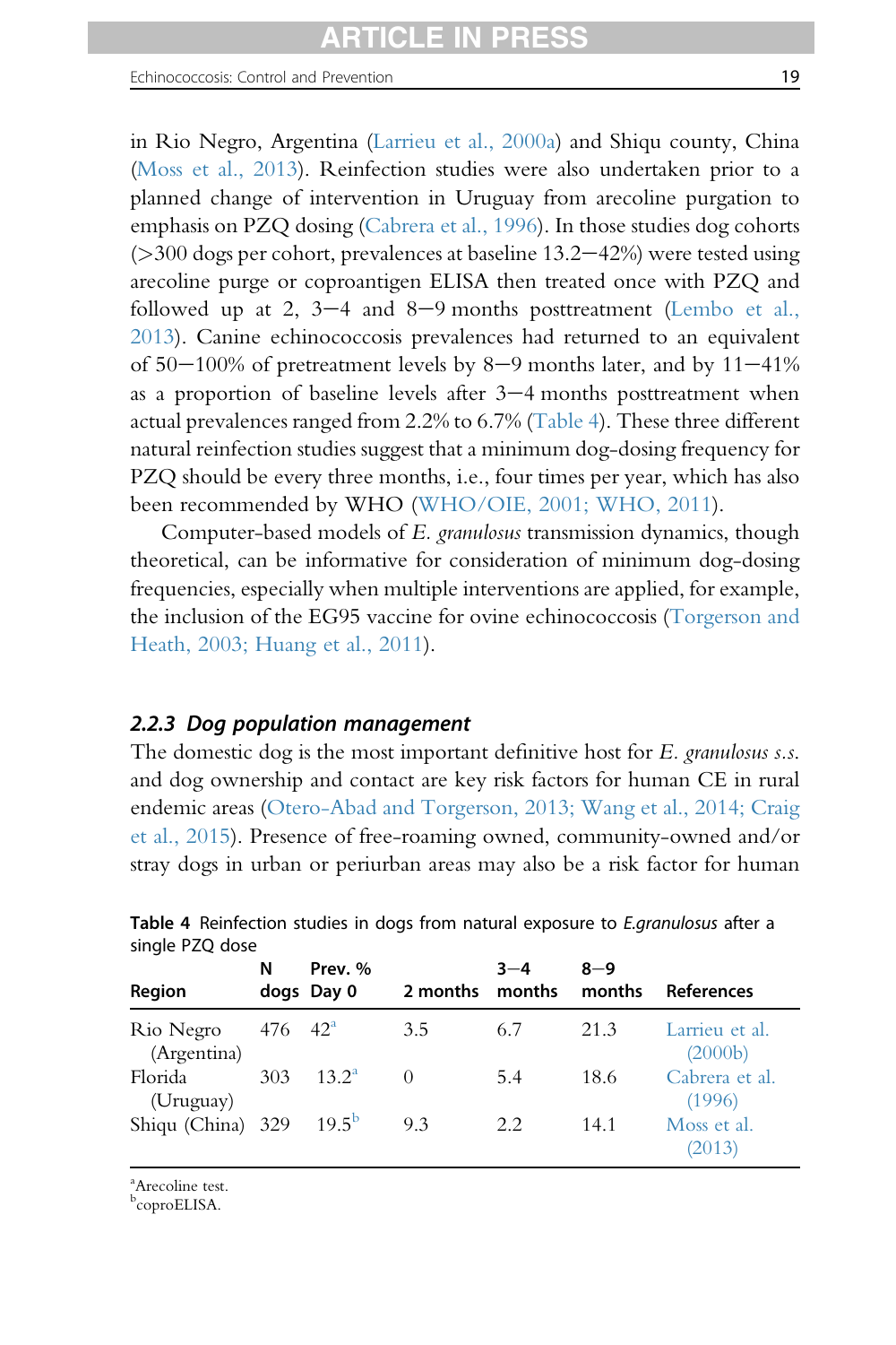in Rio Negro, Argentina (Larrieu et al., 2000a) and Shiqu county, China (Moss et al., 2013). Reinfection studies were also undertaken prior to a planned change of intervention in Uruguay from arecoline purgation to emphasis on PZQ dosing (Cabrera et al., 1996). In those studies dog cohorts (>300 dogs per cohort, prevalences at baseline 13.2–42%) were tested using arecoline purge or coproantigen ELISA then treated once with PZQ and followed up at 2, 3–4 and 8–9 months posttreatment (Lembo et al., 2013). Canine echinococcosis prevalences had returned to an equivalent of 50–100% of pretreatment levels by 8–9 months later, and by 11–41% as a proportion of baseline levels after 3–4 months posttreatment when actual prevalences ranged from 2.2% to 6.7% (Table 4). These three different natural reinfection studies suggest that a minimum dog-dosing frequency for PZQ should be every three months, i.e., four times per year, which has also been recommended by WHO (WHO/OIE, 2001; WHO, 2011).

Computer-based models of *E. granulosus* transmission dynamics, though theoretical, can be informative for consideration of minimum dog-dosing frequencies, especially when multiple interventions are applied, for example, the inclusion of the EG95 vaccine for ovine echinococcosis (Torgerson and Heath, 2003; Huang et al., 2011).

### *2.2.3 Dog population management*

The domestic dog is the most important definitive host for *E. granulosus s.s.* and dog ownership and contact are key risk factors for human CE in rural endemic areas (Otero-Abad and Torgerson, 2013; Wang et al., 2014; Craig et al., 2015). Presence of free-roaming owned, community-owned and/or stray dogs in urban or periurban areas may also be a risk factor for human

**Table 4** Reinfection studies in dogs from natural exposure to *E.granulosus* after a single PZQ dose

| Region | N dogs | Prev. % Day 0 | 2 months | 3–4 months | 8–9 months | References |
|---|---|---|---|---|---|---|
| Rio Negro (Argentina) | 476 | 42[a] | 3.5 | 6.7 | 21.3 | Larrieu et al. (2000b) |
| Florida (Uruguay) | 303 | 13.2[a] | 0 | 5.4 | 18.6 | Cabrera et al. (1996) |
| Shiqu (China) | 329 | 19.5[b] | 9.3 | 2.2 | 14.1 | Moss et al. (2013) |

[a]Arecoline test.
[b]coproELISA.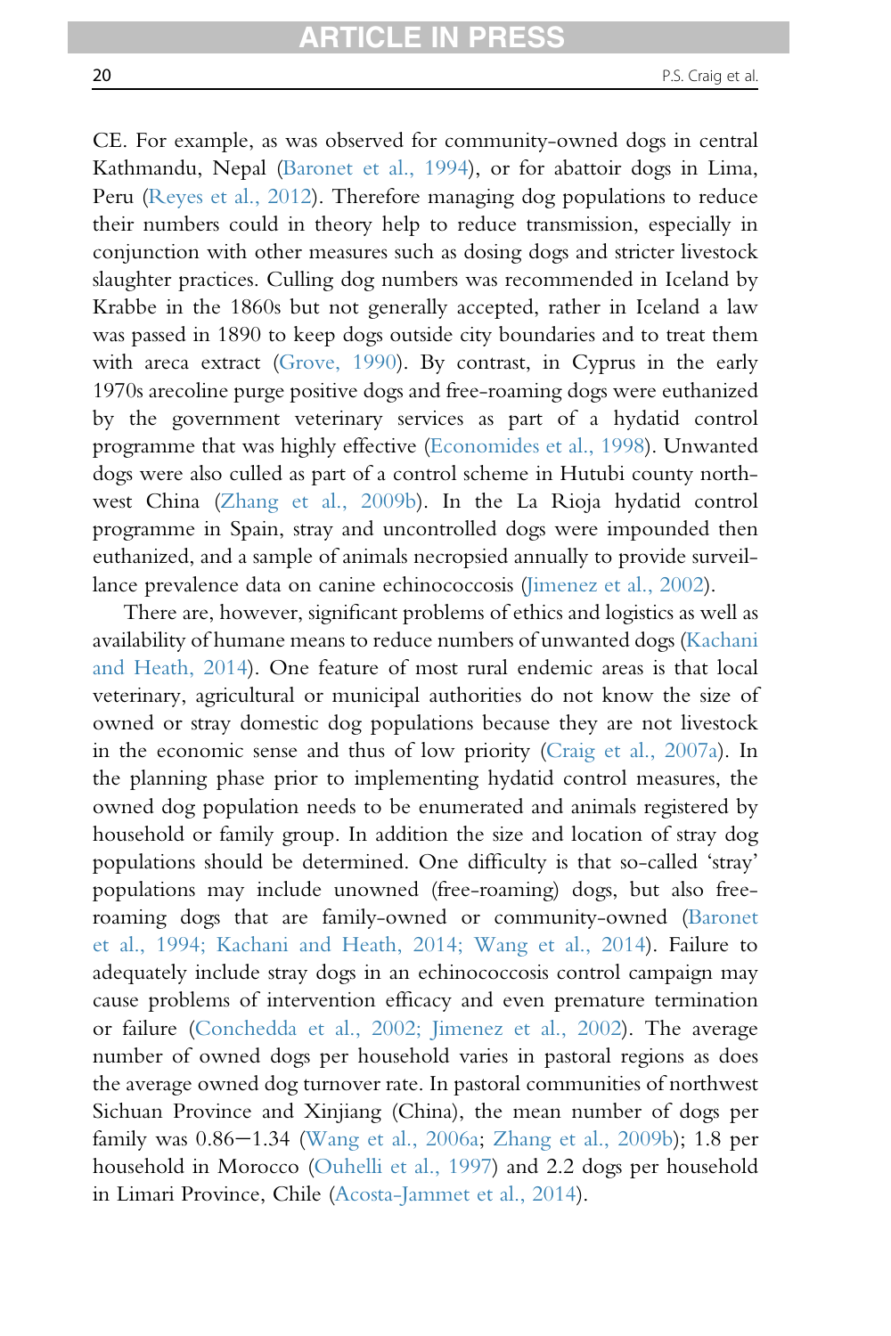CE. For example, as was observed for community-owned dogs in central Kathmandu, Nepal (Baronet et al., 1994), or for abattoir dogs in Lima, Peru (Reyes et al., 2012). Therefore managing dog populations to reduce their numbers could in theory help to reduce transmission, especially in conjunction with other measures such as dosing dogs and stricter livestock slaughter practices. Culling dog numbers was recommended in Iceland by Krabbe in the 1860s but not generally accepted, rather in Iceland a law was passed in 1890 to keep dogs outside city boundaries and to treat them with areca extract (Grove, 1990). By contrast, in Cyprus in the early 1970s arecoline purge positive dogs and free-roaming dogs were euthanized by the government veterinary services as part of a hydatid control programme that was highly effective (Economides et al., 1998). Unwanted dogs were also culled as part of a control scheme in Hutubi county northwest China (Zhang et al., 2009b). In the La Rioja hydatid control programme in Spain, stray and uncontrolled dogs were impounded then euthanized, and a sample of animals necropsied annually to provide surveillance prevalence data on canine echinococcosis (Jimenez et al., 2002).

There are, however, significant problems of ethics and logistics as well as availability of humane means to reduce numbers of unwanted dogs (Kachani and Heath, 2014). One feature of most rural endemic areas is that local veterinary, agricultural or municipal authorities do not know the size of owned or stray domestic dog populations because they are not livestock in the economic sense and thus of low priority (Craig et al., 2007a). In the planning phase prior to implementing hydatid control measures, the owned dog population needs to be enumerated and animals registered by household or family group. In addition the size and location of stray dog populations should be determined. One difficulty is that so-called 'stray' populations may include unowned (free-roaming) dogs, but also free-roaming dogs that are family-owned or community-owned (Baronet et al., 1994; Kachani and Heath, 2014; Wang et al., 2014). Failure to adequately include stray dogs in an echinococcosis control campaign may cause problems of intervention efficacy and even premature termination or failure (Conchedda et al., 2002; Jimenez et al., 2002). The average number of owned dogs per household varies in pastoral regions as does the average owned dog turnover rate. In pastoral communities of northwest Sichuan Province and Xinjiang (China), the mean number of dogs per family was 0.86–1.34 (Wang et al., 2006a; Zhang et al., 2009b); 1.8 per household in Morocco (Ouhelli et al., 1997) and 2.2 dogs per household in Limari Province, Chile (Acosta-Jammet et al., 2014).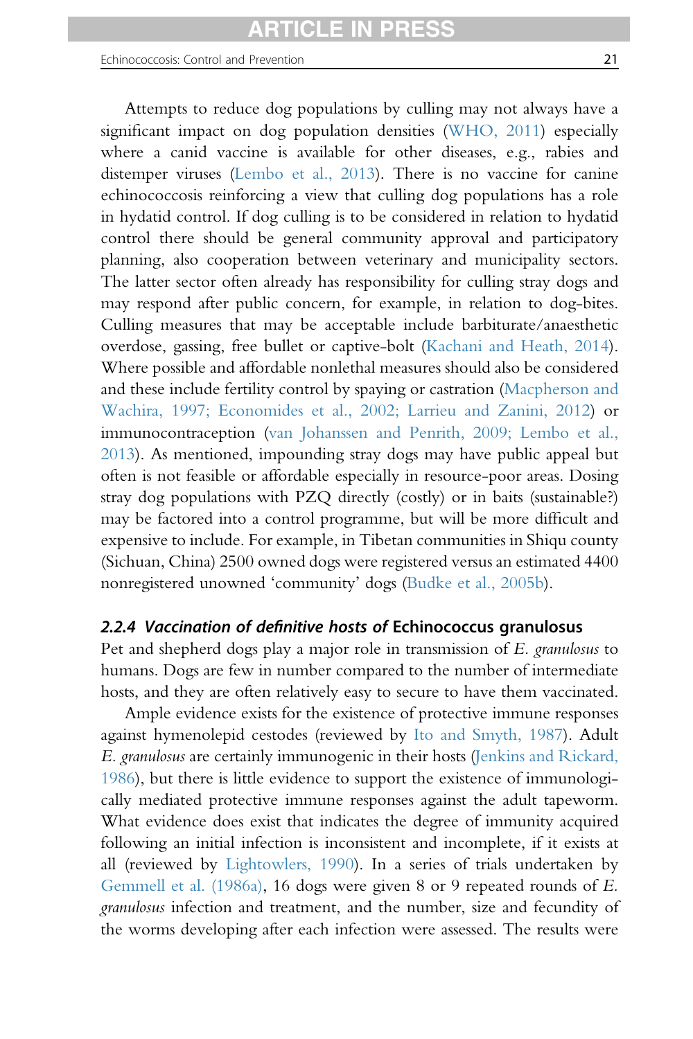Attempts to reduce dog populations by culling may not always have a significant impact on dog population densities (WHO, 2011) especially where a canid vaccine is available for other diseases, e.g., rabies and distemper viruses (Lembo et al., 2013). There is no vaccine for canine echinococcosis reinforcing a view that culling dog populations has a role in hydatid control. If dog culling is to be considered in relation to hydatid control there should be general community approval and participatory planning, also cooperation between veterinary and municipality sectors. The latter sector often already has responsibility for culling stray dogs and may respond after public concern, for example, in relation to dog-bites. Culling measures that may be acceptable include barbiturate/anaesthetic overdose, gassing, free bullet or captive-bolt (Kachani and Heath, 2014). Where possible and affordable nonlethal measures should also be considered and these include fertility control by spaying or castration (Macpherson and Wachira, 1997; Economides et al., 2002; Larrieu and Zanini, 2012) or immunocontraception (van Johanssen and Penrith, 2009; Lembo et al., 2013). As mentioned, impounding stray dogs may have public appeal but often is not feasible or affordable especially in resource-poor areas. Dosing stray dog populations with PZQ directly (costly) or in baits (sustainable?) may be factored into a control programme, but will be more difficult and expensive to include. For example, in Tibetan communities in Shiqu county (Sichuan, China) 2500 owned dogs were registered versus an estimated 4400 nonregistered unowned 'community' dogs (Budke et al., 2005b).

#### 2.2.4 *Vaccination of definitive hosts of* Echinococcus granulosus

Pet and shepherd dogs play a major role in transmission of *E. granulosus* to humans. Dogs are few in number compared to the number of intermediate hosts, and they are often relatively easy to secure to have them vaccinated.

Ample evidence exists for the existence of protective immune responses against hymenolepid cestodes (reviewed by Ito and Smyth, 1987). Adult *E. granulosus* are certainly immunogenic in their hosts (Jenkins and Rickard, 1986), but there is little evidence to support the existence of immunologically mediated protective immune responses against the adult tapeworm. What evidence does exist that indicates the degree of immunity acquired following an initial infection is inconsistent and incomplete, if it exists at all (reviewed by Lightowlers, 1990). In a series of trials undertaken by Gemmell et al. (1986a), 16 dogs were given 8 or 9 repeated rounds of *E. granulosus* infection and treatment, and the number, size and fecundity of the worms developing after each infection were assessed. The results were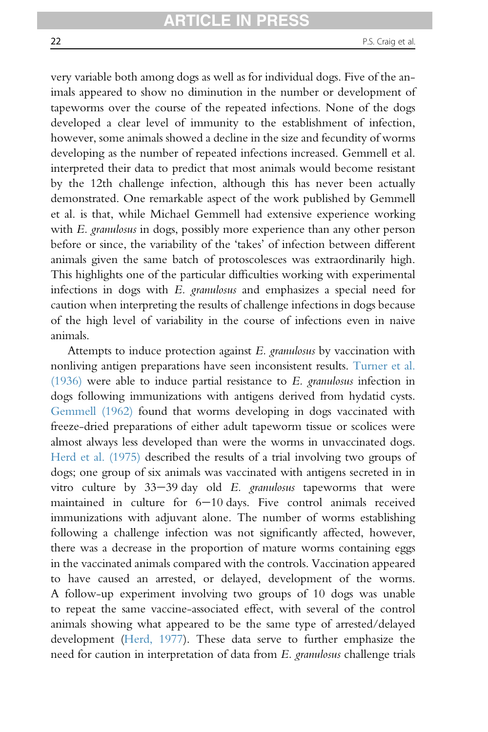very variable both among dogs as well as for individual dogs. Five of the animals appeared to show no diminution in the number or development of tapeworms over the course of the repeated infections. None of the dogs developed a clear level of immunity to the establishment of infection, however, some animals showed a decline in the size and fecundity of worms developing as the number of repeated infections increased. Gemmell et al. interpreted their data to predict that most animals would become resistant by the 12th challenge infection, although this has never been actually demonstrated. One remarkable aspect of the work published by Gemmell et al. is that, while Michael Gemmell had extensive experience working with *E. granulosus* in dogs, possibly more experience than any other person before or since, the variability of the 'takes' of infection between different animals given the same batch of protoscolesces was extraordinarily high. This highlights one of the particular difficulties working with experimental infections in dogs with *E. granulosus* and emphasizes a special need for caution when interpreting the results of challenge infections in dogs because of the high level of variability in the course of infections even in naive animals.

Attempts to induce protection against *E. granulosus* by vaccination with nonliving antigen preparations have seen inconsistent results. Turner et al. (1936) were able to induce partial resistance to *E. granulosus* infection in dogs following immunizations with antigens derived from hydatid cysts. Gemmell (1962) found that worms developing in dogs vaccinated with freeze-dried preparations of either adult tapeworm tissue or scolices were almost always less developed than were the worms in unvaccinated dogs. Herd et al. (1975) described the results of a trial involving two groups of dogs; one group of six animals was vaccinated with antigens secreted in in vitro culture by 33−39 day old *E. granulosus* tapeworms that were maintained in culture for 6−10 days. Five control animals received immunizations with adjuvant alone. The number of worms establishing following a challenge infection was not significantly affected, however, there was a decrease in the proportion of mature worms containing eggs in the vaccinated animals compared with the controls. Vaccination appeared to have caused an arrested, or delayed, development of the worms. A follow-up experiment involving two groups of 10 dogs was unable to repeat the same vaccine-associated effect, with several of the control animals showing what appeared to be the same type of arrested/delayed development (Herd, 1977). These data serve to further emphasize the need for caution in interpretation of data from *E. granulosus* challenge trials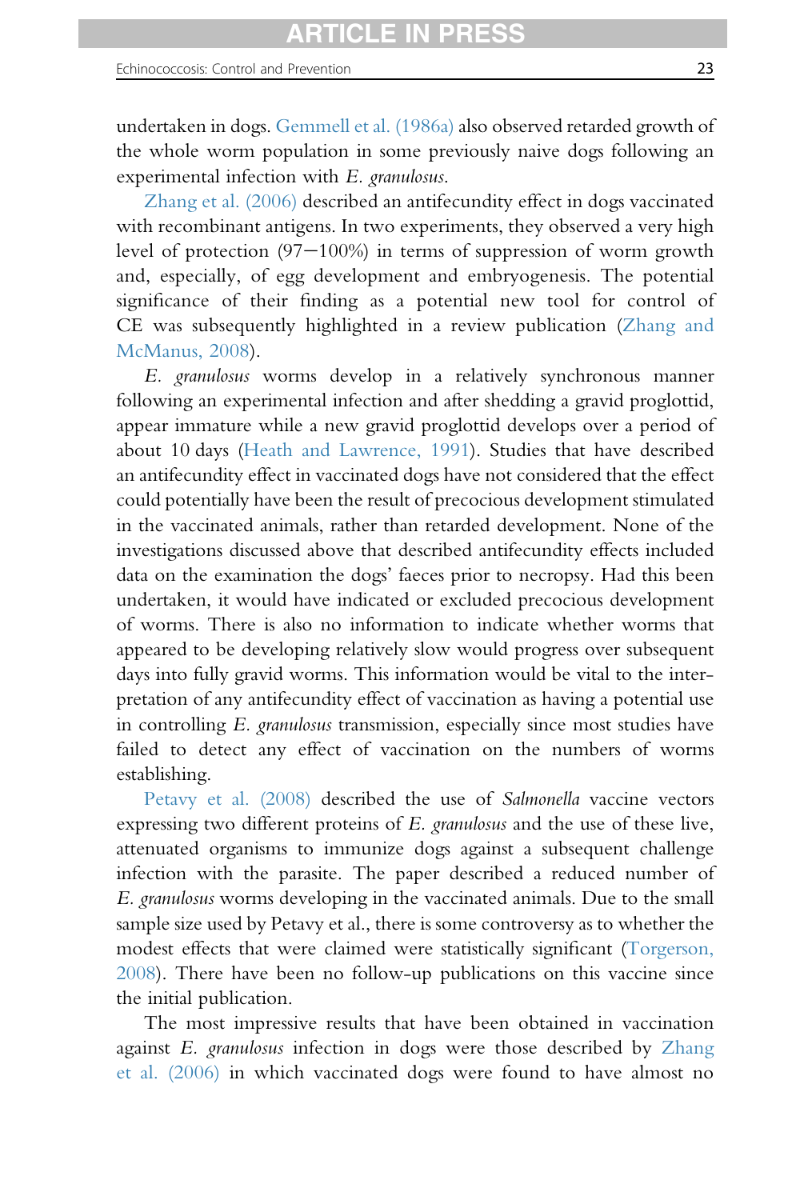undertaken in dogs. Gemmell et al. (1986a) also observed retarded growth of the whole worm population in some previously naive dogs following an experimental infection with *E. granulosus*.

Zhang et al. (2006) described an antifecundity effect in dogs vaccinated with recombinant antigens. In two experiments, they observed a very high level of protection (97–100%) in terms of suppression of worm growth and, especially, of egg development and embryogenesis. The potential significance of their finding as a potential new tool for control of CE was subsequently highlighted in a review publication (Zhang and McManus, 2008).

*E. granulosus* worms develop in a relatively synchronous manner following an experimental infection and after shedding a gravid proglottid, appear immature while a new gravid proglottid develops over a period of about 10 days (Heath and Lawrence, 1991). Studies that have described an antifecundity effect in vaccinated dogs have not considered that the effect could potentially have been the result of precocious development stimulated in the vaccinated animals, rather than retarded development. None of the investigations discussed above that described antifecundity effects included data on the examination the dogs' faeces prior to necropsy. Had this been undertaken, it would have indicated or excluded precocious development of worms. There is also no information to indicate whether worms that appeared to be developing relatively slow would progress over subsequent days into fully gravid worms. This information would be vital to the interpretation of any antifecundity effect of vaccination as having a potential use in controlling *E. granulosus* transmission, especially since most studies have failed to detect any effect of vaccination on the numbers of worms establishing.

Petavy et al. (2008) described the use of *Salmonella* vaccine vectors expressing two different proteins of *E. granulosus* and the use of these live, attenuated organisms to immunize dogs against a subsequent challenge infection with the parasite. The paper described a reduced number of *E. granulosus* worms developing in the vaccinated animals. Due to the small sample size used by Petavy et al., there is some controversy as to whether the modest effects that were claimed were statistically significant (Torgerson, 2008). There have been no follow-up publications on this vaccine since the initial publication.

The most impressive results that have been obtained in vaccination against *E. granulosus* infection in dogs were those described by Zhang et al. (2006) in which vaccinated dogs were found to have almost no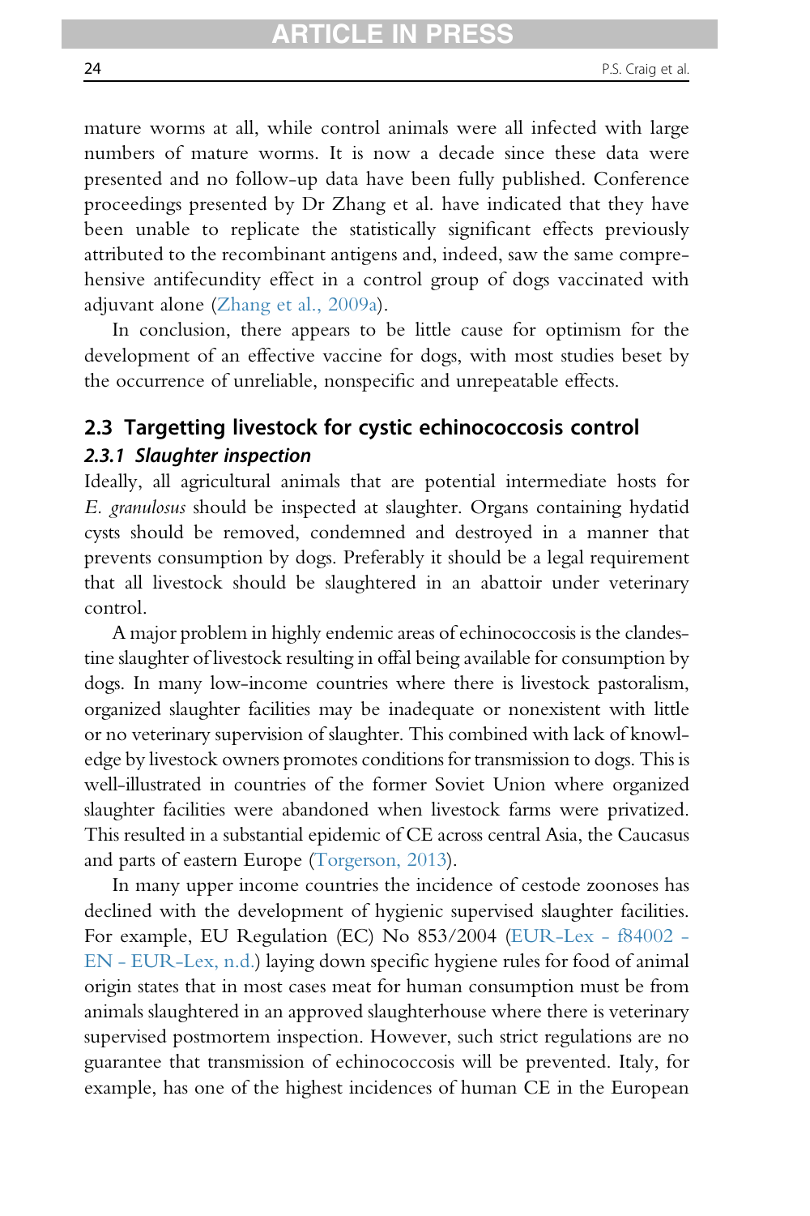mature worms at all, while control animals were all infected with large numbers of mature worms. It is now a decade since these data were presented and no follow-up data have been fully published. Conference proceedings presented by Dr Zhang et al. have indicated that they have been unable to replicate the statistically significant effects previously attributed to the recombinant antigens and, indeed, saw the same comprehensive antifecundity effect in a control group of dogs vaccinated with adjuvant alone (Zhang et al., 2009a).

In conclusion, there appears to be little cause for optimism for the development of an effective vaccine for dogs, with most studies beset by the occurrence of unreliable, nonspecific and unrepeatable effects.

## 2.3 Targetting livestock for cystic echinococcosis control

### 2.3.1 Slaughter inspection

Ideally, all agricultural animals that are potential intermediate hosts for *E. granulosus* should be inspected at slaughter. Organs containing hydatid cysts should be removed, condemned and destroyed in a manner that prevents consumption by dogs. Preferably it should be a legal requirement that all livestock should be slaughtered in an abattoir under veterinary control.

A major problem in highly endemic areas of echinococcosis is the clandestine slaughter of livestock resulting in offal being available for consumption by dogs. In many low-income countries where there is livestock pastoralism, organized slaughter facilities may be inadequate or nonexistent with little or no veterinary supervision of slaughter. This combined with lack of knowledge by livestock owners promotes conditions for transmission to dogs. This is well-illustrated in countries of the former Soviet Union where organized slaughter facilities were abandoned when livestock farms were privatized. This resulted in a substantial epidemic of CE across central Asia, the Caucasus and parts of eastern Europe (Torgerson, 2013).

In many upper income countries the incidence of cestode zoonoses has declined with the development of hygienic supervised slaughter facilities. For example, EU Regulation (EC) No 853/2004 (EUR-Lex - f84002 - EN - EUR-Lex, n.d.) laying down specific hygiene rules for food of animal origin states that in most cases meat for human consumption must be from animals slaughtered in an approved slaughterhouse where there is veterinary supervised postmortem inspection. However, such strict regulations are no guarantee that transmission of echinococcosis will be prevented. Italy, for example, has one of the highest incidences of human CE in the European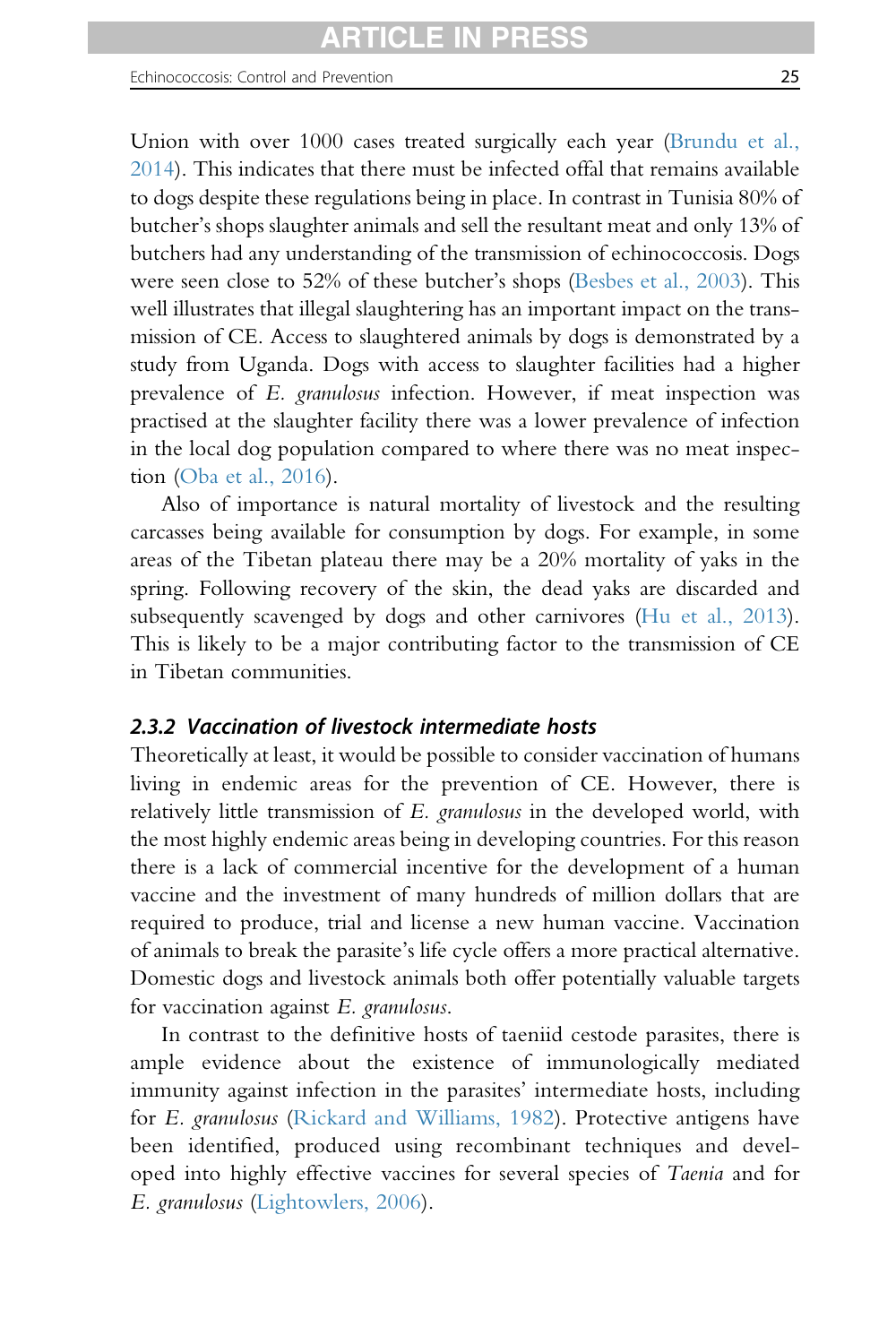Union with over 1000 cases treated surgically each year (Brundu et al., 2014). This indicates that there must be infected offal that remains available to dogs despite these regulations being in place. In contrast in Tunisia 80% of butcher's shops slaughter animals and sell the resultant meat and only 13% of butchers had any understanding of the transmission of echinococcosis. Dogs were seen close to 52% of these butcher's shops (Besbes et al., 2003). This well illustrates that illegal slaughtering has an important impact on the transmission of CE. Access to slaughtered animals by dogs is demonstrated by a study from Uganda. Dogs with access to slaughter facilities had a higher prevalence of *E. granulosus* infection. However, if meat inspection was practised at the slaughter facility there was a lower prevalence of infection in the local dog population compared to where there was no meat inspection (Oba et al., 2016).

Also of importance is natural mortality of livestock and the resulting carcasses being available for consumption by dogs. For example, in some areas of the Tibetan plateau there may be a 20% mortality of yaks in the spring. Following recovery of the skin, the dead yaks are discarded and subsequently scavenged by dogs and other carnivores (Hu et al., 2013). This is likely to be a major contributing factor to the transmission of CE in Tibetan communities.

### 2.3.2 Vaccination of livestock intermediate hosts

Theoretically at least, it would be possible to consider vaccination of humans living in endemic areas for the prevention of CE. However, there is relatively little transmission of *E. granulosus* in the developed world, with the most highly endemic areas being in developing countries. For this reason there is a lack of commercial incentive for the development of a human vaccine and the investment of many hundreds of million dollars that are required to produce, trial and license a new human vaccine. Vaccination of animals to break the parasite's life cycle offers a more practical alternative. Domestic dogs and livestock animals both offer potentially valuable targets for vaccination against *E. granulosus*.

In contrast to the definitive hosts of taeniid cestode parasites, there is ample evidence about the existence of immunologically mediated immunity against infection in the parasites' intermediate hosts, including for *E. granulosus* (Rickard and Williams, 1982). Protective antigens have been identified, produced using recombinant techniques and developed into highly effective vaccines for several species of *Taenia* and for *E. granulosus* (Lightowlers, 2006).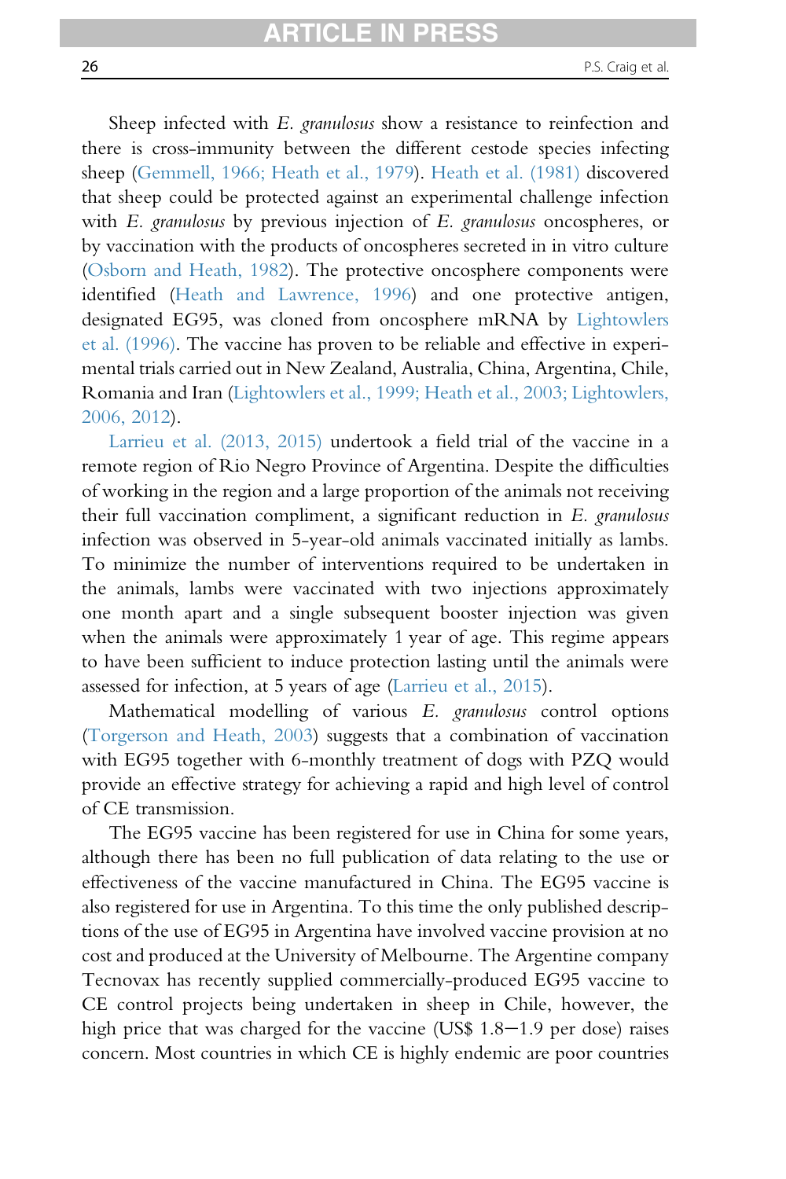Sheep infected with *E. granulosus* show a resistance to reinfection and there is cross-immunity between the different cestode species infecting sheep (Gemmell, 1966; Heath et al., 1979). Heath et al. (1981) discovered that sheep could be protected against an experimental challenge infection with *E. granulosus* by previous injection of *E. granulosus* oncospheres, or by vaccination with the products of oncospheres secreted in in vitro culture (Osborn and Heath, 1982). The protective oncosphere components were identified (Heath and Lawrence, 1996) and one protective antigen, designated EG95, was cloned from oncosphere mRNA by Lightowlers et al. (1996). The vaccine has proven to be reliable and effective in experimental trials carried out in New Zealand, Australia, China, Argentina, Chile, Romania and Iran (Lightowlers et al., 1999; Heath et al., 2003; Lightowlers, 2006, 2012).

Larrieu et al. (2013, 2015) undertook a field trial of the vaccine in a remote region of Rio Negro Province of Argentina. Despite the difficulties of working in the region and a large proportion of the animals not receiving their full vaccination compliment, a significant reduction in *E. granulosus* infection was observed in 5-year-old animals vaccinated initially as lambs. To minimize the number of interventions required to be undertaken in the animals, lambs were vaccinated with two injections approximately one month apart and a single subsequent booster injection was given when the animals were approximately 1 year of age. This regime appears to have been sufficient to induce protection lasting until the animals were assessed for infection, at 5 years of age (Larrieu et al., 2015).

Mathematical modelling of various *E. granulosus* control options (Torgerson and Heath, 2003) suggests that a combination of vaccination with EG95 together with 6-monthly treatment of dogs with PZQ would provide an effective strategy for achieving a rapid and high level of control of CE transmission.

The EG95 vaccine has been registered for use in China for some years, although there has been no full publication of data relating to the use or effectiveness of the vaccine manufactured in China. The EG95 vaccine is also registered for use in Argentina. To this time the only published descriptions of the use of EG95 in Argentina have involved vaccine provision at no cost and produced at the University of Melbourne. The Argentine company Tecnovax has recently supplied commercially-produced EG95 vaccine to CE control projects being undertaken in sheep in Chile, however, the high price that was charged for the vaccine (US$ 1.8–1.9 per dose) raises concern. Most countries in which CE is highly endemic are poor countries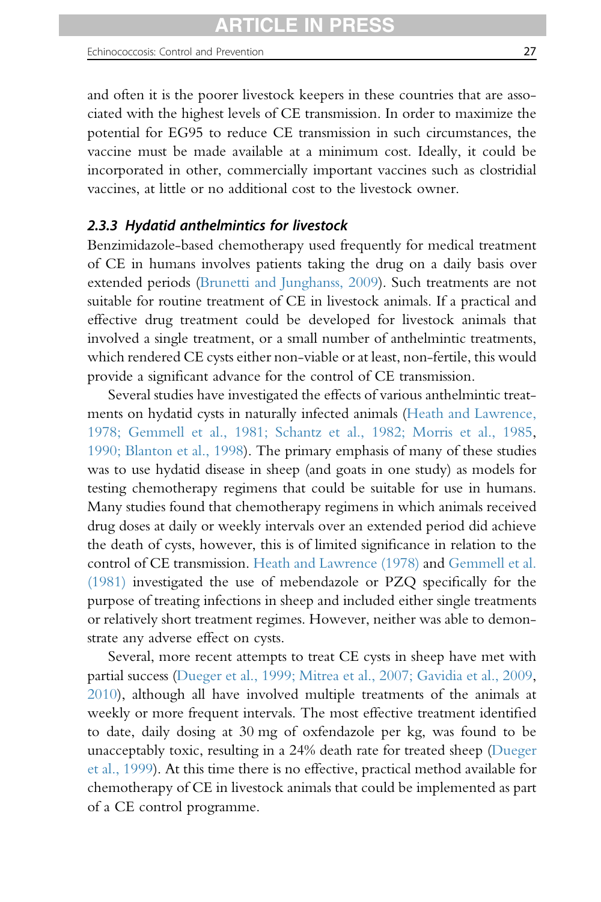and often it is the poorer livestock keepers in these countries that are associated with the highest levels of CE transmission. In order to maximize the potential for EG95 to reduce CE transmission in such circumstances, the vaccine must be made available at a minimum cost. Ideally, it could be incorporated in other, commercially important vaccines such as clostridial vaccines, at little or no additional cost to the livestock owner.

### *2.3.3 Hydatid anthelmintics for livestock*

Benzimidazole-based chemotherapy used frequently for medical treatment of CE in humans involves patients taking the drug on a daily basis over extended periods (Brunetti and Junghanss, 2009). Such treatments are not suitable for routine treatment of CE in livestock animals. If a practical and effective drug treatment could be developed for livestock animals that involved a single treatment, or a small number of anthelmintic treatments, which rendered CE cysts either non-viable or at least, non-fertile, this would provide a significant advance for the control of CE transmission.

Several studies have investigated the effects of various anthelmintic treatments on hydatid cysts in naturally infected animals (Heath and Lawrence, 1978; Gemmell et al., 1981; Schantz et al., 1982; Morris et al., 1985, 1990; Blanton et al., 1998). The primary emphasis of many of these studies was to use hydatid disease in sheep (and goats in one study) as models for testing chemotherapy regimens that could be suitable for use in humans. Many studies found that chemotherapy regimens in which animals received drug doses at daily or weekly intervals over an extended period did achieve the death of cysts, however, this is of limited significance in relation to the control of CE transmission. Heath and Lawrence (1978) and Gemmell et al. (1981) investigated the use of mebendazole or PZQ specifically for the purpose of treating infections in sheep and included either single treatments or relatively short treatment regimes. However, neither was able to demonstrate any adverse effect on cysts.

Several, more recent attempts to treat CE cysts in sheep have met with partial success (Dueger et al., 1999; Mitrea et al., 2007; Gavidia et al., 2009, 2010), although all have involved multiple treatments of the animals at weekly or more frequent intervals. The most effective treatment identified to date, daily dosing at 30 mg of oxfendazole per kg, was found to be unacceptably toxic, resulting in a 24% death rate for treated sheep (Dueger et al., 1999). At this time there is no effective, practical method available for chemotherapy of CE in livestock animals that could be implemented as part of a CE control programme.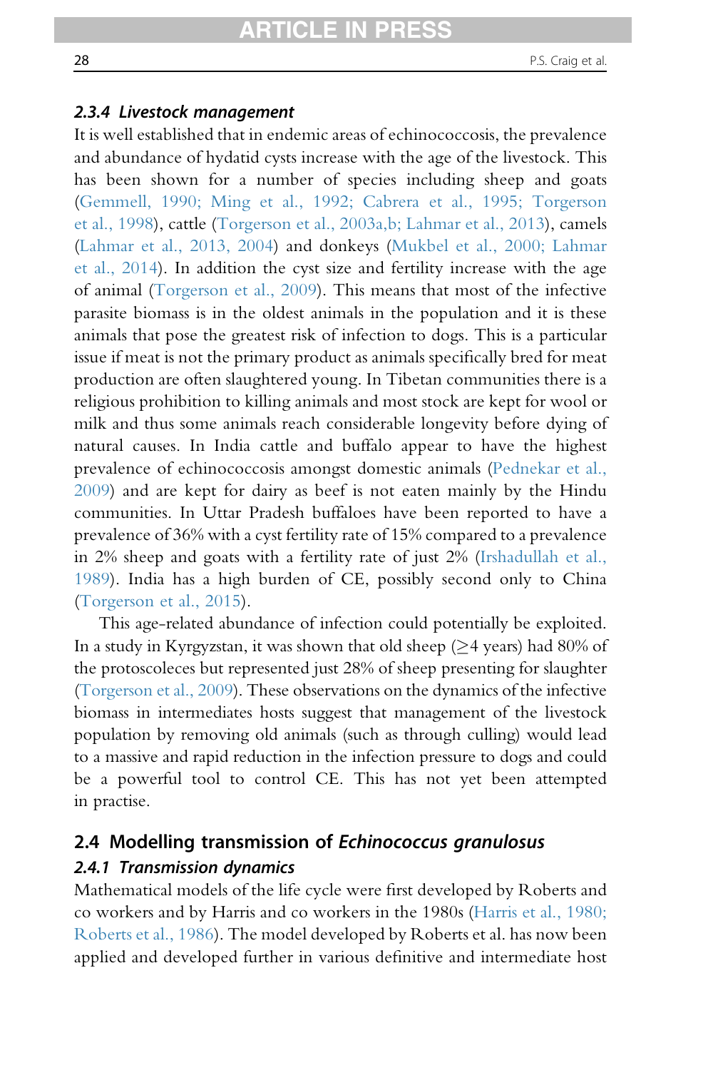#### *2.3.4 Livestock management*

It is well established that in endemic areas of echinococcosis, the prevalence and abundance of hydatid cysts increase with the age of the livestock. This has been shown for a number of species including sheep and goats (Gemmell, 1990; Ming et al., 1992; Cabrera et al., 1995; Torgerson et al., 1998), cattle (Torgerson et al., 2003a,b; Lahmar et al., 2013), camels (Lahmar et al., 2013, 2004) and donkeys (Mukbel et al., 2000; Lahmar et al., 2014). In addition the cyst size and fertility increase with the age of animal (Torgerson et al., 2009). This means that most of the infective parasite biomass is in the oldest animals in the population and it is these animals that pose the greatest risk of infection to dogs. This is a particular issue if meat is not the primary product as animals specifically bred for meat production are often slaughtered young. In Tibetan communities there is a religious prohibition to killing animals and most stock are kept for wool or milk and thus some animals reach considerable longevity before dying of natural causes. In India cattle and buffalo appear to have the highest prevalence of echinococcosis amongst domestic animals (Pednekar et al., 2009) and are kept for dairy as beef is not eaten mainly by the Hindu communities. In Uttar Pradesh buffaloes have been reported to have a prevalence of 36% with a cyst fertility rate of 15% compared to a prevalence in 2% sheep and goats with a fertility rate of just 2% (Irshadullah et al., 1989). India has a high burden of CE, possibly second only to China (Torgerson et al., 2015).

This age-related abundance of infection could potentially be exploited. In a study in Kyrgyzstan, it was shown that old sheep ($\geq$4 years) had 80% of the protoscoleces but represented just 28% of sheep presenting for slaughter (Torgerson et al., 2009). These observations on the dynamics of the infective biomass in intermediates hosts suggest that management of the livestock population by removing old animals (such as through culling) would lead to a massive and rapid reduction in the infection pressure to dogs and could be a powerful tool to control CE. This has not yet been attempted in practise.

### 2.4 Modelling transmission of *Echinococcus granulosus*

#### *2.4.1 Transmission dynamics*

Mathematical models of the life cycle were first developed by Roberts and co workers and by Harris and co workers in the 1980s (Harris et al., 1980; Roberts et al., 1986). The model developed by Roberts et al. has now been applied and developed further in various definitive and intermediate host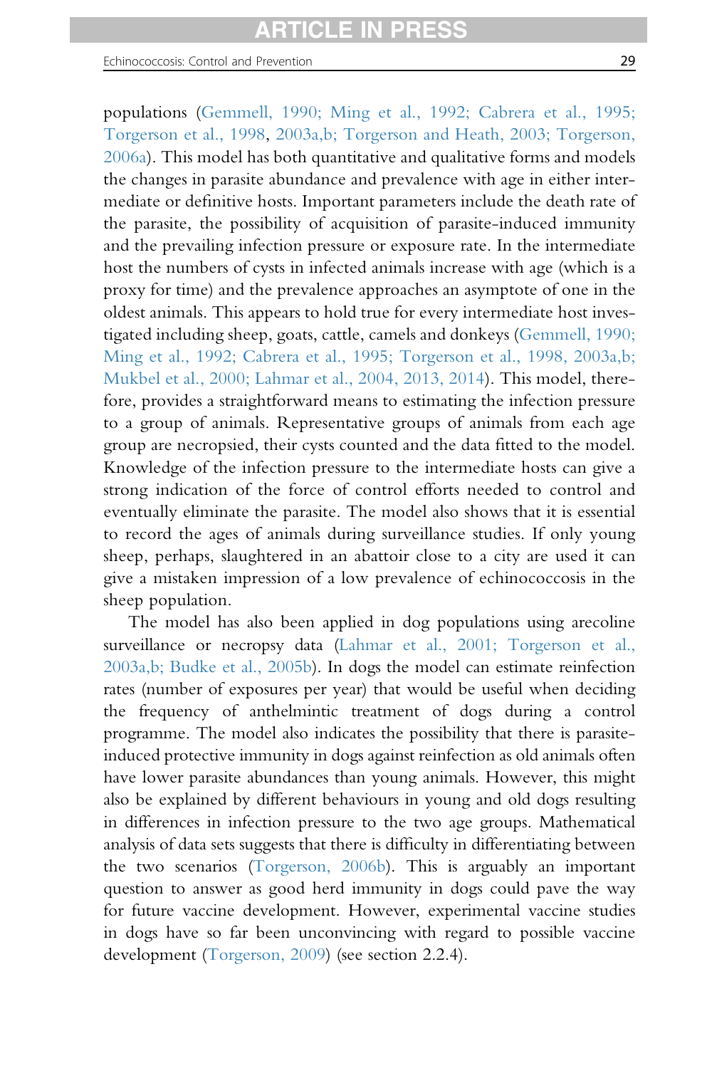populations (Gemmell, 1990; Ming et al., 1992; Cabrera et al., 1995; Torgerson et al., 1998, 2003a,b; Torgerson and Heath, 2003; Torgerson, 2006a). This model has both quantitative and qualitative forms and models the changes in parasite abundance and prevalence with age in either intermediate or definitive hosts. Important parameters include the death rate of the parasite, the possibility of acquisition of parasite-induced immunity and the prevailing infection pressure or exposure rate. In the intermediate host the numbers of cysts in infected animals increase with age (which is a proxy for time) and the prevalence approaches an asymptote of one in the oldest animals. This appears to hold true for every intermediate host investigated including sheep, goats, cattle, camels and donkeys (Gemmell, 1990; Ming et al., 1992; Cabrera et al., 1995; Torgerson et al., 1998, 2003a,b; Mukbel et al., 2000; Lahmar et al., 2004, 2013, 2014). This model, therefore, provides a straightforward means to estimating the infection pressure to a group of animals. Representative groups of animals from each age group are necropsied, their cysts counted and the data fitted to the model. Knowledge of the infection pressure to the intermediate hosts can give a strong indication of the force of control efforts needed to control and eventually eliminate the parasite. The model also shows that it is essential to record the ages of animals during surveillance studies. If only young sheep, perhaps, slaughtered in an abattoir close to a city are used it can give a mistaken impression of a low prevalence of echinococcosis in the sheep population.

The model has also been applied in dog populations using arecoline surveillance or necropsy data (Lahmar et al., 2001; Torgerson et al., 2003a,b; Budke et al., 2005b). In dogs the model can estimate reinfection rates (number of exposures per year) that would be useful when deciding the frequency of anthelmintic treatment of dogs during a control programme. The model also indicates the possibility that there is parasite-induced protective immunity in dogs against reinfection as old animals often have lower parasite abundances than young animals. However, this might also be explained by different behaviours in young and old dogs resulting in differences in infection pressure to the two age groups. Mathematical analysis of data sets suggests that there is difficulty in differentiating between the two scenarios (Torgerson, 2006b). This is arguably an important question to answer as good herd immunity in dogs could pave the way for future vaccine development. However, experimental vaccine studies in dogs have so far been unconvincing with regard to possible vaccine development (Torgerson, 2009) (see section 2.2.4).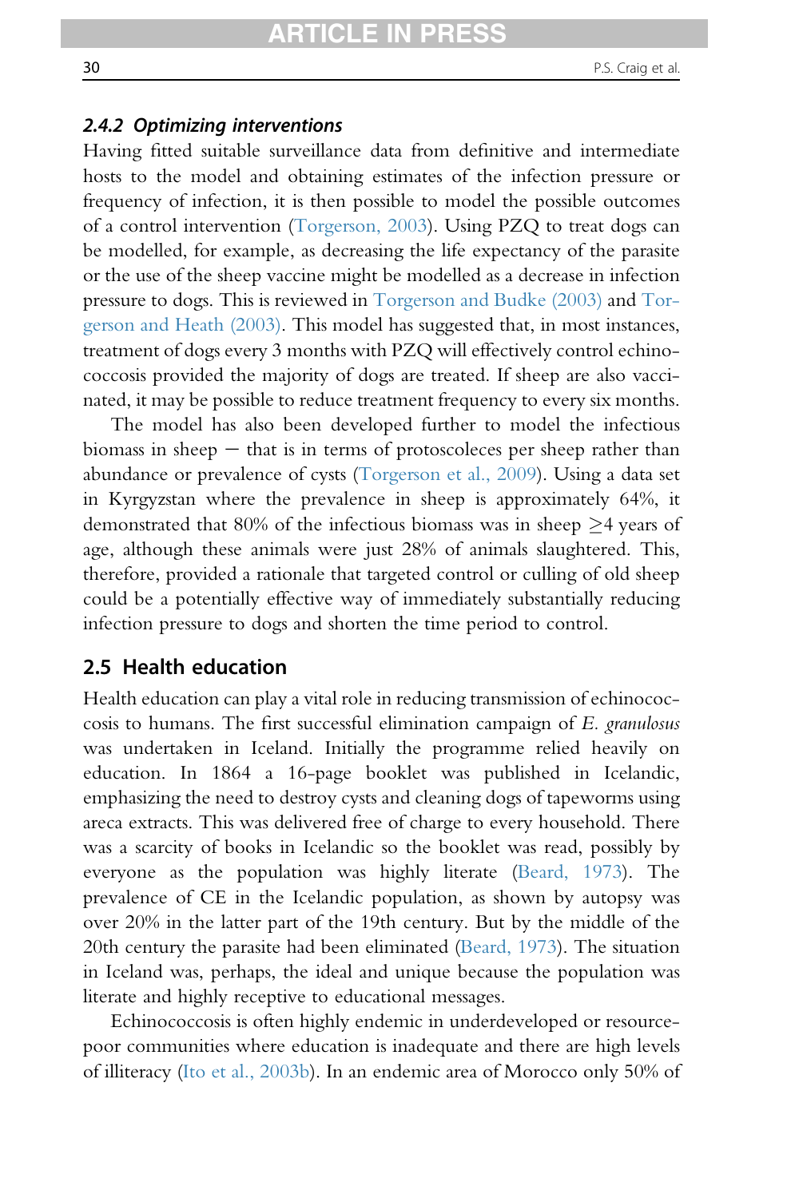### 2.4.2 Optimizing interventions

Having fitted suitable surveillance data from definitive and intermediate hosts to the model and obtaining estimates of the infection pressure or frequency of infection, it is then possible to model the possible outcomes of a control intervention (Torgerson, 2003). Using PZQ to treat dogs can be modelled, for example, as decreasing the life expectancy of the parasite or the use of the sheep vaccine might be modelled as a decrease in infection pressure to dogs. This is reviewed in Torgerson and Budke (2003) and Torgerson and Heath (2003). This model has suggested that, in most instances, treatment of dogs every 3 months with PZQ will effectively control echinococcosis provided the majority of dogs are treated. If sheep are also vaccinated, it may be possible to reduce treatment frequency to every six months.

The model has also been developed further to model the infectious biomass in sheep − that is in terms of protoscoleces per sheep rather than abundance or prevalence of cysts (Torgerson et al., 2009). Using a data set in Kyrgyzstan where the prevalence in sheep is approximately 64%, it demonstrated that 80% of the infectious biomass was in sheep $\geq$4 years of age, although these animals were just 28% of animals slaughtered. This, therefore, provided a rationale that targeted control or culling of old sheep could be a potentially effective way of immediately substantially reducing infection pressure to dogs and shorten the time period to control.

## 2.5 Health education

Health education can play a vital role in reducing transmission of echinococcosis to humans. The first successful elimination campaign of *E. granulosus* was undertaken in Iceland. Initially the programme relied heavily on education. In 1864 a 16-page booklet was published in Icelandic, emphasizing the need to destroy cysts and cleaning dogs of tapeworms using areca extracts. This was delivered free of charge to every household. There was a scarcity of books in Icelandic so the booklet was read, possibly by everyone as the population was highly literate (Beard, 1973). The prevalence of CE in the Icelandic population, as shown by autopsy was over 20% in the latter part of the 19th century. But by the middle of the 20th century the parasite had been eliminated (Beard, 1973). The situation in Iceland was, perhaps, the ideal and unique because the population was literate and highly receptive to educational messages.

Echinococcosis is often highly endemic in underdeveloped or resource-poor communities where education is inadequate and there are high levels of illiteracy (Ito et al., 2003b). In an endemic area of Morocco only 50% of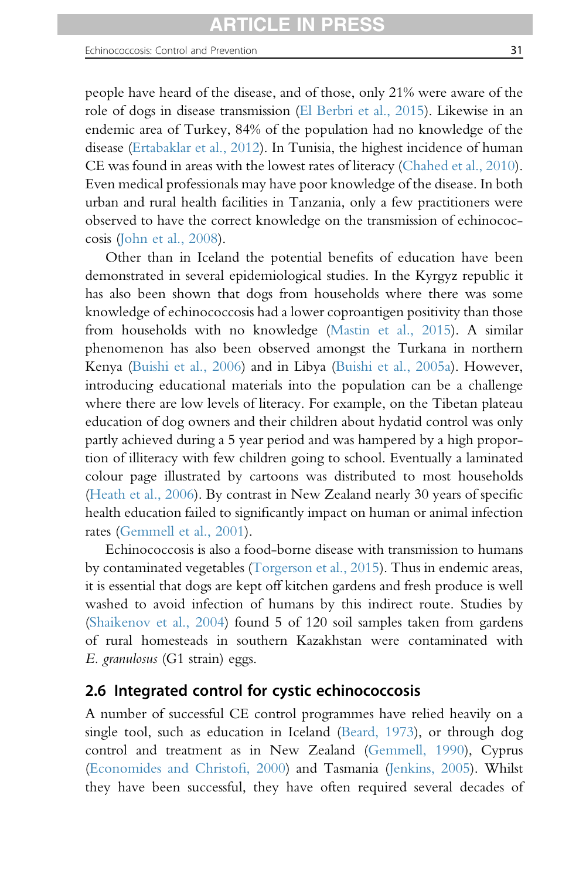people have heard of the disease, and of those, only 21% were aware of the role of dogs in disease transmission (El Berbri et al., 2015). Likewise in an endemic area of Turkey, 84% of the population had no knowledge of the disease (Ertabaklar et al., 2012). In Tunisia, the highest incidence of human CE was found in areas with the lowest rates of literacy (Chahed et al., 2010). Even medical professionals may have poor knowledge of the disease. In both urban and rural health facilities in Tanzania, only a few practitioners were observed to have the correct knowledge on the transmission of echinococcosis (John et al., 2008).

Other than in Iceland the potential benefits of education have been demonstrated in several epidemiological studies. In the Kyrgyz republic it has also been shown that dogs from households where there was some knowledge of echinococcosis had a lower coproantigen positivity than those from households with no knowledge (Mastin et al., 2015). A similar phenomenon has also been observed amongst the Turkana in northern Kenya (Buishi et al., 2006) and in Libya (Buishi et al., 2005a). However, introducing educational materials into the population can be a challenge where there are low levels of literacy. For example, on the Tibetan plateau education of dog owners and their children about hydatid control was only partly achieved during a 5 year period and was hampered by a high proportion of illiteracy with few children going to school. Eventually a laminated colour page illustrated by cartoons was distributed to most households (Heath et al., 2006). By contrast in New Zealand nearly 30 years of specific health education failed to significantly impact on human or animal infection rates (Gemmell et al., 2001).

Echinococcosis is also a food-borne disease with transmission to humans by contaminated vegetables (Torgerson et al., 2015). Thus in endemic areas, it is essential that dogs are kept off kitchen gardens and fresh produce is well washed to avoid infection of humans by this indirect route. Studies by (Shaikenov et al., 2004) found 5 of 120 soil samples taken from gardens of rural homesteads in southern Kazakhstan were contaminated with *E. granulosus* (G1 strain) eggs.

## 2.6 Integrated control for cystic echinococcosis

A number of successful CE control programmes have relied heavily on a single tool, such as education in Iceland (Beard, 1973), or through dog control and treatment as in New Zealand (Gemmell, 1990), Cyprus (Economides and Christofi, 2000) and Tasmania (Jenkins, 2005). Whilst they have been successful, they have often required several decades of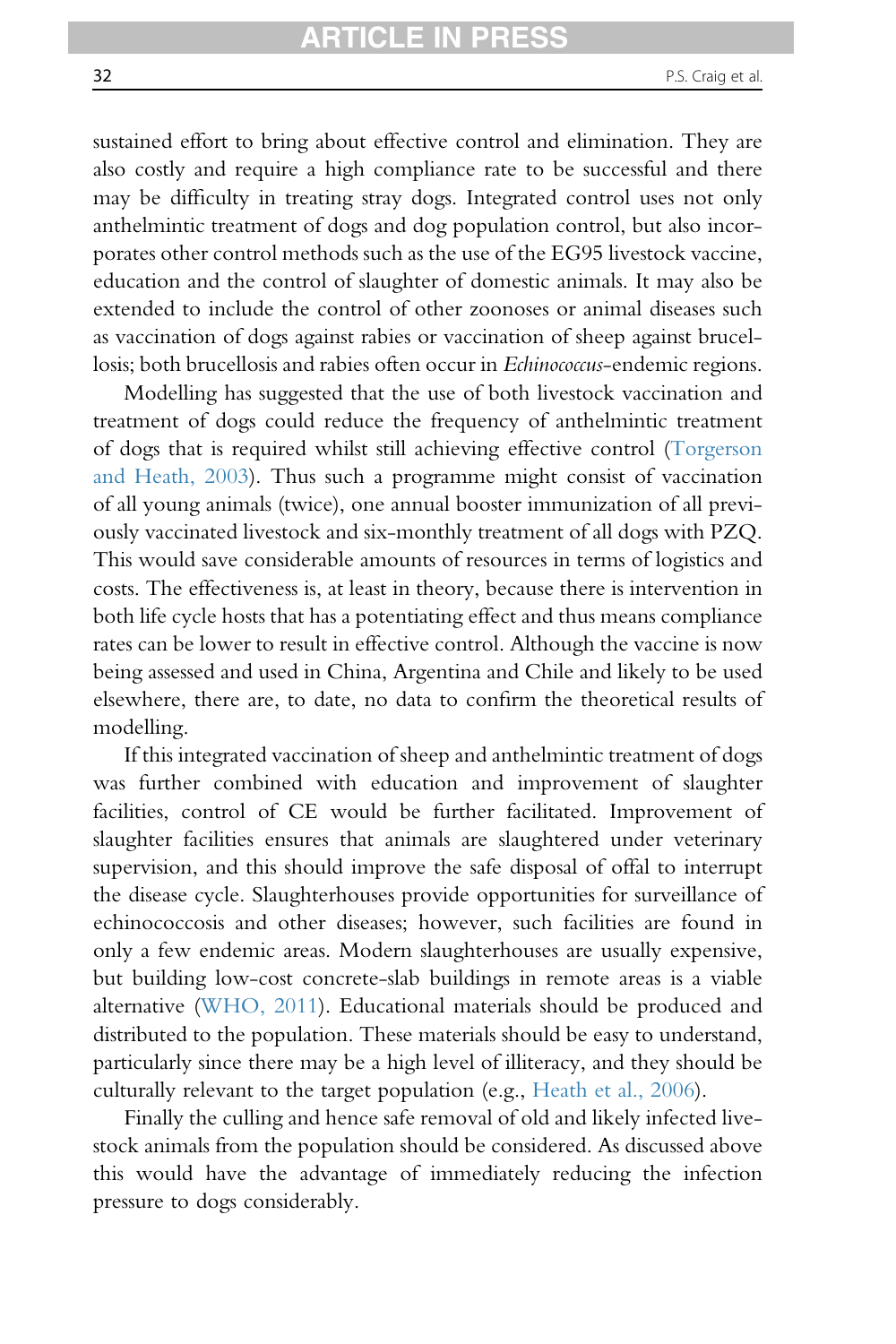sustained effort to bring about effective control and elimination. They are also costly and require a high compliance rate to be successful and there may be difficulty in treating stray dogs. Integrated control uses not only anthelmintic treatment of dogs and dog population control, but also incorporates other control methods such as the use of the EG95 livestock vaccine, education and the control of slaughter of domestic animals. It may also be extended to include the control of other zoonoses or animal diseases such as vaccination of dogs against rabies or vaccination of sheep against brucellosis; both brucellosis and rabies often occur in *Echinococcus*-endemic regions.

Modelling has suggested that the use of both livestock vaccination and treatment of dogs could reduce the frequency of anthelmintic treatment of dogs that is required whilst still achieving effective control (Torgerson and Heath, 2003). Thus such a programme might consist of vaccination of all young animals (twice), one annual booster immunization of all previously vaccinated livestock and six-monthly treatment of all dogs with PZQ. This would save considerable amounts of resources in terms of logistics and costs. The effectiveness is, at least in theory, because there is intervention in both life cycle hosts that has a potentiating effect and thus means compliance rates can be lower to result in effective control. Although the vaccine is now being assessed and used in China, Argentina and Chile and likely to be used elsewhere, there are, to date, no data to confirm the theoretical results of modelling.

If this integrated vaccination of sheep and anthelmintic treatment of dogs was further combined with education and improvement of slaughter facilities, control of CE would be further facilitated. Improvement of slaughter facilities ensures that animals are slaughtered under veterinary supervision, and this should improve the safe disposal of offal to interrupt the disease cycle. Slaughterhouses provide opportunities for surveillance of echinococcosis and other diseases; however, such facilities are found in only a few endemic areas. Modern slaughterhouses are usually expensive, but building low-cost concrete-slab buildings in remote areas is a viable alternative (WHO, 2011). Educational materials should be produced and distributed to the population. These materials should be easy to understand, particularly since there may be a high level of illiteracy, and they should be culturally relevant to the target population (e.g., Heath et al., 2006).

Finally the culling and hence safe removal of old and likely infected livestock animals from the population should be considered. As discussed above this would have the advantage of immediately reducing the infection pressure to dogs considerably.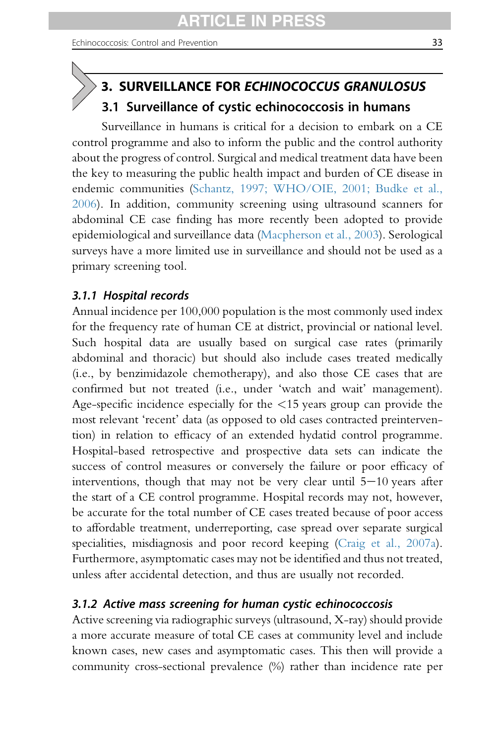## 3. SURVEILLANCE FOR *ECHINOCOCCUS GRANULOSUS*

### 3.1 Surveillance of cystic echinococcosis in humans

Surveillance in humans is critical for a decision to embark on a CE control programme and also to inform the public and the control authority about the progress of control. Surgical and medical treatment data have been the key to measuring the public health impact and burden of CE disease in endemic communities (Schantz, 1997; WHO/OIE, 2001; Budke et al., 2006). In addition, community screening using ultrasound scanners for abdominal CE case finding has more recently been adopted to provide epidemiological and surveillance data (Macpherson et al., 2003). Serological surveys have a more limited use in surveillance and should not be used as a primary screening tool.

#### *3.1.1 Hospital records*

Annual incidence per 100,000 population is the most commonly used index for the frequency rate of human CE at district, provincial or national level. Such hospital data are usually based on surgical case rates (primarily abdominal and thoracic) but should also include cases treated medically (i.e., by benzimidazole chemotherapy), and also those CE cases that are confirmed but not treated (i.e., under 'watch and wait' management). Age-specific incidence especially for the <15 years group can provide the most relevant 'recent' data (as opposed to old cases contracted preintervention) in relation to efficacy of an extended hydatid control programme. Hospital-based retrospective and prospective data sets can indicate the success of control measures or conversely the failure or poor efficacy of interventions, though that may not be very clear until 5–10 years after the start of a CE control programme. Hospital records may not, however, be accurate for the total number of CE cases treated because of poor access to affordable treatment, underreporting, case spread over separate surgical specialities, misdiagnosis and poor record keeping (Craig et al., 2007a). Furthermore, asymptomatic cases may not be identified and thus not treated, unless after accidental detection, and thus are usually not recorded.

#### *3.1.2 Active mass screening for human cystic echinococcosis*

Active screening via radiographic surveys (ultrasound, X-ray) should provide a more accurate measure of total CE cases at community level and include known cases, new cases and asymptomatic cases. This then will provide a community cross-sectional prevalence (%) rather than incidence rate per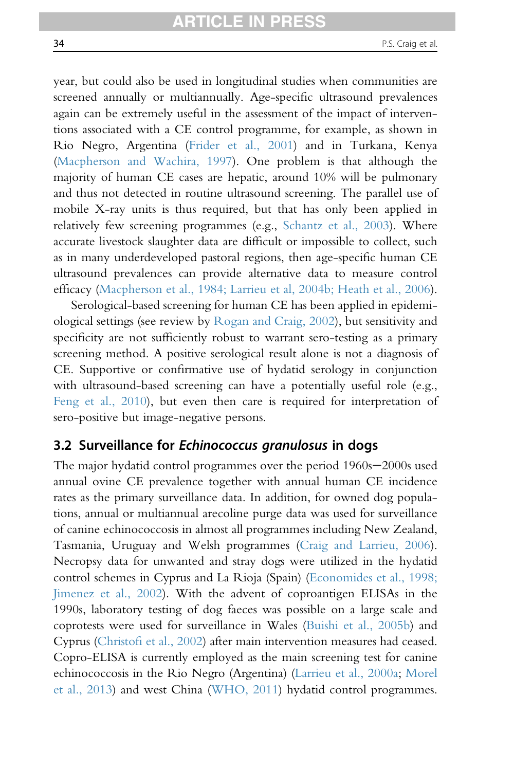year, but could also be used in longitudinal studies when communities are screened annually or multiannually. Age-specific ultrasound prevalences again can be extremely useful in the assessment of the impact of interventions associated with a CE control programme, for example, as shown in Rio Negro, Argentina (Frider et al., 2001) and in Turkana, Kenya (Macpherson and Wachira, 1997). One problem is that although the majority of human CE cases are hepatic, around 10% will be pulmonary and thus not detected in routine ultrasound screening. The parallel use of mobile X-ray units is thus required, but that has only been applied in relatively few screening programmes (e.g., Schantz et al., 2003). Where accurate livestock slaughter data are difficult or impossible to collect, such as in many underdeveloped pastoral regions, then age-specific human CE ultrasound prevalences can provide alternative data to measure control efficacy (Macpherson et al., 1984; Larrieu et al, 2004b; Heath et al., 2006).

Serological-based screening for human CE has been applied in epidemiological settings (see review by Rogan and Craig, 2002), but sensitivity and specificity are not sufficiently robust to warrant sero-testing as a primary screening method. A positive serological result alone is not a diagnosis of CE. Supportive or confirmative use of hydatid serology in conjunction with ultrasound-based screening can have a potentially useful role (e.g., Feng et al., 2010), but even then care is required for interpretation of sero-positive but image-negative persons.

## 3.2 Surveillance for *Echinococcus granulosus* in dogs

The major hydatid control programmes over the period 1960s–2000s used annual ovine CE prevalence together with annual human CE incidence rates as the primary surveillance data. In addition, for owned dog populations, annual or multiannual arecoline purge data was used for surveillance of canine echinococcosis in almost all programmes including New Zealand, Tasmania, Uruguay and Welsh programmes (Craig and Larrieu, 2006). Necropsy data for unwanted and stray dogs were utilized in the hydatid control schemes in Cyprus and La Rioja (Spain) (Economides et al., 1998; Jimenez et al., 2002). With the advent of coproantigen ELISAs in the 1990s, laboratory testing of dog faeces was possible on a large scale and coprotests were used for surveillance in Wales (Buishi et al., 2005b) and Cyprus (Christofi et al., 2002) after main intervention measures had ceased. Copro-ELISA is currently employed as the main screening test for canine echinococcosis in the Rio Negro (Argentina) (Larrieu et al., 2000a; Morel et al., 2013) and west China (WHO, 2011) hydatid control programmes.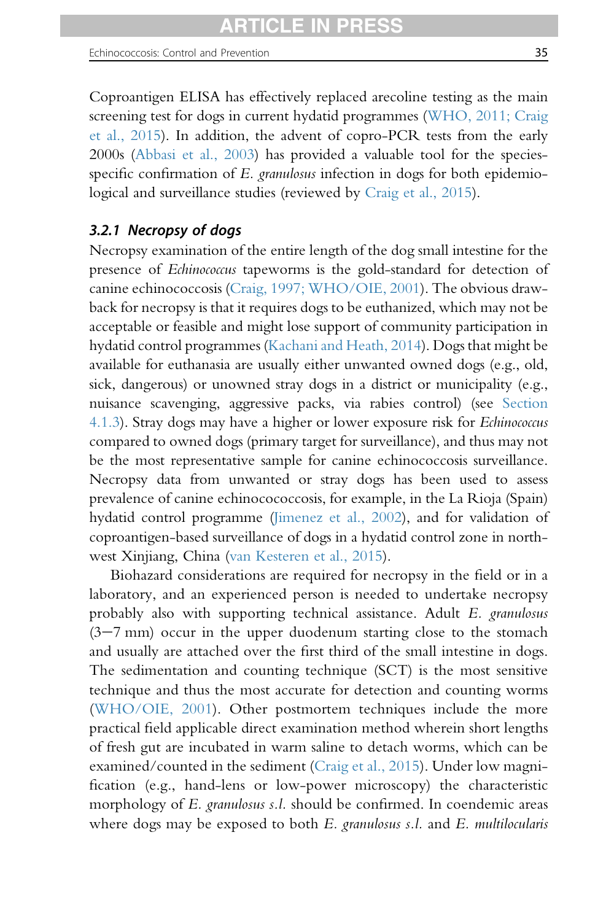Coproantigen ELISA has effectively replaced arecoline testing as the main screening test for dogs in current hydatid programmes (WHO, 2011; Craig et al., 2015). In addition, the advent of copro-PCR tests from the early 2000s (Abbasi et al., 2003) has provided a valuable tool for the species-specific confirmation of *E. granulosus* infection in dogs for both epidemiological and surveillance studies (reviewed by Craig et al., 2015).

### 3.2.1 Necropsy of dogs

Necropsy examination of the entire length of the dog small intestine for the presence of *Echinococcus* tapeworms is the gold-standard for detection of canine echinococcosis (Craig, 1997; WHO/OIE, 2001). The obvious drawback for necropsy is that it requires dogs to be euthanized, which may not be acceptable or feasible and might lose support of community participation in hydatid control programmes (Kachani and Heath, 2014). Dogs that might be available for euthanasia are usually either unwanted owned dogs (e.g., old, sick, dangerous) or unowned stray dogs in a district or municipality (e.g., nuisance scavenging, aggressive packs, via rabies control) (see Section 4.1.3). Stray dogs may have a higher or lower exposure risk for *Echinococcus* compared to owned dogs (primary target for surveillance), and thus may not be the most representative sample for canine echinococcosis surveillance. Necropsy data from unwanted or stray dogs has been used to assess prevalence of canine echinocococcosis, for example, in the La Rioja (Spain) hydatid control programme (Jimenez et al., 2002), and for validation of coproantigen-based surveillance of dogs in a hydatid control zone in northwest Xinjiang, China (van Kesteren et al., 2015).

Biohazard considerations are required for necropsy in the field or in a laboratory, and an experienced person is needed to undertake necropsy probably also with supporting technical assistance. Adult *E. granulosus* (3−7 mm) occur in the upper duodenum starting close to the stomach and usually are attached over the first third of the small intestine in dogs. The sedimentation and counting technique (SCT) is the most sensitive technique and thus the most accurate for detection and counting worms (WHO/OIE, 2001). Other postmortem techniques include the more practical field applicable direct examination method wherein short lengths of fresh gut are incubated in warm saline to detach worms, which can be examined/counted in the sediment (Craig et al., 2015). Under low magnification (e.g., hand-lens or low-power microscopy) the characteristic morphology of *E. granulosus s.l.* should be confirmed. In coendemic areas where dogs may be exposed to both *E. granulosus s.l.* and *E. multilocularis*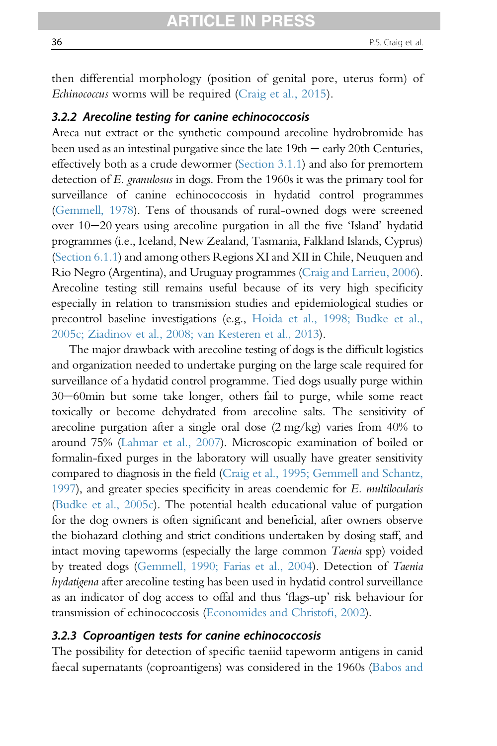then differential morphology (position of genital pore, uterus form) of *Echinococcus* worms will be required (Craig et al., 2015).

### 3.2.2 Arecoline testing for canine echinococcosis

Areca nut extract or the synthetic compound arecoline hydrobromide has been used as an intestinal purgative since the late 19th – early 20th Centuries, effectively both as a crude dewormer (Section 3.1.1) and also for premortem detection of *E. granulosus* in dogs. From the 1960s it was the primary tool for surveillance of canine echinococcosis in hydatid control programmes (Gemmell, 1978). Tens of thousands of rural-owned dogs were screened over 10–20 years using arecoline purgation in all the five 'Island' hydatid programmes (i.e., Iceland, New Zealand, Tasmania, Falkland Islands, Cyprus) (Section 6.1.1) and among others Regions XI and XII in Chile, Neuquen and Rio Negro (Argentina), and Uruguay programmes (Craig and Larrieu, 2006). Arecoline testing still remains useful because of its very high specificity especially in relation to transmission studies and epidemiological studies or precontrol baseline investigations (e.g., Hoida et al., 1998; Budke et al., 2005c; Ziadinov et al., 2008; van Kesteren et al., 2013).

The major drawback with arecoline testing of dogs is the difficult logistics and organization needed to undertake purging on the large scale required for surveillance of a hydatid control programme. Tied dogs usually purge within 30–60min but some take longer, others fail to purge, while some react toxically or become dehydrated from arecoline salts. The sensitivity of arecoline purgation after a single oral dose (2 mg/kg) varies from 40% to around 75% (Lahmar et al., 2007). Microscopic examination of boiled or formalin-fixed purges in the laboratory will usually have greater sensitivity compared to diagnosis in the field (Craig et al., 1995; Gemmell and Schantz, 1997), and greater species specificity in areas coendemic for *E. multilocularis* (Budke et al., 2005c). The potential health educational value of purgation for the dog owners is often significant and beneficial, after owners observe the biohazard clothing and strict conditions undertaken by dosing staff, and intact moving tapeworms (especially the large common *Taenia* spp) voided by treated dogs (Gemmell, 1990; Farias et al., 2004). Detection of *Taenia hydatigena* after arecoline testing has been used in hydatid control surveillance as an indicator of dog access to offal and thus 'flags-up' risk behaviour for transmission of echinococcosis (Economides and Christofi, 2002).

### 3.2.3 Coproantigen tests for canine echinococcosis

The possibility for detection of specific taeniid tapeworm antigens in canid faecal supernatants (coproantigens) was considered in the 1960s (Babos and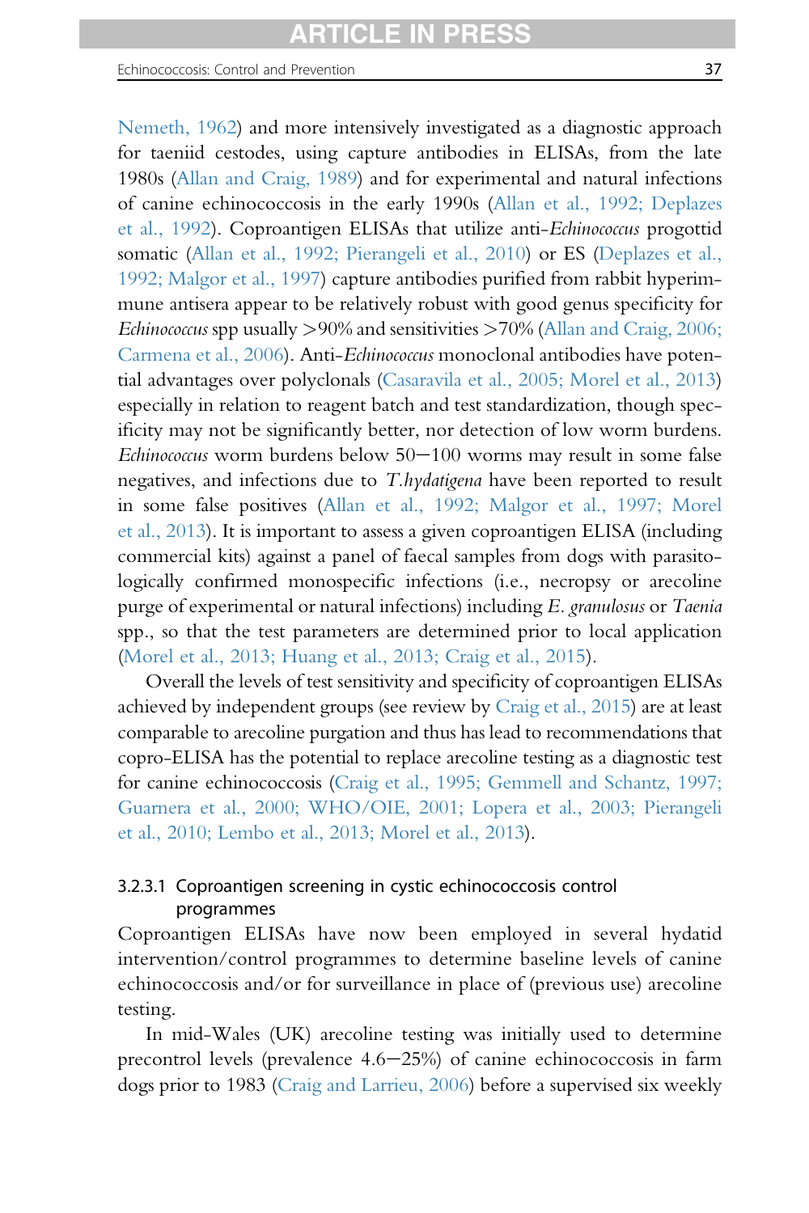Nemeth, 1962) and more intensively investigated as a diagnostic approach for taeniid cestodes, using capture antibodies in ELISAs, from the late 1980s (Allan and Craig, 1989) and for experimental and natural infections of canine echinococcosis in the early 1990s (Allan et al., 1992; Deplazes et al., 1992). Coproantigen ELISAs that utilize anti-*Echinococcus* progottid somatic (Allan et al., 1992; Pierangeli et al., 2010) or ES (Deplazes et al., 1992; Malgor et al., 1997) capture antibodies purified from rabbit hyperimmune antisera appear to be relatively robust with good genus specificity for *Echinococcus* spp usually >90% and sensitivities >70% (Allan and Craig, 2006; Carmena et al., 2006). Anti-*Echinococcus* monoclonal antibodies have potential advantages over polyclonals (Casaravila et al., 2005; Morel et al., 2013) especially in relation to reagent batch and test standardization, though specificity may not be significantly better, nor detection of low worm burdens. *Echinococcus* worm burdens below 50–100 worms may result in some false negatives, and infections due to *T.hydatigena* have been reported to result in some false positives (Allan et al., 1992; Malgor et al., 1997; Morel et al., 2013). It is important to assess a given coproantigen ELISA (including commercial kits) against a panel of faecal samples from dogs with parasitologically confirmed monospecific infections (i.e., necropsy or arecoline purge of experimental or natural infections) including *E. granulosus* or *Taenia* spp., so that the test parameters are determined prior to local application (Morel et al., 2013; Huang et al., 2013; Craig et al., 2015).

Overall the levels of test sensitivity and specificity of coproantigen ELISAs achieved by independent groups (see review by Craig et al., 2015) are at least comparable to arecoline purgation and thus has lead to recommendations that copro-ELISA has the potential to replace arecoline testing as a diagnostic test for canine echinococcosis (Craig et al., 1995; Gemmell and Schantz, 1997; Guarnera et al., 2000; WHO/OIE, 2001; Lopera et al., 2003; Pierangeli et al., 2010; Lembo et al., 2013; Morel et al., 2013).

#### 3.2.3.1 Coproantigen screening in cystic echinococcosis control programmes

Coproantigen ELISAs have now been employed in several hydatid intervention/control programmes to determine baseline levels of canine echinococcosis and/or for surveillance in place of (previous use) arecoline testing.

In mid-Wales (UK) arecoline testing was initially used to determine precontrol levels (prevalence 4.6–25%) of canine echinococcosis in farm dogs prior to 1983 (Craig and Larrieu, 2006) before a supervised six weekly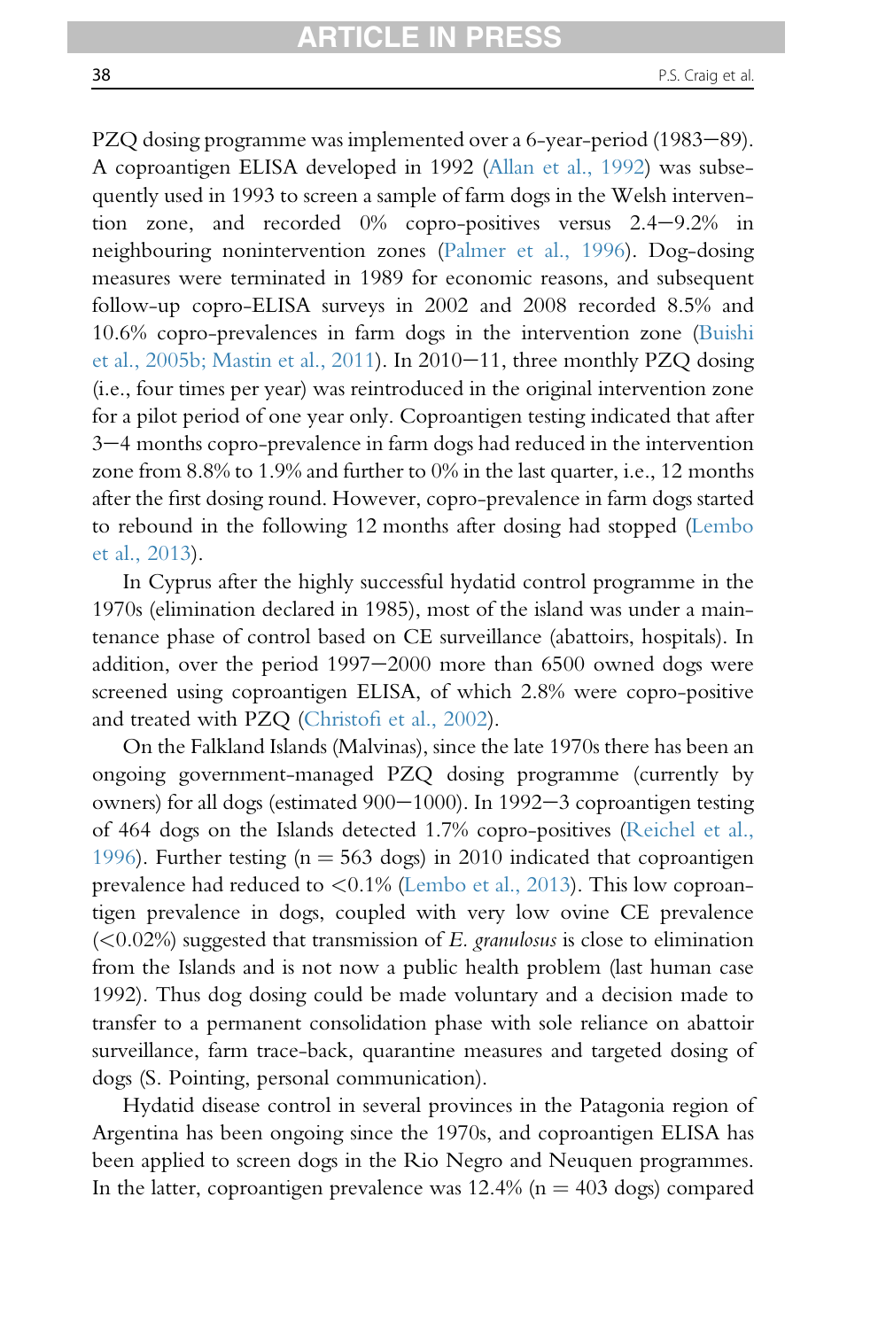PZQ dosing programme was implemented over a 6-year-period (1983–89). A coproantigen ELISA developed in 1992 (Allan et al., 1992) was subsequently used in 1993 to screen a sample of farm dogs in the Welsh intervention zone, and recorded 0% copro-positives versus 2.4–9.2% in neighbouring nonintervention zones (Palmer et al., 1996). Dog-dosing measures were terminated in 1989 for economic reasons, and subsequent follow-up copro-ELISA surveys in 2002 and 2008 recorded 8.5% and 10.6% copro-prevalences in farm dogs in the intervention zone (Buishi et al., 2005b; Mastin et al., 2011). In 2010–11, three monthly PZQ dosing (i.e., four times per year) was reintroduced in the original intervention zone for a pilot period of one year only. Coproantigen testing indicated that after 3–4 months copro-prevalence in farm dogs had reduced in the intervention zone from 8.8% to 1.9% and further to 0% in the last quarter, i.e., 12 months after the first dosing round. However, copro-prevalence in farm dogs started to rebound in the following 12 months after dosing had stopped (Lembo et al., 2013).

In Cyprus after the highly successful hydatid control programme in the 1970s (elimination declared in 1985), most of the island was under a maintenance phase of control based on CE surveillance (abattoirs, hospitals). In addition, over the period 1997–2000 more than 6500 owned dogs were screened using coproantigen ELISA, of which 2.8% were copro-positive and treated with PZQ (Christofi et al., 2002).

On the Falkland Islands (Malvinas), since the late 1970s there has been an ongoing government-managed PZQ dosing programme (currently by owners) for all dogs (estimated 900–1000). In 1992–3 coproantigen testing of 464 dogs on the Islands detected 1.7% copro-positives (Reichel et al., 1996). Further testing (n = 563 dogs) in 2010 indicated that coproantigen prevalence had reduced to <0.1% (Lembo et al., 2013). This low coproantigen prevalence in dogs, coupled with very low ovine CE prevalence (<0.02%) suggested that transmission of *E. granulosus* is close to elimination from the Islands and is not now a public health problem (last human case 1992). Thus dog dosing could be made voluntary and a decision made to transfer to a permanent consolidation phase with sole reliance on abattoir surveillance, farm trace-back, quarantine measures and targeted dosing of dogs (S. Pointing, personal communication).

Hydatid disease control in several provinces in the Patagonia region of Argentina has been ongoing since the 1970s, and coproantigen ELISA has been applied to screen dogs in the Rio Negro and Neuquen programmes. In the latter, coproantigen prevalence was 12.4% (n = 403 dogs) compared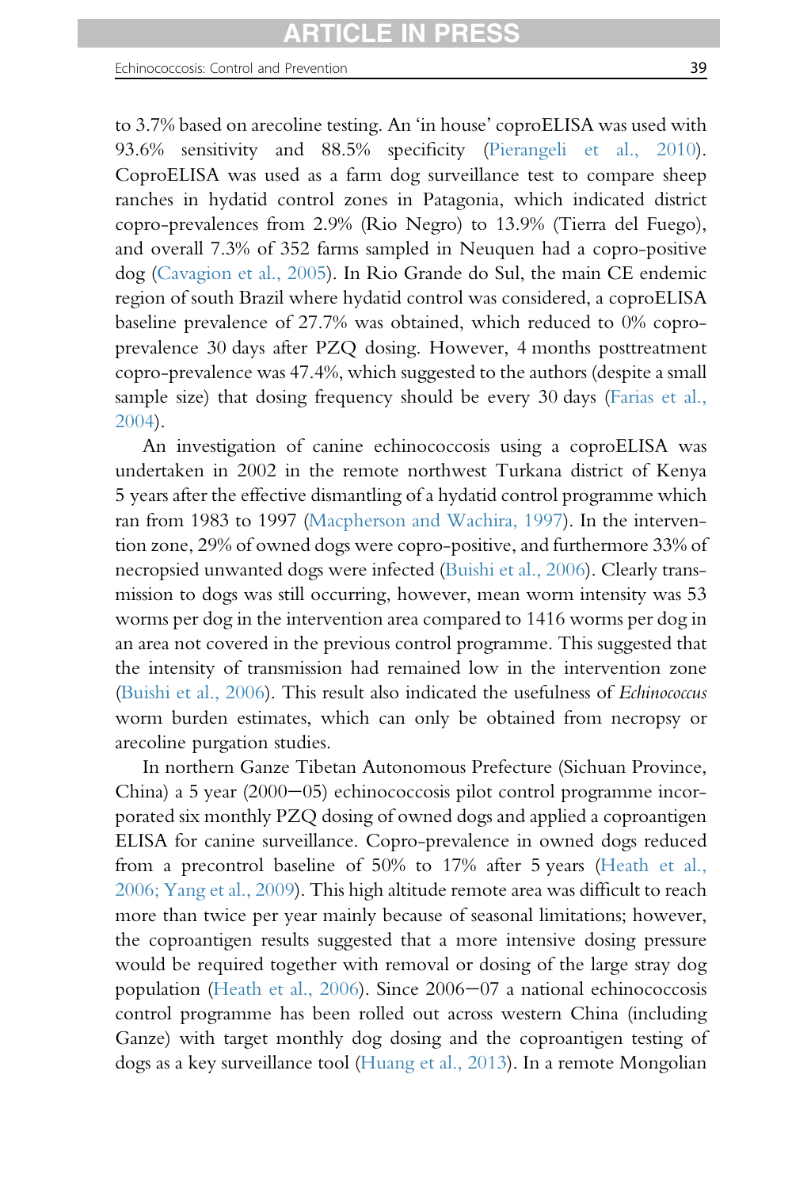to 3.7% based on arecoline testing. An 'in house' coproELISA was used with 93.6% sensitivity and 88.5% specificity (Pierangeli et al., 2010). CoproELISA was used as a farm dog surveillance test to compare sheep ranches in hydatid control zones in Patagonia, which indicated district copro-prevalences from 2.9% (Rio Negro) to 13.9% (Tierra del Fuego), and overall 7.3% of 352 farms sampled in Neuquen had a copro-positive dog (Cavagion et al., 2005). In Rio Grande do Sul, the main CE endemic region of south Brazil where hydatid control was considered, a coproELISA baseline prevalence of 27.7% was obtained, which reduced to 0% copro-prevalence 30 days after PZQ dosing. However, 4 months posttreatment copro-prevalence was 47.4%, which suggested to the authors (despite a small sample size) that dosing frequency should be every 30 days (Farias et al., 2004).

An investigation of canine echinococcosis using a coproELISA was undertaken in 2002 in the remote northwest Turkana district of Kenya 5 years after the effective dismantling of a hydatid control programme which ran from 1983 to 1997 (Macpherson and Wachira, 1997). In the intervention zone, 29% of owned dogs were copro-positive, and furthermore 33% of necropsied unwanted dogs were infected (Buishi et al., 2006). Clearly transmission to dogs was still occurring, however, mean worm intensity was 53 worms per dog in the intervention area compared to 1416 worms per dog in an area not covered in the previous control programme. This suggested that the intensity of transmission had remained low in the intervention zone (Buishi et al., 2006). This result also indicated the usefulness of *Echinococcus* worm burden estimates, which can only be obtained from necropsy or arecoline purgation studies.

In northern Ganze Tibetan Autonomous Prefecture (Sichuan Province, China) a 5 year (2000–05) echinococcosis pilot control programme incorporated six monthly PZQ dosing of owned dogs and applied a coproantigen ELISA for canine surveillance. Copro-prevalence in owned dogs reduced from a precontrol baseline of 50% to 17% after 5 years (Heath et al., 2006; Yang et al., 2009). This high altitude remote area was difficult to reach more than twice per year mainly because of seasonal limitations; however, the coproantigen results suggested that a more intensive dosing pressure would be required together with removal or dosing of the large stray dog population (Heath et al., 2006). Since 2006–07 a national echinococcosis control programme has been rolled out across western China (including Ganze) with target monthly dog dosing and the coproantigen testing of dogs as a key surveillance tool (Huang et al., 2013). In a remote Mongolian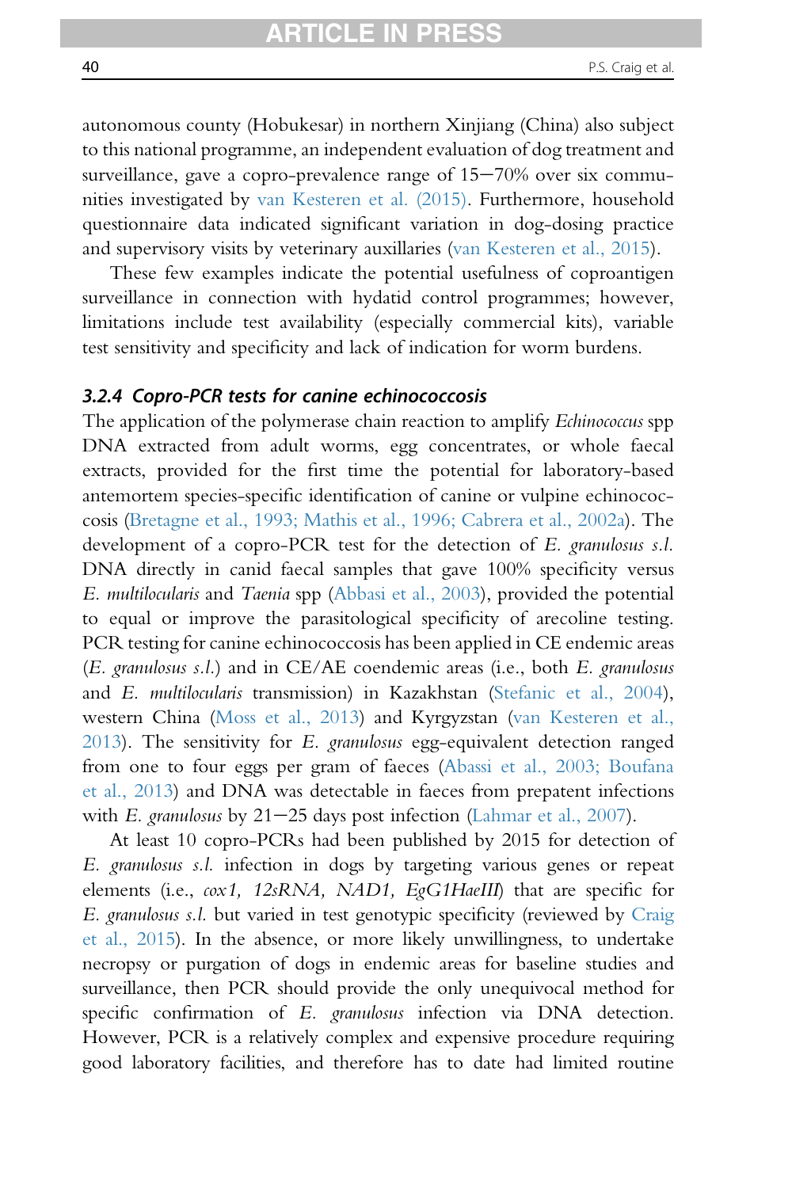autonomous county (Hobukesar) in northern Xinjiang (China) also subject to this national programme, an independent evaluation of dog treatment and surveillance, gave a copro-prevalence range of 15–70% over six communities investigated by van Kesteren et al. (2015). Furthermore, household questionnaire data indicated significant variation in dog-dosing practice and supervisory visits by veterinary auxillaries (van Kesteren et al., 2015).

These few examples indicate the potential usefulness of coproantigen surveillance in connection with hydatid control programmes; however, limitations include test availability (especially commercial kits), variable test sensitivity and specificity and lack of indication for worm burdens.

#### *3.2.4 Copro-PCR tests for canine echinococcosis*

The application of the polymerase chain reaction to amplify *Echinococcus* spp DNA extracted from adult worms, egg concentrates, or whole faecal extracts, provided for the first time the potential for laboratory-based antemortem species-specific identification of canine or vulpine echinococcosis (Bretagne et al., 1993; Mathis et al., 1996; Cabrera et al., 2002a). The development of a copro-PCR test for the detection of *E. granulosus s.l.* DNA directly in canid faecal samples that gave 100% specificity versus *E. multilocularis* and *Taenia* spp (Abbasi et al., 2003), provided the potential to equal or improve the parasitological specificity of arecoline testing. PCR testing for canine echinococcosis has been applied in CE endemic areas (*E. granulosus s.l.*) and in CE/AE coendemic areas (i.e., both *E. granulosus* and *E. multilocularis* transmission) in Kazakhstan (Stefanic et al., 2004), western China (Moss et al., 2013) and Kyrgyzstan (van Kesteren et al., 2013). The sensitivity for *E. granulosus* egg-equivalent detection ranged from one to four eggs per gram of faeces (Abassi et al., 2003; Boufana et al., 2013) and DNA was detectable in faeces from prepatent infections with *E. granulosus* by 21–25 days post infection (Lahmar et al., 2007).

At least 10 copro-PCRs had been published by 2015 for detection of *E. granulosus s.l.* infection in dogs by targeting various genes or repeat elements (i.e., *cox1, 12sRNA, NAD1, EgG1HaeIII*) that are specific for *E. granulosus s.l.* but varied in test genotypic specificity (reviewed by Craig et al., 2015). In the absence, or more likely unwillingness, to undertake necropsy or purgation of dogs in endemic areas for baseline studies and surveillance, then PCR should provide the only unequivocal method for specific confirmation of *E. granulosus* infection via DNA detection. However, PCR is a relatively complex and expensive procedure requiring good laboratory facilities, and therefore has to date had limited routine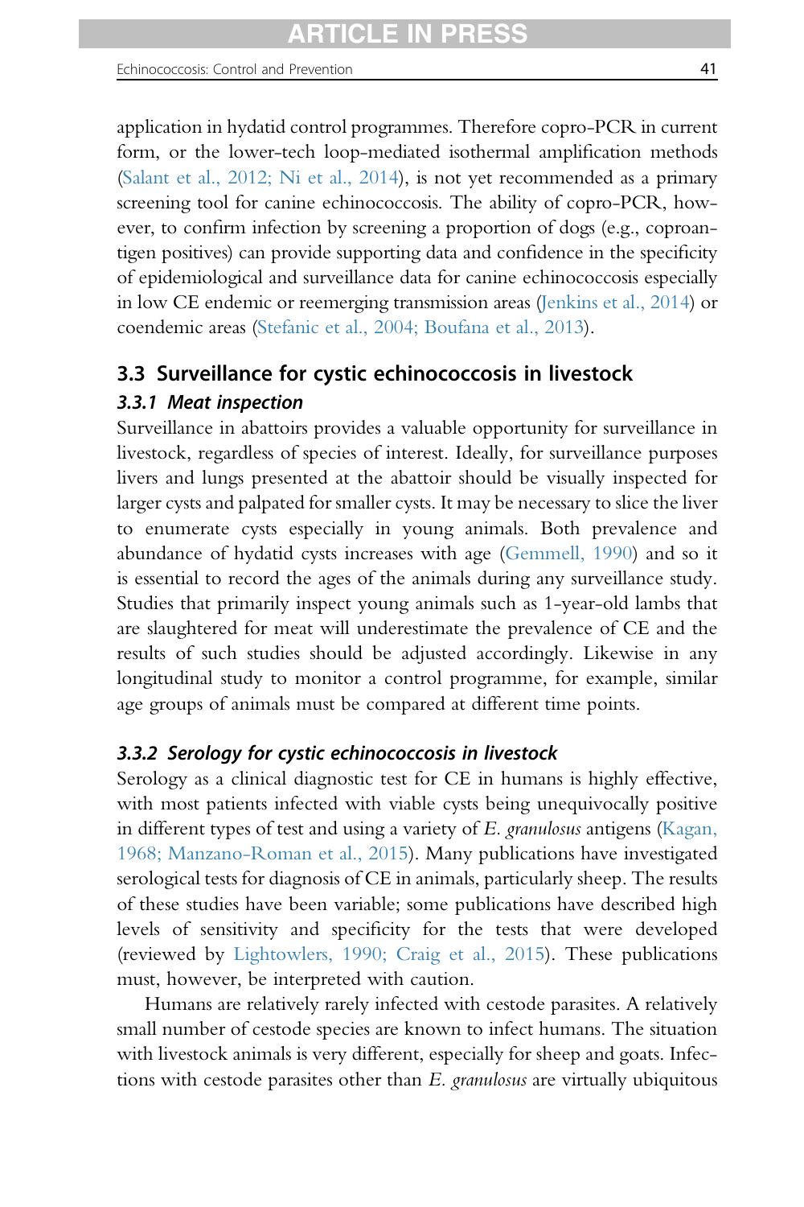application in hydatid control programmes. Therefore copro-PCR in current form, or the lower-tech loop-mediated isothermal amplification methods (Salant et al., 2012; Ni et al., 2014), is not yet recommended as a primary screening tool for canine echinococcosis. The ability of copro-PCR, however, to confirm infection by screening a proportion of dogs (e.g., coproantigen positives) can provide supporting data and confidence in the specificity of epidemiological and surveillance data for canine echinococcosis especially in low CE endemic or reemerging transmission areas (Jenkins et al., 2014) or coendemic areas (Stefanic et al., 2004; Boufana et al., 2013).

## 3.3 Surveillance for cystic echinococcosis in livestock

### *3.3.1 Meat inspection*

Surveillance in abattoirs provides a valuable opportunity for surveillance in livestock, regardless of species of interest. Ideally, for surveillance purposes livers and lungs presented at the abattoir should be visually inspected for larger cysts and palpated for smaller cysts. It may be necessary to slice the liver to enumerate cysts especially in young animals. Both prevalence and abundance of hydatid cysts increases with age (Gemmell, 1990) and so it is essential to record the ages of the animals during any surveillance study. Studies that primarily inspect young animals such as 1-year-old lambs that are slaughtered for meat will underestimate the prevalence of CE and the results of such studies should be adjusted accordingly. Likewise in any longitudinal study to monitor a control programme, for example, similar age groups of animals must be compared at different time points.

### *3.3.2 Serology for cystic echinococcosis in livestock*

Serology as a clinical diagnostic test for CE in humans is highly effective, with most patients infected with viable cysts being unequivocally positive in different types of test and using a variety of *E. granulosus* antigens (Kagan, 1968; Manzano-Roman et al., 2015). Many publications have investigated serological tests for diagnosis of CE in animals, particularly sheep. The results of these studies have been variable; some publications have described high levels of sensitivity and specificity for the tests that were developed (reviewed by Lightowlers, 1990; Craig et al., 2015). These publications must, however, be interpreted with caution.

Humans are relatively rarely infected with cestode parasites. A relatively small number of cestode species are known to infect humans. The situation with livestock animals is very different, especially for sheep and goats. Infections with cestode parasites other than *E. granulosus* are virtually ubiquitous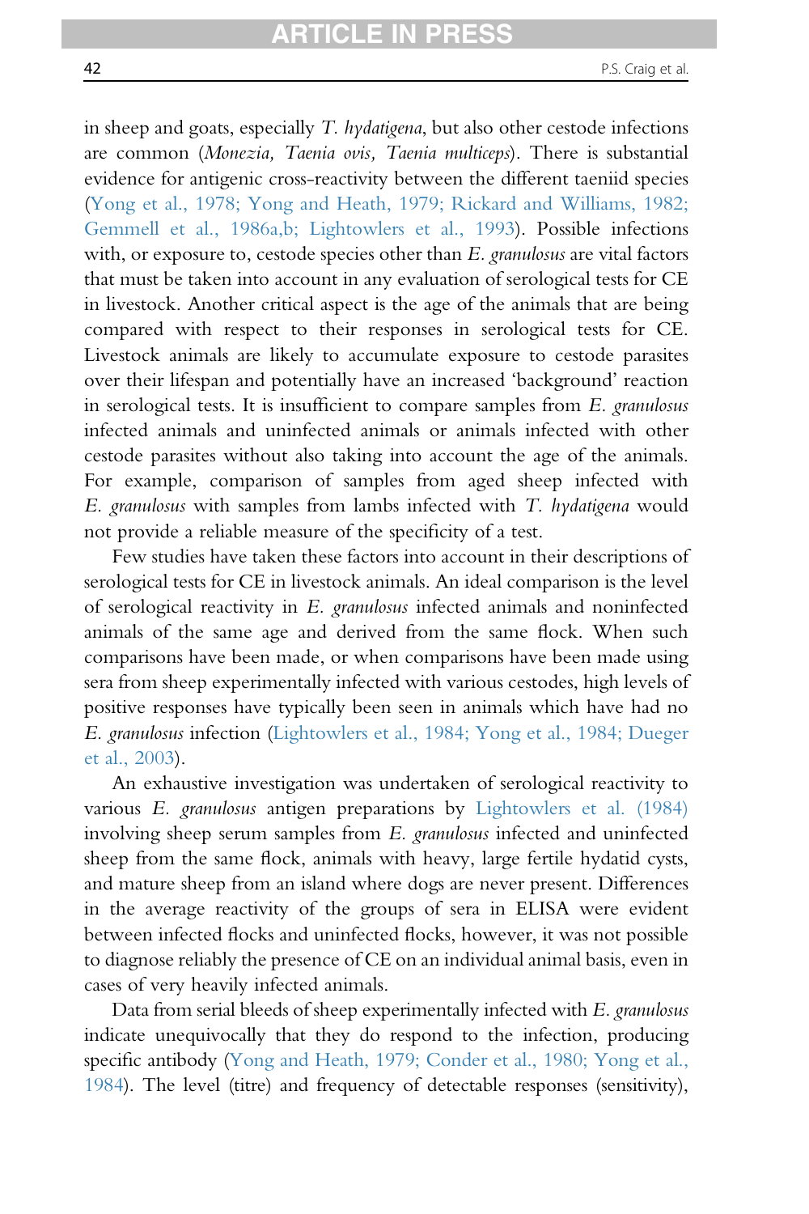in sheep and goats, especially *T. hydatigena*, but also other cestode infections are common (*Monezia, Taenia ovis, Taenia multiceps*). There is substantial evidence for antigenic cross-reactivity between the different taeniid species (Yong et al., 1978; Yong and Heath, 1979; Rickard and Williams, 1982; Gemmell et al., 1986a,b; Lightowlers et al., 1993). Possible infections with, or exposure to, cestode species other than *E. granulosus* are vital factors that must be taken into account in any evaluation of serological tests for CE in livestock. Another critical aspect is the age of the animals that are being compared with respect to their responses in serological tests for CE. Livestock animals are likely to accumulate exposure to cestode parasites over their lifespan and potentially have an increased 'background' reaction in serological tests. It is insufficient to compare samples from *E. granulosus* infected animals and uninfected animals or animals infected with other cestode parasites without also taking into account the age of the animals. For example, comparison of samples from aged sheep infected with *E. granulosus* with samples from lambs infected with *T. hydatigena* would not provide a reliable measure of the specificity of a test.

Few studies have taken these factors into account in their descriptions of serological tests for CE in livestock animals. An ideal comparison is the level of serological reactivity in *E. granulosus* infected animals and noninfected animals of the same age and derived from the same flock. When such comparisons have been made, or when comparisons have been made using sera from sheep experimentally infected with various cestodes, high levels of positive responses have typically been seen in animals which have had no *E. granulosus* infection (Lightowlers et al., 1984; Yong et al., 1984; Dueger et al., 2003).

An exhaustive investigation was undertaken of serological reactivity to various *E. granulosus* antigen preparations by Lightowlers et al. (1984) involving sheep serum samples from *E. granulosus* infected and uninfected sheep from the same flock, animals with heavy, large fertile hydatid cysts, and mature sheep from an island where dogs are never present. Differences in the average reactivity of the groups of sera in ELISA were evident between infected flocks and uninfected flocks, however, it was not possible to diagnose reliably the presence of CE on an individual animal basis, even in cases of very heavily infected animals.

Data from serial bleeds of sheep experimentally infected with *E. granulosus* indicate unequivocally that they do respond to the infection, producing specific antibody (Yong and Heath, 1979; Conder et al., 1980; Yong et al., 1984). The level (titre) and frequency of detectable responses (sensitivity),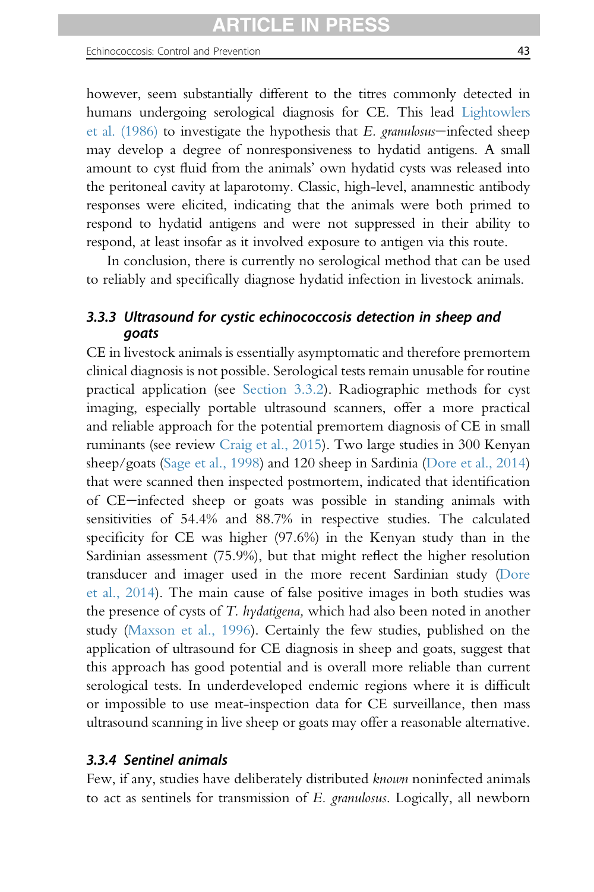however, seem substantially different to the titres commonly detected in humans undergoing serological diagnosis for CE. This lead Lightowlers et al. (1986) to investigate the hypothesis that *E. granulosus*–infected sheep may develop a degree of nonresponsiveness to hydatid antigens. A small amount to cyst fluid from the animals' own hydatid cysts was released into the peritoneal cavity at laparotomy. Classic, high-level, anamnestic antibody responses were elicited, indicating that the animals were both primed to respond to hydatid antigens and were not suppressed in their ability to respond, at least insofar as it involved exposure to antigen via this route.

In conclusion, there is currently no serological method that can be used to reliably and specifically diagnose hydatid infection in livestock animals.

### 3.3.3 Ultrasound for cystic echinococcosis detection in sheep and goats

CE in livestock animals is essentially asymptomatic and therefore premortem clinical diagnosis is not possible. Serological tests remain unusable for routine practical application (see Section 3.3.2). Radiographic methods for cyst imaging, especially portable ultrasound scanners, offer a more practical and reliable approach for the potential premortem diagnosis of CE in small ruminants (see review Craig et al., 2015). Two large studies in 300 Kenyan sheep/goats (Sage et al., 1998) and 120 sheep in Sardinia (Dore et al., 2014) that were scanned then inspected postmortem, indicated that identification of CE–infected sheep or goats was possible in standing animals with sensitivities of 54.4% and 88.7% in respective studies. The calculated specificity for CE was higher (97.6%) in the Kenyan study than in the Sardinian assessment (75.9%), but that might reflect the higher resolution transducer and imager used in the more recent Sardinian study (Dore et al., 2014). The main cause of false positive images in both studies was the presence of cysts of *T. hydatigena,* which had also been noted in another study (Maxson et al., 1996). Certainly the few studies, published on the application of ultrasound for CE diagnosis in sheep and goats, suggest that this approach has good potential and is overall more reliable than current serological tests. In underdeveloped endemic regions where it is difficult or impossible to use meat-inspection data for CE surveillance, then mass ultrasound scanning in live sheep or goats may offer a reasonable alternative.

### 3.3.4 Sentinel animals

Few, if any, studies have deliberately distributed *known* noninfected animals to act as sentinels for transmission of *E. granulosus*. Logically, all newborn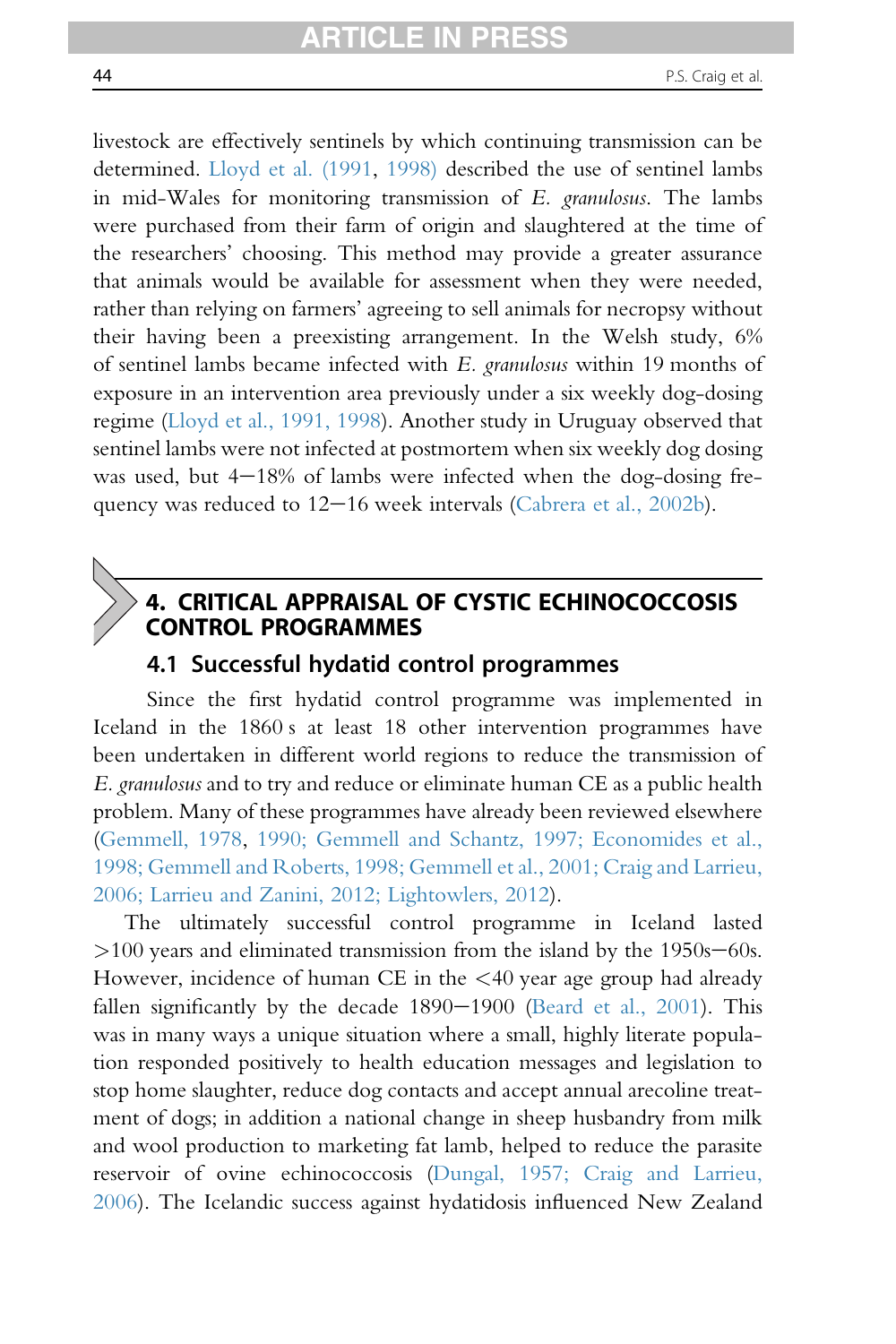livestock are effectively sentinels by which continuing transmission can be determined. Lloyd et al. (1991, 1998) described the use of sentinel lambs in mid-Wales for monitoring transmission of *E. granulosus*. The lambs were purchased from their farm of origin and slaughtered at the time of the researchers' choosing. This method may provide a greater assurance that animals would be available for assessment when they were needed, rather than relying on farmers' agreeing to sell animals for necropsy without their having been a preexisting arrangement. In the Welsh study, 6% of sentinel lambs became infected with *E. granulosus* within 19 months of exposure in an intervention area previously under a six weekly dog-dosing regime (Lloyd et al., 1991, 1998). Another study in Uruguay observed that sentinel lambs were not infected at postmortem when six weekly dog dosing was used, but 4–18% of lambs were infected when the dog-dosing frequency was reduced to 12–16 week intervals (Cabrera et al., 2002b).

## 4. CRITICAL APPRAISAL OF CYSTIC ECHINOCOCCOSIS CONTROL PROGRAMMES

### 4.1 Successful hydatid control programmes

Since the first hydatid control programme was implemented in Iceland in the 1860 s at least 18 other intervention programmes have been undertaken in different world regions to reduce the transmission of *E. granulosus* and to try and reduce or eliminate human CE as a public health problem. Many of these programmes have already been reviewed elsewhere (Gemmell, 1978, 1990; Gemmell and Schantz, 1997; Economides et al., 1998; Gemmell and Roberts, 1998; Gemmell et al., 2001; Craig and Larrieu, 2006; Larrieu and Zanini, 2012; Lightowlers, 2012).

The ultimately successful control programme in Iceland lasted >100 years and eliminated transmission from the island by the 1950s–60s. However, incidence of human CE in the <40 year age group had already fallen significantly by the decade 1890–1900 (Beard et al., 2001). This was in many ways a unique situation where a small, highly literate population responded positively to health education messages and legislation to stop home slaughter, reduce dog contacts and accept annual arecoline treatment of dogs; in addition a national change in sheep husbandry from milk and wool production to marketing fat lamb, helped to reduce the parasite reservoir of ovine echinococcosis (Dungal, 1957; Craig and Larrieu, 2006). The Icelandic success against hydatidosis influenced New Zealand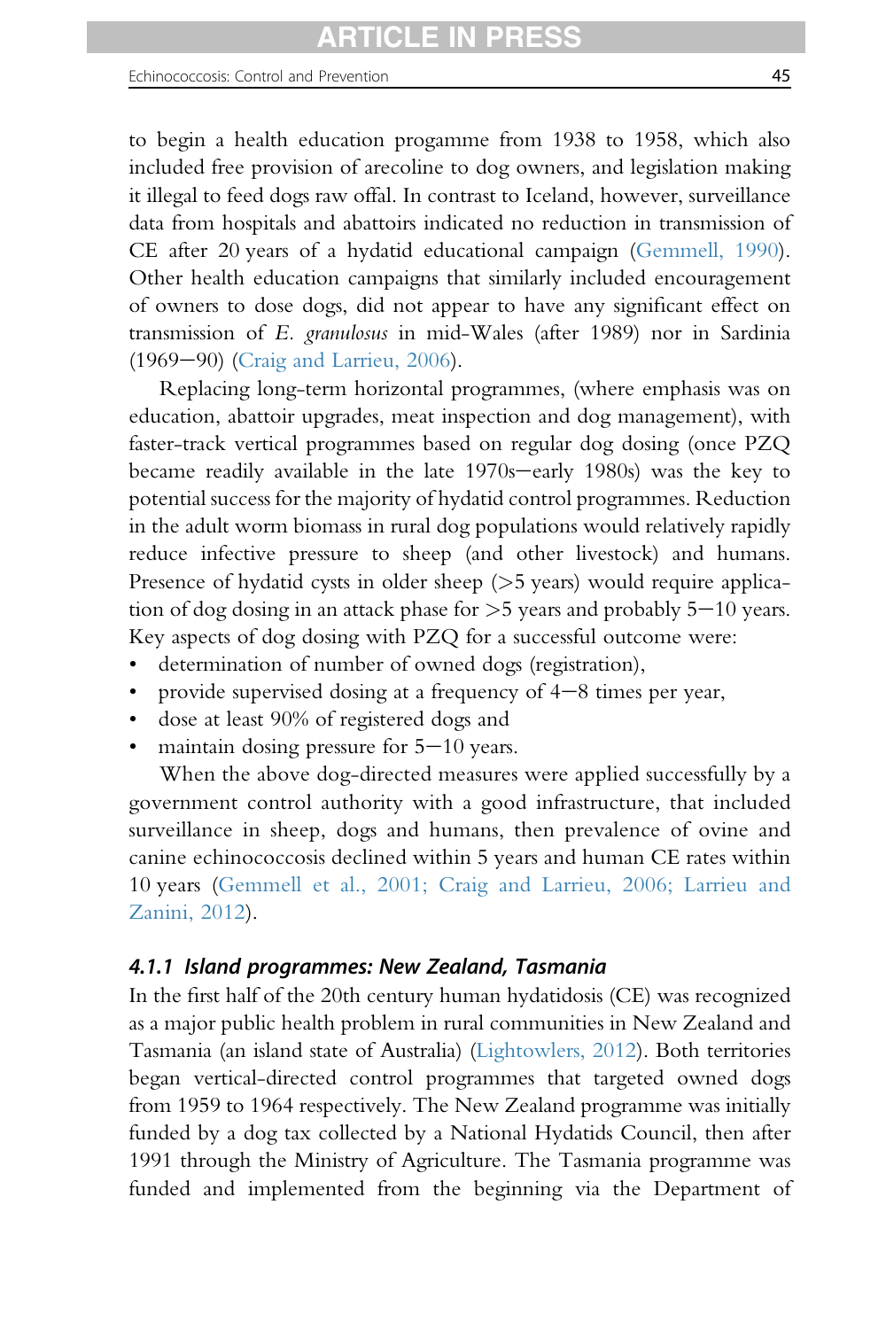to begin a health education progamme from 1938 to 1958, which also included free provision of arecoline to dog owners, and legislation making it illegal to feed dogs raw offal. In contrast to Iceland, however, surveillance data from hospitals and abattoirs indicated no reduction in transmission of CE after 20 years of a hydatid educational campaign (Gemmell, 1990). Other health education campaigns that similarly included encouragement of owners to dose dogs, did not appear to have any significant effect on transmission of *E. granulosus* in mid-Wales (after 1989) nor in Sardinia (1969–90) (Craig and Larrieu, 2006).

Replacing long-term horizontal programmes, (where emphasis was on education, abattoir upgrades, meat inspection and dog management), with faster-track vertical programmes based on regular dog dosing (once PZQ became readily available in the late 1970s–early 1980s) was the key to potential success for the majority of hydatid control programmes. Reduction in the adult worm biomass in rural dog populations would relatively rapidly reduce infective pressure to sheep (and other livestock) and humans. Presence of hydatid cysts in older sheep (>5 years) would require application of dog dosing in an attack phase for >5 years and probably 5–10 years. Key aspects of dog dosing with PZQ for a successful outcome were:

- determination of number of owned dogs (registration),
- provide supervised dosing at a frequency of 4–8 times per year,
- dose at least 90% of registered dogs and
- maintain dosing pressure for 5–10 years.

When the above dog-directed measures were applied successfully by a government control authority with a good infrastructure, that included surveillance in sheep, dogs and humans, then prevalence of ovine and canine echinococcosis declined within 5 years and human CE rates within 10 years (Gemmell et al., 2001; Craig and Larrieu, 2006; Larrieu and Zanini, 2012).

#### 4.1.1 Island programmes: New Zealand, Tasmania

In the first half of the 20th century human hydatidosis (CE) was recognized as a major public health problem in rural communities in New Zealand and Tasmania (an island state of Australia) (Lightowlers, 2012). Both territories began vertical-directed control programmes that targeted owned dogs from 1959 to 1964 respectively. The New Zealand programme was initially funded by a dog tax collected by a National Hydatids Council, then after 1991 through the Ministry of Agriculture. The Tasmania programme was funded and implemented from the beginning via the Department of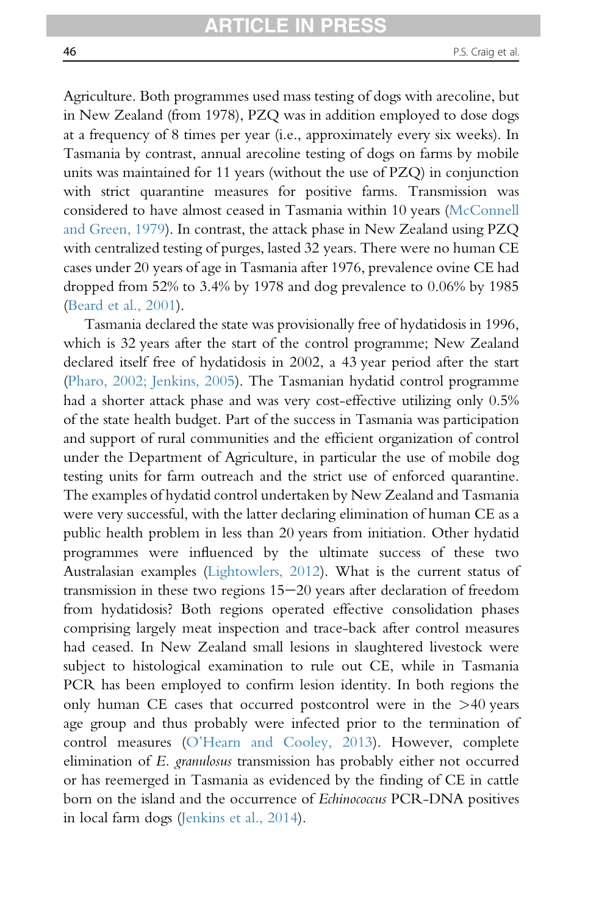Agriculture. Both programmes used mass testing of dogs with arecoline, but in New Zealand (from 1978), PZQ was in addition employed to dose dogs at a frequency of 8 times per year (i.e., approximately every six weeks). In Tasmania by contrast, annual arecoline testing of dogs on farms by mobile units was maintained for 11 years (without the use of PZQ) in conjunction with strict quarantine measures for positive farms. Transmission was considered to have almost ceased in Tasmania within 10 years (McConnell and Green, 1979). In contrast, the attack phase in New Zealand using PZQ with centralized testing of purges, lasted 32 years. There were no human CE cases under 20 years of age in Tasmania after 1976, prevalence ovine CE had dropped from 52% to 3.4% by 1978 and dog prevalence to 0.06% by 1985 (Beard et al., 2001).

Tasmania declared the state was provisionally free of hydatidosis in 1996, which is 32 years after the start of the control programme; New Zealand declared itself free of hydatidosis in 2002, a 43 year period after the start (Pharo, 2002; Jenkins, 2005). The Tasmanian hydatid control programme had a shorter attack phase and was very cost-effective utilizing only 0.5% of the state health budget. Part of the success in Tasmania was participation and support of rural communities and the efficient organization of control under the Department of Agriculture, in particular the use of mobile dog testing units for farm outreach and the strict use of enforced quarantine. The examples of hydatid control undertaken by New Zealand and Tasmania were very successful, with the latter declaring elimination of human CE as a public health problem in less than 20 years from initiation. Other hydatid programmes were influenced by the ultimate success of these two Australasian examples (Lightowlers, 2012). What is the current status of transmission in these two regions 15–20 years after declaration of freedom from hydatidosis? Both regions operated effective consolidation phases comprising largely meat inspection and trace-back after control measures had ceased. In New Zealand small lesions in slaughtered livestock were subject to histological examination to rule out CE, while in Tasmania PCR has been employed to confirm lesion identity. In both regions the only human CE cases that occurred postcontrol were in the >40 years age group and thus probably were infected prior to the termination of control measures (O'Hearn and Cooley, 2013). However, complete elimination of *E. granulosus* transmission has probably either not occurred or has reemerged in Tasmania as evidenced by the finding of CE in cattle born on the island and the occurrence of *Echinococcus* PCR-DNA positives in local farm dogs (Jenkins et al., 2014).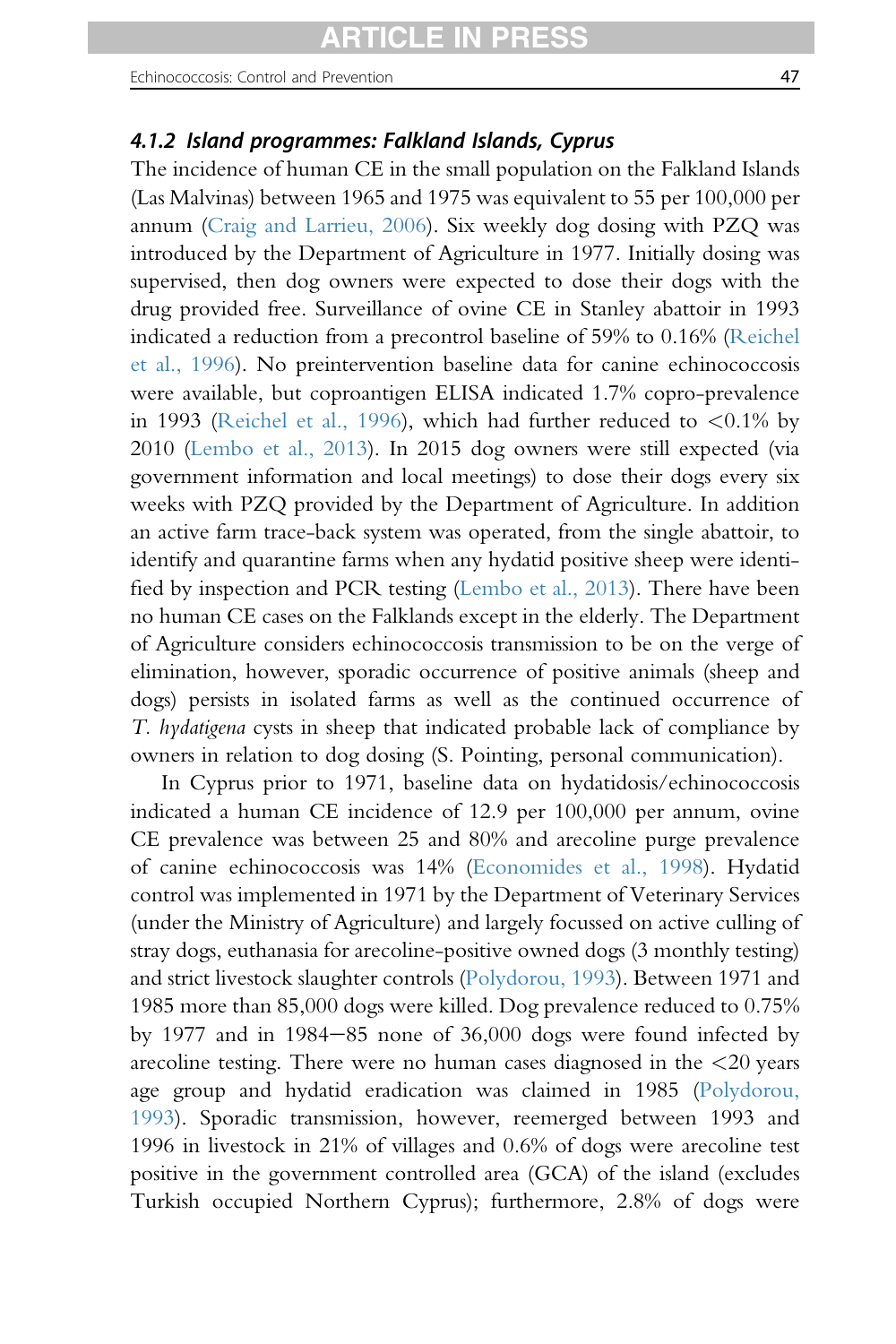#### 4.1.2 Island programmes: Falkland Islands, Cyprus

The incidence of human CE in the small population on the Falkland Islands (Las Malvinas) between 1965 and 1975 was equivalent to 55 per 100,000 per annum (Craig and Larrieu, 2006). Six weekly dog dosing with PZQ was introduced by the Department of Agriculture in 1977. Initially dosing was supervised, then dog owners were expected to dose their dogs with the drug provided free. Surveillance of ovine CE in Stanley abattoir in 1993 indicated a reduction from a precontrol baseline of 59% to 0.16% (Reichel et al., 1996). No preintervention baseline data for canine echinococcosis were available, but coproantigen ELISA indicated 1.7% copro-prevalence in 1993 (Reichel et al., 1996), which had further reduced to <0.1% by 2010 (Lembo et al., 2013). In 2015 dog owners were still expected (via government information and local meetings) to dose their dogs every six weeks with PZQ provided by the Department of Agriculture. In addition an active farm trace-back system was operated, from the single abattoir, to identify and quarantine farms when any hydatid positive sheep were identified by inspection and PCR testing (Lembo et al., 2013). There have been no human CE cases on the Falklands except in the elderly. The Department of Agriculture considers echinococcosis transmission to be on the verge of elimination, however, sporadic occurrence of positive animals (sheep and dogs) persists in isolated farms as well as the continued occurrence of *T. hydatigena* cysts in sheep that indicated probable lack of compliance by owners in relation to dog dosing (S. Pointing, personal communication).

In Cyprus prior to 1971, baseline data on hydatidosis/echinococcosis indicated a human CE incidence of 12.9 per 100,000 per annum, ovine CE prevalence was between 25 and 80% and arecoline purge prevalence of canine echinococcosis was 14% (Economides et al., 1998). Hydatid control was implemented in 1971 by the Department of Veterinary Services (under the Ministry of Agriculture) and largely focussed on active culling of stray dogs, euthanasia for arecoline-positive owned dogs (3 monthly testing) and strict livestock slaughter controls (Polydorou, 1993). Between 1971 and 1985 more than 85,000 dogs were killed. Dog prevalence reduced to 0.75% by 1977 and in 1984–85 none of 36,000 dogs were found infected by arecoline testing. There were no human cases diagnosed in the <20 years age group and hydatid eradication was claimed in 1985 (Polydorou, 1993). Sporadic transmission, however, reemerged between 1993 and 1996 in livestock in 21% of villages and 0.6% of dogs were arecoline test positive in the government controlled area (GCA) of the island (excludes Turkish occupied Northern Cyprus); furthermore, 2.8% of dogs were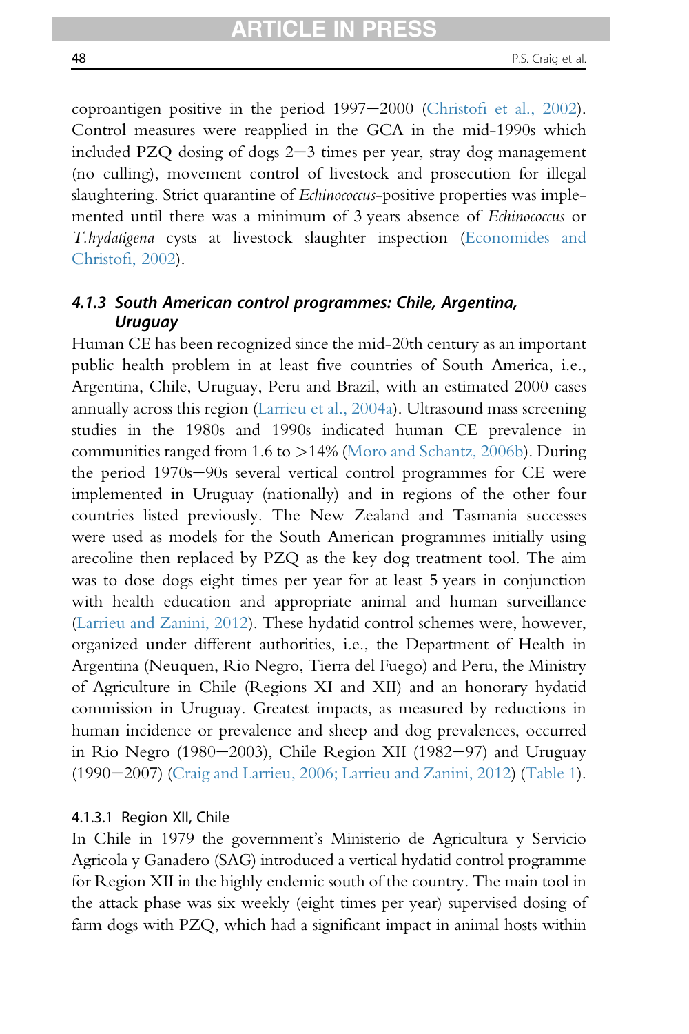coproantigen positive in the period 1997–2000 (Christofi et al., 2002). Control measures were reapplied in the GCA in the mid-1990s which included PZQ dosing of dogs 2–3 times per year, stray dog management (no culling), movement control of livestock and prosecution for illegal slaughtering. Strict quarantine of *Echinococcus*-positive properties was implemented until there was a minimum of 3 years absence of *Echinococcus* or *T.hydatigena* cysts at livestock slaughter inspection (Economides and Christofi, 2002).

### 4.1.3 South American control programmes: Chile, Argentina, Uruguay

Human CE has been recognized since the mid-20th century as an important public health problem in at least five countries of South America, i.e., Argentina, Chile, Uruguay, Peru and Brazil, with an estimated 2000 cases annually across this region (Larrieu et al., 2004a). Ultrasound mass screening studies in the 1980s and 1990s indicated human CE prevalence in communities ranged from 1.6 to >14% (Moro and Schantz, 2006b). During the period 1970s–90s several vertical control programmes for CE were implemented in Uruguay (nationally) and in regions of the other four countries listed previously. The New Zealand and Tasmania successes were used as models for the South American programmes initially using arecoline then replaced by PZQ as the key dog treatment tool. The aim was to dose dogs eight times per year for at least 5 years in conjunction with health education and appropriate animal and human surveillance (Larrieu and Zanini, 2012). These hydatid control schemes were, however, organized under different authorities, i.e., the Department of Health in Argentina (Neuquen, Rio Negro, Tierra del Fuego) and Peru, the Ministry of Agriculture in Chile (Regions XI and XII) and an honorary hydatid commission in Uruguay. Greatest impacts, as measured by reductions in human incidence or prevalence and sheep and dog prevalences, occurred in Rio Negro (1980–2003), Chile Region XII (1982–97) and Uruguay (1990–2007) (Craig and Larrieu, 2006; Larrieu and Zanini, 2012) (Table 1).

#### 4.1.3.1 Region XII, Chile

In Chile in 1979 the government's Ministerio de Agricultura y Servicio Agricola y Ganadero (SAG) introduced a vertical hydatid control programme for Region XII in the highly endemic south of the country. The main tool in the attack phase was six weekly (eight times per year) supervised dosing of farm dogs with PZQ, which had a significant impact in animal hosts within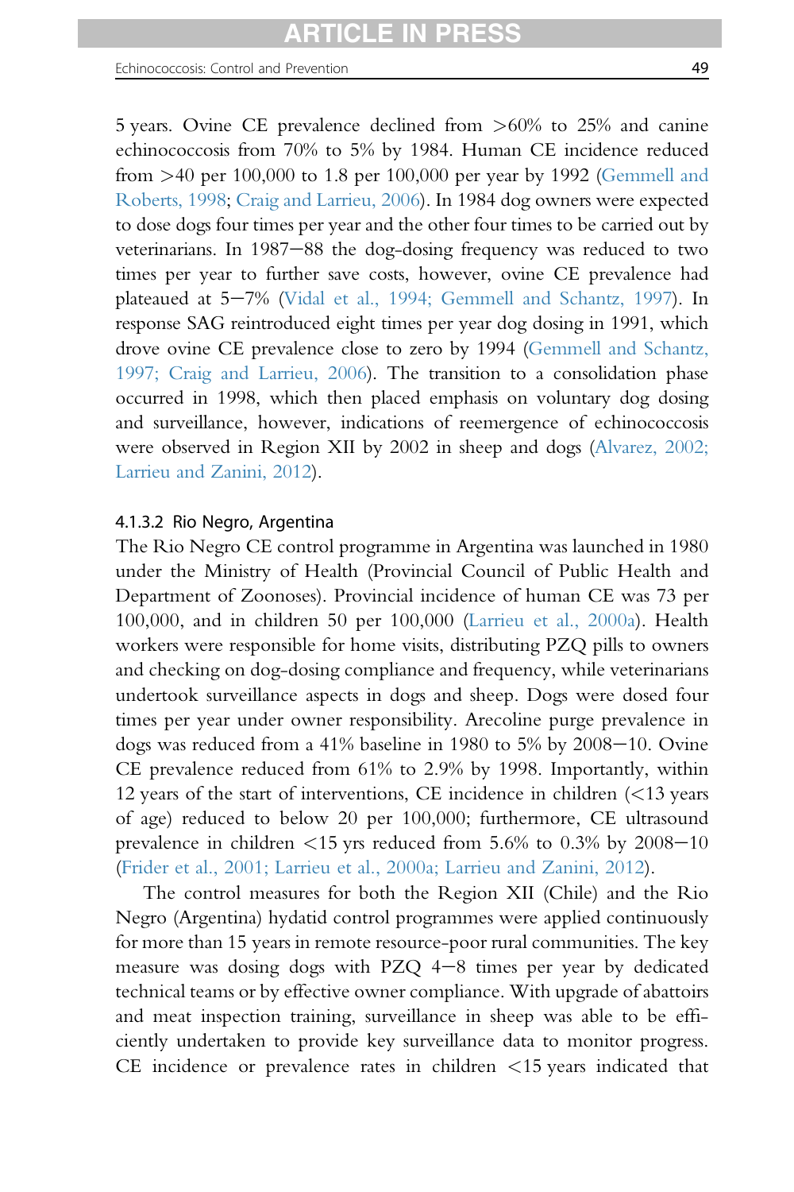5 years. Ovine CE prevalence declined from >60% to 25% and canine echinococcosis from 70% to 5% by 1984. Human CE incidence reduced from >40 per 100,000 to 1.8 per 100,000 per year by 1992 (Gemmell and Roberts, 1998; Craig and Larrieu, 2006). In 1984 dog owners were expected to dose dogs four times per year and the other four times to be carried out by veterinarians. In 1987–88 the dog-dosing frequency was reduced to two times per year to further save costs, however, ovine CE prevalence had plateaued at 5–7% (Vidal et al., 1994; Gemmell and Schantz, 1997). In response SAG reintroduced eight times per year dog dosing in 1991, which drove ovine CE prevalence close to zero by 1994 (Gemmell and Schantz, 1997; Craig and Larrieu, 2006). The transition to a consolidation phase occurred in 1998, which then placed emphasis on voluntary dog dosing and surveillance, however, indications of reemergence of echinococcosis were observed in Region XII by 2002 in sheep and dogs (Alvarez, 2002; Larrieu and Zanini, 2012).

#### 4.1.3.2 Rio Negro, Argentina

The Rio Negro CE control programme in Argentina was launched in 1980 under the Ministry of Health (Provincial Council of Public Health and Department of Zoonoses). Provincial incidence of human CE was 73 per 100,000, and in children 50 per 100,000 (Larrieu et al., 2000a). Health workers were responsible for home visits, distributing PZQ pills to owners and checking on dog-dosing compliance and frequency, while veterinarians undertook surveillance aspects in dogs and sheep. Dogs were dosed four times per year under owner responsibility. Arecoline purge prevalence in dogs was reduced from a 41% baseline in 1980 to 5% by 2008–10. Ovine CE prevalence reduced from 61% to 2.9% by 1998. Importantly, within 12 years of the start of interventions, CE incidence in children (<13 years of age) reduced to below 20 per 100,000; furthermore, CE ultrasound prevalence in children <15 yrs reduced from 5.6% to 0.3% by 2008–10 (Frider et al., 2001; Larrieu et al., 2000a; Larrieu and Zanini, 2012).

The control measures for both the Region XII (Chile) and the Rio Negro (Argentina) hydatid control programmes were applied continuously for more than 15 years in remote resource-poor rural communities. The key measure was dosing dogs with PZQ 4–8 times per year by dedicated technical teams or by effective owner compliance. With upgrade of abattoirs and meat inspection training, surveillance in sheep was able to be efficiently undertaken to provide key surveillance data to monitor progress. CE incidence or prevalence rates in children <15 years indicated that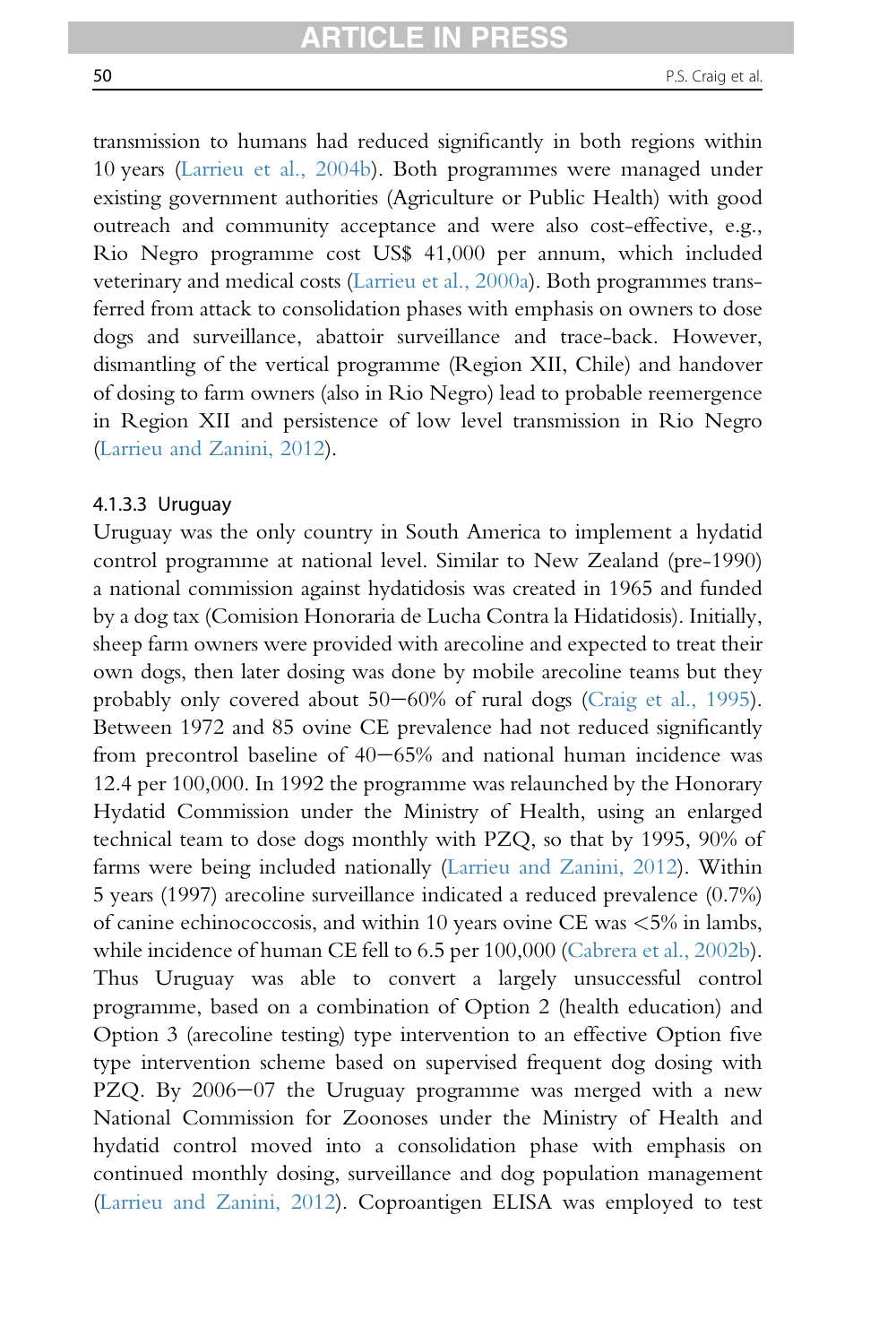transmission to humans had reduced significantly in both regions within 10 years (Larrieu et al., 2004b). Both programmes were managed under existing government authorities (Agriculture or Public Health) with good outreach and community acceptance and were also cost-effective, e.g., Rio Negro programme cost US$ 41,000 per annum, which included veterinary and medical costs (Larrieu et al., 2000a). Both programmes transferred from attack to consolidation phases with emphasis on owners to dose dogs and surveillance, abattoir surveillance and trace-back. However, dismantling of the vertical programme (Region XII, Chile) and handover of dosing to farm owners (also in Rio Negro) lead to probable reemergence in Region XII and persistence of low level transmission in Rio Negro (Larrieu and Zanini, 2012).

#### 4.1.3.3 Uruguay

Uruguay was the only country in South America to implement a hydatid control programme at national level. Similar to New Zealand (pre-1990) a national commission against hydatidosis was created in 1965 and funded by a dog tax (Comision Honoraria de Lucha Contra la Hidatidosis). Initially, sheep farm owners were provided with arecoline and expected to treat their own dogs, then later dosing was done by mobile arecoline teams but they probably only covered about 50–60% of rural dogs (Craig et al., 1995). Between 1972 and 85 ovine CE prevalence had not reduced significantly from precontrol baseline of 40–65% and national human incidence was 12.4 per 100,000. In 1992 the programme was relaunched by the Honorary Hydatid Commission under the Ministry of Health, using an enlarged technical team to dose dogs monthly with PZQ, so that by 1995, 90% of farms were being included nationally (Larrieu and Zanini, 2012). Within 5 years (1997) arecoline surveillance indicated a reduced prevalence (0.7%) of canine echinococcosis, and within 10 years ovine CE was <5% in lambs, while incidence of human CE fell to 6.5 per 100,000 (Cabrera et al., 2002b). Thus Uruguay was able to convert a largely unsuccessful control programme, based on a combination of Option 2 (health education) and Option 3 (arecoline testing) type intervention to an effective Option five type intervention scheme based on supervised frequent dog dosing with PZQ. By 2006–07 the Uruguay programme was merged with a new National Commission for Zoonoses under the Ministry of Health and hydatid control moved into a consolidation phase with emphasis on continued monthly dosing, surveillance and dog population management (Larrieu and Zanini, 2012). Coproantigen ELISA was employed to test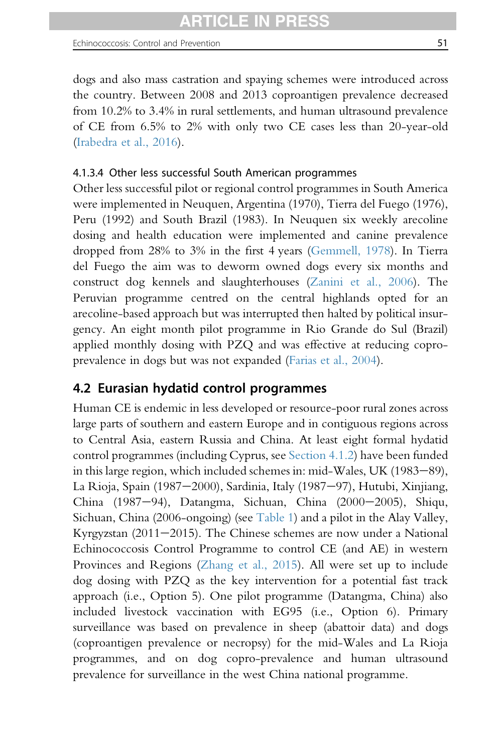dogs and also mass castration and spaying schemes were introduced across the country. Between 2008 and 2013 coproantigen prevalence decreased from 10.2% to 3.4% in rural settlements, and human ultrasound prevalence of CE from 6.5% to 2% with only two CE cases less than 20-year-old (Irabedra et al., 2016).

#### 4.1.3.4 Other less successful South American programmes

Other less successful pilot or regional control programmes in South America were implemented in Neuquen, Argentina (1970), Tierra del Fuego (1976), Peru (1992) and South Brazil (1983). In Neuquen six weekly arecoline dosing and health education were implemented and canine prevalence dropped from 28% to 3% in the first 4 years (Gemmell, 1978). In Tierra del Fuego the aim was to deworm owned dogs every six months and construct dog kennels and slaughterhouses (Zanini et al., 2006). The Peruvian programme centred on the central highlands opted for an arecoline-based approach but was interrupted then halted by political insurgency. An eight month pilot programme in Rio Grande do Sul (Brazil) applied monthly dosing with PZQ and was effective at reducing copro-prevalence in dogs but was not expanded (Farias et al., 2004).

## 4.2 Eurasian hydatid control programmes

Human CE is endemic in less developed or resource-poor rural zones across large parts of southern and eastern Europe and in contiguous regions across to Central Asia, eastern Russia and China. At least eight formal hydatid control programmes (including Cyprus, see Section 4.1.2) have been funded in this large region, which included schemes in: mid-Wales, UK (1983–89), La Rioja, Spain (1987–2000), Sardinia, Italy (1987–97), Hutubi, Xinjiang, China (1987–94), Datangma, Sichuan, China (2000–2005), Shiqu, Sichuan, China (2006-ongoing) (see Table 1) and a pilot in the Alay Valley, Kyrgyzstan (2011–2015). The Chinese schemes are now under a National Echinococcosis Control Programme to control CE (and AE) in western Provinces and Regions (Zhang et al., 2015). All were set up to include dog dosing with PZQ as the key intervention for a potential fast track approach (i.e., Option 5). One pilot programme (Datangma, China) also included livestock vaccination with EG95 (i.e., Option 6). Primary surveillance was based on prevalence in sheep (abattoir data) and dogs (coproantigen prevalence or necropsy) for the mid-Wales and La Rioja programmes, and on dog copro-prevalence and human ultrasound prevalence for surveillance in the west China national programme.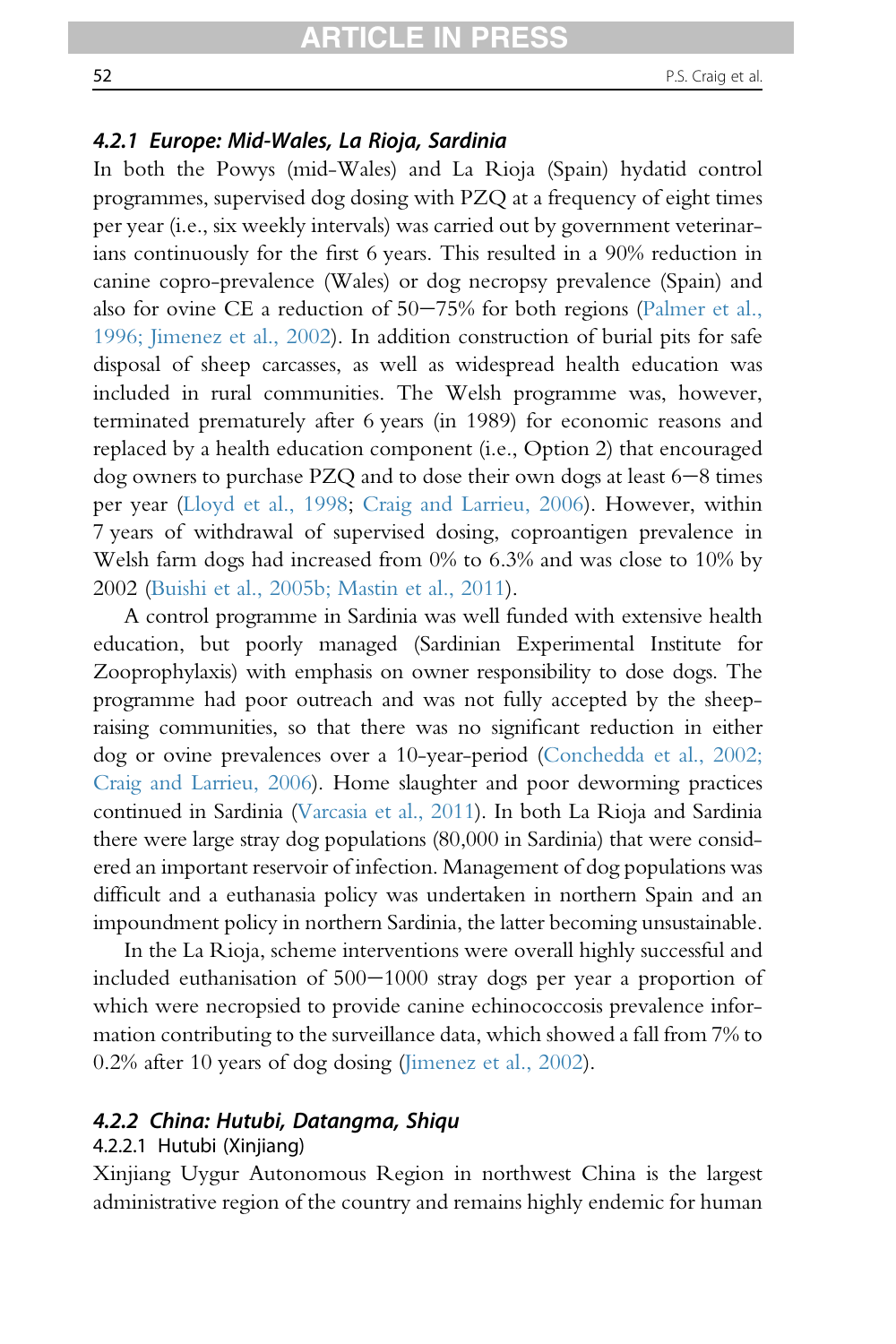#### 4.2.1 Europe: Mid-Wales, La Rioja, Sardinia

In both the Powys (mid-Wales) and La Rioja (Spain) hydatid control programmes, supervised dog dosing with PZQ at a frequency of eight times per year (i.e., six weekly intervals) was carried out by government veterinarians continuously for the first 6 years. This resulted in a 90% reduction in canine copro-prevalence (Wales) or dog necropsy prevalence (Spain) and also for ovine CE a reduction of 50–75% for both regions (Palmer et al., 1996; Jimenez et al., 2002). In addition construction of burial pits for safe disposal of sheep carcasses, as well as widespread health education was included in rural communities. The Welsh programme was, however, terminated prematurely after 6 years (in 1989) for economic reasons and replaced by a health education component (i.e., Option 2) that encouraged dog owners to purchase PZQ and to dose their own dogs at least 6–8 times per year (Lloyd et al., 1998; Craig and Larrieu, 2006). However, within 7 years of withdrawal of supervised dosing, coproantigen prevalence in Welsh farm dogs had increased from 0% to 6.3% and was close to 10% by 2002 (Buishi et al., 2005b; Mastin et al., 2011).

A control programme in Sardinia was well funded with extensive health education, but poorly managed (Sardinian Experimental Institute for Zooprophylaxis) with emphasis on owner responsibility to dose dogs. The programme had poor outreach and was not fully accepted by the sheep-raising communities, so that there was no significant reduction in either dog or ovine prevalences over a 10-year-period (Conchedda et al., 2002; Craig and Larrieu, 2006). Home slaughter and poor deworming practices continued in Sardinia (Varcasia et al., 2011). In both La Rioja and Sardinia there were large stray dog populations (80,000 in Sardinia) that were considered an important reservoir of infection. Management of dog populations was difficult and a euthanasia policy was undertaken in northern Spain and an impoundment policy in northern Sardinia, the latter becoming unsustainable.

In the La Rioja, scheme interventions were overall highly successful and included euthanisation of 500–1000 stray dogs per year a proportion of which were necropsied to provide canine echinococcosis prevalence information contributing to the surveillance data, which showed a fall from 7% to 0.2% after 10 years of dog dosing (Jimenez et al., 2002).

#### 4.2.2 China: Hutubi, Datangma, Shiqu

##### 4.2.2.1 Hutubi (Xinjiang)

Xinjiang Uygur Autonomous Region in northwest China is the largest administrative region of the country and remains highly endemic for human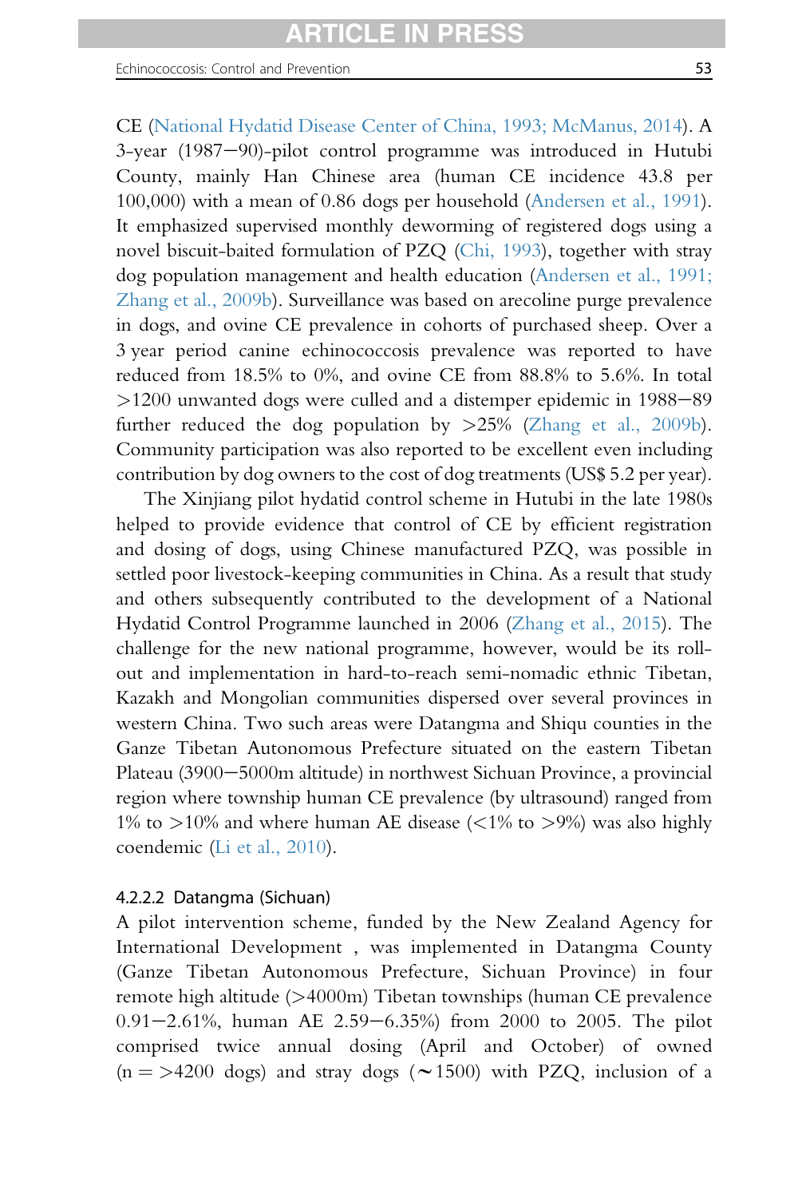CE (National Hydatid Disease Center of China, 1993; McManus, 2014). A 3-year (1987–90)-pilot control programme was introduced in Hutubi County, mainly Han Chinese area (human CE incidence 43.8 per 100,000) with a mean of 0.86 dogs per household (Andersen et al., 1991). It emphasized supervised monthly deworming of registered dogs using a novel biscuit-baited formulation of PZQ (Chi, 1993), together with stray dog population management and health education (Andersen et al., 1991; Zhang et al., 2009b). Surveillance was based on arecoline purge prevalence in dogs, and ovine CE prevalence in cohorts of purchased sheep. Over a 3 year period canine echinococcosis prevalence was reported to have reduced from 18.5% to 0%, and ovine CE from 88.8% to 5.6%. In total >1200 unwanted dogs were culled and a distemper epidemic in 1988–89 further reduced the dog population by >25% (Zhang et al., 2009b). Community participation was also reported to be excellent even including contribution by dog owners to the cost of dog treatments (US$ 5.2 per year).

The Xinjiang pilot hydatid control scheme in Hutubi in the late 1980s helped to provide evidence that control of CE by efficient registration and dosing of dogs, using Chinese manufactured PZQ, was possible in settled poor livestock-keeping communities in China. As a result that study and others subsequently contributed to the development of a National Hydatid Control Programme launched in 2006 (Zhang et al., 2015). The challenge for the new national programme, however, would be its roll-out and implementation in hard-to-reach semi-nomadic ethnic Tibetan, Kazakh and Mongolian communities dispersed over several provinces in western China. Two such areas were Datangma and Shiqu counties in the Ganze Tibetan Autonomous Prefecture situated on the eastern Tibetan Plateau (3900–5000m altitude) in northwest Sichuan Province, a provincial region where township human CE prevalence (by ultrasound) ranged from 1% to >10% and where human AE disease (<1% to >9%) was also highly coendemic (Li et al., 2010).

#### 4.2.2.2 Datangma (Sichuan)

A pilot intervention scheme, funded by the New Zealand Agency for International Development , was implemented in Datangma County (Ganze Tibetan Autonomous Prefecture, Sichuan Province) in four remote high altitude (>4000m) Tibetan townships (human CE prevalence 0.91–2.61%, human AE 2.59–6.35%) from 2000 to 2005. The pilot comprised twice annual dosing (April and October) of owned (n = >4200 dogs) and stray dogs (~1500) with PZQ, inclusion of a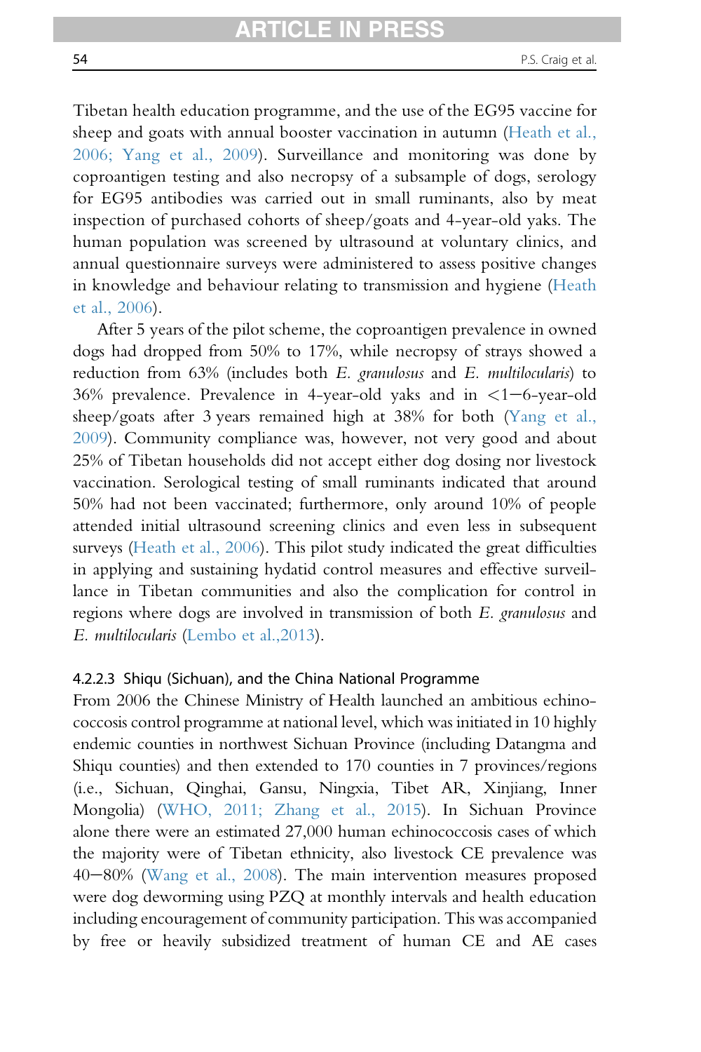Tibetan health education programme, and the use of the EG95 vaccine for sheep and goats with annual booster vaccination in autumn (Heath et al., 2006; Yang et al., 2009). Surveillance and monitoring was done by coproantigen testing and also necropsy of a subsample of dogs, serology for EG95 antibodies was carried out in small ruminants, also by meat inspection of purchased cohorts of sheep/goats and 4-year-old yaks. The human population was screened by ultrasound at voluntary clinics, and annual questionnaire surveys were administered to assess positive changes in knowledge and behaviour relating to transmission and hygiene (Heath et al., 2006).

After 5 years of the pilot scheme, the coproantigen prevalence in owned dogs had dropped from 50% to 17%, while necropsy of strays showed a reduction from 63% (includes both *E. granulosus* and *E. multilocularis*) to 36% prevalence. Prevalence in 4-year-old yaks and in <1–6-year-old sheep/goats after 3 years remained high at 38% for both (Yang et al., 2009). Community compliance was, however, not very good and about 25% of Tibetan households did not accept either dog dosing nor livestock vaccination. Serological testing of small ruminants indicated that around 50% had not been vaccinated; furthermore, only around 10% of people attended initial ultrasound screening clinics and even less in subsequent surveys (Heath et al., 2006). This pilot study indicated the great difficulties in applying and sustaining hydatid control measures and effective surveillance in Tibetan communities and also the complication for control in regions where dogs are involved in transmission of both *E. granulosus* and *E. multilocularis* (Lembo et al.,2013).

#### 4.2.2.3 Shiqu (Sichuan), and the China National Programme

From 2006 the Chinese Ministry of Health launched an ambitious echinococcosis control programme at national level, which was initiated in 10 highly endemic counties in northwest Sichuan Province (including Datangma and Shiqu counties) and then extended to 170 counties in 7 provinces/regions (i.e., Sichuan, Qinghai, Gansu, Ningxia, Tibet AR, Xinjiang, Inner Mongolia) (WHO, 2011; Zhang et al., 2015). In Sichuan Province alone there were an estimated 27,000 human echinococcosis cases of which the majority were of Tibetan ethnicity, also livestock CE prevalence was 40–80% (Wang et al., 2008). The main intervention measures proposed were dog deworming using PZQ at monthly intervals and health education including encouragement of community participation. This was accompanied by free or heavily subsidized treatment of human CE and AE cases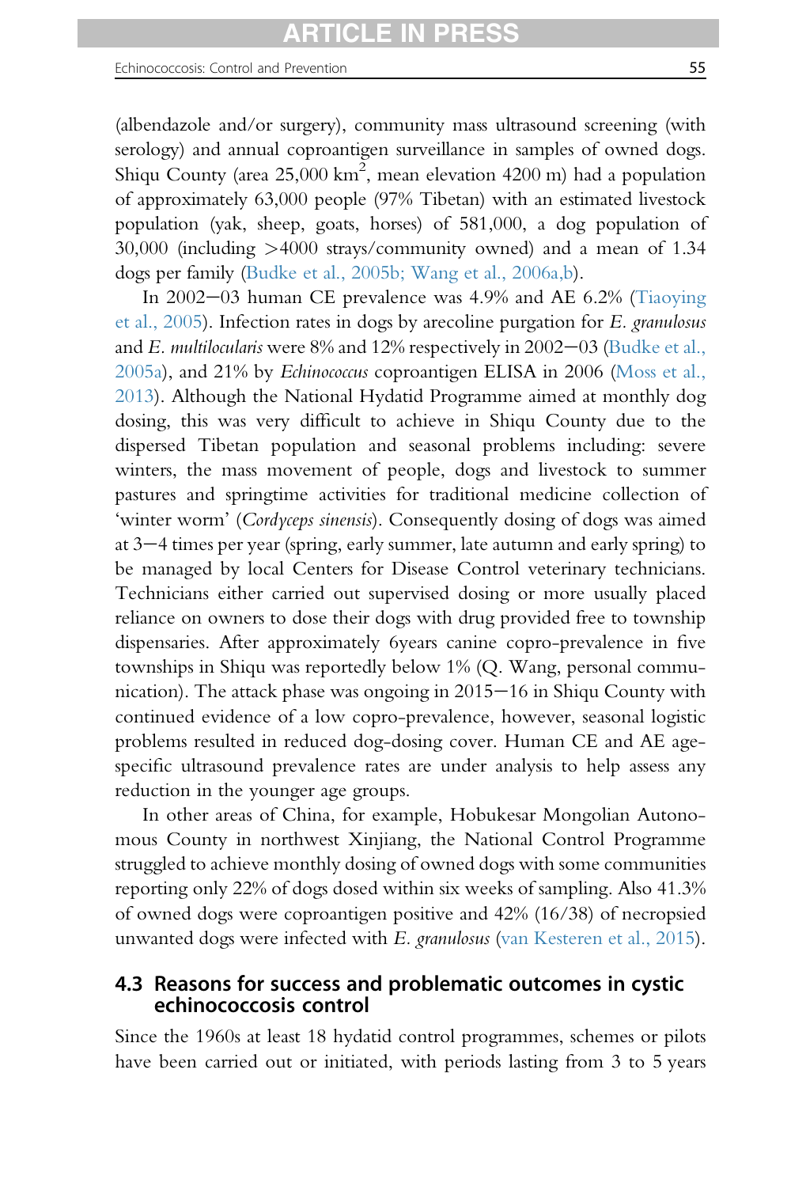(albendazole and/or surgery), community mass ultrasound screening (with serology) and annual coproantigen surveillance in samples of owned dogs. Shiqu County (area 25,000 km$^2$, mean elevation 4200 m) had a population of approximately 63,000 people (97% Tibetan) with an estimated livestock population (yak, sheep, goats, horses) of 581,000, a dog population of 30,000 (including >4000 strays/community owned) and a mean of 1.34 dogs per family (Budke et al., 2005b; Wang et al., 2006a,b).

In 2002–03 human CE prevalence was 4.9% and AE 6.2% (Tiaoying et al., 2005). Infection rates in dogs by arecoline purgation for *E. granulosus* and *E. multilocularis* were 8% and 12% respectively in 2002–03 (Budke et al., 2005a), and 21% by *Echinococcus* coproantigen ELISA in 2006 (Moss et al., 2013). Although the National Hydatid Programme aimed at monthly dog dosing, this was very difficult to achieve in Shiqu County due to the dispersed Tibetan population and seasonal problems including: severe winters, the mass movement of people, dogs and livestock to summer pastures and springtime activities for traditional medicine collection of 'winter worm' (*Cordyceps sinensis*). Consequently dosing of dogs was aimed at 3–4 times per year (spring, early summer, late autumn and early spring) to be managed by local Centers for Disease Control veterinary technicians. Technicians either carried out supervised dosing or more usually placed reliance on owners to dose their dogs with drug provided free to township dispensaries. After approximately 6years canine copro-prevalence in five townships in Shiqu was reportedly below 1% (Q. Wang, personal communication). The attack phase was ongoing in 2015–16 in Shiqu County with continued evidence of a low copro-prevalence, however, seasonal logistic problems resulted in reduced dog-dosing cover. Human CE and AE age-specific ultrasound prevalence rates are under analysis to help assess any reduction in the younger age groups.

In other areas of China, for example, Hobukesar Mongolian Autonomous County in northwest Xinjiang, the National Control Programme struggled to achieve monthly dosing of owned dogs with some communities reporting only 22% of dogs dosed within six weeks of sampling. Also 41.3% of owned dogs were coproantigen positive and 42% (16/38) of necropsied unwanted dogs were infected with *E. granulosus* (van Kesteren et al., 2015).

### 4.3 Reasons for success and problematic outcomes in cystic echinococcosis control

Since the 1960s at least 18 hydatid control programmes, schemes or pilots have been carried out or initiated, with periods lasting from 3 to 5 years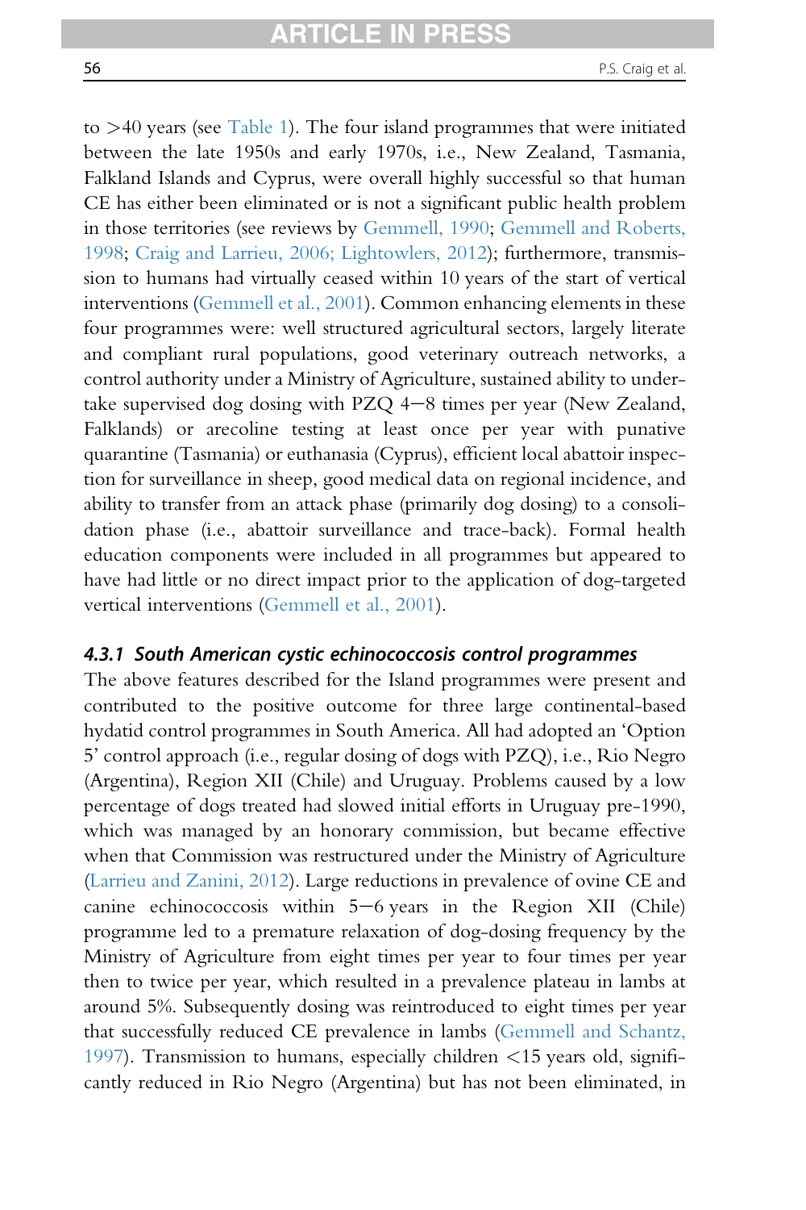to >40 years (see Table 1). The four island programmes that were initiated between the late 1950s and early 1970s, i.e., New Zealand, Tasmania, Falkland Islands and Cyprus, were overall highly successful so that human CE has either been eliminated or is not a significant public health problem in those territories (see reviews by Gemmell, 1990; Gemmell and Roberts, 1998; Craig and Larrieu, 2006; Lightowlers, 2012); furthermore, transmission to humans had virtually ceased within 10 years of the start of vertical interventions (Gemmell et al., 2001). Common enhancing elements in these four programmes were: well structured agricultural sectors, largely literate and compliant rural populations, good veterinary outreach networks, a control authority under a Ministry of Agriculture, sustained ability to undertake supervised dog dosing with PZQ 4–8 times per year (New Zealand, Falklands) or arecoline testing at least once per year with punative quarantine (Tasmania) or euthanasia (Cyprus), efficient local abattoir inspection for surveillance in sheep, good medical data on regional incidence, and ability to transfer from an attack phase (primarily dog dosing) to a consolidation phase (i.e., abattoir surveillance and trace-back). Formal health education components were included in all programmes but appeared to have had little or no direct impact prior to the application of dog-targeted vertical interventions (Gemmell et al., 2001).

#### 4.3.1 South American cystic echinococcosis control programmes

The above features described for the Island programmes were present and contributed to the positive outcome for three large continental-based hydatid control programmes in South America. All had adopted an 'Option 5' control approach (i.e., regular dosing of dogs with PZQ), i.e., Rio Negro (Argentina), Region XII (Chile) and Uruguay. Problems caused by a low percentage of dogs treated had slowed initial efforts in Uruguay pre-1990, which was managed by an honorary commission, but became effective when that Commission was restructured under the Ministry of Agriculture (Larrieu and Zanini, 2012). Large reductions in prevalence of ovine CE and canine echinococcosis within 5–6 years in the Region XII (Chile) programme led to a premature relaxation of dog-dosing frequency by the Ministry of Agriculture from eight times per year to four times per year then to twice per year, which resulted in a prevalence plateau in lambs at around 5%. Subsequently dosing was reintroduced to eight times per year that successfully reduced CE prevalence in lambs (Gemmell and Schantz, 1997). Transmission to humans, especially children <15 years old, significantly reduced in Rio Negro (Argentina) but has not been eliminated, in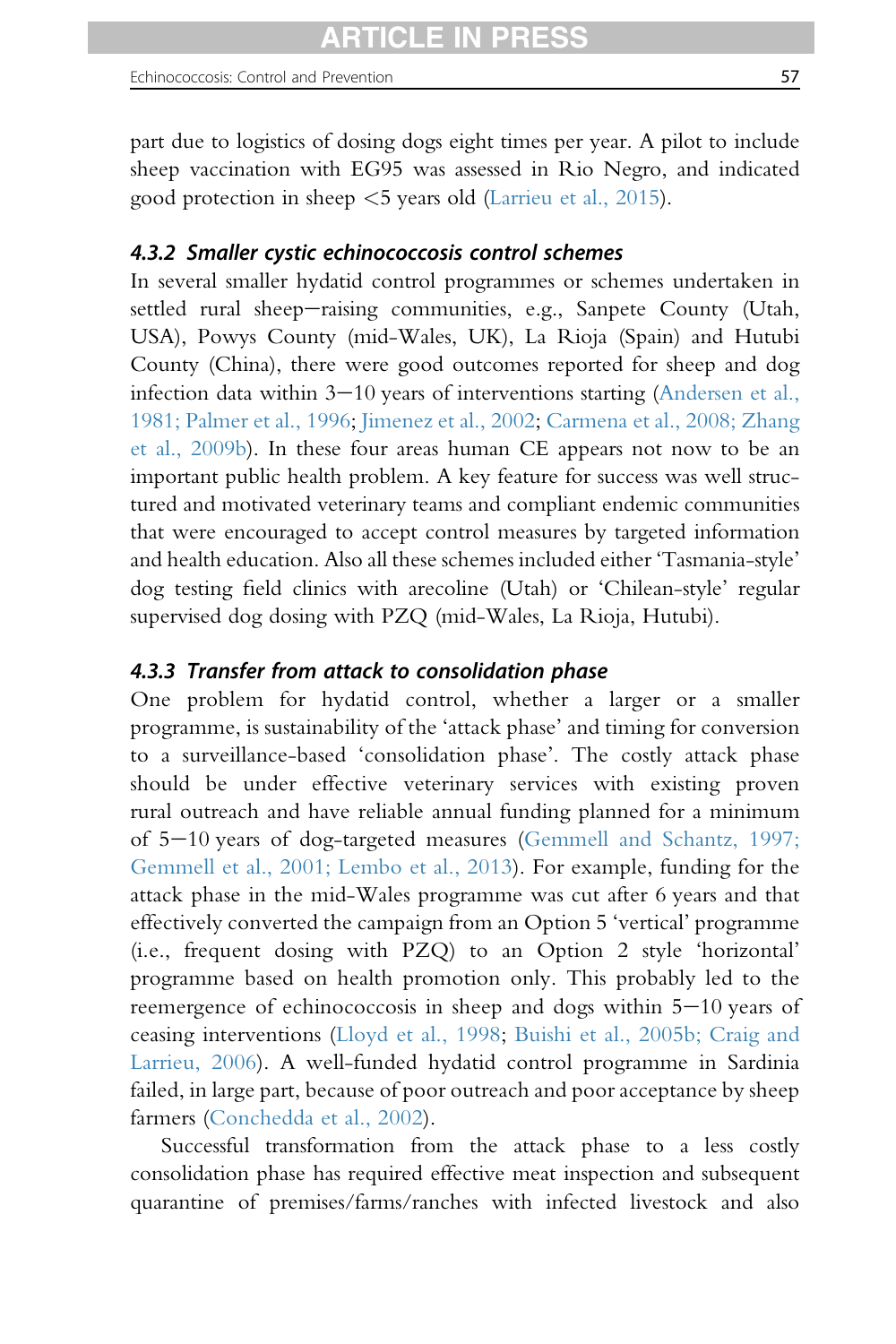part due to logistics of dosing dogs eight times per year. A pilot to include sheep vaccination with EG95 was assessed in Rio Negro, and indicated good protection in sheep <5 years old (Larrieu et al., 2015).

#### 4.3.2 Smaller cystic echinococcosis control schemes

In several smaller hydatid control programmes or schemes undertaken in settled rural sheep–raising communities, e.g., Sanpete County (Utah, USA), Powys County (mid-Wales, UK), La Rioja (Spain) and Hutubi County (China), there were good outcomes reported for sheep and dog infection data within 3–10 years of interventions starting (Andersen et al., 1981; Palmer et al., 1996; Jimenez et al., 2002; Carmena et al., 2008; Zhang et al., 2009b). In these four areas human CE appears not now to be an important public health problem. A key feature for success was well structured and motivated veterinary teams and compliant endemic communities that were encouraged to accept control measures by targeted information and health education. Also all these schemes included either 'Tasmania-style' dog testing field clinics with arecoline (Utah) or 'Chilean-style' regular supervised dog dosing with PZQ (mid-Wales, La Rioja, Hutubi).

#### 4.3.3 Transfer from attack to consolidation phase

One problem for hydatid control, whether a larger or a smaller programme, is sustainability of the 'attack phase' and timing for conversion to a surveillance-based 'consolidation phase'. The costly attack phase should be under effective veterinary services with existing proven rural outreach and have reliable annual funding planned for a minimum of 5–10 years of dog-targeted measures (Gemmell and Schantz, 1997; Gemmell et al., 2001; Lembo et al., 2013). For example, funding for the attack phase in the mid-Wales programme was cut after 6 years and that effectively converted the campaign from an Option 5 'vertical' programme (i.e., frequent dosing with PZQ) to an Option 2 style 'horizontal' programme based on health promotion only. This probably led to the reemergence of echinococcosis in sheep and dogs within 5–10 years of ceasing interventions (Lloyd et al., 1998; Buishi et al., 2005b; Craig and Larrieu, 2006). A well-funded hydatid control programme in Sardinia failed, in large part, because of poor outreach and poor acceptance by sheep farmers (Conchedda et al., 2002).

Successful transformation from the attack phase to a less costly consolidation phase has required effective meat inspection and subsequent quarantine of premises/farms/ranches with infected livestock and also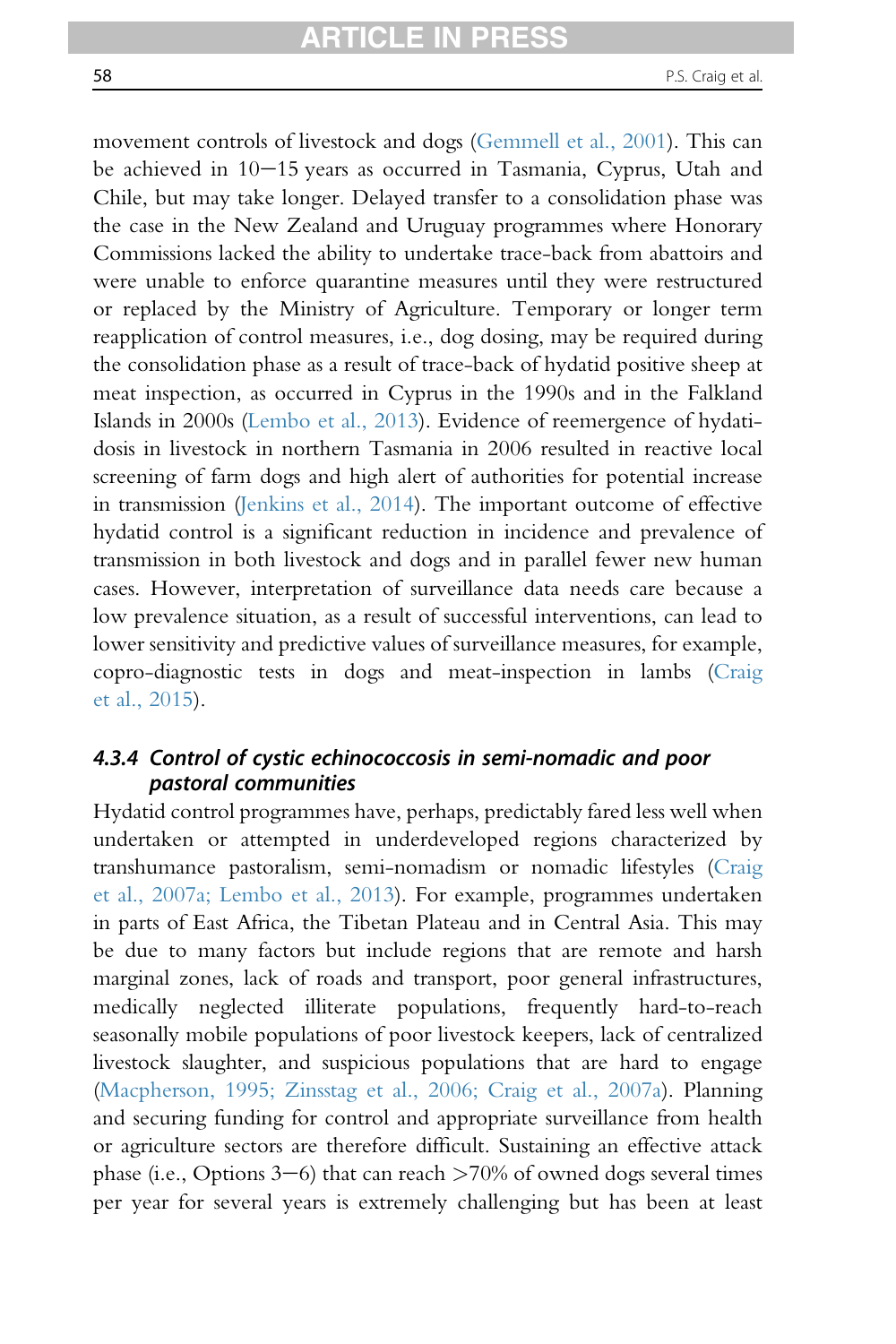movement controls of livestock and dogs (Gemmell et al., 2001). This can be achieved in 10–15 years as occurred in Tasmania, Cyprus, Utah and Chile, but may take longer. Delayed transfer to a consolidation phase was the case in the New Zealand and Uruguay programmes where Honorary Commissions lacked the ability to undertake trace-back from abattoirs and were unable to enforce quarantine measures until they were restructured or replaced by the Ministry of Agriculture. Temporary or longer term reapplication of control measures, i.e., dog dosing, may be required during the consolidation phase as a result of trace-back of hydatid positive sheep at meat inspection, as occurred in Cyprus in the 1990s and in the Falkland Islands in 2000s (Lembo et al., 2013). Evidence of reemergence of hydatidosis in livestock in northern Tasmania in 2006 resulted in reactive local screening of farm dogs and high alert of authorities for potential increase in transmission (Jenkins et al., 2014). The important outcome of effective hydatid control is a significant reduction in incidence and prevalence of transmission in both livestock and dogs and in parallel fewer new human cases. However, interpretation of surveillance data needs care because a low prevalence situation, as a result of successful interventions, can lead to lower sensitivity and predictive values of surveillance measures, for example, copro-diagnostic tests in dogs and meat-inspection in lambs (Craig et al., 2015).

### 4.3.4 *Control of cystic echinococcosis in semi-nomadic and poor pastoral communities*

Hydatid control programmes have, perhaps, predictably fared less well when undertaken or attempted in underdeveloped regions characterized by transhumance pastoralism, semi-nomadism or nomadic lifestyles (Craig et al., 2007a; Lembo et al., 2013). For example, programmes undertaken in parts of East Africa, the Tibetan Plateau and in Central Asia. This may be due to many factors but include regions that are remote and harsh marginal zones, lack of roads and transport, poor general infrastructures, medically neglected illiterate populations, frequently hard-to-reach seasonally mobile populations of poor livestock keepers, lack of centralized livestock slaughter, and suspicious populations that are hard to engage (Macpherson, 1995; Zinsstag et al., 2006; Craig et al., 2007a). Planning and securing funding for control and appropriate surveillance from health or agriculture sectors are therefore difficult. Sustaining an effective attack phase (i.e., Options 3–6) that can reach >70% of owned dogs several times per year for several years is extremely challenging but has been at least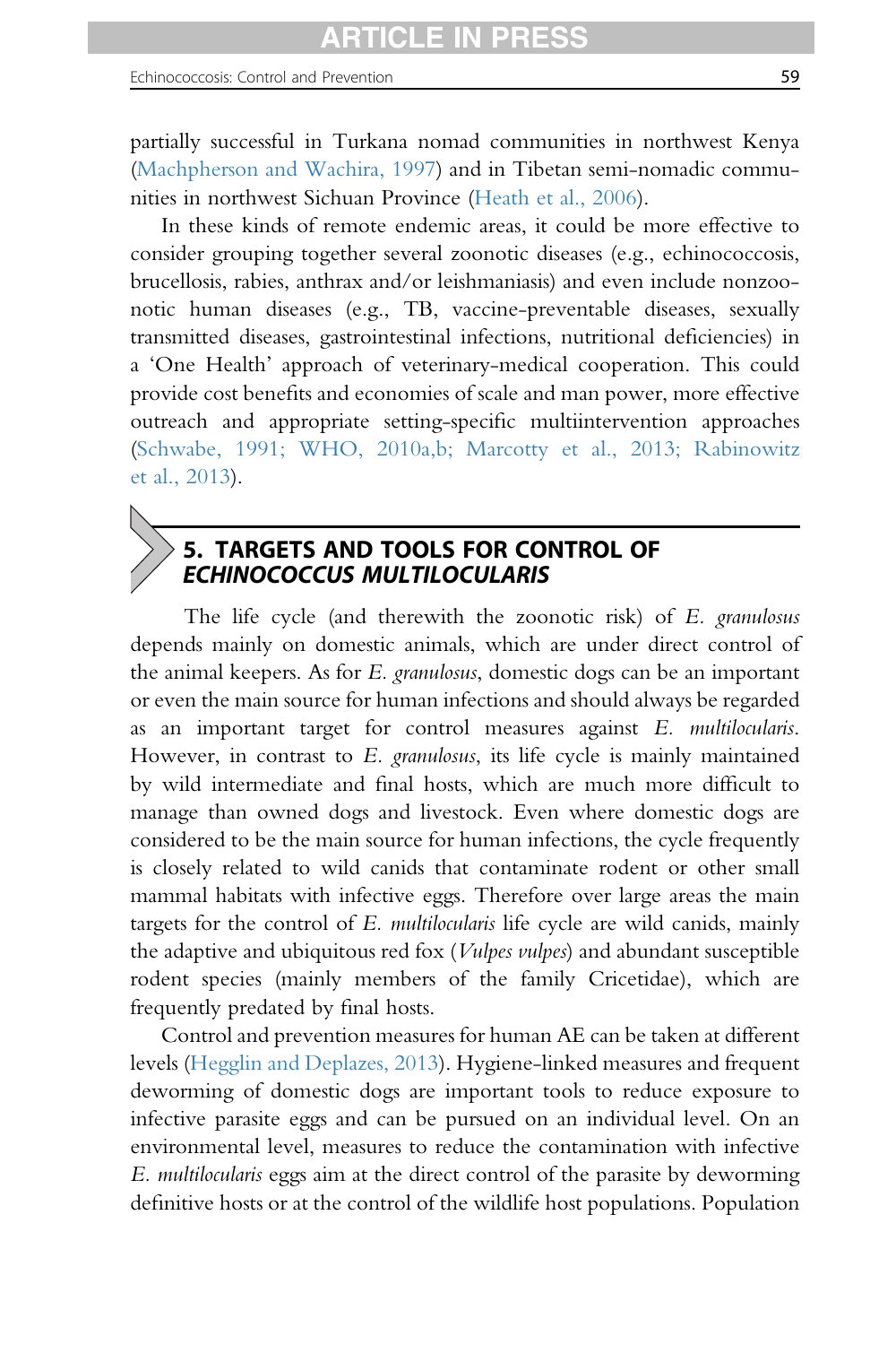partially successful in Turkana nomad communities in northwest Kenya (Machpherson and Wachira, 1997) and in Tibetan semi-nomadic communities in northwest Sichuan Province (Heath et al., 2006).

In these kinds of remote endemic areas, it could be more effective to consider grouping together several zoonotic diseases (e.g., echinococcosis, brucellosis, rabies, anthrax and/or leishmaniasis) and even include nonzoonotic human diseases (e.g., TB, vaccine-preventable diseases, sexually transmitted diseases, gastrointestinal infections, nutritional deficiencies) in a 'One Health' approach of veterinary-medical cooperation. This could provide cost benefits and economies of scale and man power, more effective outreach and appropriate setting-specific multiintervention approaches (Schwabe, 1991; WHO, 2010a,b; Marcotty et al., 2013; Rabinowitz et al., 2013).

## 5. TARGETS AND TOOLS FOR CONTROL OF *ECHINOCOCCUS MULTILOCULARIS*

The life cycle (and therewith the zoonotic risk) of *E. granulosus* depends mainly on domestic animals, which are under direct control of the animal keepers. As for *E. granulosus*, domestic dogs can be an important or even the main source for human infections and should always be regarded as an important target for control measures against *E. multilocularis*. However, in contrast to *E. granulosus*, its life cycle is mainly maintained by wild intermediate and final hosts, which are much more difficult to manage than owned dogs and livestock. Even where domestic dogs are considered to be the main source for human infections, the cycle frequently is closely related to wild canids that contaminate rodent or other small mammal habitats with infective eggs. Therefore over large areas the main targets for the control of *E. multilocularis* life cycle are wild canids, mainly the adaptive and ubiquitous red fox (*Vulpes vulpes*) and abundant susceptible rodent species (mainly members of the family Cricetidae), which are frequently predated by final hosts.

Control and prevention measures for human AE can be taken at different levels (Hegglin and Deplazes, 2013). Hygiene-linked measures and frequent deworming of domestic dogs are important tools to reduce exposure to infective parasite eggs and can be pursued on an individual level. On an environmental level, measures to reduce the contamination with infective *E. multilocularis* eggs aim at the direct control of the parasite by deworming definitive hosts or at the control of the wildlife host populations. Population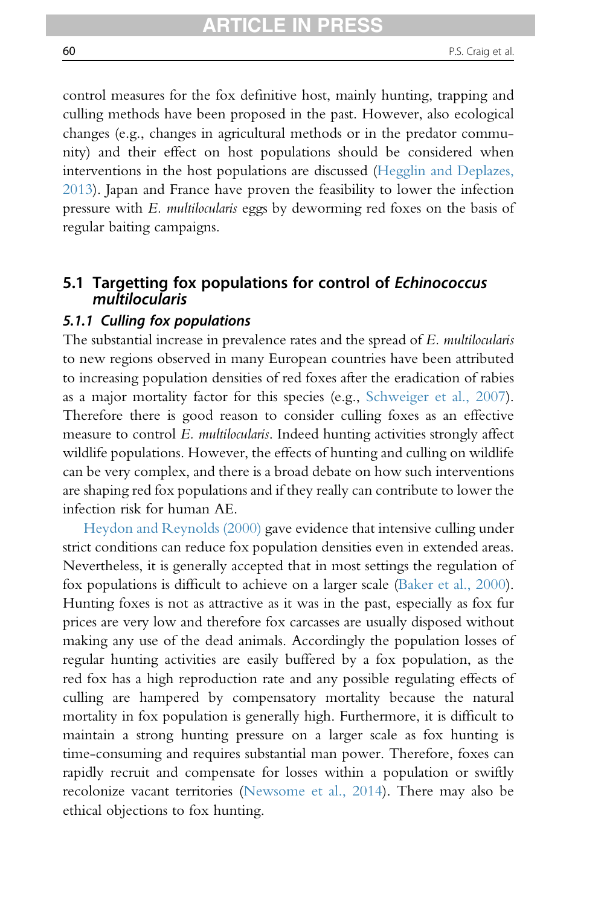control measures for the fox definitive host, mainly hunting, trapping and culling methods have been proposed in the past. However, also ecological changes (e.g., changes in agricultural methods or in the predator community) and their effect on host populations should be considered when interventions in the host populations are discussed (Hegglin and Deplazes, 2013). Japan and France have proven the feasibility to lower the infection pressure with *E. multilocularis* eggs by deworming red foxes on the basis of regular baiting campaigns.

## 5.1 Targetting fox populations for control of *Echinococcus multilocularis*

### *5.1.1 Culling fox populations*

The substantial increase in prevalence rates and the spread of *E. multilocularis* to new regions observed in many European countries have been attributed to increasing population densities of red foxes after the eradication of rabies as a major mortality factor for this species (e.g., Schweiger et al., 2007). Therefore there is good reason to consider culling foxes as an effective measure to control *E. multilocularis*. Indeed hunting activities strongly affect wildlife populations. However, the effects of hunting and culling on wildlife can be very complex, and there is a broad debate on how such interventions are shaping red fox populations and if they really can contribute to lower the infection risk for human AE.

Heydon and Reynolds (2000) gave evidence that intensive culling under strict conditions can reduce fox population densities even in extended areas. Nevertheless, it is generally accepted that in most settings the regulation of fox populations is difficult to achieve on a larger scale (Baker et al., 2000). Hunting foxes is not as attractive as it was in the past, especially as fox fur prices are very low and therefore fox carcasses are usually disposed without making any use of the dead animals. Accordingly the population losses of regular hunting activities are easily buffered by a fox population, as the red fox has a high reproduction rate and any possible regulating effects of culling are hampered by compensatory mortality because the natural mortality in fox population is generally high. Furthermore, it is difficult to maintain a strong hunting pressure on a larger scale as fox hunting is time-consuming and requires substantial man power. Therefore, foxes can rapidly recruit and compensate for losses within a population or swiftly recolonize vacant territories (Newsome et al., 2014). There may also be ethical objections to fox hunting.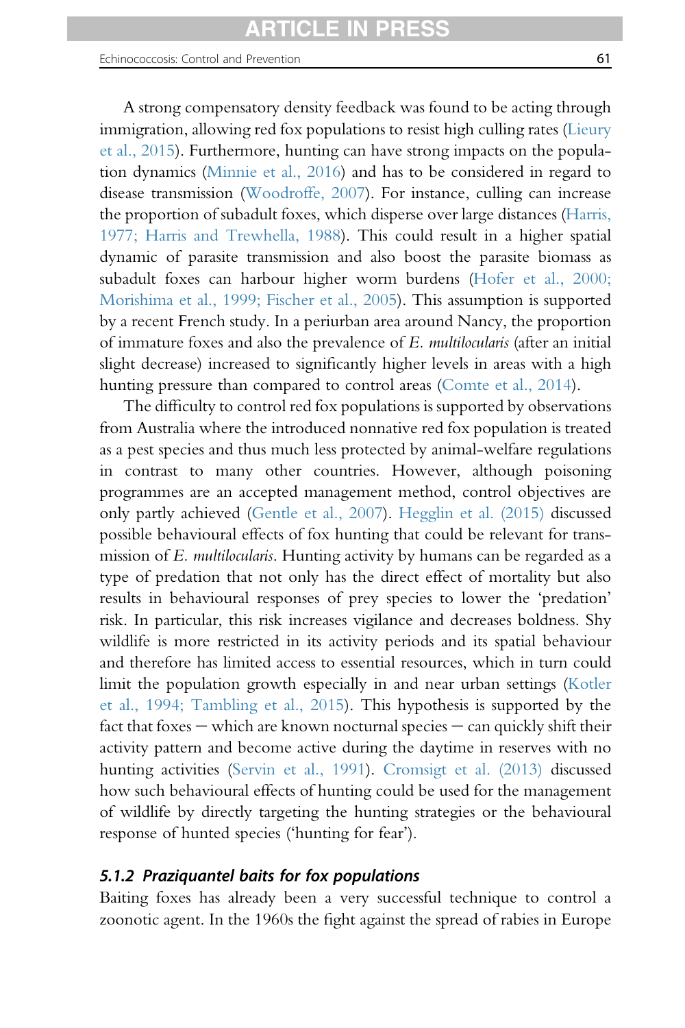A strong compensatory density feedback was found to be acting through immigration, allowing red fox populations to resist high culling rates (Lieury et al., 2015). Furthermore, hunting can have strong impacts on the population dynamics (Minnie et al., 2016) and has to be considered in regard to disease transmission (Woodroffe, 2007). For instance, culling can increase the proportion of subadult foxes, which disperse over large distances (Harris, 1977; Harris and Trewhella, 1988). This could result in a higher spatial dynamic of parasite transmission and also boost the parasite biomass as subadult foxes can harbour higher worm burdens (Hofer et al., 2000; Morishima et al., 1999; Fischer et al., 2005). This assumption is supported by a recent French study. In a periurban area around Nancy, the proportion of immature foxes and also the prevalence of *E. multilocularis* (after an initial slight decrease) increased to significantly higher levels in areas with a high hunting pressure than compared to control areas (Comte et al., 2014).

The difficulty to control red fox populations is supported by observations from Australia where the introduced nonnative red fox population is treated as a pest species and thus much less protected by animal-welfare regulations in contrast to many other countries. However, although poisoning programmes are an accepted management method, control objectives are only partly achieved (Gentle et al., 2007). Hegglin et al. (2015) discussed possible behavioural effects of fox hunting that could be relevant for transmission of *E. multilocularis*. Hunting activity by humans can be regarded as a type of predation that not only has the direct effect of mortality but also results in behavioural responses of prey species to lower the 'predation' risk. In particular, this risk increases vigilance and decreases boldness. Shy wildlife is more restricted in its activity periods and its spatial behaviour and therefore has limited access to essential resources, which in turn could limit the population growth especially in and near urban settings (Kotler et al., 1994; Tambling et al., 2015). This hypothesis is supported by the fact that foxes — which are known nocturnal species — can quickly shift their activity pattern and become active during the daytime in reserves with no hunting activities (Servin et al., 1991). Cromsigt et al. (2013) discussed how such behavioural effects of hunting could be used for the management of wildlife by directly targeting the hunting strategies or the behavioural response of hunted species ('hunting for fear').

#### 5.1.2 Praziquantel baits for fox populations

Baiting foxes has already been a very successful technique to control a zoonotic agent. In the 1960s the fight against the spread of rabies in Europe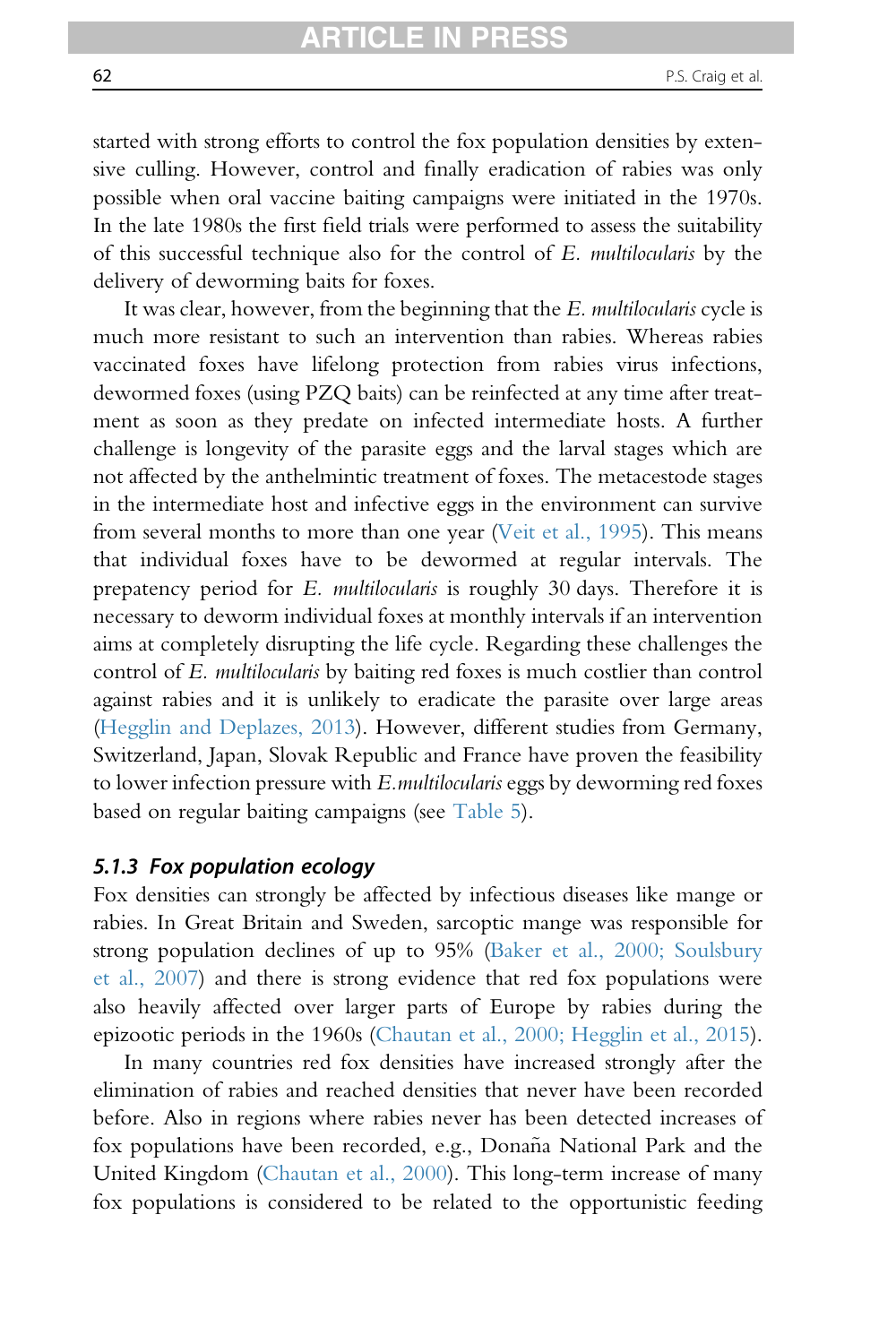started with strong efforts to control the fox population densities by extensive culling. However, control and finally eradication of rabies was only possible when oral vaccine baiting campaigns were initiated in the 1970s. In the late 1980s the first field trials were performed to assess the suitability of this successful technique also for the control of *E. multilocularis* by the delivery of deworming baits for foxes.

It was clear, however, from the beginning that the *E. multilocularis* cycle is much more resistant to such an intervention than rabies. Whereas rabies vaccinated foxes have lifelong protection from rabies virus infections, dewormed foxes (using PZQ baits) can be reinfected at any time after treatment as soon as they predate on infected intermediate hosts. A further challenge is longevity of the parasite eggs and the larval stages which are not affected by the anthelmintic treatment of foxes. The metacestode stages in the intermediate host and infective eggs in the environment can survive from several months to more than one year (Veit et al., 1995). This means that individual foxes have to be dewormed at regular intervals. The prepatency period for *E. multilocularis* is roughly 30 days. Therefore it is necessary to deworm individual foxes at monthly intervals if an intervention aims at completely disrupting the life cycle. Regarding these challenges the control of *E. multilocularis* by baiting red foxes is much costlier than control against rabies and it is unlikely to eradicate the parasite over large areas (Hegglin and Deplazes, 2013). However, different studies from Germany, Switzerland, Japan, Slovak Republic and France have proven the feasibility to lower infection pressure with *E.multilocularis* eggs by deworming red foxes based on regular baiting campaigns (see Table 5).

### 5.1.3 Fox population ecology

Fox densities can strongly be affected by infectious diseases like mange or rabies. In Great Britain and Sweden, sarcoptic mange was responsible for strong population declines of up to 95% (Baker et al., 2000; Soulsbury et al., 2007) and there is strong evidence that red fox populations were also heavily affected over larger parts of Europe by rabies during the epizootic periods in the 1960s (Chautan et al., 2000; Hegglin et al., 2015).

In many countries red fox densities have increased strongly after the elimination of rabies and reached densities that never have been recorded before. Also in regions where rabies never has been detected increases of fox populations have been recorded, e.g., Doñana National Park and the United Kingdom (Chautan et al., 2000). This long-term increase of many fox populations is considered to be related to the opportunistic feeding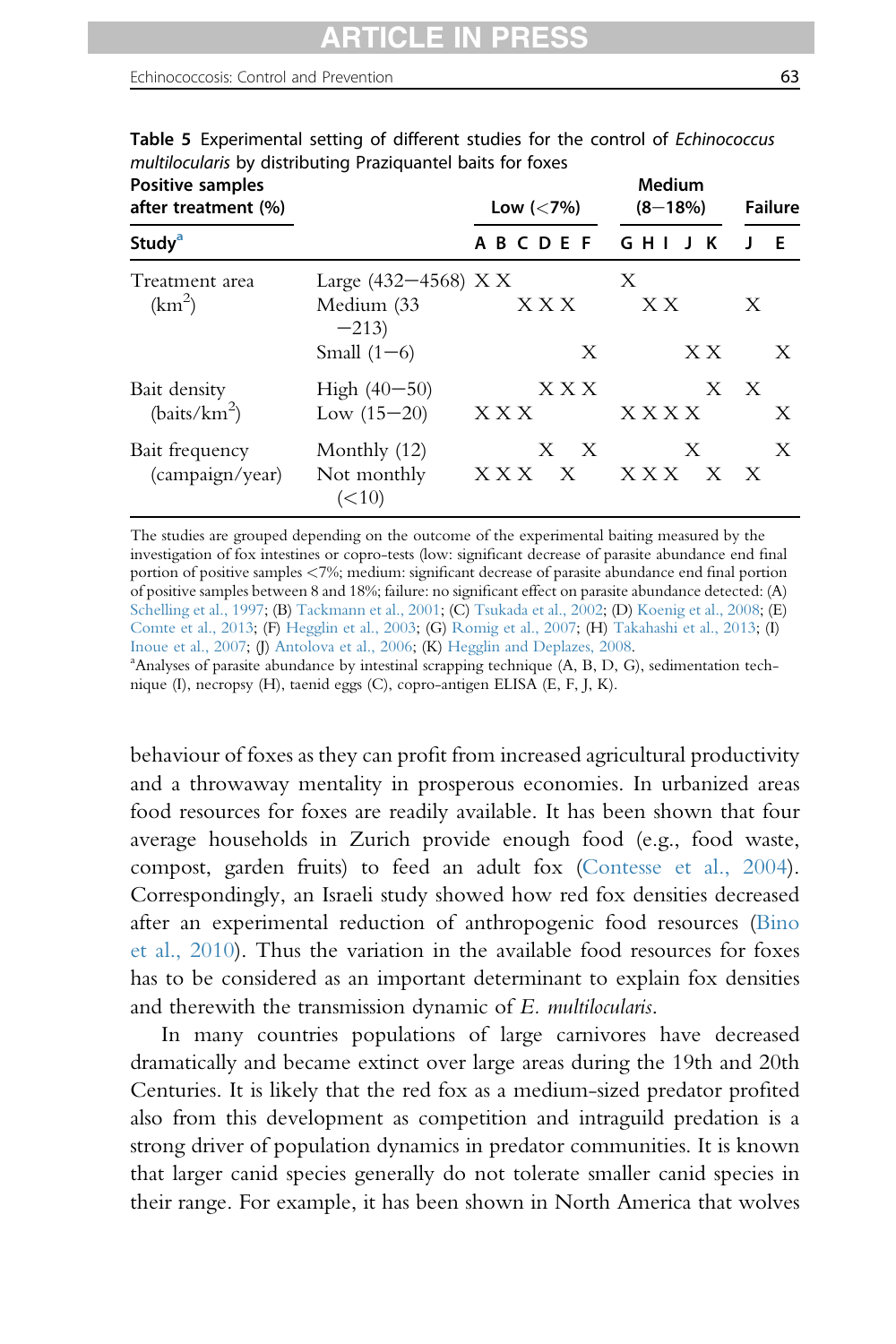**Table 5** Experimental setting of different studies for the control of *Echinococcus multilocularis* by distributing Praziquantel baits for foxes

| Positive samples after treatment (%) | | Low (<7%) | | | | | | Medium (8–18%) | | | | | Failure | |
|---|---|---|---|---|---|---|---|---|---|---|---|---|---|---|
| **Study[a]** | | **A** | **B** | **C** | **D** | **E** | **F** | **G** | **H** | **I** | **J** | **K** | **J** | **E** |
| Treatment area (km²) | Large (432–4568) | X | X | | | | | X | | | | | | |
| | Medium (33–213) | | | X | X | X | | | X | X | | | X | |
| | Small (1–6) | | | | | | X | | | | X | X | | X |
| Bait density (baits/km²) | High (40–50) | | | | X | X | X | | | | | X | X | |
| | Low (15–20) | X | X | X | | | | X | X | X | X | | | X |
| Bait frequency (campaign/year) | Monthly (12) | | | | X | | X | | | | X | | | X |
| | Not monthly (<10) | X | X | X | | X | | X | X | X | | X | X | |

The studies are grouped depending on the outcome of the experimental baiting measured by the investigation of fox intestines or copro-tests (low: significant decrease of parasite abundance end final portion of positive samples <7%; medium: significant decrease of parasite abundance end final portion of positive samples between 8 and 18%; failure: no significant effect on parasite abundance detected: (A) Schelling et al., 1997; (B) Tackmann et al., 2001; (C) Tsukada et al., 2002; (D) Koenig et al., 2008; (E) Comte et al., 2013; (F) Hegglin et al., 2003; (G) Romig et al., 2007; (H) Takahashi et al., 2013; (I) Inoue et al., 2007; (J) Antolova et al., 2006; (K) Hegglin and Deplazes, 2008.

[a]Analyses of parasite abundance by intestinal scrapping technique (A, B, D, G), sedimentation technique (I), necropsy (H), taenid eggs (C), copro-antigen ELISA (E, F, J, K).

behaviour of foxes as they can profit from increased agricultural productivity and a throwaway mentality in prosperous economies. In urbanized areas food resources for foxes are readily available. It has been shown that four average households in Zurich provide enough food (e.g., food waste, compost, garden fruits) to feed an adult fox (Contesse et al., 2004). Correspondingly, an Israeli study showed how red fox densities decreased after an experimental reduction of anthropogenic food resources (Bino et al., 2010). Thus the variation in the available food resources for foxes has to be considered as an important determinant to explain fox densities and therewith the transmission dynamic of *E. multilocularis*.

In many countries populations of large carnivores have decreased dramatically and became extinct over large areas during the 19th and 20th Centuries. It is likely that the red fox as a medium-sized predator profited also from this development as competition and intraguild predation is a strong driver of population dynamics in predator communities. It is known that larger canid species generally do not tolerate smaller canid species in their range. For example, it has been shown in North America that wolves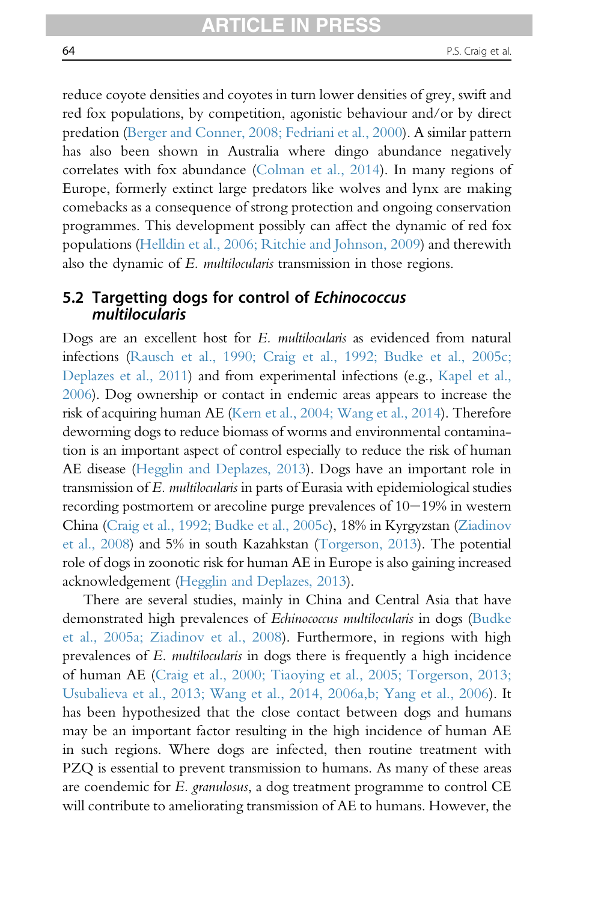reduce coyote densities and coyotes in turn lower densities of grey, swift and red fox populations, by competition, agonistic behaviour and/or by direct predation (Berger and Conner, 2008; Fedriani et al., 2000). A similar pattern has also been shown in Australia where dingo abundance negatively correlates with fox abundance (Colman et al., 2014). In many regions of Europe, formerly extinct large predators like wolves and lynx are making comebacks as a consequence of strong protection and ongoing conservation programmes. This development possibly can affect the dynamic of red fox populations (Helldin et al., 2006; Ritchie and Johnson, 2009) and therewith also the dynamic of *E. multilocularis* transmission in those regions.

## 5.2 Targetting dogs for control of *Echinococcus multilocularis*

Dogs are an excellent host for *E. multilocularis* as evidenced from natural infections (Rausch et al., 1990; Craig et al., 1992; Budke et al., 2005c; Deplazes et al., 2011) and from experimental infections (e.g., Kapel et al., 2006). Dog ownership or contact in endemic areas appears to increase the risk of acquiring human AE (Kern et al., 2004; Wang et al., 2014). Therefore deworming dogs to reduce biomass of worms and environmental contamination is an important aspect of control especially to reduce the risk of human AE disease (Hegglin and Deplazes, 2013). Dogs have an important role in transmission of *E. multilocularis* in parts of Eurasia with epidemiological studies recording postmortem or arecoline purge prevalences of 10−19% in western China (Craig et al., 1992; Budke et al., 2005c), 18% in Kyrgyzstan (Ziadinov et al., 2008) and 5% in south Kazahkstan (Torgerson, 2013). The potential role of dogs in zoonotic risk for human AE in Europe is also gaining increased acknowledgement (Hegglin and Deplazes, 2013).

There are several studies, mainly in China and Central Asia that have demonstrated high prevalences of *Echinococcus multilocularis* in dogs (Budke et al., 2005a; Ziadinov et al., 2008). Furthermore, in regions with high prevalences of *E. multilocularis* in dogs there is frequently a high incidence of human AE (Craig et al., 2000; Tiaoying et al., 2005; Torgerson, 2013; Usubalieva et al., 2013; Wang et al., 2014, 2006a,b; Yang et al., 2006). It has been hypothesized that the close contact between dogs and humans may be an important factor resulting in the high incidence of human AE in such regions. Where dogs are infected, then routine treatment with PZQ is essential to prevent transmission to humans. As many of these areas are coendemic for *E. granulosus*, a dog treatment programme to control CE will contribute to ameliorating transmission of AE to humans. However, the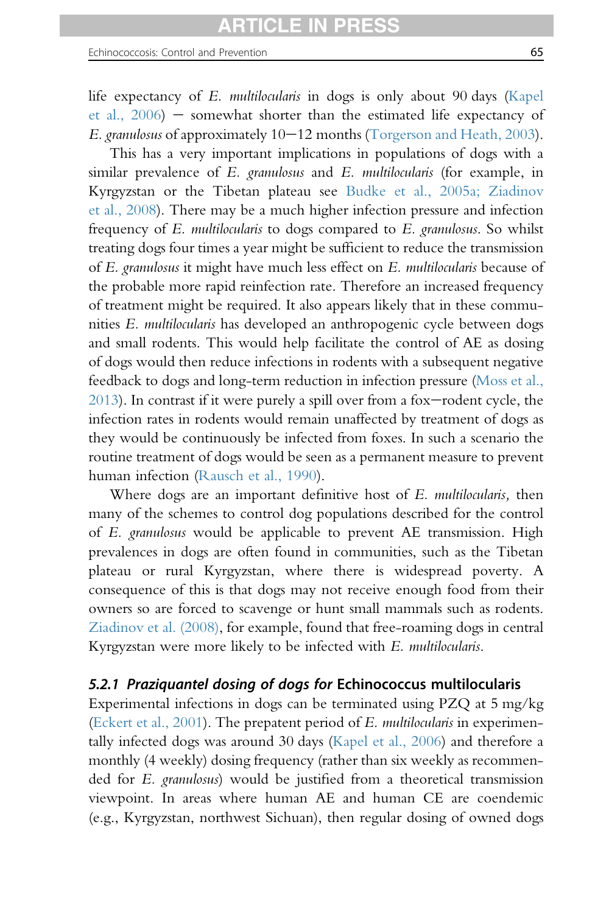life expectancy of *E. multilocularis* in dogs is only about 90 days (Kapel et al., 2006) − somewhat shorter than the estimated life expectancy of *E. granulosus* of approximately 10−12 months (Torgerson and Heath, 2003).

This has a very important implications in populations of dogs with a similar prevalence of *E. granulosus* and *E. multilocularis* (for example, in Kyrgyzstan or the Tibetan plateau see Budke et al., 2005a; Ziadinov et al., 2008). There may be a much higher infection pressure and infection frequency of *E. multilocularis* to dogs compared to *E. granulosus*. So whilst treating dogs four times a year might be sufficient to reduce the transmission of *E. granulosus* it might have much less effect on *E. multilocularis* because of the probable more rapid reinfection rate. Therefore an increased frequency of treatment might be required. It also appears likely that in these communities *E. multilocularis* has developed an anthropogenic cycle between dogs and small rodents. This would help facilitate the control of AE as dosing of dogs would then reduce infections in rodents with a subsequent negative feedback to dogs and long-term reduction in infection pressure (Moss et al., 2013). In contrast if it were purely a spill over from a fox−rodent cycle, the infection rates in rodents would remain unaffected by treatment of dogs as they would be continuously be infected from foxes. In such a scenario the routine treatment of dogs would be seen as a permanent measure to prevent human infection (Rausch et al., 1990).

Where dogs are an important definitive host of *E. multilocularis,* then many of the schemes to control dog populations described for the control of *E. granulosus* would be applicable to prevent AE transmission. High prevalences in dogs are often found in communities, such as the Tibetan plateau or rural Kyrgyzstan, where there is widespread poverty. A consequence of this is that dogs may not receive enough food from their owners so are forced to scavenge or hunt small mammals such as rodents. Ziadinov et al. (2008), for example, found that free-roaming dogs in central Kyrgyzstan were more likely to be infected with *E. multilocularis*.

### 5.2.1 *Praziquantel dosing of dogs for* Echinococcus multilocularis

Experimental infections in dogs can be terminated using PZQ at 5 mg/kg (Eckert et al., 2001). The prepatent period of *E. multilocularis* in experimentally infected dogs was around 30 days (Kapel et al., 2006) and therefore a monthly (4 weekly) dosing frequency (rather than six weekly as recommended for *E. granulosus*) would be justified from a theoretical transmission viewpoint. In areas where human AE and human CE are coendemic (e.g., Kyrgyzstan, northwest Sichuan), then regular dosing of owned dogs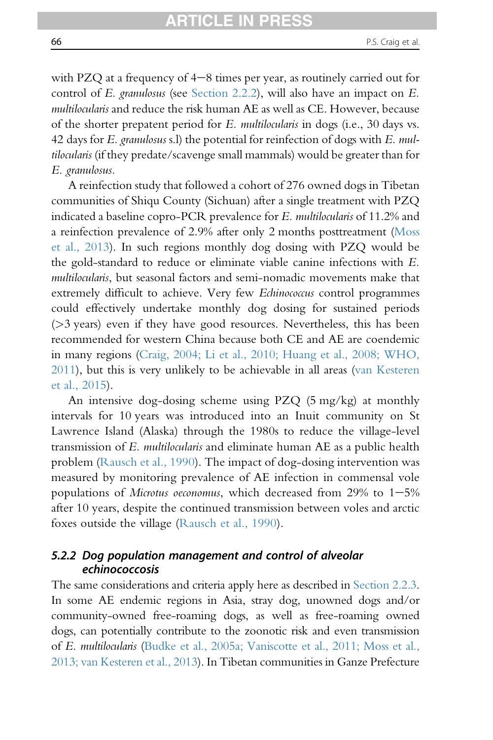with PZQ at a frequency of 4–8 times per year, as routinely carried out for control of *E. granulosus* (see Section 2.2.2), will also have an impact on *E. multilocularis* and reduce the risk human AE as well as CE. However, because of the shorter prepatent period for *E. multilocularis* in dogs (i.e., 30 days vs. 42 days for *E. granulosus* s.l) the potential for reinfection of dogs with *E. multilocularis* (if they predate/scavenge small mammals) would be greater than for *E. granulosus*.

A reinfection study that followed a cohort of 276 owned dogs in Tibetan communities of Shiqu County (Sichuan) after a single treatment with PZQ indicated a baseline copro-PCR prevalence for *E. multilocularis* of 11.2% and a reinfection prevalence of 2.9% after only 2 months posttreatment (Moss et al., 2013). In such regions monthly dog dosing with PZQ would be the gold-standard to reduce or eliminate viable canine infections with *E. multilocularis*, but seasonal factors and semi-nomadic movements make that extremely difficult to achieve. Very few *Echinococcus* control programmes could effectively undertake monthly dog dosing for sustained periods (>3 years) even if they have good resources. Nevertheless, this has been recommended for western China because both CE and AE are coendemic in many regions (Craig, 2004; Li et al., 2010; Huang et al., 2008; WHO, 2011), but this is very unlikely to be achievable in all areas (van Kesteren et al., 2015).

An intensive dog-dosing scheme using PZQ (5 mg/kg) at monthly intervals for 10 years was introduced into an Inuit community on St Lawrence Island (Alaska) through the 1980s to reduce the village-level transmission of *E. multilocularis* and eliminate human AE as a public health problem (Rausch et al., 1990). The impact of dog-dosing intervention was measured by monitoring prevalence of AE infection in commensal vole populations of *Microtus oeconomus*, which decreased from 29% to 1–5% after 10 years, despite the continued transmission between voles and arctic foxes outside the village (Rausch et al., 1990).

### 5.2.2 Dog population management and control of alveolar echinococcosis

The same considerations and criteria apply here as described in Section 2.2.3. In some AE endemic regions in Asia, stray dog, unowned dogs and/or community-owned free-roaming dogs, as well as free-roaming owned dogs, can potentially contribute to the zoonotic risk and even transmission of *E. multilocularis* (Budke et al., 2005a; Vaniscotte et al., 2011; Moss et al., 2013; van Kesteren et al., 2013). In Tibetan communities in Ganze Prefecture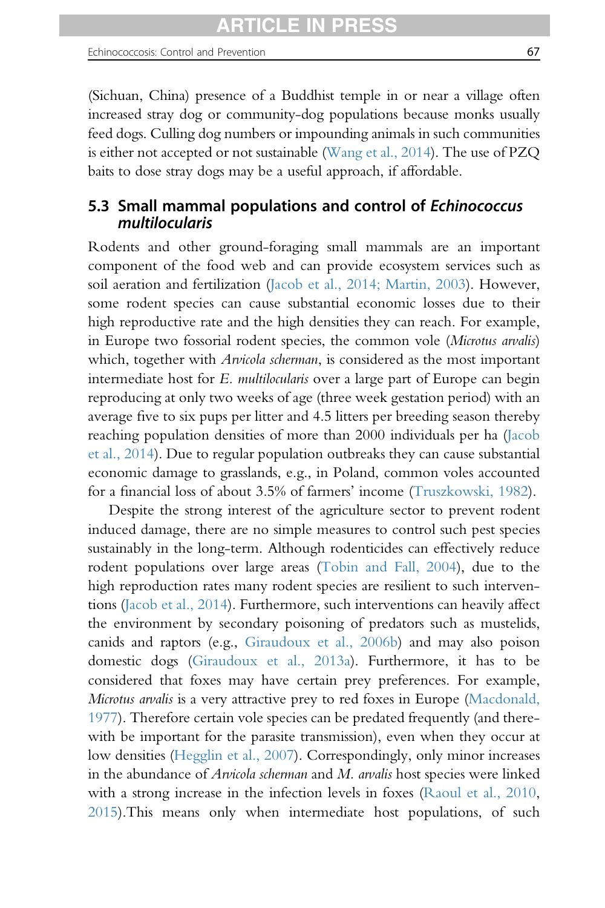(Sichuan, China) presence of a Buddhist temple in or near a village often increased stray dog or community-dog populations because monks usually feed dogs. Culling dog numbers or impounding animals in such communities is either not accepted or not sustainable (Wang et al., 2014). The use of PZQ baits to dose stray dogs may be a useful approach, if affordable.

## 5.3 Small mammal populations and control of *Echinococcus multilocularis*

Rodents and other ground-foraging small mammals are an important component of the food web and can provide ecosystem services such as soil aeration and fertilization (Jacob et al., 2014; Martin, 2003). However, some rodent species can cause substantial economic losses due to their high reproductive rate and the high densities they can reach. For example, in Europe two fossorial rodent species, the common vole (*Microtus arvalis*) which, together with *Arvicola scherman*, is considered as the most important intermediate host for *E. multilocularis* over a large part of Europe can begin reproducing at only two weeks of age (three week gestation period) with an average five to six pups per litter and 4.5 litters per breeding season thereby reaching population densities of more than 2000 individuals per ha (Jacob et al., 2014). Due to regular population outbreaks they can cause substantial economic damage to grasslands, e.g., in Poland, common voles accounted for a financial loss of about 3.5% of farmers' income (Truszkowski, 1982).

Despite the strong interest of the agriculture sector to prevent rodent induced damage, there are no simple measures to control such pest species sustainably in the long-term. Although rodenticides can effectively reduce rodent populations over large areas (Tobin and Fall, 2004), due to the high reproduction rates many rodent species are resilient to such interventions (Jacob et al., 2014). Furthermore, such interventions can heavily affect the environment by secondary poisoning of predators such as mustelids, canids and raptors (e.g., Giraudoux et al., 2006b) and may also poison domestic dogs (Giraudoux et al., 2013a). Furthermore, it has to be considered that foxes may have certain prey preferences. For example, *Microtus arvalis* is a very attractive prey to red foxes in Europe (Macdonald, 1977). Therefore certain vole species can be predated frequently (and therewith be important for the parasite transmission), even when they occur at low densities (Hegglin et al., 2007). Correspondingly, only minor increases in the abundance of *Arvicola scherman* and *M. arvalis* host species were linked with a strong increase in the infection levels in foxes (Raoul et al., 2010, 2015).This means only when intermediate host populations, of such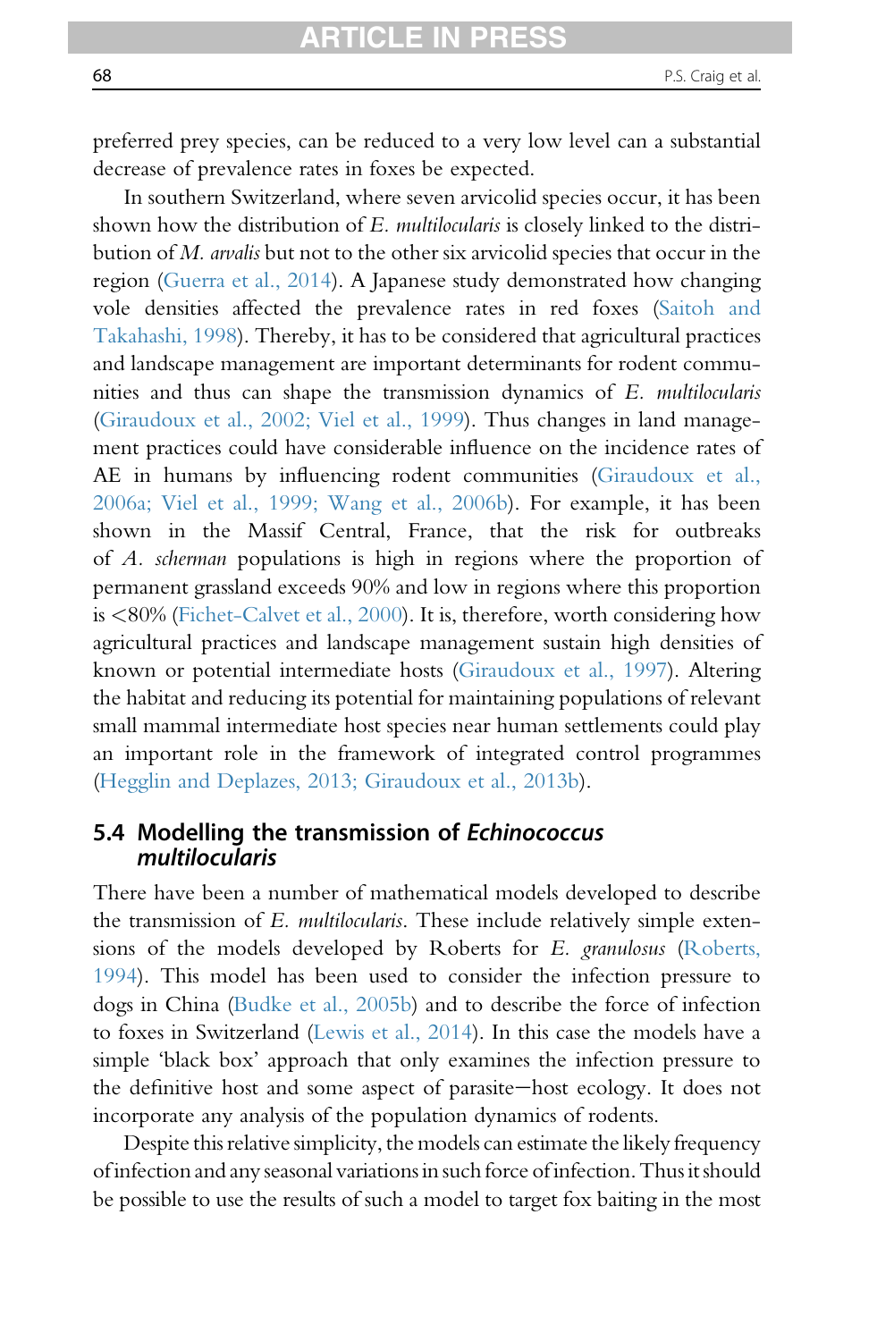preferred prey species, can be reduced to a very low level can a substantial decrease of prevalence rates in foxes be expected.

In southern Switzerland, where seven arvicolid species occur, it has been shown how the distribution of *E. multilocularis* is closely linked to the distribution of *M. arvalis* but not to the other six arvicolid species that occur in the region (Guerra et al., 2014). A Japanese study demonstrated how changing vole densities affected the prevalence rates in red foxes (Saitoh and Takahashi, 1998). Thereby, it has to be considered that agricultural practices and landscape management are important determinants for rodent communities and thus can shape the transmission dynamics of *E. multilocularis* (Giraudoux et al., 2002; Viel et al., 1999). Thus changes in land management practices could have considerable influence on the incidence rates of AE in humans by influencing rodent communities (Giraudoux et al., 2006a; Viel et al., 1999; Wang et al., 2006b). For example, it has been shown in the Massif Central, France, that the risk for outbreaks of *A. scherman* populations is high in regions where the proportion of permanent grassland exceeds 90% and low in regions where this proportion is <80% (Fichet-Calvet et al., 2000). It is, therefore, worth considering how agricultural practices and landscape management sustain high densities of known or potential intermediate hosts (Giraudoux et al., 1997). Altering the habitat and reducing its potential for maintaining populations of relevant small mammal intermediate host species near human settlements could play an important role in the framework of integrated control programmes (Hegglin and Deplazes, 2013; Giraudoux et al., 2013b).

## 5.4 Modelling the transmission of *Echinococcus multilocularis*

There have been a number of mathematical models developed to describe the transmission of *E. multilocularis*. These include relatively simple extensions of the models developed by Roberts for *E. granulosus* (Roberts, 1994). This model has been used to consider the infection pressure to dogs in China (Budke et al., 2005b) and to describe the force of infection to foxes in Switzerland (Lewis et al., 2014). In this case the models have a simple 'black box' approach that only examines the infection pressure to the definitive host and some aspect of parasite–host ecology. It does not incorporate any analysis of the population dynamics of rodents.

Despite this relative simplicity, the models can estimate the likely frequency of infection and any seasonal variations in such force of infection. Thus it should be possible to use the results of such a model to target fox baiting in the most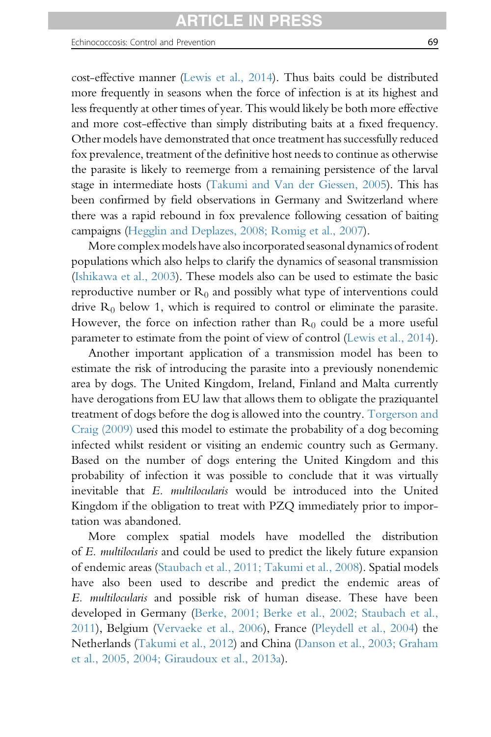cost-effective manner (Lewis et al., 2014). Thus baits could be distributed more frequently in seasons when the force of infection is at its highest and less frequently at other times of year. This would likely be both more effective and more cost-effective than simply distributing baits at a fixed frequency. Other models have demonstrated that once treatment has successfully reduced fox prevalence, treatment of the definitive host needs to continue as otherwise the parasite is likely to reemerge from a remaining persistence of the larval stage in intermediate hosts (Takumi and Van der Giessen, 2005). This has been confirmed by field observations in Germany and Switzerland where there was a rapid rebound in fox prevalence following cessation of baiting campaigns (Hegglin and Deplazes, 2008; Romig et al., 2007).

More complex models have also incorporated seasonal dynamics of rodent populations which also helps to clarify the dynamics of seasonal transmission (Ishikawa et al., 2003). These models also can be used to estimate the basic reproductive number or $R_0$ and possibly what type of interventions could drive $R_0$ below 1, which is required to control or eliminate the parasite. However, the force on infection rather than $R_0$ could be a more useful parameter to estimate from the point of view of control (Lewis et al., 2014).

Another important application of a transmission model has been to estimate the risk of introducing the parasite into a previously nonendemic area by dogs. The United Kingdom, Ireland, Finland and Malta currently have derogations from EU law that allows them to obligate the praziquantel treatment of dogs before the dog is allowed into the country. Torgerson and Craig (2009) used this model to estimate the probability of a dog becoming infected whilst resident or visiting an endemic country such as Germany. Based on the number of dogs entering the United Kingdom and this probability of infection it was possible to conclude that it was virtually inevitable that *E. multilocularis* would be introduced into the United Kingdom if the obligation to treat with PZQ immediately prior to importation was abandoned.

More complex spatial models have modelled the distribution of *E. multilocularis* and could be used to predict the likely future expansion of endemic areas (Staubach et al., 2011; Takumi et al., 2008). Spatial models have also been used to describe and predict the endemic areas of *E. multilocularis* and possible risk of human disease. These have been developed in Germany (Berke, 2001; Berke et al., 2002; Staubach et al., 2011), Belgium (Vervaeke et al., 2006), France (Pleydell et al., 2004) the Netherlands (Takumi et al., 2012) and China (Danson et al., 2003; Graham et al., 2005, 2004; Giraudoux et al., 2013a).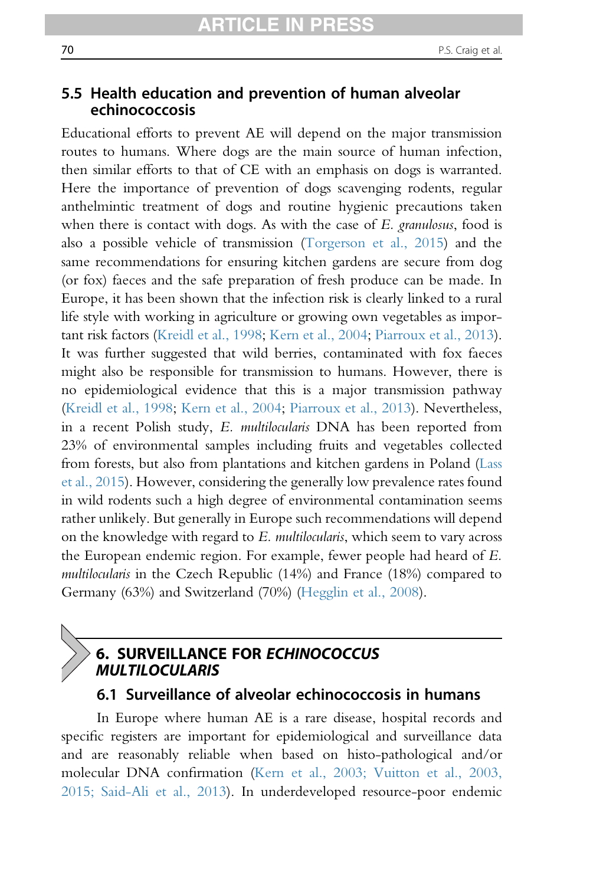### 5.5 Health education and prevention of human alveolar echinococcosis

Educational efforts to prevent AE will depend on the major transmission routes to humans. Where dogs are the main source of human infection, then similar efforts to that of CE with an emphasis on dogs is warranted. Here the importance of prevention of dogs scavenging rodents, regular anthelmintic treatment of dogs and routine hygienic precautions taken when there is contact with dogs. As with the case of *E. granulosus*, food is also a possible vehicle of transmission (Torgerson et al., 2015) and the same recommendations for ensuring kitchen gardens are secure from dog (or fox) faeces and the safe preparation of fresh produce can be made. In Europe, it has been shown that the infection risk is clearly linked to a rural life style with working in agriculture or growing own vegetables as important risk factors (Kreidl et al., 1998; Kern et al., 2004; Piarroux et al., 2013). It was further suggested that wild berries, contaminated with fox faeces might also be responsible for transmission to humans. However, there is no epidemiological evidence that this is a major transmission pathway (Kreidl et al., 1998; Kern et al., 2004; Piarroux et al., 2013). Nevertheless, in a recent Polish study, *E. multilocularis* DNA has been reported from 23% of environmental samples including fruits and vegetables collected from forests, but also from plantations and kitchen gardens in Poland (Lass et al., 2015). However, considering the generally low prevalence rates found in wild rodents such a high degree of environmental contamination seems rather unlikely. But generally in Europe such recommendations will depend on the knowledge with regard to *E. multilocularis*, which seem to vary across the European endemic region. For example, fewer people had heard of *E. multilocularis* in the Czech Republic (14%) and France (18%) compared to Germany (63%) and Switzerland (70%) (Hegglin et al., 2008).

## 6. SURVEILLANCE FOR *ECHINOCOCCUS MULTILOCULARIS*

### 6.1 Surveillance of alveolar echinococcosis in humans

In Europe where human AE is a rare disease, hospital records and specific registers are important for epidemiological and surveillance data and are reasonably reliable when based on histo-pathological and/or molecular DNA confirmation (Kern et al., 2003; Vuitton et al., 2003, 2015; Said-Ali et al., 2013). In underdeveloped resource-poor endemic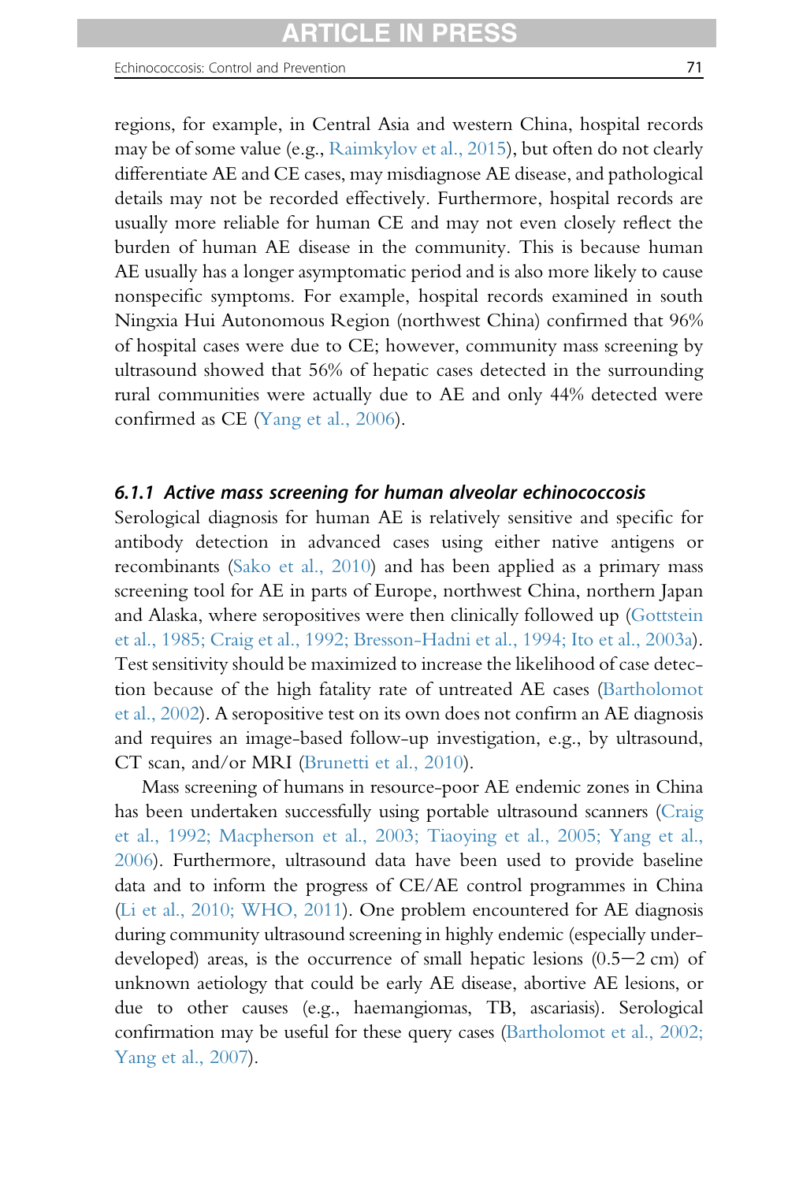regions, for example, in Central Asia and western China, hospital records may be of some value (e.g., Raimkylov et al., 2015), but often do not clearly differentiate AE and CE cases, may misdiagnose AE disease, and pathological details may not be recorded effectively. Furthermore, hospital records are usually more reliable for human CE and may not even closely reflect the burden of human AE disease in the community. This is because human AE usually has a longer asymptomatic period and is also more likely to cause nonspecific symptoms. For example, hospital records examined in south Ningxia Hui Autonomous Region (northwest China) confirmed that 96% of hospital cases were due to CE; however, community mass screening by ultrasound showed that 56% of hepatic cases detected in the surrounding rural communities were actually due to AE and only 44% detected were confirmed as CE (Yang et al., 2006).

### 6.1.1 Active mass screening for human alveolar echinococcosis

Serological diagnosis for human AE is relatively sensitive and specific for antibody detection in advanced cases using either native antigens or recombinants (Sako et al., 2010) and has been applied as a primary mass screening tool for AE in parts of Europe, northwest China, northern Japan and Alaska, where seropositives were then clinically followed up (Gottstein et al., 1985; Craig et al., 1992; Bresson-Hadni et al., 1994; Ito et al., 2003a). Test sensitivity should be maximized to increase the likelihood of case detection because of the high fatality rate of untreated AE cases (Bartholomot et al., 2002). A seropositive test on its own does not confirm an AE diagnosis and requires an image-based follow-up investigation, e.g., by ultrasound, CT scan, and/or MRI (Brunetti et al., 2010).

Mass screening of humans in resource-poor AE endemic zones in China has been undertaken successfully using portable ultrasound scanners (Craig et al., 1992; Macpherson et al., 2003; Tiaoying et al., 2005; Yang et al., 2006). Furthermore, ultrasound data have been used to provide baseline data and to inform the progress of CE/AE control programmes in China (Li et al., 2010; WHO, 2011). One problem encountered for AE diagnosis during community ultrasound screening in highly endemic (especially underdeveloped) areas, is the occurrence of small hepatic lesions (0.5−2 cm) of unknown aetiology that could be early AE disease, abortive AE lesions, or due to other causes (e.g., haemangiomas, TB, ascariasis). Serological confirmation may be useful for these query cases (Bartholomot et al., 2002; Yang et al., 2007).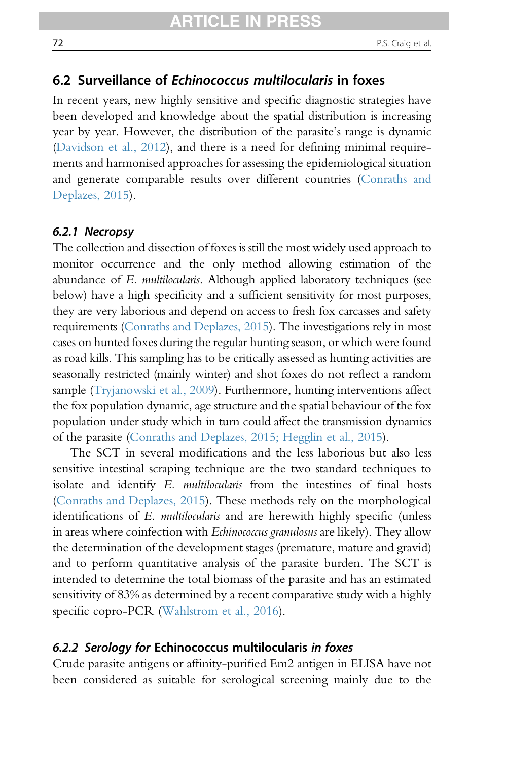## 6.2 Surveillance of *Echinococcus multilocularis* in foxes

In recent years, new highly sensitive and specific diagnostic strategies have been developed and knowledge about the spatial distribution is increasing year by year. However, the distribution of the parasite's range is dynamic (Davidson et al., 2012), and there is a need for defining minimal requirements and harmonised approaches for assessing the epidemiological situation and generate comparable results over different countries (Conraths and Deplazes, 2015).

### *6.2.1 Necropsy*

The collection and dissection of foxes is still the most widely used approach to monitor occurrence and the only method allowing estimation of the abundance of *E. multilocularis*. Although applied laboratory techniques (see below) have a high specificity and a sufficient sensitivity for most purposes, they are very laborious and depend on access to fresh fox carcasses and safety requirements (Conraths and Deplazes, 2015). The investigations rely in most cases on hunted foxes during the regular hunting season, or which were found as road kills. This sampling has to be critically assessed as hunting activities are seasonally restricted (mainly winter) and shot foxes do not reflect a random sample (Tryjanowski et al., 2009). Furthermore, hunting interventions affect the fox population dynamic, age structure and the spatial behaviour of the fox population under study which in turn could affect the transmission dynamics of the parasite (Conraths and Deplazes, 2015; Hegglin et al., 2015).

The SCT in several modifications and the less laborious but also less sensitive intestinal scraping technique are the two standard techniques to isolate and identify *E. multilocularis* from the intestines of final hosts (Conraths and Deplazes, 2015). These methods rely on the morphological identifications of *E. multilocularis* and are herewith highly specific (unless in areas where coinfection with *Echinococcus granulosus* are likely). They allow the determination of the development stages (premature, mature and gravid) and to perform quantitative analysis of the parasite burden. The SCT is intended to determine the total biomass of the parasite and has an estimated sensitivity of 83% as determined by a recent comparative study with a highly specific copro-PCR (Wahlstrom et al., 2016).

### *6.2.2 Serology for* Echinococcus multilocularis *in foxes*

Crude parasite antigens or affinity-purified Em2 antigen in ELISA have not been considered as suitable for serological screening mainly due to the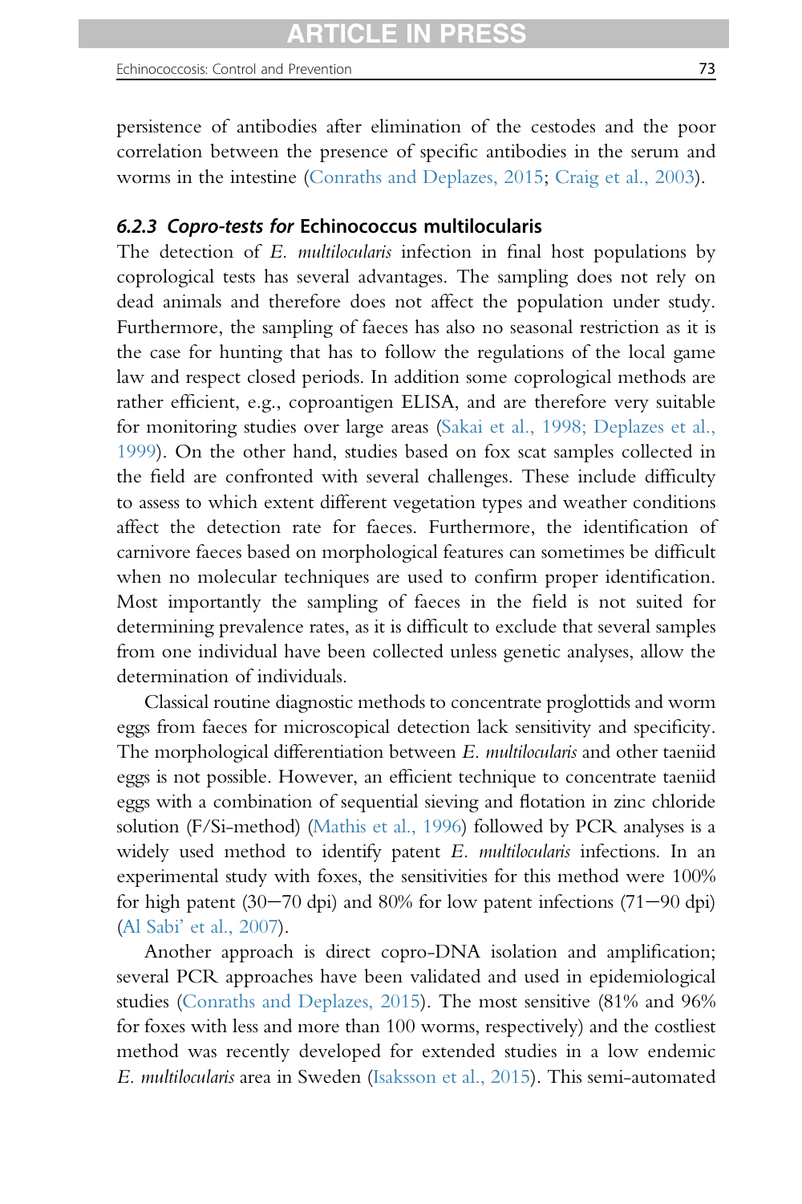persistence of antibodies after elimination of the cestodes and the poor correlation between the presence of specific antibodies in the serum and worms in the intestine (Conraths and Deplazes, 2015; Craig et al., 2003).

### 6.2.3 *Copro-tests for* Echinococcus multilocularis

The detection of *E. multilocularis* infection in final host populations by coprological tests has several advantages. The sampling does not rely on dead animals and therefore does not affect the population under study. Furthermore, the sampling of faeces has also no seasonal restriction as it is the case for hunting that has to follow the regulations of the local game law and respect closed periods. In addition some coprological methods are rather efficient, e.g., coproantigen ELISA, and are therefore very suitable for monitoring studies over large areas (Sakai et al., 1998; Deplazes et al., 1999). On the other hand, studies based on fox scat samples collected in the field are confronted with several challenges. These include difficulty to assess to which extent different vegetation types and weather conditions affect the detection rate for faeces. Furthermore, the identification of carnivore faeces based on morphological features can sometimes be difficult when no molecular techniques are used to confirm proper identification. Most importantly the sampling of faeces in the field is not suited for determining prevalence rates, as it is difficult to exclude that several samples from one individual have been collected unless genetic analyses, allow the determination of individuals.

Classical routine diagnostic methods to concentrate proglottids and worm eggs from faeces for microscopical detection lack sensitivity and specificity. The morphological differentiation between *E. multilocularis* and other taeniid eggs is not possible. However, an efficient technique to concentrate taeniid eggs with a combination of sequential sieving and flotation in zinc chloride solution (F/Si-method) (Mathis et al., 1996) followed by PCR analyses is a widely used method to identify patent *E. multilocularis* infections. In an experimental study with foxes, the sensitivities for this method were 100% for high patent (30–70 dpi) and 80% for low patent infections (71–90 dpi) (Al Sabi' et al., 2007).

Another approach is direct copro-DNA isolation and amplification; several PCR approaches have been validated and used in epidemiological studies (Conraths and Deplazes, 2015). The most sensitive (81% and 96% for foxes with less and more than 100 worms, respectively) and the costliest method was recently developed for extended studies in a low endemic *E. multilocularis* area in Sweden (Isaksson et al., 2015). This semi-automated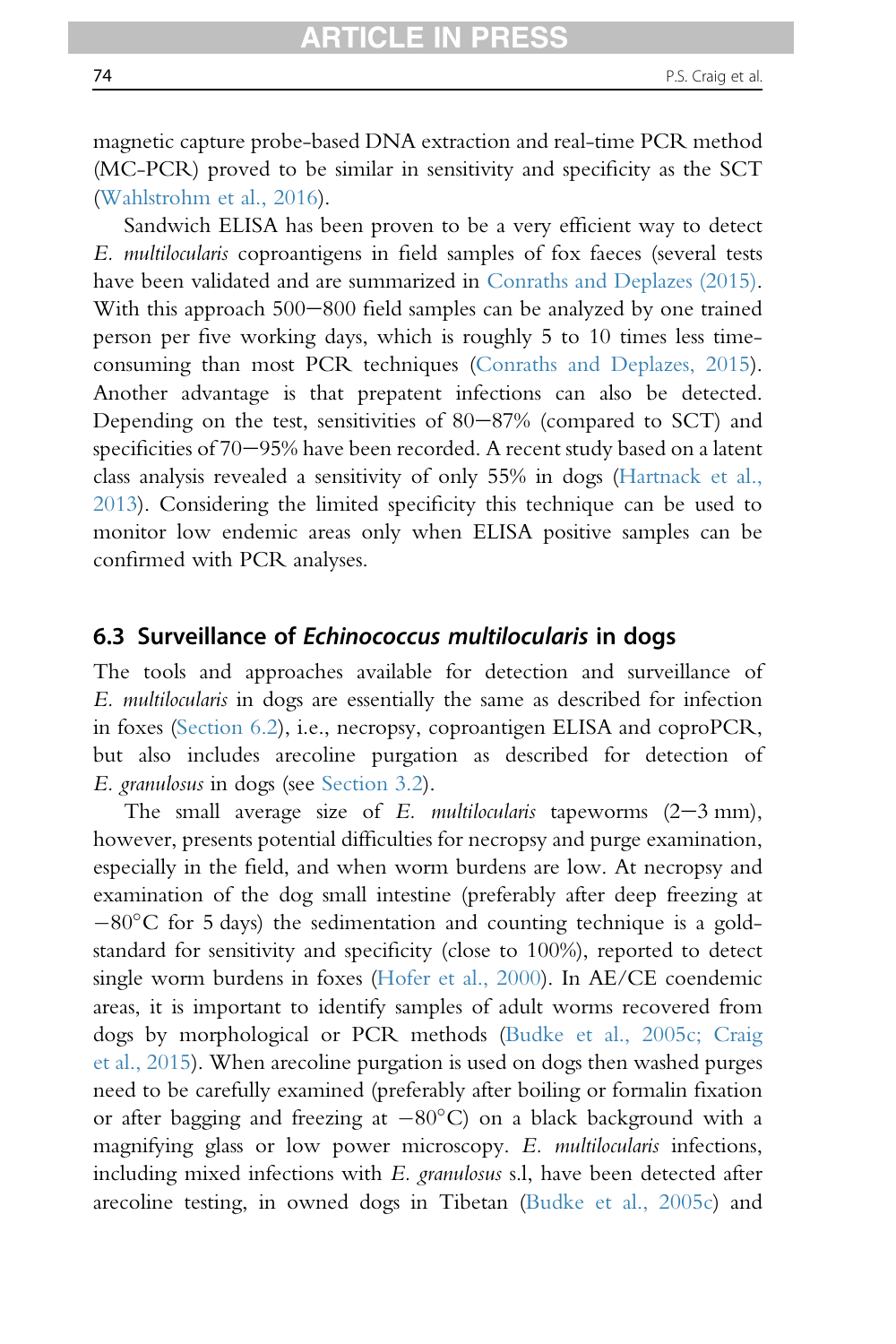magnetic capture probe-based DNA extraction and real-time PCR method (MC-PCR) proved to be similar in sensitivity and specificity as the SCT (Wahlstrohm et al., 2016).

Sandwich ELISA has been proven to be a very efficient way to detect *E. multilocularis* coproantigens in field samples of fox faeces (several tests have been validated and are summarized in Conraths and Deplazes (2015). With this approach 500–800 field samples can be analyzed by one trained person per five working days, which is roughly 5 to 10 times less time-consuming than most PCR techniques (Conraths and Deplazes, 2015). Another advantage is that prepatent infections can also be detected. Depending on the test, sensitivities of 80–87% (compared to SCT) and specificities of 70–95% have been recorded. A recent study based on a latent class analysis revealed a sensitivity of only 55% in dogs (Hartnack et al., 2013). Considering the limited specificity this technique can be used to monitor low endemic areas only when ELISA positive samples can be confirmed with PCR analyses.

## 6.3 Surveillance of *Echinococcus multilocularis* in dogs

The tools and approaches available for detection and surveillance of *E. multilocularis* in dogs are essentially the same as described for infection in foxes (Section 6.2), i.e., necropsy, coproantigen ELISA and coproPCR, but also includes arecoline purgation as described for detection of *E. granulosus* in dogs (see Section 3.2).

The small average size of *E. multilocularis* tapeworms (2–3 mm), however, presents potential difficulties for necropsy and purge examination, especially in the field, and when worm burdens are low. At necropsy and examination of the dog small intestine (preferably after deep freezing at −80°C for 5 days) the sedimentation and counting technique is a gold-standard for sensitivity and specificity (close to 100%), reported to detect single worm burdens in foxes (Hofer et al., 2000). In AE/CE coendemic areas, it is important to identify samples of adult worms recovered from dogs by morphological or PCR methods (Budke et al., 2005c; Craig et al., 2015). When arecoline purgation is used on dogs then washed purges need to be carefully examined (preferably after boiling or formalin fixation or after bagging and freezing at −80°C) on a black background with a magnifying glass or low power microscopy. *E. multilocularis* infections, including mixed infections with *E. granulosus* s.l, have been detected after arecoline testing, in owned dogs in Tibetan (Budke et al., 2005c) and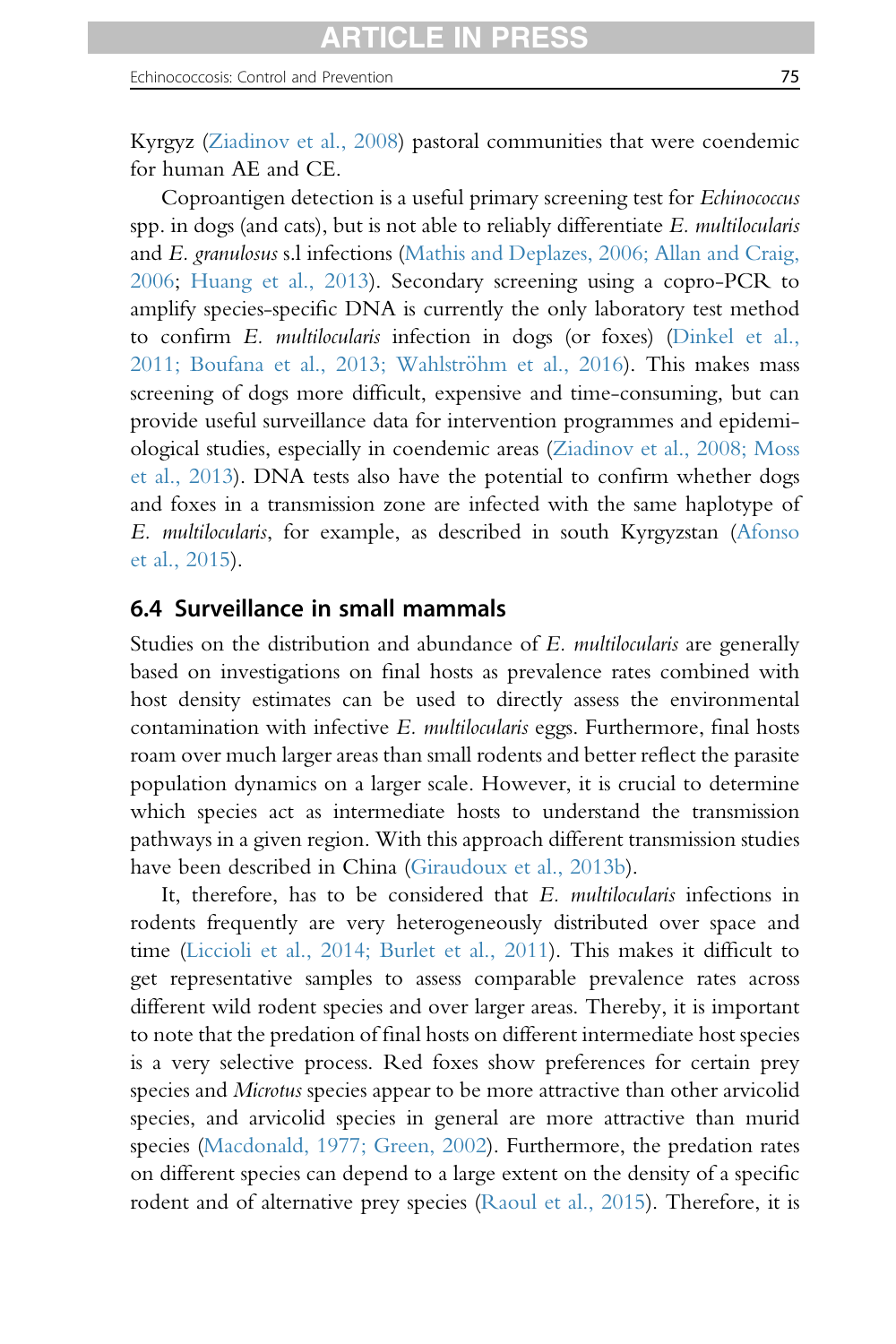Kyrgyz (Ziadinov et al., 2008) pastoral communities that were coendemic for human AE and CE.

Coproantigen detection is a useful primary screening test for *Echinococcus* spp. in dogs (and cats), but is not able to reliably differentiate *E. multilocularis* and *E. granulosus* s.l infections (Mathis and Deplazes, 2006; Allan and Craig, 2006; Huang et al., 2013). Secondary screening using a copro-PCR to amplify species-specific DNA is currently the only laboratory test method to confirm *E. multilocularis* infection in dogs (or foxes) (Dinkel et al., 2011; Boufana et al., 2013; Wahlströhm et al., 2016). This makes mass screening of dogs more difficult, expensive and time-consuming, but can provide useful surveillance data for intervention programmes and epidemiological studies, especially in coendemic areas (Ziadinov et al., 2008; Moss et al., 2013). DNA tests also have the potential to confirm whether dogs and foxes in a transmission zone are infected with the same haplotype of *E. multilocularis*, for example, as described in south Kyrgyzstan (Afonso et al., 2015).

## 6.4 Surveillance in small mammals

Studies on the distribution and abundance of *E. multilocularis* are generally based on investigations on final hosts as prevalence rates combined with host density estimates can be used to directly assess the environmental contamination with infective *E. multilocularis* eggs. Furthermore, final hosts roam over much larger areas than small rodents and better reflect the parasite population dynamics on a larger scale. However, it is crucial to determine which species act as intermediate hosts to understand the transmission pathways in a given region. With this approach different transmission studies have been described in China (Giraudoux et al., 2013b).

It, therefore, has to be considered that *E. multilocularis* infections in rodents frequently are very heterogeneously distributed over space and time (Liccioli et al., 2014; Burlet et al., 2011). This makes it difficult to get representative samples to assess comparable prevalence rates across different wild rodent species and over larger areas. Thereby, it is important to note that the predation of final hosts on different intermediate host species is a very selective process. Red foxes show preferences for certain prey species and *Microtus* species appear to be more attractive than other arvicolid species, and arvicolid species in general are more attractive than murid species (Macdonald, 1977; Green, 2002). Furthermore, the predation rates on different species can depend to a large extent on the density of a specific rodent and of alternative prey species (Raoul et al., 2015). Therefore, it is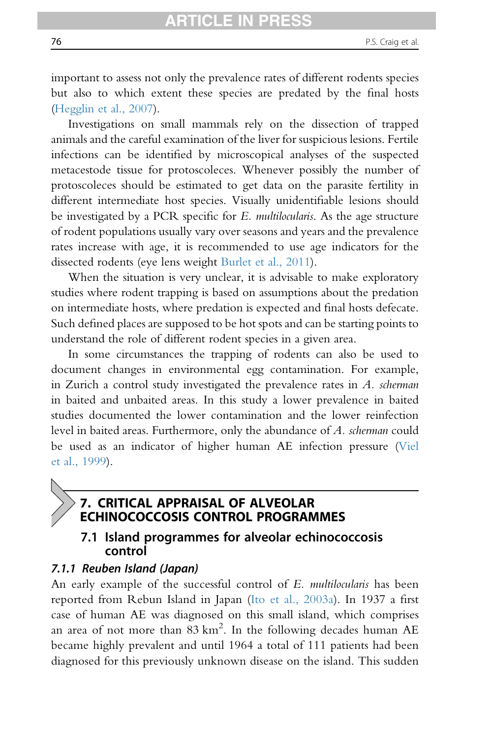important to assess not only the prevalence rates of different rodents species but also to which extent these species are predated by the final hosts (Hegglin et al., 2007).

Investigations on small mammals rely on the dissection of trapped animals and the careful examination of the liver for suspicious lesions. Fertile infections can be identified by microscopical analyses of the suspected metacestode tissue for protoscoleces. Whenever possibly the number of protoscoleces should be estimated to get data on the parasite fertility in different intermediate host species. Visually unidentifiable lesions should be investigated by a PCR specific for *E. multilocularis*. As the age structure of rodent populations usually vary over seasons and years and the prevalence rates increase with age, it is recommended to use age indicators for the dissected rodents (eye lens weight Burlet et al., 2011).

When the situation is very unclear, it is advisable to make exploratory studies where rodent trapping is based on assumptions about the predation on intermediate hosts, where predation is expected and final hosts defecate. Such defined places are supposed to be hot spots and can be starting points to understand the role of different rodent species in a given area.

In some circumstances the trapping of rodents can also be used to document changes in environmental egg contamination. For example, in Zurich a control study investigated the prevalence rates in *A. scherman* in baited and unbaited areas. In this study a lower prevalence in baited studies documented the lower contamination and the lower reinfection level in baited areas. Furthermore, only the abundance of *A. scherman* could be used as an indicator of higher human AE infection pressure (Viel et al., 1999).

# 7. CRITICAL APPRAISAL OF ALVEOLAR ECHINOCOCCOSIS CONTROL PROGRAMMES

## 7.1 Island programmes for alveolar echinococcosis control

### *7.1.1 Reuben Island (Japan)*

An early example of the successful control of *E. multilocularis* has been reported from Rebun Island in Japan (Ito et al., 2003a). In 1937 a first case of human AE was diagnosed on this small island, which comprises an area of not more than 83 km$^2$. In the following decades human AE became highly prevalent and until 1964 a total of 111 patients had been diagnosed for this previously unknown disease on the island. This sudden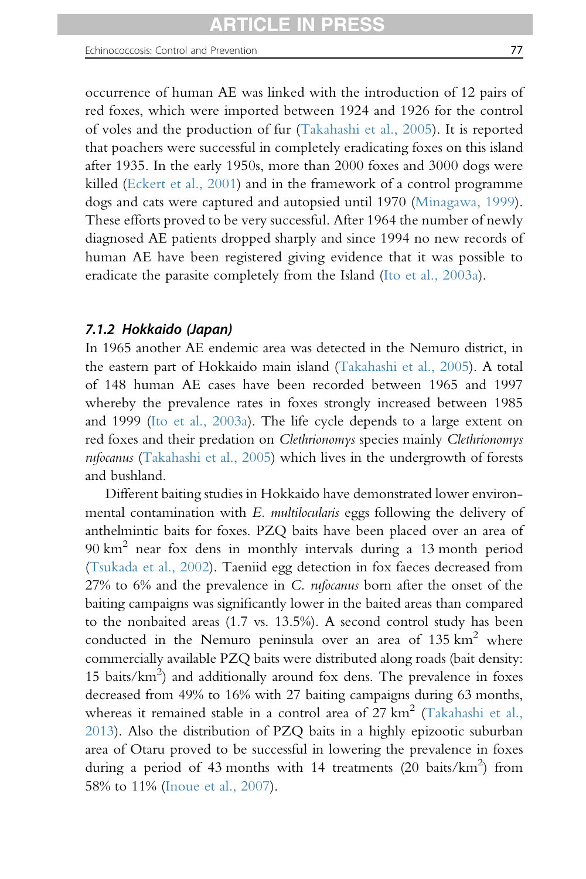occurrence of human AE was linked with the introduction of 12 pairs of red foxes, which were imported between 1924 and 1926 for the control of voles and the production of fur (Takahashi et al., 2005). It is reported that poachers were successful in completely eradicating foxes on this island after 1935. In the early 1950s, more than 2000 foxes and 3000 dogs were killed (Eckert et al., 2001) and in the framework of a control programme dogs and cats were captured and autopsied until 1970 (Minagawa, 1999). These efforts proved to be very successful. After 1964 the number of newly diagnosed AE patients dropped sharply and since 1994 no new records of human AE have been registered giving evidence that it was possible to eradicate the parasite completely from the Island (Ito et al., 2003a).

### *7.1.2 Hokkaido (Japan)*

In 1965 another AE endemic area was detected in the Nemuro district, in the eastern part of Hokkaido main island (Takahashi et al., 2005). A total of 148 human AE cases have been recorded between 1965 and 1997 whereby the prevalence rates in foxes strongly increased between 1985 and 1999 (Ito et al., 2003a). The life cycle depends to a large extent on red foxes and their predation on *Clethrionomys* species mainly *Clethrionomys rufocanus* (Takahashi et al., 2005) which lives in the undergrowth of forests and bushland.

Different baiting studies in Hokkaido have demonstrated lower environmental contamination with *E. multilocularis* eggs following the delivery of anthelmintic baits for foxes. PZQ baits have been placed over an area of 90 km$^2$ near fox dens in monthly intervals during a 13 month period (Tsukada et al., 2002). Taeniid egg detection in fox faeces decreased from 27% to 6% and the prevalence in *C. rufocanus* born after the onset of the baiting campaigns was significantly lower in the baited areas than compared to the nonbaited areas (1.7 vs. 13.5%). A second control study has been conducted in the Nemuro peninsula over an area of 135 km$^2$ where commercially available PZQ baits were distributed along roads (bait density: 15 baits/km$^2$) and additionally around fox dens. The prevalence in foxes decreased from 49% to 16% with 27 baiting campaigns during 63 months, whereas it remained stable in a control area of 27 km$^2$ (Takahashi et al., 2013). Also the distribution of PZQ baits in a highly epizootic suburban area of Otaru proved to be successful in lowering the prevalence in foxes during a period of 43 months with 14 treatments (20 baits/km$^2$) from 58% to 11% (Inoue et al., 2007).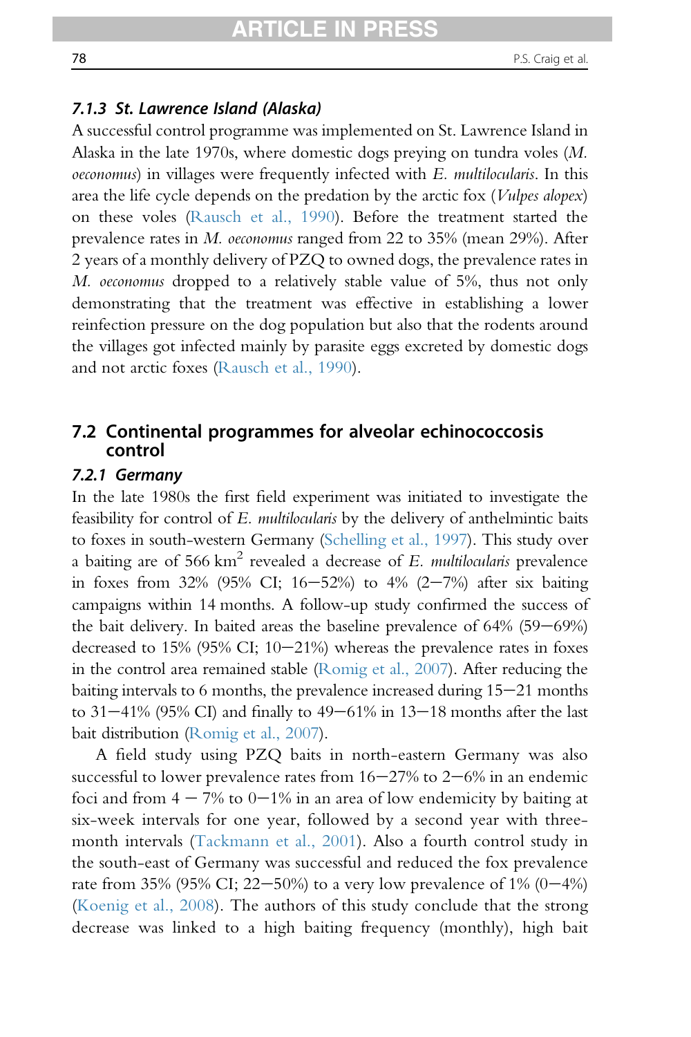### 7.1.3 St. Lawrence Island (Alaska)

A successful control programme was implemented on St. Lawrence Island in Alaska in the late 1970s, where domestic dogs preying on tundra voles (*M. oeconomus*) in villages were frequently infected with *E. multilocularis*. In this area the life cycle depends on the predation by the arctic fox (*Vulpes alopex*) on these voles (Rausch et al., 1990). Before the treatment started the prevalence rates in *M. oeconomus* ranged from 22 to 35% (mean 29%). After 2 years of a monthly delivery of PZQ to owned dogs, the prevalence rates in *M. oeconomus* dropped to a relatively stable value of 5%, thus not only demonstrating that the treatment was effective in establishing a lower reinfection pressure on the dog population but also that the rodents around the villages got infected mainly by parasite eggs excreted by domestic dogs and not arctic foxes (Rausch et al., 1990).

## 7.2 Continental programmes for alveolar echinococcosis control

### 7.2.1 Germany

In the late 1980s the first field experiment was initiated to investigate the feasibility for control of *E. multilocularis* by the delivery of anthelmintic baits to foxes in south-western Germany (Schelling et al., 1997). This study over a baiting are of 566 $km^2$ revealed a decrease of *E. multilocularis* prevalence in foxes from 32% (95% CI; 16–52%) to 4% (2–7%) after six baiting campaigns within 14 months. A follow-up study confirmed the success of the bait delivery. In baited areas the baseline prevalence of 64% (59–69%) decreased to 15% (95% CI; 10–21%) whereas the prevalence rates in foxes in the control area remained stable (Romig et al., 2007). After reducing the baiting intervals to 6 months, the prevalence increased during 15–21 months to 31–41% (95% CI) and finally to 49–61% in 13–18 months after the last bait distribution (Romig et al., 2007).

A field study using PZQ baits in north-eastern Germany was also successful to lower prevalence rates from 16–27% to 2–6% in an endemic foci and from 4 – 7% to 0–1% in an area of low endemicity by baiting at six-week intervals for one year, followed by a second year with three-month intervals (Tackmann et al., 2001). Also a fourth control study in the south-east of Germany was successful and reduced the fox prevalence rate from 35% (95% CI; 22–50%) to a very low prevalence of 1% (0–4%) (Koenig et al., 2008). The authors of this study conclude that the strong decrease was linked to a high baiting frequency (monthly), high bait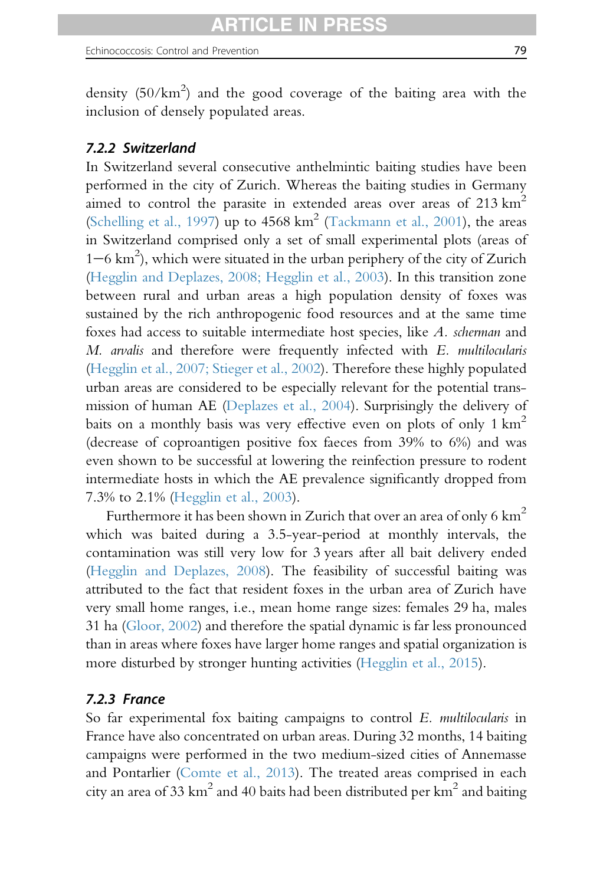density ($50/km^2$) and the good coverage of the baiting area with the inclusion of densely populated areas.

### 7.2.2 Switzerland

In Switzerland several consecutive anthelmintic baiting studies have been performed in the city of Zurich. Whereas the baiting studies in Germany aimed to control the parasite in extended areas over areas of 213 $km^2$ (Schelling et al., 1997) up to 4568 $km^2$ (Tackmann et al., 2001), the areas in Switzerland comprised only a set of small experimental plots (areas of 1−6 $km^2$), which were situated in the urban periphery of the city of Zurich (Hegglin and Deplazes, 2008; Hegglin et al., 2003). In this transition zone between rural and urban areas a high population density of foxes was sustained by the rich anthropogenic food resources and at the same time foxes had access to suitable intermediate host species, like *A. scherman* and *M. arvalis* and therefore were frequently infected with *E. multilocularis* (Hegglin et al., 2007; Stieger et al., 2002). Therefore these highly populated urban areas are considered to be especially relevant for the potential transmission of human AE (Deplazes et al., 2004). Surprisingly the delivery of baits on a monthly basis was very effective even on plots of only 1 $km^2$ (decrease of coproantigen positive fox faeces from 39% to 6%) and was even shown to be successful at lowering the reinfection pressure to rodent intermediate hosts in which the AE prevalence significantly dropped from 7.3% to 2.1% (Hegglin et al., 2003).

Furthermore it has been shown in Zurich that over an area of only 6 $km^2$ which was baited during a 3.5-year-period at monthly intervals, the contamination was still very low for 3 years after all bait delivery ended (Hegglin and Deplazes, 2008). The feasibility of successful baiting was attributed to the fact that resident foxes in the urban area of Zurich have very small home ranges, i.e., mean home range sizes: females 29 ha, males 31 ha (Gloor, 2002) and therefore the spatial dynamic is far less pronounced than in areas where foxes have larger home ranges and spatial organization is more disturbed by stronger hunting activities (Hegglin et al., 2015).

### 7.2.3 France

So far experimental fox baiting campaigns to control *E. multilocularis* in France have also concentrated on urban areas. During 32 months, 14 baiting campaigns were performed in the two medium-sized cities of Annemasse and Pontarlier (Comte et al., 2013). The treated areas comprised in each city an area of 33 $km^2$ and 40 baits had been distributed per $km^2$ and baiting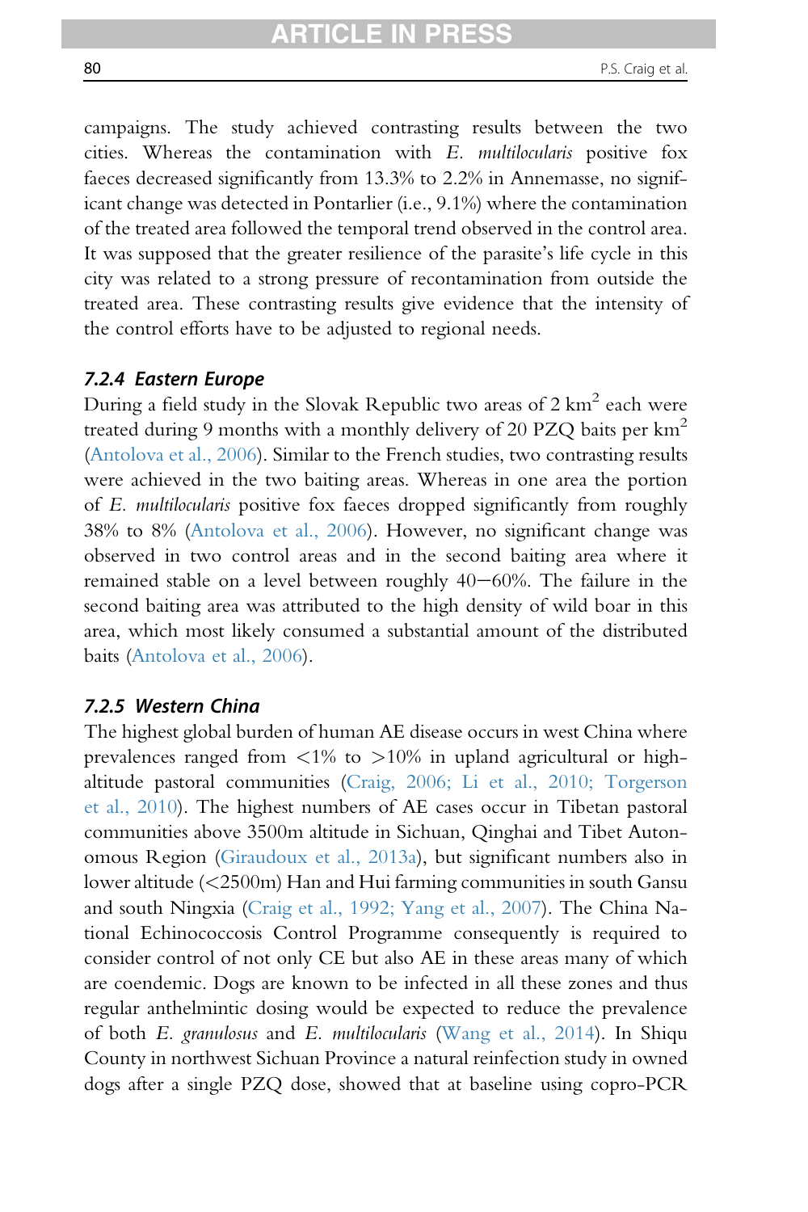campaigns. The study achieved contrasting results between the two cities. Whereas the contamination with *E. multilocularis* positive fox faeces decreased significantly from 13.3% to 2.2% in Annemasse, no significant change was detected in Pontarlier (i.e., 9.1%) where the contamination of the treated area followed the temporal trend observed in the control area. It was supposed that the greater resilience of the parasite's life cycle in this city was related to a strong pressure of recontamination from outside the treated area. These contrasting results give evidence that the intensity of the control efforts have to be adjusted to regional needs.

### 7.2.4 Eastern Europe

During a field study in the Slovak Republic two areas of 2 $km^2$ each were treated during 9 months with a monthly delivery of 20 PZQ baits per $km^2$ (Antolova et al., 2006). Similar to the French studies, two contrasting results were achieved in the two baiting areas. Whereas in one area the portion of *E. multilocularis* positive fox faeces dropped significantly from roughly 38% to 8% (Antolova et al., 2006). However, no significant change was observed in two control areas and in the second baiting area where it remained stable on a level between roughly 40–60%. The failure in the second baiting area was attributed to the high density of wild boar in this area, which most likely consumed a substantial amount of the distributed baits (Antolova et al., 2006).

### 7.2.5 Western China

The highest global burden of human AE disease occurs in west China where prevalences ranged from <1% to >10% in upland agricultural or high-altitude pastoral communities (Craig, 2006; Li et al., 2010; Torgerson et al., 2010). The highest numbers of AE cases occur in Tibetan pastoral communities above 3500m altitude in Sichuan, Qinghai and Tibet Autonomous Region (Giraudoux et al., 2013a), but significant numbers also in lower altitude (<2500m) Han and Hui farming communities in south Gansu and south Ningxia (Craig et al., 1992; Yang et al., 2007). The China National Echinococcosis Control Programme consequently is required to consider control of not only CE but also AE in these areas many of which are coendemic. Dogs are known to be infected in all these zones and thus regular anthelmintic dosing would be expected to reduce the prevalence of both *E. granulosus* and *E. multilocularis* (Wang et al., 2014). In Shiqu County in northwest Sichuan Province a natural reinfection study in owned dogs after a single PZQ dose, showed that at baseline using copro-PCR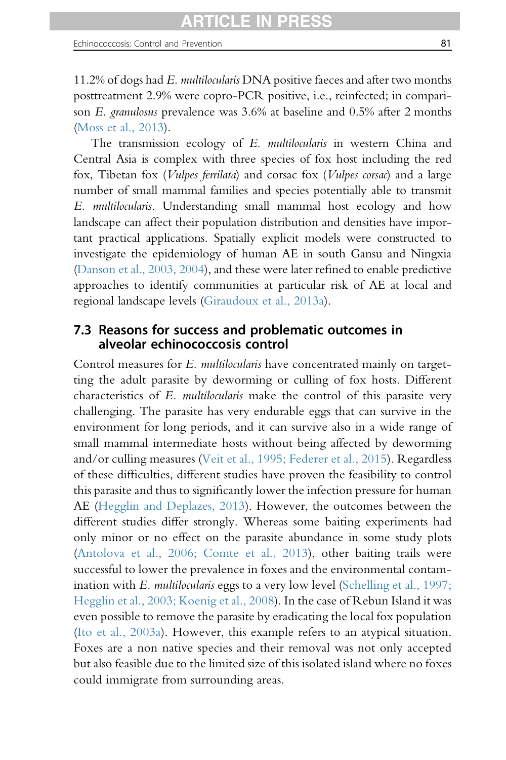11.2% of dogs had *E. multilocularis* DNA positive faeces and after two months posttreatment 2.9% were copro-PCR positive, i.e., reinfected; in comparison *E. granulosus* prevalence was 3.6% at baseline and 0.5% after 2 months (Moss et al., 2013).

The transmission ecology of *E. multilocularis* in western China and Central Asia is complex with three species of fox host including the red fox, Tibetan fox (*Vulpes ferrilata*) and corsac fox (*Vulpes corsac*) and a large number of small mammal families and species potentially able to transmit *E. multilocularis*. Understanding small mammal host ecology and how landscape can affect their population distribution and densities have important practical applications. Spatially explicit models were constructed to investigate the epidemiology of human AE in south Gansu and Ningxia (Danson et al., 2003, 2004), and these were later refined to enable predictive approaches to identify communities at particular risk of AE at local and regional landscape levels (Giraudoux et al., 2013a).

## 7.3 Reasons for success and problematic outcomes in alveolar echinococcosis control

Control measures for *E. multilocularis* have concentrated mainly on targetting the adult parasite by deworming or culling of fox hosts. Different characteristics of *E. multilocularis* make the control of this parasite very challenging. The parasite has very endurable eggs that can survive in the environment for long periods, and it can survive also in a wide range of small mammal intermediate hosts without being affected by deworming and/or culling measures (Veit et al., 1995; Federer et al., 2015). Regardless of these difficulties, different studies have proven the feasibility to control this parasite and thus to significantly lower the infection pressure for human AE (Hegglin and Deplazes, 2013). However, the outcomes between the different studies differ strongly. Whereas some baiting experiments had only minor or no effect on the parasite abundance in some study plots (Antolova et al., 2006; Comte et al., 2013), other baiting trails were successful to lower the prevalence in foxes and the environmental contamination with *E. multilocularis* eggs to a very low level (Schelling et al., 1997; Hegglin et al., 2003; Koenig et al., 2008). In the case of Rebun Island it was even possible to remove the parasite by eradicating the local fox population (Ito et al., 2003a). However, this example refers to an atypical situation. Foxes are a non native species and their removal was not only accepted but also feasible due to the limited size of this isolated island where no foxes could immigrate from surrounding areas.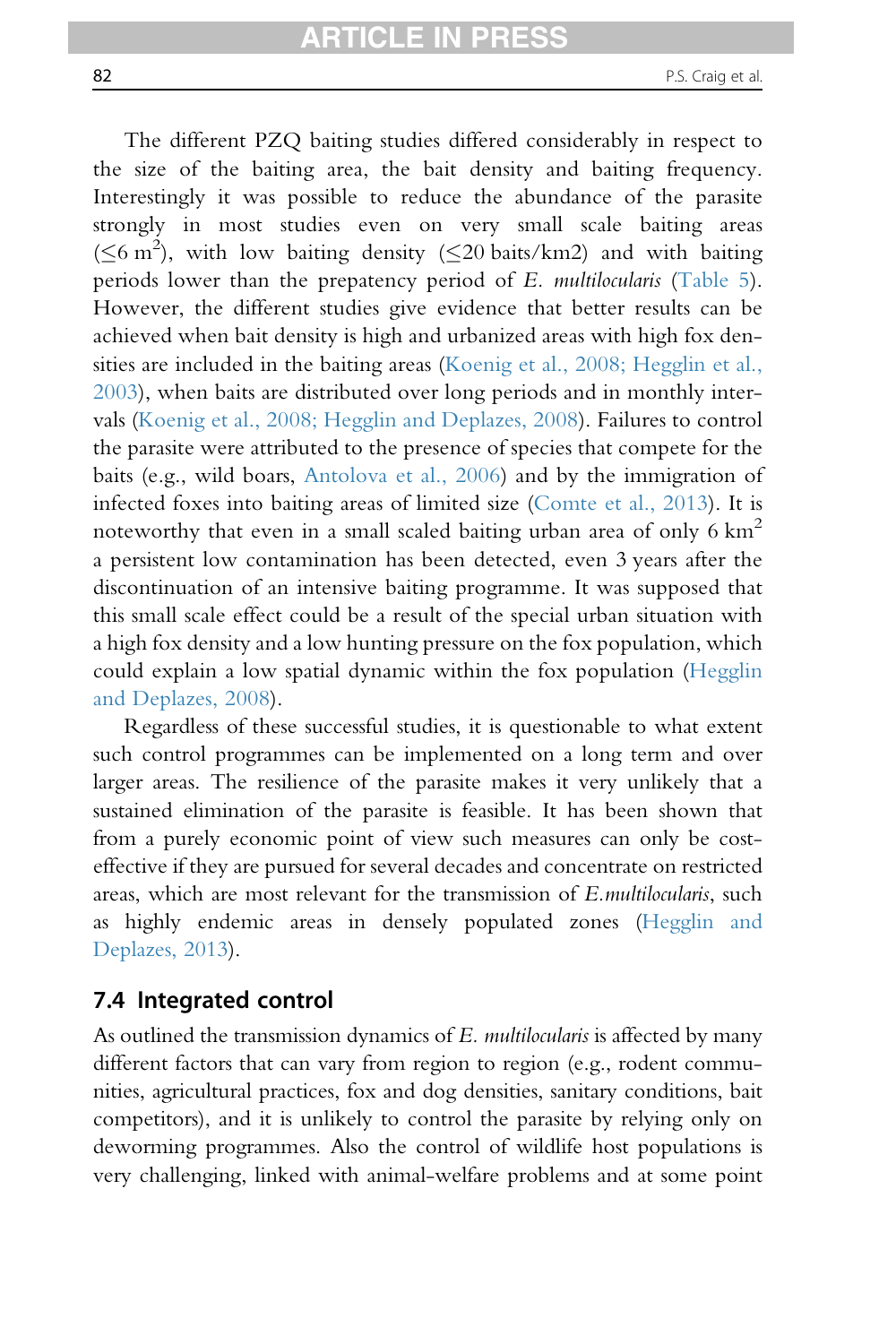The different PZQ baiting studies differed considerably in respect to the size of the baiting area, the bait density and baiting frequency. Interestingly it was possible to reduce the abundance of the parasite strongly in most studies even on very small scale baiting areas ($\leq 6\ m^2$), with low baiting density ($\leq 20$ baits/km2) and with baiting periods lower than the prepatency period of *E. multilocularis* (Table 5). However, the different studies give evidence that better results can be achieved when bait density is high and urbanized areas with high fox densities are included in the baiting areas (Koenig et al., 2008; Hegglin et al., 2003), when baits are distributed over long periods and in monthly intervals (Koenig et al., 2008; Hegglin and Deplazes, 2008). Failures to control the parasite were attributed to the presence of species that compete for the baits (e.g., wild boars, Antolova et al., 2006) and by the immigration of infected foxes into baiting areas of limited size (Comte et al., 2013). It is noteworthy that even in a small scaled baiting urban area of only 6 $km^2$ a persistent low contamination has been detected, even 3 years after the discontinuation of an intensive baiting programme. It was supposed that this small scale effect could be a result of the special urban situation with a high fox density and a low hunting pressure on the fox population, which could explain a low spatial dynamic within the fox population (Hegglin and Deplazes, 2008).

Regardless of these successful studies, it is questionable to what extent such control programmes can be implemented on a long term and over larger areas. The resilience of the parasite makes it very unlikely that a sustained elimination of the parasite is feasible. It has been shown that from a purely economic point of view such measures can only be cost-effective if they are pursued for several decades and concentrate on restricted areas, which are most relevant for the transmission of *E.multilocularis*, such as highly endemic areas in densely populated zones (Hegglin and Deplazes, 2013).

## 7.4 Integrated control

As outlined the transmission dynamics of *E. multilocularis* is affected by many different factors that can vary from region to region (e.g., rodent communities, agricultural practices, fox and dog densities, sanitary conditions, bait competitors), and it is unlikely to control the parasite by relying only on deworming programmes. Also the control of wildlife host populations is very challenging, linked with animal-welfare problems and at some point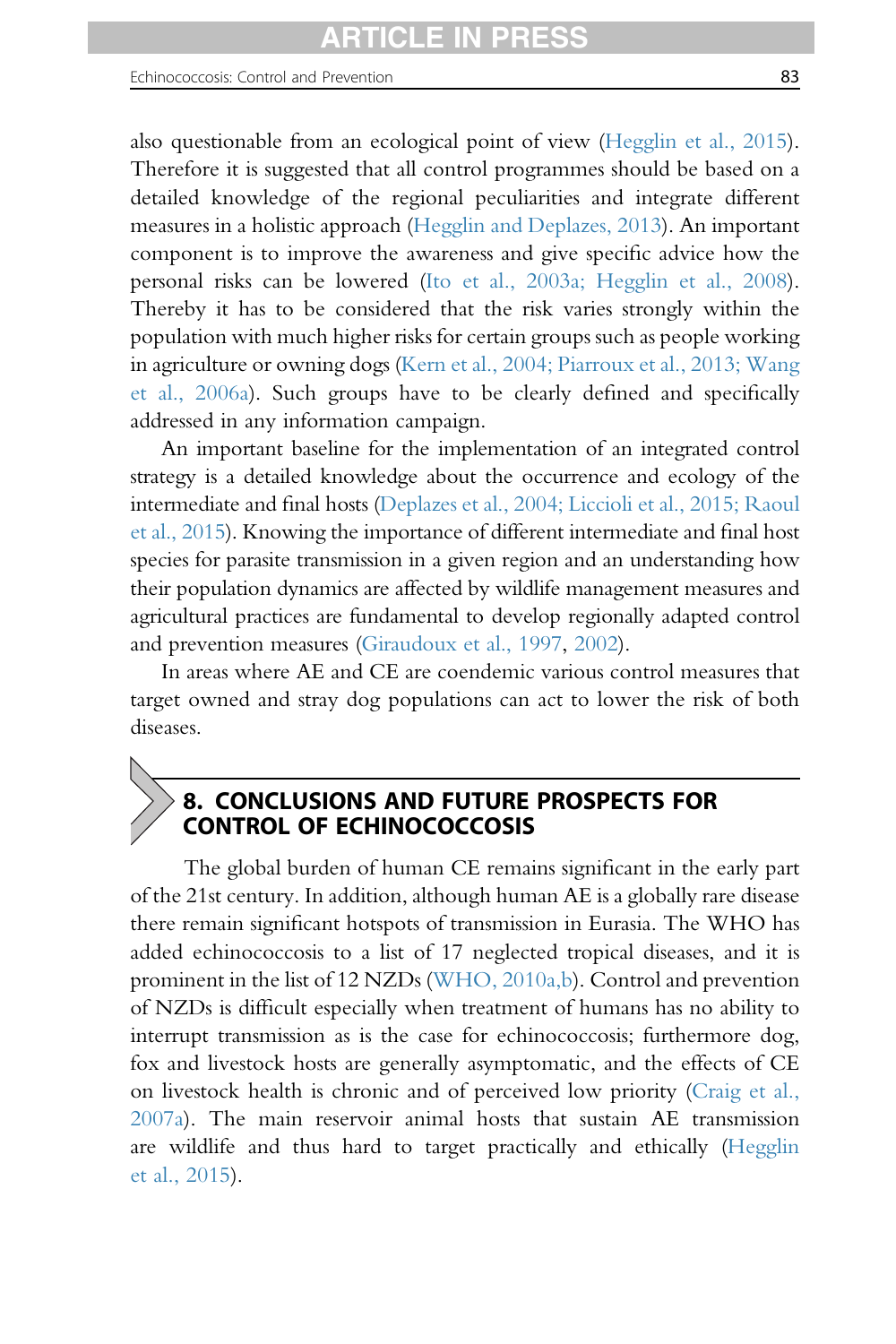also questionable from an ecological point of view (Hegglin et al., 2015). Therefore it is suggested that all control programmes should be based on a detailed knowledge of the regional peculiarities and integrate different measures in a holistic approach (Hegglin and Deplazes, 2013). An important component is to improve the awareness and give specific advice how the personal risks can be lowered (Ito et al., 2003a; Hegglin et al., 2008). Thereby it has to be considered that the risk varies strongly within the population with much higher risks for certain groups such as people working in agriculture or owning dogs (Kern et al., 2004; Piarroux et al., 2013; Wang et al., 2006a). Such groups have to be clearly defined and specifically addressed in any information campaign.

An important baseline for the implementation of an integrated control strategy is a detailed knowledge about the occurrence and ecology of the intermediate and final hosts (Deplazes et al., 2004; Liccioli et al., 2015; Raoul et al., 2015). Knowing the importance of different intermediate and final host species for parasite transmission in a given region and an understanding how their population dynamics are affected by wildlife management measures and agricultural practices are fundamental to develop regionally adapted control and prevention measures (Giraudoux et al., 1997, 2002).

In areas where AE and CE are coendemic various control measures that target owned and stray dog populations can act to lower the risk of both diseases.

## 8. CONCLUSIONS AND FUTURE PROSPECTS FOR CONTROL OF ECHINOCOCCOSIS

The global burden of human CE remains significant in the early part of the 21st century. In addition, although human AE is a globally rare disease there remain significant hotspots of transmission in Eurasia. The WHO has added echinococcosis to a list of 17 neglected tropical diseases, and it is prominent in the list of 12 NZDs (WHO, 2010a,b). Control and prevention of NZDs is difficult especially when treatment of humans has no ability to interrupt transmission as is the case for echinococcosis; furthermore dog, fox and livestock hosts are generally asymptomatic, and the effects of CE on livestock health is chronic and of perceived low priority (Craig et al., 2007a). The main reservoir animal hosts that sustain AE transmission are wildlife and thus hard to target practically and ethically (Hegglin et al., 2015).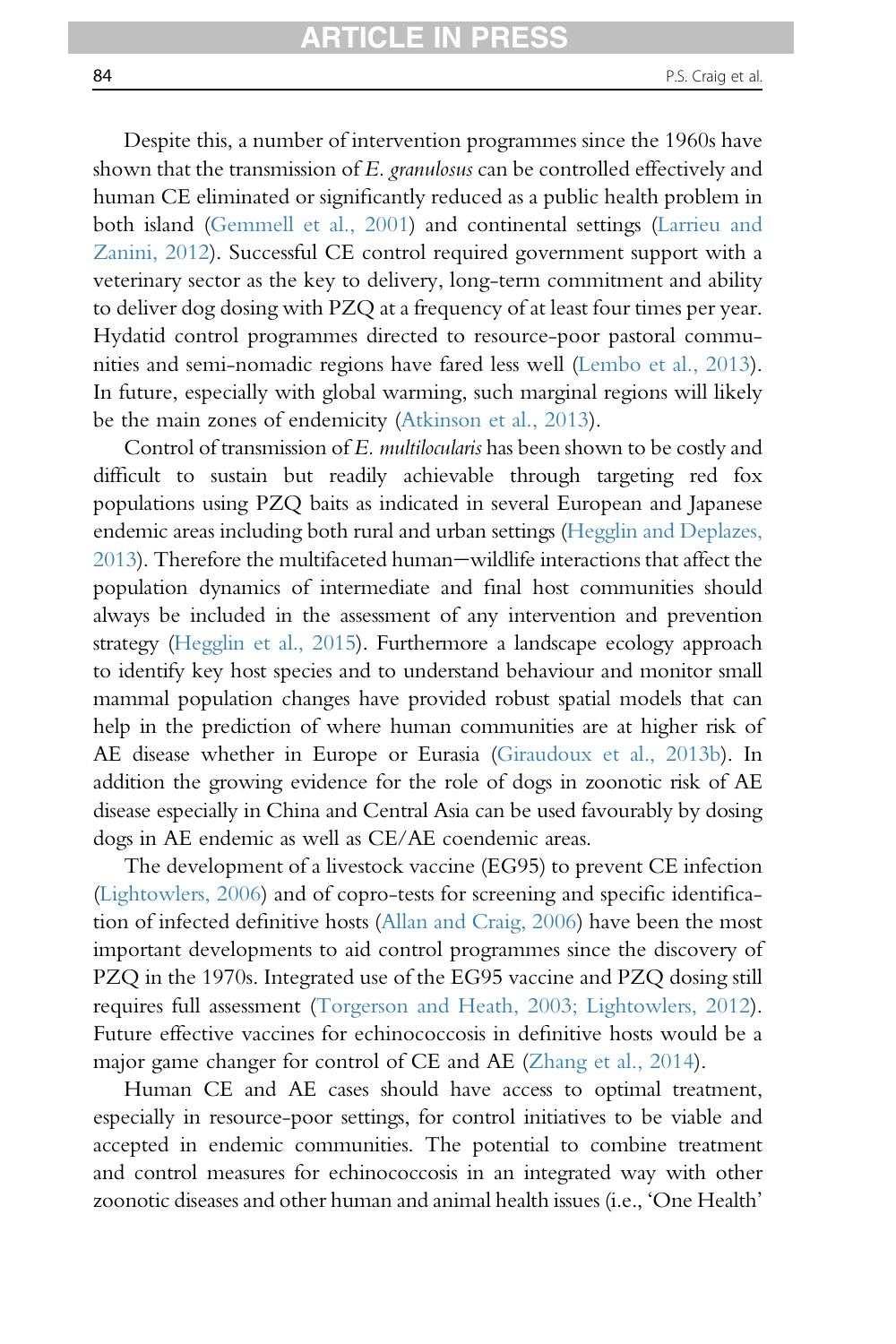Despite this, a number of intervention programmes since the 1960s have shown that the transmission of *E. granulosus* can be controlled effectively and human CE eliminated or significantly reduced as a public health problem in both island (Gemmell et al., 2001) and continental settings (Larrieu and Zanini, 2012). Successful CE control required government support with a veterinary sector as the key to delivery, long-term commitment and ability to deliver dog dosing with PZQ at a frequency of at least four times per year. Hydatid control programmes directed to resource-poor pastoral communities and semi-nomadic regions have fared less well (Lembo et al., 2013). In future, especially with global warming, such marginal regions will likely be the main zones of endemicity (Atkinson et al., 2013).

Control of transmission of *E. multilocularis* has been shown to be costly and difficult to sustain but readily achievable through targeting red fox populations using PZQ baits as indicated in several European and Japanese endemic areas including both rural and urban settings (Hegglin and Deplazes, 2013). Therefore the multifaceted human—wildlife interactions that affect the population dynamics of intermediate and final host communities should always be included in the assessment of any intervention and prevention strategy (Hegglin et al., 2015). Furthermore a landscape ecology approach to identify key host species and to understand behaviour and monitor small mammal population changes have provided robust spatial models that can help in the prediction of where human communities are at higher risk of AE disease whether in Europe or Eurasia (Giraudoux et al., 2013b). In addition the growing evidence for the role of dogs in zoonotic risk of AE disease especially in China and Central Asia can be used favourably by dosing dogs in AE endemic as well as CE/AE coendemic areas.

The development of a livestock vaccine (EG95) to prevent CE infection (Lightowlers, 2006) and of copro-tests for screening and specific identification of infected definitive hosts (Allan and Craig, 2006) have been the most important developments to aid control programmes since the discovery of PZQ in the 1970s. Integrated use of the EG95 vaccine and PZQ dosing still requires full assessment (Torgerson and Heath, 2003; Lightowlers, 2012). Future effective vaccines for echinococcosis in definitive hosts would be a major game changer for control of CE and AE (Zhang et al., 2014).

Human CE and AE cases should have access to optimal treatment, especially in resource-poor settings, for control initiatives to be viable and accepted in endemic communities. The potential to combine treatment and control measures for echinococcosis in an integrated way with other zoonotic diseases and other human and animal health issues (i.e., 'One Health'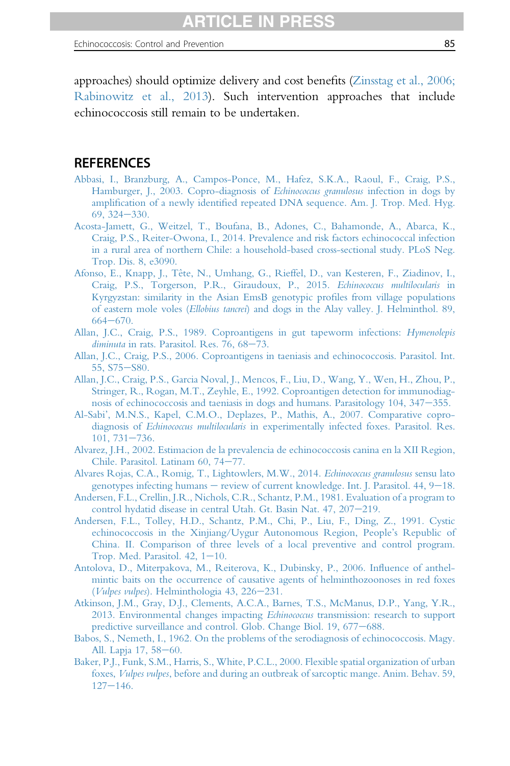approaches) should optimize delivery and cost benefits (Zinsstag et al., 2006; Rabinowitz et al., 2013). Such intervention approaches that include echinococcosis still remain to be undertaken.

## REFERENCES

Abbasi, I., Branzburg, A., Campos-Ponce, M., Hafez, S.K.A., Raoul, F., Craig, P.S., Hamburger, J., 2003. Copro-diagnosis of *Echinococcus granulosus* infection in dogs by amplification of a newly identified repeated DNA sequence. Am. J. Trop. Med. Hyg. 69, 324–330.

Acosta-Jamett, G., Weitzel, T., Boufana, B., Adones, C., Bahamonde, A., Abarca, K., Craig, P.S., Reiter-Owona, I., 2014. Prevalence and risk factors echinococcal infection in a rural area of northern Chile: a household-based cross-sectional study. PLoS Neg. Trop. Dis. 8, e3090.

Afonso, E., Knapp, J., Tête, N., Umhang, G., Rieffel, D., van Kesteren, F., Ziadinov, I., Craig, P.S., Torgerson, P.R., Giraudoux, P., 2015. *Echinococcus multilocularis* in Kyrgyzstan: similarity in the Asian EmsB genotypic profiles from village populations of eastern mole voles (*Ellobius tancrei*) and dogs in the Alay valley. J. Helminthol. 89, 664–670.

Allan, J.C., Craig, P.S., 1989. Coproantigens in gut tapeworm infections: *Hymenolepis diminuta* in rats. Parasitol. Res. 76, 68–73.

Allan, J.C., Craig, P.S., 2006. Coproantigens in taeniasis and echinococcosis. Parasitol. Int. 55, S75–S80.

Allan, J.C., Craig, P.S., Garcia Noval, J., Mencos, F., Liu, D., Wang, Y., Wen, H., Zhou, P., Stringer, R., Rogan, M.T., Zeyhle, E., 1992. Coproantigen detection for immunodiagnosis of echinococcosis and taeniasis in dogs and humans. Parasitology 104, 347–355.

Al-Sabi', M.N.S., Kapel, C.M.O., Deplazes, P., Mathis, A., 2007. Comparative copro-diagnosis of *Echinococcus multilocularis* in experimentally infected foxes. Parasitol. Res. 101, 731–736.

Alvarez, J.H., 2002. Estimacion de la prevalencia de echinococcosis canina en la XII Region, Chile. Parasitol. Latinam 60, 74–77.

Alvares Rojas, C.A., Romig, T., Lightowlers, M.W., 2014. *Echinococcus granulosus* sensu lato genotypes infecting humans – review of current knowledge. Int. J. Parasitol. 44, 9–18.

Andersen, F.L., Crellin, J.R., Nichols, C.R., Schantz, P.M., 1981. Evaluation of a program to control hydatid disease in central Utah. Gt. Basin Nat. 47, 207–219.

Andersen, F.L., Tolley, H.D., Schantz, P.M., Chi, P., Liu, F., Ding, Z., 1991. Cystic echinococcosis in the Xinjiang/Uygur Autonomous Region, People's Republic of China. II. Comparison of three levels of a local preventive and control program. Trop. Med. Parasitol. 42, 1–10.

Antolova, D., Miterpakova, M., Reiterova, K., Dubinsky, P., 2006. Influence of anthelmintic baits on the occurrence of causative agents of helminthozoonoses in red foxes (*Vulpes vulpes*). Helminthologia 43, 226–231.

Atkinson, J.M., Gray, D.J., Clements, A.C.A., Barnes, T.S., McManus, D.P., Yang, Y.R., 2013. Environmental changes impacting *Echinococcus* transmission: research to support predictive surveillance and control. Glob. Change Biol. 19, 677–688.

Babos, S., Nemeth, I., 1962. On the problems of the serodiagnosis of echinococcosis. Magy. All. Lapja 17, 58–60.

Baker, P.J., Funk, S.M., Harris, S., White, P.C.L., 2000. Flexible spatial organization of urban foxes, *Vulpes vulpes*, before and during an outbreak of sarcoptic mange. Anim. Behav. 59, 127–146.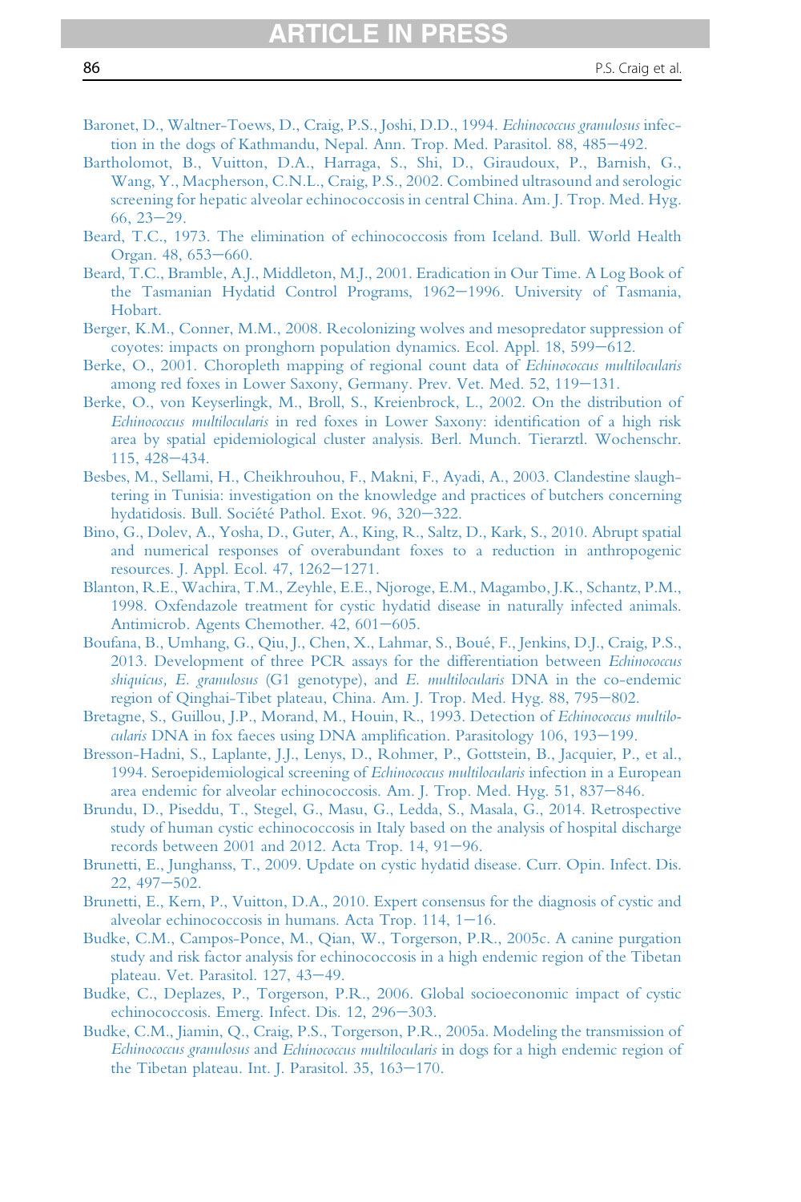Baronet, D., Waltner-Toews, D., Craig, P.S., Joshi, D.D., 1994. *Echinococcus granulosus* infection in the dogs of Kathmandu, Nepal. Ann. Trop. Med. Parasitol. 88, 485–492.

Bartholomot, B., Vuitton, D.A., Harraga, S., Shi, D., Giraudoux, P., Barnish, G., Wang, Y., Macpherson, C.N.L., Craig, P.S., 2002. Combined ultrasound and serologic screening for hepatic alveolar echinococcosis in central China. Am. J. Trop. Med. Hyg. 66, 23–29.

Beard, T.C., 1973. The elimination of echinococcosis from Iceland. Bull. World Health Organ. 48, 653–660.

Beard, T.C., Bramble, A.J., Middleton, M.J., 2001. Eradication in Our Time. A Log Book of the Tasmanian Hydatid Control Programs, 1962–1996. University of Tasmania, Hobart.

Berger, K.M., Conner, M.M., 2008. Recolonizing wolves and mesopredator suppression of coyotes: impacts on pronghorn population dynamics. Ecol. Appl. 18, 599–612.

Berke, O., 2001. Choropleth mapping of regional count data of *Echinococcus multilocularis* among red foxes in Lower Saxony, Germany. Prev. Vet. Med. 52, 119–131.

Berke, O., von Keyserlingk, M., Broll, S., Kreienbrock, L., 2002. On the distribution of *Echinococcus multilocularis* in red foxes in Lower Saxony: identification of a high risk area by spatial epidemiological cluster analysis. Berl. Munch. Tierarztl. Wochenschr. 115, 428–434.

Besbes, M., Sellami, H., Cheikhrouhou, F., Makni, F., Ayadi, A., 2003. Clandestine slaughtering in Tunisia: investigation on the knowledge and practices of butchers concerning hydatidosis. Bull. Société Pathol. Exot. 96, 320–322.

Bino, G., Dolev, A., Yosha, D., Guter, A., King, R., Saltz, D., Kark, S., 2010. Abrupt spatial and numerical responses of overabundant foxes to a reduction in anthropogenic resources. J. Appl. Ecol. 47, 1262–1271.

Blanton, R.E., Wachira, T.M., Zeyhle, E.E., Njoroge, E.M., Magambo, J.K., Schantz, P.M., 1998. Oxfendazole treatment for cystic hydatid disease in naturally infected animals. Antimicrob. Agents Chemother. 42, 601–605.

Boufana, B., Umhang, G., Qiu, J., Chen, X., Lahmar, S., Boué, F., Jenkins, D.J., Craig, P.S., 2013. Development of three PCR assays for the differentiation between *Echinococcus shiquicus*, *E. granulosus* (G1 genotype), and *E. multilocularis* DNA in the co-endemic region of Qinghai-Tibet plateau, China. Am. J. Trop. Med. Hyg. 88, 795–802.

Bretagne, S., Guillou, J.P., Morand, M., Houin, R., 1993. Detection of *Echinococcus multilocularis* DNA in fox faeces using DNA amplification. Parasitology 106, 193–199.

Bresson-Hadni, S., Laplante, J.J., Lenys, D., Rohmer, P., Gottstein, B., Jacquier, P., et al., 1994. Seroepidemiological screening of *Echinococcus multilocularis* infection in a European area endemic for alveolar echinococcosis. Am. J. Trop. Med. Hyg. 51, 837–846.

Brundu, D., Piseddu, T., Stegel, G., Masu, G., Ledda, S., Masala, G., 2014. Retrospective study of human cystic echinococcosis in Italy based on the analysis of hospital discharge records between 2001 and 2012. Acta Trop. 14, 91–96.

Brunetti, E., Junghanss, T., 2009. Update on cystic hydatid disease. Curr. Opin. Infect. Dis. 22, 497–502.

Brunetti, E., Kern, P., Vuitton, D.A., 2010. Expert consensus for the diagnosis of cystic and alveolar echinococcosis in humans. Acta Trop. 114, 1–16.

Budke, C.M., Campos-Ponce, M., Qian, W., Torgerson, P.R., 2005c. A canine purgation study and risk factor analysis for echinococcosis in a high endemic region of the Tibetan plateau. Vet. Parasitol. 127, 43–49.

Budke, C., Deplazes, P., Torgerson, P.R., 2006. Global socioeconomic impact of cystic echinococcosis. Emerg. Infect. Dis. 12, 296–303.

Budke, C.M., Jiamin, Q., Craig, P.S., Torgerson, P.R., 2005a. Modeling the transmission of *Echinococcus granulosus* and *Echinococcus multilocularis* in dogs for a high endemic region of the Tibetan plateau. Int. J. Parasitol. 35, 163–170.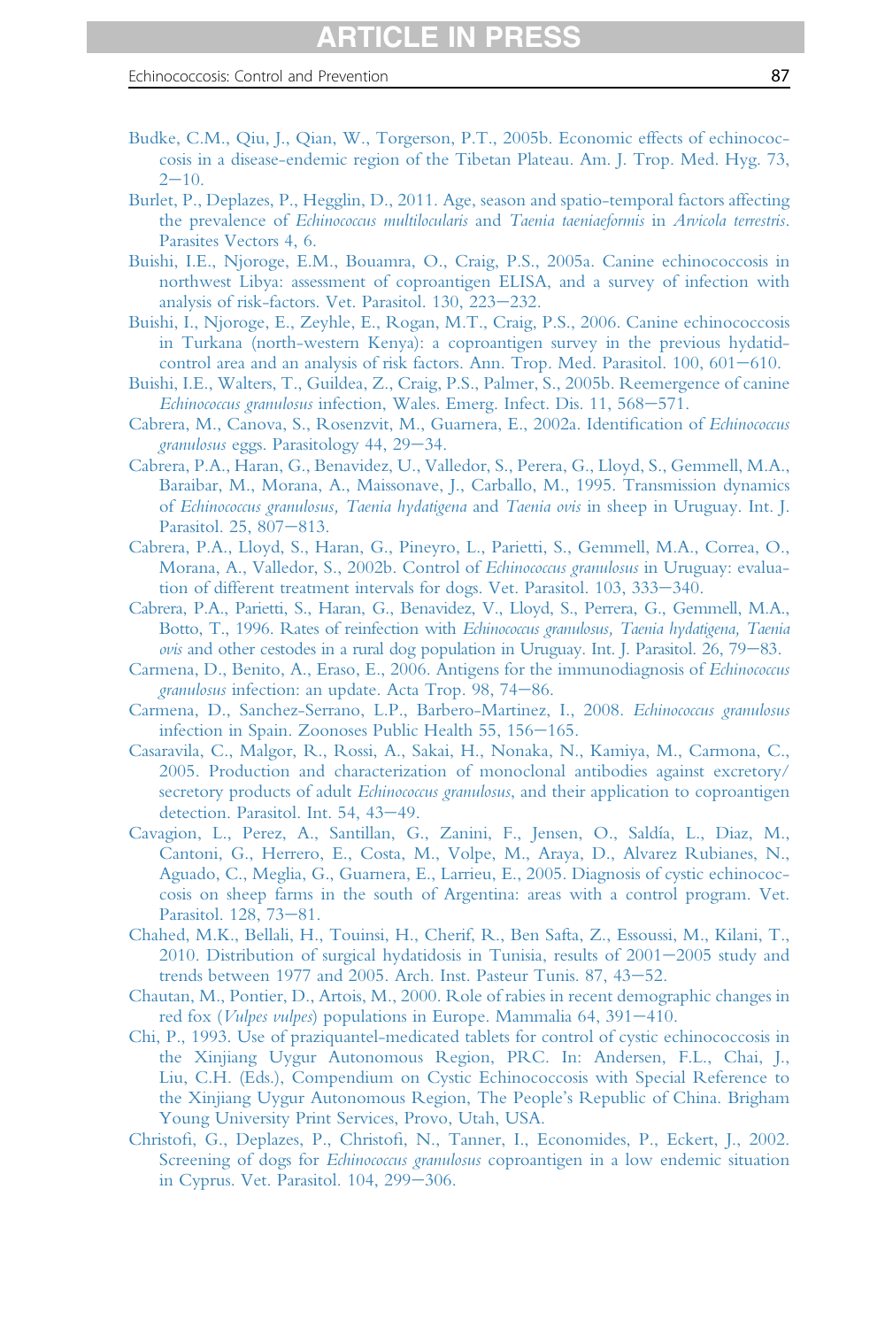Budke, C.M., Qiu, J., Qian, W., Torgerson, P.T., 2005b. Economic effects of echinococcosis in a disease-endemic region of the Tibetan Plateau. Am. J. Trop. Med. Hyg. 73, 2–10.

Burlet, P., Deplazes, P., Hegglin, D., 2011. Age, season and spatio-temporal factors affecting the prevalence of *Echinococcus multilocularis* and *Taenia taeniaeformis* in *Arvicola terrestris*. Parasites Vectors 4, 6.

Buishi, I.E., Njoroge, E.M., Bouamra, O., Craig, P.S., 2005a. Canine echinococcosis in northwest Libya: assessment of coproantigen ELISA, and a survey of infection with analysis of risk-factors. Vet. Parasitol. 130, 223–232.

Buishi, I., Njoroge, E., Zeyhle, E., Rogan, M.T., Craig, P.S., 2006. Canine echinococcosis in Turkana (north-western Kenya): a coproantigen survey in the previous hydatid-control area and an analysis of risk factors. Ann. Trop. Med. Parasitol. 100, 601–610.

Buishi, I.E., Walters, T., Guildea, Z., Craig, P.S., Palmer, S., 2005b. Reemergence of canine *Echinococcus granulosus* infection, Wales. Emerg. Infect. Dis. 11, 568–571.

Cabrera, M., Canova, S., Rosenzvit, M., Guarnera, E., 2002a. Identification of *Echinococcus granulosus* eggs. Parasitology 44, 29–34.

Cabrera, P.A., Haran, G., Benavidez, U., Valledor, S., Perera, G., Lloyd, S., Gemmell, M.A., Baraibar, M., Morana, A., Maissonave, J., Carballo, M., 1995. Transmission dynamics of *Echinococcus granulosus, Taenia hydatigena* and *Taenia ovis* in sheep in Uruguay. Int. J. Parasitol. 25, 807–813.

Cabrera, P.A., Lloyd, S., Haran, G., Pineyro, L., Parietti, S., Gemmell, M.A., Correa, O., Morana, A., Valledor, S., 2002b. Control of *Echinococcus granulosus* in Uruguay: evaluation of different treatment intervals for dogs. Vet. Parasitol. 103, 333–340.

Cabrera, P.A., Parietti, S., Haran, G., Benavidez, V., Lloyd, S., Perrera, G., Gemmell, M.A., Botto, T., 1996. Rates of reinfection with *Echinococcus granulosus, Taenia hydatigena, Taenia ovis* and other cestodes in a rural dog population in Uruguay. Int. J. Parasitol. 26, 79–83.

Carmena, D., Benito, A., Eraso, E., 2006. Antigens for the immunodiagnosis of *Echinococcus granulosus* infection: an update. Acta Trop. 98, 74–86.

Carmena, D., Sanchez-Serrano, L.P., Barbero-Martinez, I., 2008. *Echinococcus granulosus* infection in Spain. Zoonoses Public Health 55, 156–165.

Casaravila, C., Malgor, R., Rossi, A., Sakai, H., Nonaka, N., Kamiya, M., Carmona, C., 2005. Production and characterization of monoclonal antibodies against excretory/secretory products of adult *Echinococcus granulosus*, and their application to coproantigen detection. Parasitol. Int. 54, 43–49.

Cavagion, L., Perez, A., Santillan, G., Zanini, F., Jensen, O., Saldía, L., Diaz, M., Cantoni, G., Herrero, E., Costa, M., Volpe, M., Araya, D., Alvarez Rubianes, N., Aguado, C., Meglia, G., Guarnera, E., Larrieu, E., 2005. Diagnosis of cystic echinococcosis on sheep farms in the south of Argentina: areas with a control program. Vet. Parasitol. 128, 73–81.

Chahed, M.K., Bellali, H., Touinsi, H., Cherif, R., Ben Safta, Z., Essoussi, M., Kilani, T., 2010. Distribution of surgical hydatidosis in Tunisia, results of 2001–2005 study and trends between 1977 and 2005. Arch. Inst. Pasteur Tunis. 87, 43–52.

Chautan, M., Pontier, D., Artois, M., 2000. Role of rabies in recent demographic changes in red fox (*Vulpes vulpes*) populations in Europe. Mammalia 64, 391–410.

Chi, P., 1993. Use of praziquantel-medicated tablets for control of cystic echinococcosis in the Xinjiang Uygur Autonomous Region, PRC. In: Andersen, F.L., Chai, J., Liu, C.H. (Eds.), Compendium on Cystic Echinococcosis with Special Reference to the Xinjiang Uygur Autonomous Region, The People's Republic of China. Brigham Young University Print Services, Provo, Utah, USA.

Christofi, G., Deplazes, P., Christofi, N., Tanner, I., Economides, P., Eckert, J., 2002. Screening of dogs for *Echinococcus granulosus* coproantigen in a low endemic situation in Cyprus. Vet. Parasitol. 104, 299–306.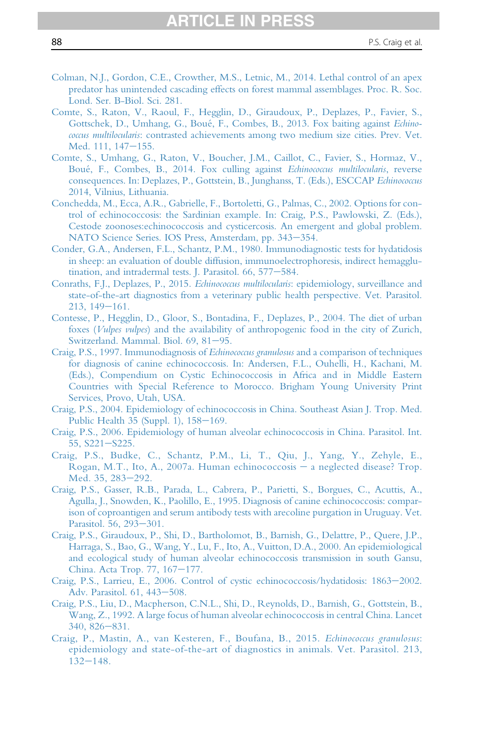Colman, N.J., Gordon, C.E., Crowther, M.S., Letnic, M., 2014. Lethal control of an apex predator has unintended cascading effects on forest mammal assemblages. Proc. R. Soc. Lond. Ser. B-Biol. Sci. 281.

Comte, S., Raton, V., Raoul, F., Hegglin, D., Giraudoux, P., Deplazes, P., Favier, S., Gottschek, D., Umhang, G., Boué, F., Combes, B., 2013. Fox baiting against *Echinococcus multilocularis*: contrasted achievements among two medium size cities. Prev. Vet. Med. 111, 147–155.

Comte, S., Umhang, G., Raton, V., Boucher, J.M., Caillot, C., Favier, S., Hormaz, V., Boué, F., Combes, B., 2014. Fox culling against *Echinococcus multilocularis*, reverse consequences. In: Deplazes, P., Gottstein, B., Junghanss, T. (Eds.), ESCCAP *Echinococcus* 2014, Vilnius, Lithuania.

Conchedda, M., Ecca, A.R., Gabrielle, F., Bortoletti, G., Palmas, C., 2002. Options for control of echinococcosis: the Sardinian example. In: Craig, P.S., Pawlowski, Z. (Eds.), Cestode zoonoses:echinococcosis and cysticercosis. An emergent and global problem. NATO Science Series. IOS Press, Amsterdam, pp. 343–354.

Conder, G.A., Andersen, F.L., Schantz, P.M., 1980. Immunodiagnostic tests for hydatidosis in sheep: an evaluation of double diffusion, immunoelectrophoresis, indirect hemagglutination, and intradermal tests. J. Parasitol. 66, 577–584.

Conraths, F.J., Deplazes, P., 2015. *Echinococcus multilocularis*: epidemiology, surveillance and state-of-the-art diagnostics from a veterinary public health perspective. Vet. Parasitol. 213, 149–161.

Contesse, P., Hegglin, D., Gloor, S., Bontadina, F., Deplazes, P., 2004. The diet of urban foxes (*Vulpes vulpes*) and the availability of anthropogenic food in the city of Zurich, Switzerland. Mammal. Biol. 69, 81–95.

Craig, P.S., 1997. Immunodiagnosis of *Echinococcus granulosus* and a comparison of techniques for diagnosis of canine echinococcosis. In: Andersen, F.L., Ouhelli, H., Kachani, M. (Eds.), Compendium on Cystic Echinococcosis in Africa and in Middle Eastern Countries with Special Reference to Morocco. Brigham Young University Print Services, Provo, Utah, USA.

Craig, P.S., 2004. Epidemiology of echinococcosis in China. Southeast Asian J. Trop. Med. Public Health 35 (Suppl. 1), 158–169.

Craig, P.S., 2006. Epidemiology of human alveolar echinococcosis in China. Parasitol. Int. 55, S221–S225.

Craig, P.S., Budke, C., Schantz, P.M., Li, T., Qiu, J., Yang, Y., Zehyle, E., Rogan, M.T., Ito, A., 2007a. Human echinococcosis – a neglected disease? Trop. Med. 35, 283–292.

Craig, P.S., Gasser, R.B., Parada, L., Cabrera, P., Parietti, S., Borgues, C., Acuttis, A., Agulla, J., Snowden, K., Paolillo, E., 1995. Diagnosis of canine echinococcosis: comparison of coproantigen and serum antibody tests with arecoline purgation in Uruguay. Vet. Parasitol. 56, 293–301.

Craig, P.S., Giraudoux, P., Shi, D., Bartholomot, B., Barnish, G., Delattre, P., Quere, J.P., Harraga, S., Bao, G., Wang, Y., Lu, F., Ito, A., Vuitton, D.A., 2000. An epidemiological and ecological study of human alveolar echinococcosis transmission in south Gansu, China. Acta Trop. 77, 167–177.

Craig, P.S., Larrieu, E., 2006. Control of cystic echinococcosis/hydatidosis: 1863–2002. Adv. Parasitol. 61, 443–508.

Craig, P.S., Liu, D., Macpherson, C.N.L., Shi, D., Reynolds, D., Barnish, G., Gottstein, B., Wang, Z., 1992. A large focus of human alveolar echinococcosis in central China. Lancet 340, 826–831.

Craig, P., Mastin, A., van Kesteren, F., Boufana, B., 2015. *Echinococcus granulosus*: epidemiology and state-of-the-art of diagnostics in animals. Vet. Parasitol. 213, 132–148.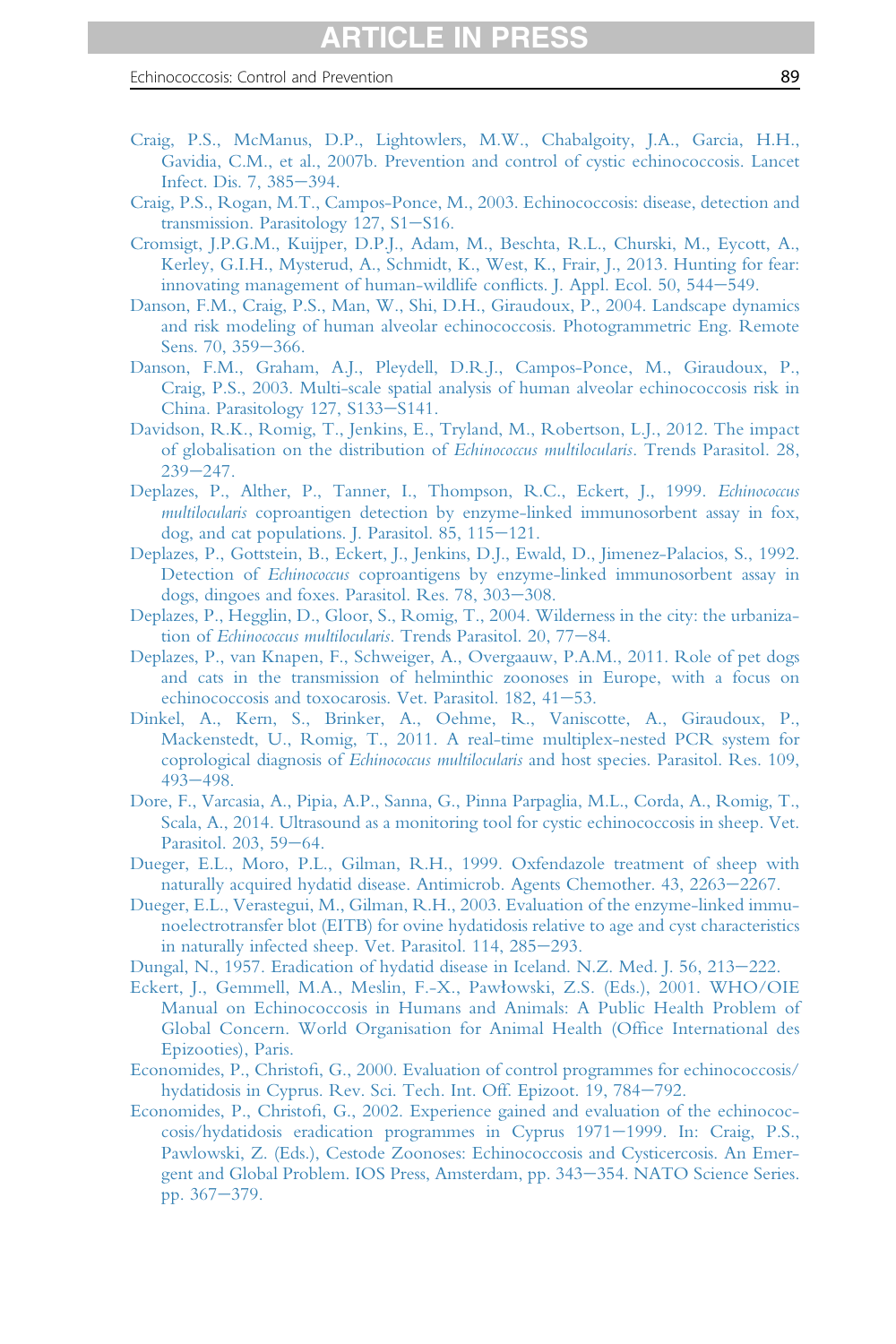Craig, P.S., McManus, D.P., Lightowlers, M.W., Chabalgoity, J.A., Garcia, H.H., Gavidia, C.M., et al., 2007b. Prevention and control of cystic echinococcosis. Lancet Infect. Dis. 7, 385–394.

Craig, P.S., Rogan, M.T., Campos-Ponce, M., 2003. Echinococcosis: disease, detection and transmission. Parasitology 127, S1–S16.

Cromsigt, J.P.G.M., Kuijper, D.P.J., Adam, M., Beschta, R.L., Churski, M., Eycott, A., Kerley, G.I.H., Mysterud, A., Schmidt, K., West, K., Frair, J., 2013. Hunting for fear: innovating management of human-wildlife conflicts. J. Appl. Ecol. 50, 544–549.

Danson, F.M., Craig, P.S., Man, W., Shi, D.H., Giraudoux, P., 2004. Landscape dynamics and risk modeling of human alveolar echinococcosis. Photogrammetric Eng. Remote Sens. 70, 359–366.

Danson, F.M., Graham, A.J., Pleydell, D.R.J., Campos-Ponce, M., Giraudoux, P., Craig, P.S., 2003. Multi-scale spatial analysis of human alveolar echinococcosis risk in China. Parasitology 127, S133–S141.

Davidson, R.K., Romig, T., Jenkins, E., Tryland, M., Robertson, L.J., 2012. The impact of globalisation on the distribution of *Echinococcus multilocularis*. Trends Parasitol. 28, 239–247.

Deplazes, P., Alther, P., Tanner, I., Thompson, R.C., Eckert, J., 1999. *Echinococcus multilocularis* coproantigen detection by enzyme-linked immunosorbent assay in fox, dog, and cat populations. J. Parasitol. 85, 115–121.

Deplazes, P., Gottstein, B., Eckert, J., Jenkins, D.J., Ewald, D., Jimenez-Palacios, S., 1992. Detection of *Echinococcus* coproantigens by enzyme-linked immunosorbent assay in dogs, dingoes and foxes. Parasitol. Res. 78, 303–308.

Deplazes, P., Hegglin, D., Gloor, S., Romig, T., 2004. Wilderness in the city: the urbanization of *Echinococcus multilocularis*. Trends Parasitol. 20, 77–84.

Deplazes, P., van Knapen, F., Schweiger, A., Overgaauw, P.A.M., 2011. Role of pet dogs and cats in the transmission of helminthic zoonoses in Europe, with a focus on echinococcosis and toxocarosis. Vet. Parasitol. 182, 41–53.

Dinkel, A., Kern, S., Brinker, A., Oehme, R., Vaniscotte, A., Giraudoux, P., Mackenstedt, U., Romig, T., 2011. A real-time multiplex-nested PCR system for coprological diagnosis of *Echinococcus multilocularis* and host species. Parasitol. Res. 109, 493–498.

Dore, F., Varcasia, A., Pipia, A.P., Sanna, G., Pinna Parpaglia, M.L., Corda, A., Romig, T., Scala, A., 2014. Ultrasound as a monitoring tool for cystic echinococcosis in sheep. Vet. Parasitol. 203, 59–64.

Dueger, E.L., Moro, P.L., Gilman, R.H., 1999. Oxfendazole treatment of sheep with naturally acquired hydatid disease. Antimicrob. Agents Chemother. 43, 2263–2267.

Dueger, E.L., Verastegui, M., Gilman, R.H., 2003. Evaluation of the enzyme-linked immunoelectrotransfer blot (EITB) for ovine hydatidosis relative to age and cyst characteristics in naturally infected sheep. Vet. Parasitol. 114, 285–293.

Dungal, N., 1957. Eradication of hydatid disease in Iceland. N.Z. Med. J. 56, 213–222.

Eckert, J., Gemmell, M.A., Meslin, F.-X., Pawłowski, Z.S. (Eds.), 2001. WHO/OIE Manual on Echinococcosis in Humans and Animals: A Public Health Problem of Global Concern. World Organisation for Animal Health (Office International des Epizooties), Paris.

Economides, P., Christofi, G., 2000. Evaluation of control programmes for echinococcosis/hydatidosis in Cyprus. Rev. Sci. Tech. Int. Off. Epizoot. 19, 784–792.

Economides, P., Christofi, G., 2002. Experience gained and evaluation of the echinococcosis/hydatidosis eradication programmes in Cyprus 1971–1999. In: Craig, P.S., Pawlowski, Z. (Eds.), Cestode Zoonoses: Echinococcosis and Cysticercosis. An Emergent and Global Problem. IOS Press, Amsterdam, pp. 343–354. NATO Science Series. pp. 367–379.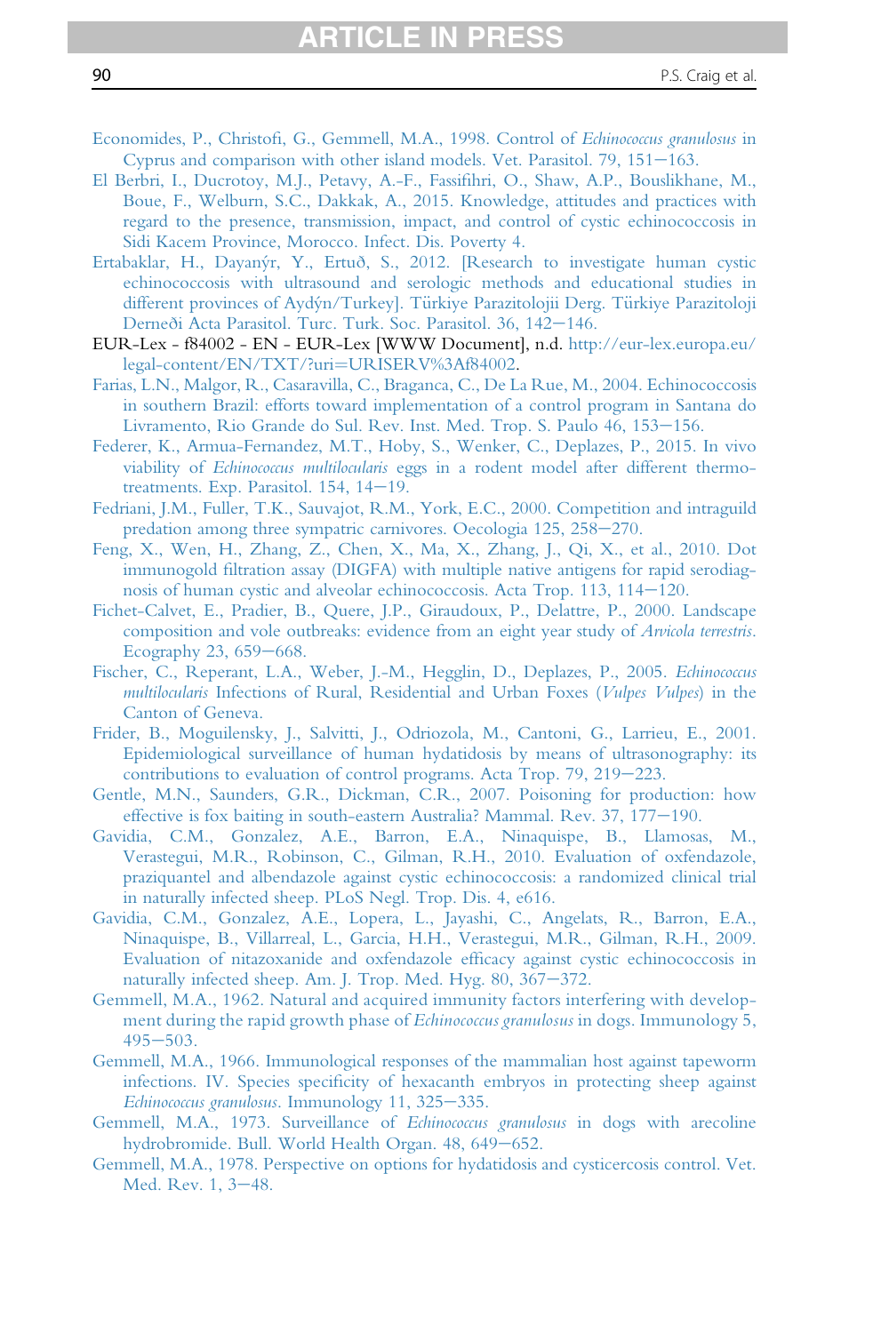Economides, P., Christofi, G., Gemmell, M.A., 1998. Control of *Echinococcus granulosus* in Cyprus and comparison with other island models. Vet. Parasitol. 79, 151–163.

El Berbri, I., Ducrotoy, M.J., Petavy, A.-F., Fassifihri, O., Shaw, A.P., Bouslikhane, M., Boue, F., Welburn, S.C., Dakkak, A., 2015. Knowledge, attitudes and practices with regard to the presence, transmission, impact, and control of cystic echinococcosis in Sidi Kacem Province, Morocco. Infect. Dis. Poverty 4.

Ertabaklar, H., Dayanýr, Y., Ertuð, S., 2012. [Research to investigate human cystic echinococcosis with ultrasound and serologic methods and educational studies in different provinces of Aydýn/Turkey]. Türkiye Parazitolojii Derg. Türkiye Parazitoloji Derneði Acta Parasitol. Turc. Turk. Soc. Parasitol. 36, 142–146.

EUR-Lex - f84002 - EN - EUR-Lex [WWW Document], n.d. http://eur-lex.europa.eu/legal-content/EN/TXT/?uri=URISERV%3Af84002.

Farias, L.N., Malgor, R., Casaravilla, C., Braganca, C., De La Rue, M., 2004. Echinococcosis in southern Brazil: efforts toward implementation of a control program in Santana do Livramento, Rio Grande do Sul. Rev. Inst. Med. Trop. S. Paulo 46, 153–156.

Federer, K., Armua-Fernandez, M.T., Hoby, S., Wenker, C., Deplazes, P., 2015. In vivo viability of *Echinococcus multilocularis* eggs in a rodent model after different thermo-treatments. Exp. Parasitol. 154, 14–19.

Fedriani, J.M., Fuller, T.K., Sauvajot, R.M., York, E.C., 2000. Competition and intraguild predation among three sympatric carnivores. Oecologia 125, 258–270.

Feng, X., Wen, H., Zhang, Z., Chen, X., Ma, X., Zhang, J., Qi, X., et al., 2010. Dot immunogold filtration assay (DIGFA) with multiple native antigens for rapid serodiagnosis of human cystic and alveolar echinococcosis. Acta Trop. 113, 114–120.

Fichet-Calvet, E., Pradier, B., Quere, J.P., Giraudoux, P., Delattre, P., 2000. Landscape composition and vole outbreaks: evidence from an eight year study of *Arvicola terrestris*. Ecography 23, 659–668.

Fischer, C., Reperant, L.A., Weber, J.-M., Hegglin, D., Deplazes, P., 2005. *Echinococcus multilocularis* Infections of Rural, Residential and Urban Foxes (*Vulpes Vulpes*) in the Canton of Geneva.

Frider, B., Moguilensky, J., Salvitti, J., Odriozola, M., Cantoni, G., Larrieu, E., 2001. Epidemiological surveillance of human hydatidosis by means of ultrasonography: its contributions to evaluation of control programs. Acta Trop. 79, 219–223.

Gentle, M.N., Saunders, G.R., Dickman, C.R., 2007. Poisoning for production: how effective is fox baiting in south-eastern Australia? Mammal. Rev. 37, 177–190.

Gavidia, C.M., Gonzalez, A.E., Barron, E.A., Ninaquispe, B., Llamosas, M., Verastegui, M.R., Robinson, C., Gilman, R.H., 2010. Evaluation of oxfendazole, praziquantel and albendazole against cystic echinococcosis: a randomized clinical trial in naturally infected sheep. PLoS Negl. Trop. Dis. 4, e616.

Gavidia, C.M., Gonzalez, A.E., Lopera, L., Jayashi, C., Angelats, R., Barron, E.A., Ninaquispe, B., Villarreal, L., Garcia, H.H., Verastegui, M.R., Gilman, R.H., 2009. Evaluation of nitazoxanide and oxfendazole efficacy against cystic echinococcosis in naturally infected sheep. Am. J. Trop. Med. Hyg. 80, 367–372.

Gemmell, M.A., 1962. Natural and acquired immunity factors interfering with development during the rapid growth phase of *Echinococcus granulosus* in dogs. Immunology 5, 495–503.

Gemmell, M.A., 1966. Immunological responses of the mammalian host against tapeworm infections. IV. Species specificity of hexacanth embryos in protecting sheep against *Echinococcus granulosus*. Immunology 11, 325–335.

Gemmell, M.A., 1973. Surveillance of *Echinococcus granulosus* in dogs with arecoline hydrobromide. Bull. World Health Organ. 48, 649–652.

Gemmell, M.A., 1978. Perspective on options for hydatidosis and cysticercosis control. Vet. Med. Rev. 1, 3–48.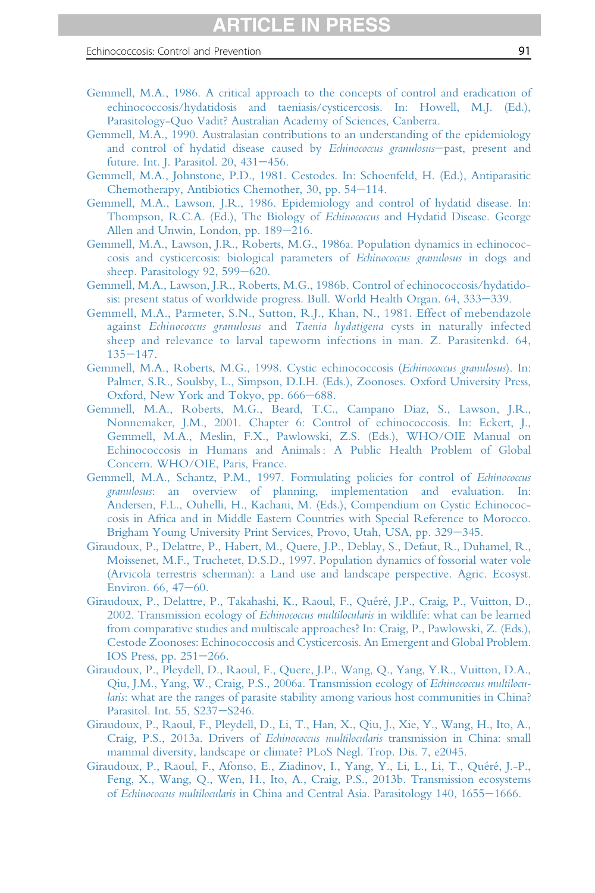Gemmell, M.A., 1986. A critical approach to the concepts of control and eradication of echinococcosis/hydatidosis and taeniasis/cysticercosis. In: Howell, M.J. (Ed.), Parasitology-Quo Vadit? Australian Academy of Sciences, Canberra.

Gemmell, M.A., 1990. Australasian contributions to an understanding of the epidemiology and control of hydatid disease caused by *Echinococcus granulosus*—past, present and future. Int. J. Parasitol. 20, 431—456.

Gemmell, M.A., Johnstone, P.D., 1981. Cestodes. In: Schoenfeld, H. (Ed.), Antiparasitic Chemotherapy, Antibiotics Chemother, 30, pp. 54—114.

Gemmell, M.A., Lawson, J.R., 1986. Epidemiology and control of hydatid disease. In: Thompson, R.C.A. (Ed.), The Biology of *Echinococcus* and Hydatid Disease. George Allen and Unwin, London, pp. 189—216.

Gemmell, M.A., Lawson, J.R., Roberts, M.G., 1986a. Population dynamics in echinococcosis and cysticercosis: biological parameters of *Echinococcus granulosus* in dogs and sheep. Parasitology 92, 599—620.

Gemmell, M.A., Lawson, J.R., Roberts, M.G., 1986b. Control of echinococcosis/hydatidosis: present status of worldwide progress. Bull. World Health Organ. 64, 333—339.

Gemmell, M.A., Parmeter, S.N., Sutton, R.J., Khan, N., 1981. Effect of mebendazole against *Echinococcus granulosus* and *Taenia hydatigena* cysts in naturally infected sheep and relevance to larval tapeworm infections in man. Z. Parasitenkd. 64, 135—147.

Gemmell, M.A., Roberts, M.G., 1998. Cystic echinococcosis (*Echinococcus granulosus*). In: Palmer, S.R., Soulsby, L., Simpson, D.I.H. (Eds.), Zoonoses. Oxford University Press, Oxford, New York and Tokyo, pp. 666—688.

Gemmell, M.A., Roberts, M.G., Beard, T.C., Campano Diaz, S., Lawson, J.R., Nonnemaker, J.M., 2001. Chapter 6: Control of echinococcosis. In: Eckert, J., Gemmell, M.A., Meslin, F.X., Pawlowski, Z.S. (Eds.), WHO/OIE Manual on Echinococcosis in Humans and Animals: A Public Health Problem of Global Concern. WHO/OIE, Paris, France.

Gemmell, M.A., Schantz, P.M., 1997. Formulating policies for control of *Echinococcus granulosus*: an overview of planning, implementation and evaluation. In: Andersen, F.L., Ouhelli, H., Kachani, M. (Eds.), Compendium on Cystic Echinococcosis in Africa and in Middle Eastern Countries with Special Reference to Morocco. Brigham Young University Print Services, Provo, Utah, USA, pp. 329—345.

Giraudoux, P., Delattre, P., Habert, M., Quere, J.P., Deblay, S., Defaut, R., Duhamel, R., Moissenet, M.F., Truchetet, D.S.D., 1997. Population dynamics of fossorial water vole (Arvicola terrestris scherman): a Land use and landscape perspective. Agric. Ecosyst. Environ. 66, 47—60.

Giraudoux, P., Delattre, P., Takahashi, K., Raoul, F., Quéré, J.P., Craig, P., Vuitton, D., 2002. Transmission ecology of *Echinococcus multilocularis* in wildlife: what can be learned from comparative studies and multiscale approaches? In: Craig, P., Pawlowski, Z. (Eds.), Cestode Zoonoses: Echinococcosis and Cysticercosis. An Emergent and Global Problem. IOS Press, pp. 251—266.

Giraudoux, P., Pleydell, D., Raoul, F., Quere, J.P., Wang, Q., Yang, Y.R., Vuitton, D.A., Qiu, J.M., Yang, W., Craig, P.S., 2006a. Transmission ecology of *Echinococcus multilocularis*: what are the ranges of parasite stability among various host communities in China? Parasitol. Int. 55, S237—S246.

Giraudoux, P., Raoul, F., Pleydell, D., Li, T., Han, X., Qiu, J., Xie, Y., Wang, H., Ito, A., Craig, P.S., 2013a. Drivers of *Echinococcus multilocularis* transmission in China: small mammal diversity, landscape or climate? PLoS Negl. Trop. Dis. 7, e2045.

Giraudoux, P., Raoul, F., Afonso, E., Ziadinov, I., Yang, Y., Li, L., Li, T., Quéré, J.-P., Feng, X., Wang, Q., Wen, H., Ito, A., Craig, P.S., 2013b. Transmission ecosystems of *Echinococcus multilocularis* in China and Central Asia. Parasitology 140, 1655—1666.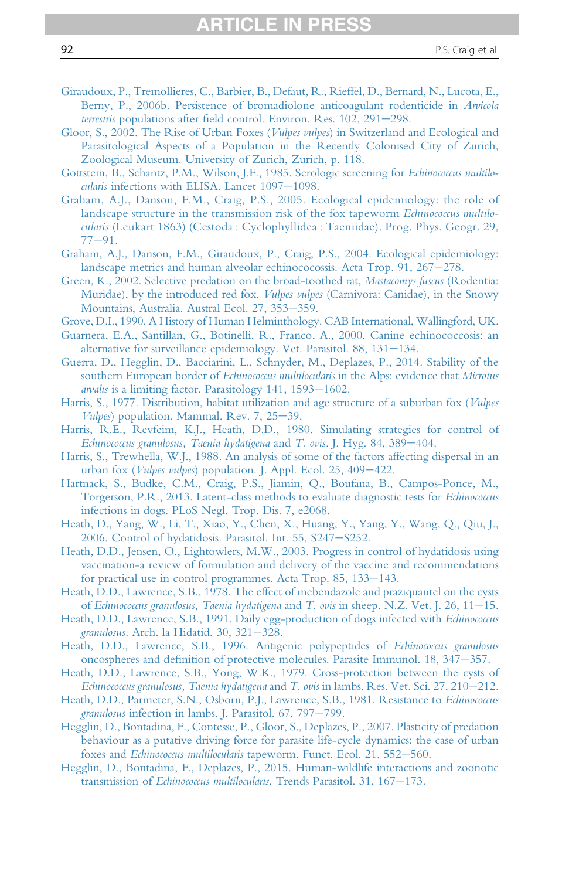Giraudoux, P., Tremollieres, C., Barbier, B., Defaut, R., Rieffel, D., Bernard, N., Lucota, E., Berny, P., 2006b. Persistence of bromadiolone anticoagulant rodenticide in *Arvicola terrestris* populations after field control. Environ. Res. 102, 291–298.

Gloor, S., 2002. The Rise of Urban Foxes (*Vulpes vulpes*) in Switzerland and Ecological and Parasitological Aspects of a Population in the Recently Colonised City of Zurich, Zoological Museum. University of Zurich, Zurich, p. 118.

Gottstein, B., Schantz, P.M., Wilson, J.F., 1985. Serologic screening for *Echinococcus multilocularis* infections with ELISA. Lancet 1097–1098.

Graham, A.J., Danson, F.M., Craig, P.S., 2005. Ecological epidemiology: the role of landscape structure in the transmission risk of the fox tapeworm *Echinococcus multilocularis* (Leukart 1863) (Cestoda : Cyclophyllidea : Taeniidae). Prog. Phys. Geogr. 29, 77–91.

Graham, A.J., Danson, F.M., Giraudoux, P., Craig, P.S., 2004. Ecological epidemiology: landscape metrics and human alveolar echinococossis. Acta Trop. 91, 267–278.

Green, K., 2002. Selective predation on the broad-toothed rat, *Mastacomys fuscus* (Rodentia: Muridae), by the introduced red fox, *Vulpes vulpes* (Carnivora: Canidae), in the Snowy Mountains, Australia. Austral Ecol. 27, 353–359.

Grove, D.I., 1990. A History of Human Helminthology. CAB International, Wallingford, UK.

Guarnera, E.A., Santillan, G., Botinelli, R., Franco, A., 2000. Canine echinococcosis: an alternative for surveillance epidemiology. Vet. Parasitol. 88, 131–134.

Guerra, D., Hegglin, D., Bacciarini, L., Schnyder, M., Deplazes, P., 2014. Stability of the southern European border of *Echinococcus multilocularis* in the Alps: evidence that *Microtus arvalis* is a limiting factor. Parasitology 141, 1593–1602.

Harris, S., 1977. Distribution, habitat utilization and age structure of a suburban fox (*Vulpes Vulpes*) population. Mammal. Rev. 7, 25–39.

Harris, R.E., Revfeim, K.J., Heath, D.D., 1980. Simulating strategies for control of *Echinococcus granulosus, Taenia hydatigena* and *T. ovis*. J. Hyg. 84, 389–404.

Harris, S., Trewhella, W.J., 1988. An analysis of some of the factors affecting dispersal in an urban fox (*Vulpes vulpes*) population. J. Appl. Ecol. 25, 409–422.

Hartnack, S., Budke, C.M., Craig, P.S., Jiamin, Q., Boufana, B., Campos-Ponce, M., Torgerson, P.R., 2013. Latent-class methods to evaluate diagnostic tests for *Echinococcus* infections in dogs. PLoS Negl. Trop. Dis. 7, e2068.

Heath, D., Yang, W., Li, T., Xiao, Y., Chen, X., Huang, Y., Yang, Y., Wang, Q., Qiu, J., 2006. Control of hydatidosis. Parasitol. Int. 55, S247–S252.

Heath, D.D., Jensen, O., Lightowlers, M.W., 2003. Progress in control of hydatidosis using vaccination-a review of formulation and delivery of the vaccine and recommendations for practical use in control programmes. Acta Trop. 85, 133–143.

Heath, D.D., Lawrence, S.B., 1978. The effect of mebendazole and praziquantel on the cysts of *Echinococcus granulosus, Taenia hydatigena* and *T. ovis* in sheep. N.Z. Vet. J. 26, 11–15.

Heath, D.D., Lawrence, S.B., 1991. Daily egg-production of dogs infected with *Echinococcus granulosus*. Arch. la Hidatid. 30, 321–328.

Heath, D.D., Lawrence, S.B., 1996. Antigenic polypeptides of *Echinococcus granulosus* oncospheres and definition of protective molecules. Parasite Immunol. 18, 347–357.

Heath, D.D., Lawrence, S.B., Yong, W.K., 1979. Cross-protection between the cysts of *Echinococcus granulosus, Taenia hydatigena* and *T. ovis* in lambs. Res. Vet. Sci. 27, 210–212.

Heath, D.D., Parmeter, S.N., Osborn, P.J., Lawrence, S.B., 1981. Resistance to *Echinococcus granulosus* infection in lambs. J. Parasitol. 67, 797–799.

Hegglin, D., Bontadina, F., Contesse, P., Gloor, S., Deplazes, P., 2007. Plasticity of predation behaviour as a putative driving force for parasite life-cycle dynamics: the case of urban foxes and *Echinococcus multilocularis* tapeworm. Funct. Ecol. 21, 552–560.

Hegglin, D., Bontadina, F., Deplazes, P., 2015. Human-wildlife interactions and zoonotic transmission of *Echinococcus multilocularis*. Trends Parasitol. 31, 167–173.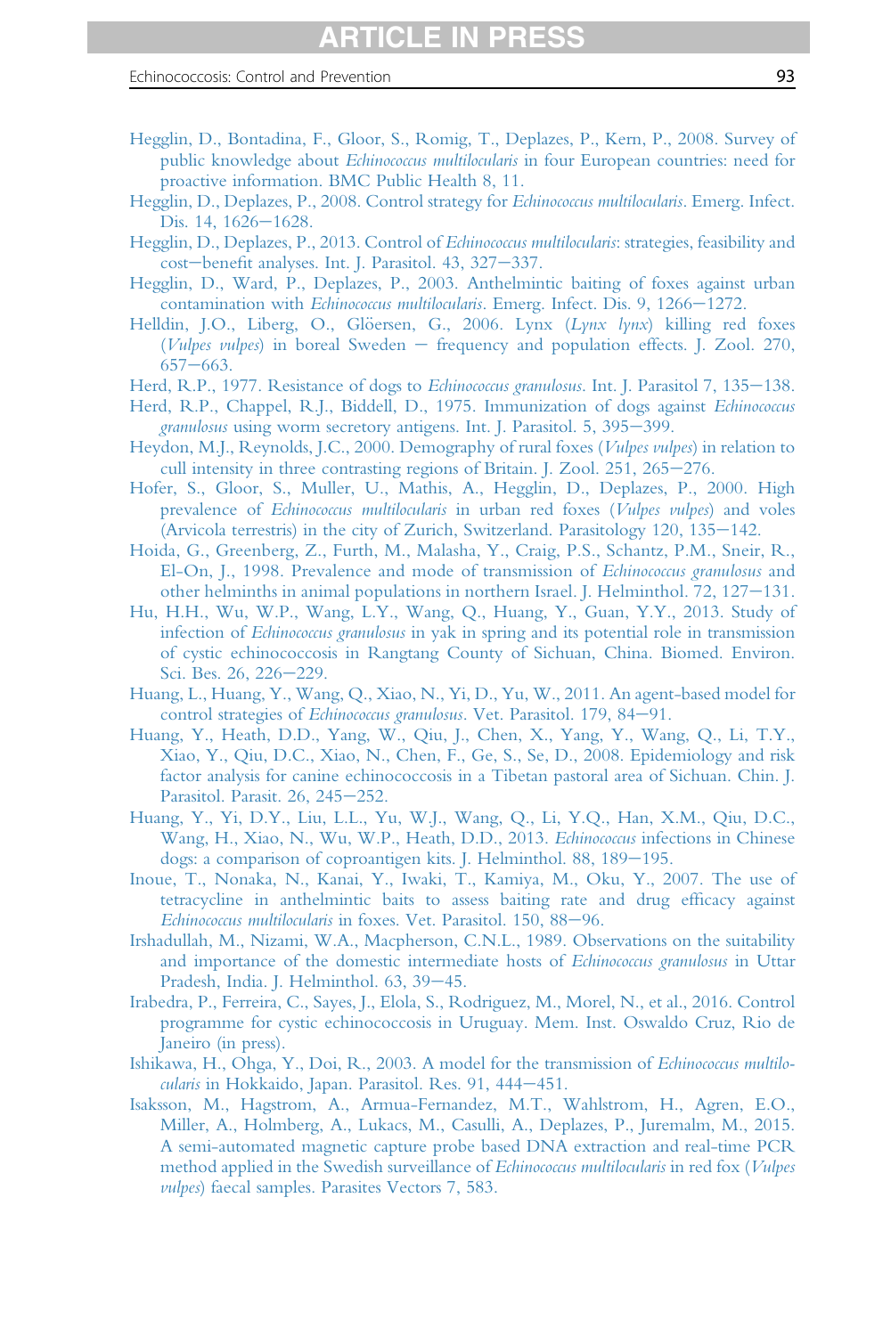Hegglin, D., Bontadina, F., Gloor, S., Romig, T., Deplazes, P., Kern, P., 2008. Survey of public knowledge about *Echinococcus multilocularis* in four European countries: need for proactive information. BMC Public Health 8, 11.

Hegglin, D., Deplazes, P., 2008. Control strategy for *Echinococcus multilocularis*. Emerg. Infect. Dis. 14, 1626–1628.

Hegglin, D., Deplazes, P., 2013. Control of *Echinococcus multilocularis*: strategies, feasibility and cost–benefit analyses. Int. J. Parasitol. 43, 327–337.

Hegglin, D., Ward, P., Deplazes, P., 2003. Anthelmintic baiting of foxes against urban contamination with *Echinococcus multilocularis*. Emerg. Infect. Dis. 9, 1266–1272.

Helldin, J.O., Liberg, O., Glöersen, G., 2006. Lynx (*Lynx lynx*) killing red foxes (*Vulpes vulpes*) in boreal Sweden – frequency and population effects. J. Zool. 270, 657–663.

Herd, R.P., 1977. Resistance of dogs to *Echinococcus granulosus*. Int. J. Parasitol 7, 135–138.

Herd, R.P., Chappel, R.J., Biddell, D., 1975. Immunization of dogs against *Echinococcus granulosus* using worm secretory antigens. Int. J. Parasitol. 5, 395–399.

Heydon, M.J., Reynolds, J.C., 2000. Demography of rural foxes (*Vulpes vulpes*) in relation to cull intensity in three contrasting regions of Britain. J. Zool. 251, 265–276.

Hofer, S., Gloor, S., Muller, U., Mathis, A., Hegglin, D., Deplazes, P., 2000. High prevalence of *Echinococcus multilocularis* in urban red foxes (*Vulpes vulpes*) and voles (Arvicola terrestris) in the city of Zurich, Switzerland. Parasitology 120, 135–142.

Hoida, G., Greenberg, Z., Furth, M., Malasha, Y., Craig, P.S., Schantz, P.M., Sneir, R., El-On, J., 1998. Prevalence and mode of transmission of *Echinococcus granulosus* and other helminths in animal populations in northern Israel. J. Helminthol. 72, 127–131.

Hu, H.H., Wu, W.P., Wang, L.Y., Wang, Q., Huang, Y., Guan, Y.Y., 2013. Study of infection of *Echinococcus granulosus* in yak in spring and its potential role in transmission of cystic echinococcosis in Rangtang County of Sichuan, China. Biomed. Environ. Sci. Bes. 26, 226–229.

Huang, L., Huang, Y., Wang, Q., Xiao, N., Yi, D., Yu, W., 2011. An agent-based model for control strategies of *Echinococcus granulosus*. Vet. Parasitol. 179, 84–91.

Huang, Y., Heath, D.D., Yang, W., Qiu, J., Chen, X., Yang, Y., Wang, Q., Li, T.Y., Xiao, Y., Qiu, D.C., Xiao, N., Chen, F., Ge, S., Se, D., 2008. Epidemiology and risk factor analysis for canine echinococcosis in a Tibetan pastoral area of Sichuan. Chin. J. Parasitol. Parasit. 26, 245–252.

Huang, Y., Yi, D.Y., Liu, L.L., Yu, W.J., Wang, Q., Li, Y.Q., Han, X.M., Qiu, D.C., Wang, H., Xiao, N., Wu, W.P., Heath, D.D., 2013. *Echinococcus* infections in Chinese dogs: a comparison of coproantigen kits. J. Helminthol. 88, 189–195.

Inoue, T., Nonaka, N., Kanai, Y., Iwaki, T., Kamiya, M., Oku, Y., 2007. The use of tetracycline in anthelmintic baits to assess baiting rate and drug efficacy against *Echinococcus multilocularis* in foxes. Vet. Parasitol. 150, 88–96.

Irshadullah, M., Nizami, W.A., Macpherson, C.N.L., 1989. Observations on the suitability and importance of the domestic intermediate hosts of *Echinococcus granulosus* in Uttar Pradesh, India. J. Helminthol. 63, 39–45.

Irabedra, P., Ferreira, C., Sayes, J., Elola, S., Rodriguez, M., Morel, N., et al., 2016. Control programme for cystic echinococcosis in Uruguay. Mem. Inst. Oswaldo Cruz, Rio de Janeiro (in press).

Ishikawa, H., Ohga, Y., Doi, R., 2003. A model for the transmission of *Echinococcus multilocularis* in Hokkaido, Japan. Parasitol. Res. 91, 444–451.

Isaksson, M., Hagstrom, A., Armua-Fernandez, M.T., Wahlstrom, H., Agren, E.O., Miller, A., Holmberg, A., Lukacs, M., Casulli, A., Deplazes, P., Juremalm, M., 2015. A semi-automated magnetic capture probe based DNA extraction and real-time PCR method applied in the Swedish surveillance of *Echinococcus multilocularis* in red fox (*Vulpes vulpes*) faecal samples. Parasites Vectors 7, 583.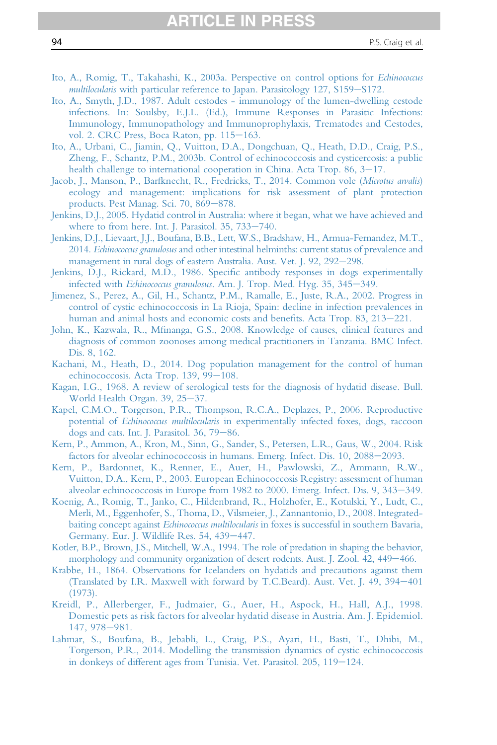Ito, A., Romig, T., Takahashi, K., 2003a. Perspective on control options for *Echinococcus multilocularis* with particular reference to Japan. Parasitology 127, S159–S172.

Ito, A., Smyth, J.D., 1987. Adult cestodes - immunology of the lumen-dwelling cestode infections. In: Soulsby, E.J.L. (Ed.), Immune Responses in Parasitic Infections: Immunology, Immunopathology and Immunoprophylaxis, Trematodes and Cestodes, vol. 2. CRC Press, Boca Raton, pp. 115–163.

Ito, A., Urbani, C., Jiamin, Q., Vuitton, D.A., Dongchuan, Q., Heath, D.D., Craig, P.S., Zheng, F., Schantz, P.M., 2003b. Control of echinococcosis and cysticercosis: a public health challenge to international cooperation in China. Acta Trop. 86, 3–17.

Jacob, J., Manson, P., Barfknecht, R., Fredricks, T., 2014. Common vole (*Microtus arvalis*) ecology and management: implications for risk assessment of plant protection products. Pest Manag. Sci. 70, 869–878.

Jenkins, D.J., 2005. Hydatid control in Australia: where it began, what we have achieved and where to from here. Int. J. Parasitol. 35, 733–740.

Jenkins, D.J., Lievaart, J.J., Boufana, B.B., Lett, W.S., Bradshaw, H., Armua-Fernandez, M.T., 2014. *Echinococcus granulosus* and other intestinal helminths: current status of prevalence and management in rural dogs of eastern Australia. Aust. Vet. J. 92, 292–298.

Jenkins, D.J., Rickard, M.D., 1986. Specific antibody responses in dogs experimentally infected with *Echinococcus granulosus*. Am. J. Trop. Med. Hyg. 35, 345–349.

Jimenez, S., Perez, A., Gil, H., Schantz, P.M., Ramalle, E., Juste, R.A., 2002. Progress in control of cystic echinococcosis in La Rioja, Spain: decline in infection prevalences in human and animal hosts and economic costs and benefits. Acta Trop. 83, 213–221.

John, K., Kazwala, R., Mfinanga, G.S., 2008. Knowledge of causes, clinical features and diagnosis of common zoonoses among medical practitioners in Tanzania. BMC Infect. Dis. 8, 162.

Kachani, M., Heath, D., 2014. Dog population management for the control of human echinococcosis. Acta Trop. 139, 99–108.

Kagan, I.G., 1968. A review of serological tests for the diagnosis of hydatid disease. Bull. World Health Organ. 39, 25–37.

Kapel, C.M.O., Torgerson, P.R., Thompson, R.C.A., Deplazes, P., 2006. Reproductive potential of *Echinococcus multilocularis* in experimentally infected foxes, dogs, raccoon dogs and cats. Int. J. Parasitol. 36, 79–86.

Kern, P., Ammon, A., Kron, M., Sinn, G., Sander, S., Petersen, L.R., Gaus, W., 2004. Risk factors for alveolar echinococcosis in humans. Emerg. Infect. Dis. 10, 2088–2093.

Kern, P., Bardonnet, K., Renner, E., Auer, H., Pawlowski, Z., Ammann, R.W., Vuitton, D.A., Kern, P., 2003. European Echinococcosis Registry: assessment of human alveolar echinococcosis in Europe from 1982 to 2000. Emerg. Infect. Dis. 9, 343–349.

Koenig, A., Romig, T., Janko, C., Hildenbrand, R., Holzhofer, E., Kotulski, Y., Ludt, C., Merli, M., Eggenhofer, S., Thoma, D., Vilsmeier, J., Zannantonio, D., 2008. Integrated-baiting concept against *Echinococcus multilocularis* in foxes is successful in southern Bavaria, Germany. Eur. J. Wildlife Res. 54, 439–447.

Kotler, B.P., Brown, J.S., Mitchell, W.A., 1994. The role of predation in shaping the behavior, morphology and community organization of desert rodents. Aust. J. Zool. 42, 449–466.

Krabbe, H., 1864. Observations for Icelanders on hydatids and precautions against them (Translated by I.R. Maxwell with forward by T.C.Beard). Aust. Vet. J. 49, 394–401 (1973).

Kreidl, P., Allerberger, F., Judmaier, G., Auer, H., Aspock, H., Hall, A.J., 1998. Domestic pets as risk factors for alveolar hydatid disease in Austria. Am. J. Epidemiol. 147, 978–981.

Lahmar, S., Boufana, B., Jebabli, L., Craig, P.S., Ayari, H., Basti, T., Dhibi, M., Torgerson, P.R., 2014. Modelling the transmission dynamics of cystic echinococcosis in donkeys of different ages from Tunisia. Vet. Parasitol. 205, 119–124.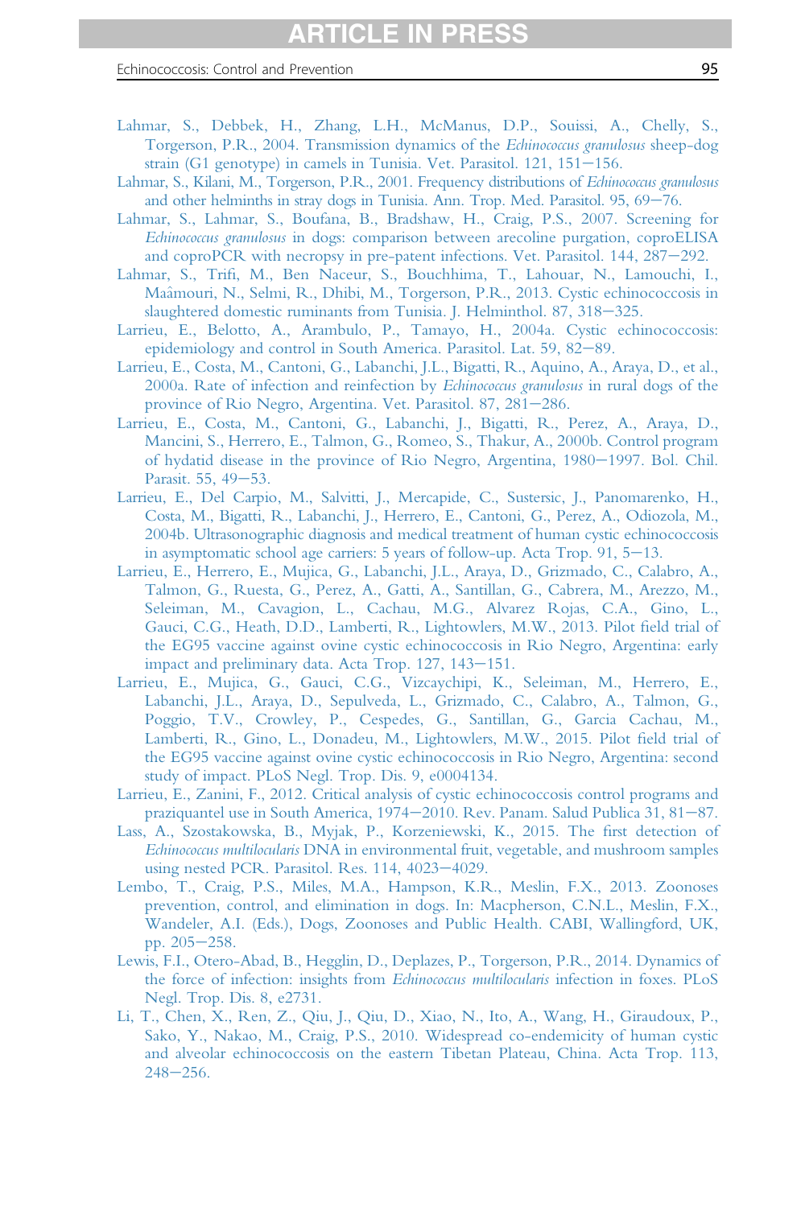Lahmar, S., Debbek, H., Zhang, L.H., McManus, D.P., Souissi, A., Chelly, S., Torgerson, P.R., 2004. Transmission dynamics of the *Echinococcus granulosus* sheep-dog strain (G1 genotype) in camels in Tunisia. Vet. Parasitol. 121, 151–156.

Lahmar, S., Kilani, M., Torgerson, P.R., 2001. Frequency distributions of *Echinococcus granulosus* and other helminths in stray dogs in Tunisia. Ann. Trop. Med. Parasitol. 95, 69–76.

Lahmar, S., Lahmar, S., Boufana, B., Bradshaw, H., Craig, P.S., 2007. Screening for *Echinococcus granulosus* in dogs: comparison between arecoline purgation, coproELISA and coproPCR with necropsy in pre-patent infections. Vet. Parasitol. 144, 287–292.

Lahmar, S., Trifi, M., Ben Naceur, S., Bouchhima, T., Lahouar, N., Lamouchi, I., Maâmouri, N., Selmi, R., Dhibi, M., Torgerson, P.R., 2013. Cystic echinococcosis in slaughtered domestic ruminants from Tunisia. J. Helminthol. 87, 318–325.

Larrieu, E., Belotto, A., Arambulo, P., Tamayo, H., 2004a. Cystic echinococcosis: epidemiology and control in South America. Parasitol. Lat. 59, 82–89.

Larrieu, E., Costa, M., Cantoni, G., Labanchi, J.L., Bigatti, R., Aquino, A., Araya, D., et al., 2000a. Rate of infection and reinfection by *Echinococcus granulosus* in rural dogs of the province of Rio Negro, Argentina. Vet. Parasitol. 87, 281–286.

Larrieu, E., Costa, M., Cantoni, G., Labanchi, J., Bigatti, R., Perez, A., Araya, D., Mancini, S., Herrero, E., Talmon, G., Romeo, S., Thakur, A., 2000b. Control program of hydatid disease in the province of Rio Negro, Argentina, 1980–1997. Bol. Chil. Parasit. 55, 49–53.

Larrieu, E., Del Carpio, M., Salvitti, J., Mercapide, C., Sustersic, J., Panomarenko, H., Costa, M., Bigatti, R., Labanchi, J., Herrero, E., Cantoni, G., Perez, A., Odiozola, M., 2004b. Ultrasonographic diagnosis and medical treatment of human cystic echinococcosis in asymptomatic school age carriers: 5 years of follow-up. Acta Trop. 91, 5–13.

Larrieu, E., Herrero, E., Mujica, G., Labanchi, J.L., Araya, D., Grizmado, C., Calabro, A., Talmon, G., Ruesta, G., Perez, A., Gatti, A., Santillan, G., Cabrera, M., Arezzo, M., Seleiman, M., Cavagion, L., Cachau, M.G., Alvarez Rojas, C.A., Gino, L., Gauci, C.G., Heath, D.D., Lamberti, R., Lightowlers, M.W., 2013. Pilot field trial of the EG95 vaccine against ovine cystic echinococcosis in Rio Negro, Argentina: early impact and preliminary data. Acta Trop. 127, 143–151.

Larrieu, E., Mujica, G., Gauci, C.G., Vizcaychipi, K., Seleiman, M., Herrero, E., Labanchi, J.L., Araya, D., Sepulveda, L., Grizmado, C., Calabro, A., Talmon, G., Poggio, T.V., Crowley, P., Cespedes, G., Santillan, G., Garcia Cachau, M., Lamberti, R., Gino, L., Donadeu, M., Lightowlers, M.W., 2015. Pilot field trial of the EG95 vaccine against ovine cystic echinococcosis in Rio Negro, Argentina: second study of impact. PLoS Negl. Trop. Dis. 9, e0004134.

Larrieu, E., Zanini, F., 2012. Critical analysis of cystic echinococcosis control programs and praziquantel use in South America, 1974–2010. Rev. Panam. Salud Publica 31, 81–87.

Lass, A., Szostakowska, B., Myjak, P., Korzeniewski, K., 2015. The first detection of *Echinococcus multilocularis* DNA in environmental fruit, vegetable, and mushroom samples using nested PCR. Parasitol. Res. 114, 4023–4029.

Lembo, T., Craig, P.S., Miles, M.A., Hampson, K.R., Meslin, F.X., 2013. Zoonoses prevention, control, and elimination in dogs. In: Macpherson, C.N.L., Meslin, F.X., Wandeler, A.I. (Eds.), Dogs, Zoonoses and Public Health. CABI, Wallingford, UK, pp. 205–258.

Lewis, F.I., Otero-Abad, B., Hegglin, D., Deplazes, P., Torgerson, P.R., 2014. Dynamics of the force of infection: insights from *Echinococcus multilocularis* infection in foxes. PLoS Negl. Trop. Dis. 8, e2731.

Li, T., Chen, X., Ren, Z., Qiu, J., Qiu, D., Xiao, N., Ito, A., Wang, H., Giraudoux, P., Sako, Y., Nakao, M., Craig, P.S., 2010. Widespread co-endemicity of human cystic and alveolar echinococcosis on the eastern Tibetan Plateau, China. Acta Trop. 113, 248–256.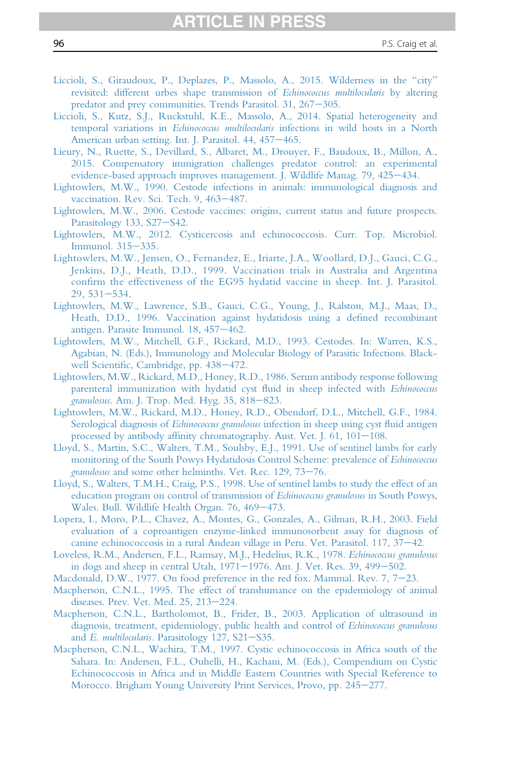Liccioli, S., Giraudoux, P., Deplazes, P., Massolo, A., 2015. Wilderness in the "city" revisited: different urbes shape transmission of *Echinococcus multilocularis* by altering predator and prey communities. Trends Parasitol. 31, 267–305.

Liccioli, S., Kutz, S.J., Ruckstuhl, K.E., Massolo, A., 2014. Spatial heterogeneity and temporal variations in *Echinococcus multilocularis* infections in wild hosts in a North American urban setting. Int. J. Parasitol. 44, 457–465.

Lieury, N., Ruette, S., Devillard, S., Albaret, M., Drouyer, F., Baudoux, B., Millon, A., 2015. Compensatory immigration challenges predator control: an experimental evidence-based approach improves management. J. Wildlife Manag. 79, 425–434.

Lightowlers, M.W., 1990. Cestode infections in animals: immunological diagnosis and vaccination. Rev. Sci. Tech. 9, 463–487.

Lightowlers, M.W., 2006. Cestode vaccines: origins, current status and future prospects. Parasitology 133, S27–S42.

Lightowlers, M.W., 2012. Cysticercosis and echinococcosis. Curr. Top. Microbiol. Immunol. 315–335.

Lightowlers, M.W., Jensen, O., Fernandez, E., Iriarte, J.A., Woollard, D.J., Gauci, C.G., Jenkins, D.J., Heath, D.D., 1999. Vaccination trials in Australia and Argentina confirm the effectiveness of the EG95 hydatid vaccine in sheep. Int. J. Parasitol. 29, 531–534.

Lightowlers, M.W., Lawrence, S.B., Gauci, C.G., Young, J., Ralston, M.J., Maas, D., Heath, D.D., 1996. Vaccination against hydatidosis using a defined recombinant antigen. Parasite Immunol. 18, 457–462.

Lightowlers, M.W., Mitchell, G.F., Rickard, M.D., 1993. Cestodes. In: Warren, K.S., Agabian, N. (Eds.), Immunology and Molecular Biology of Parasitic Infections. Blackwell Scientific, Cambridge, pp. 438–472.

Lightowlers, M.W., Rickard, M.D., Honey, R.D., 1986. Serum antibody response following parenteral immunization with hydatid cyst fluid in sheep infected with *Echinococcus granulosus*. Am. J. Trop. Med. Hyg. 35, 818–823.

Lightowlers, M.W., Rickard, M.D., Honey, R.D., Obendorf, D.L., Mitchell, G.F., 1984. Serological diagnosis of *Echinococcus granulosus* infection in sheep using cyst fluid antigen processed by antibody affinity chromatography. Aust. Vet. J. 61, 101–108.

Lloyd, S., Martin, S.C., Walters, T.M., Soulsby, E.J., 1991. Use of sentinel lambs for early monitoring of the South Powys Hydatidosis Control Scheme: prevalence of *Echinococcus granulosus* and some other helminths. Vet. Rec. 129, 73–76.

Lloyd, S., Walters, T.M.H., Craig, P.S., 1998. Use of sentinel lambs to study the effect of an education program on control of transmission of *Echinococcus granulosus* in South Powys, Wales. Bull. Wildlife Health Organ. 76, 469–473.

Lopera, I., Moro, P.L., Chavez, A., Montes, G., Gonzales, A., Gilman, R.H., 2003. Field evaluation of a coproantigen enzyme-linked immunosorbent assay for diagnosis of canine echinococcosis in a rural Andean village in Peru. Vet. Parasitol. 117, 37–42.

Loveless, R.M., Andersen, F.L., Ramsay, M.J., Hedelius, R.K., 1978. *Echinococcus granulosus* in dogs and sheep in central Utah, 1971–1976. Am. J. Vet. Res. 39, 499–502.

Macdonald, D.W., 1977. On food preference in the red fox. Mammal. Rev. 7, 7–23.

Macpherson, C.N.L., 1995. The effect of transhumance on the epidemiology of animal diseases. Prev. Vet. Med. 25, 213–224.

Macpherson, C.N.L., Bartholomot, B., Frider, B., 2003. Application of ultrasound in diagnosis, treatment, epidemiology, public health and control of *Echinococcus granulosus* and *E. multilocularis*. Parasitology 127, S21–S35.

Macpherson, C.N.L., Wachira, T.M., 1997. Cystic echinococcosis in Africa south of the Sahara. In: Andersen, F.L., Ouhelli, H., Kachani, M. (Eds.), Compendium on Cystic Echinococcosis in Africa and in Middle Eastern Countries with Special Reference to Morocco. Brigham Young University Print Services, Provo, pp. 245–277.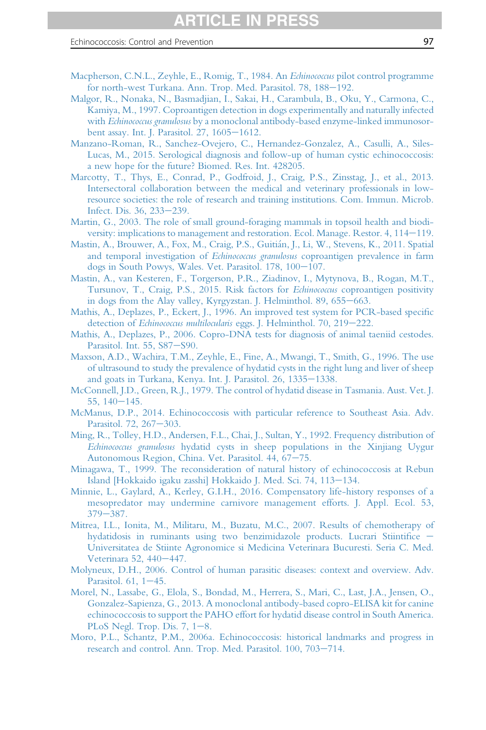Macpherson, C.N.L., Zeyhle, E., Romig, T., 1984. An *Echinococcus* pilot control programme for north-west Turkana. Ann. Trop. Med. Parasitol. 78, 188–192.

Malgor, R., Nonaka, N., Basmadjian, I., Sakai, H., Carambula, B., Oku, Y., Carmona, C., Kamiya, M., 1997. Coproantigen detection in dogs experimentally and naturally infected with *Echinococcus granulosus* by a monoclonal antibody-based enzyme-linked immunosorbent assay. Int. J. Parasitol. 27, 1605–1612.

Manzano-Roman, R., Sanchez-Ovejero, C., Hernandez-Gonzalez, A., Casulli, A., Siles-Lucas, M., 2015. Serological diagnosis and follow-up of human cystic echinococcosis: a new hope for the future? Biomed. Res. Int. 428205.

Marcotty, T., Thys, E., Conrad, P., Godfroid, J., Craig, P.S., Zinsstag, J., et al., 2013. Intersectoral collaboration between the medical and veterinary professionals in low-resource societies: the role of research and training institutions. Com. Immun. Microb. Infect. Dis. 36, 233–239.

Martin, G., 2003. The role of small ground-foraging mammals in topsoil health and biodiversity: implications to management and restoration. Ecol. Manage. Restor. 4, 114–119.

Mastin, A., Brouwer, A., Fox, M., Craig, P.S., Guitián, J., Li, W., Stevens, K., 2011. Spatial and temporal investigation of *Echinococcus granulosus* coproantigen prevalence in farm dogs in South Powys, Wales. Vet. Parasitol. 178, 100–107.

Mastin, A., van Kesteren, F., Torgerson, P.R., Ziadinov, I., Mytynova, B., Rogan, M.T., Tursunov, T., Craig, P.S., 2015. Risk factors for *Echinococcus* coproantigen positivity in dogs from the Alay valley, Kyrgyzstan. J. Helminthol. 89, 655–663.

Mathis, A., Deplazes, P., Eckert, J., 1996. An improved test system for PCR-based specific detection of *Echinococcus multilocularis* eggs. J. Helminthol. 70, 219–222.

Mathis, A., Deplazes, P., 2006. Copro-DNA tests for diagnosis of animal taeniid cestodes. Parasitol. Int. 55, S87–S90.

Maxson, A.D., Wachira, T.M., Zeyhle, E., Fine, A., Mwangi, T., Smith, G., 1996. The use of ultrasound to study the prevalence of hydatid cysts in the right lung and liver of sheep and goats in Turkana, Kenya. Int. J. Parasitol. 26, 1335–1338.

McConnell, J.D., Green, R.J., 1979. The control of hydatid disease in Tasmania. Aust. Vet. J. 55, 140–145.

McManus, D.P., 2014. Echinococcosis with particular reference to Southeast Asia. Adv. Parasitol. 72, 267–303.

Ming, R., Tolley, H.D., Andersen, F.L., Chai, J., Sultan, Y., 1992. Frequency distribution of *Echinococcus granulosus* hydatid cysts in sheep populations in the Xinjiang Uygur Autonomous Region, China. Vet. Parasitol. 44, 67–75.

Minagawa, T., 1999. The reconsideration of natural history of echinococcosis at Rebun Island [Hokkaido igaku zasshi] Hokkaido J. Med. Sci. 74, 113–134.

Minnie, L., Gaylard, A., Kerley, G.I.H., 2016. Compensatory life-history responses of a mesopredator may undermine carnivore management efforts. J. Appl. Ecol. 53, 379–387.

Mitrea, I.L., Ionita, M., Militaru, M., Buzatu, M.C., 2007. Results of chemotherapy of hydatidosis in ruminants using two benzimidazole products. Lucrari Stiintifice – Universitatea de Stiinte Agronomice si Medicina Veterinara Bucuresti. Seria C. Med. Veterinara 52, 440–447.

Molyneux, D.H., 2006. Control of human parasitic diseases: context and overview. Adv. Parasitol. 61, 1–45.

Morel, N., Lassabe, G., Elola, S., Bondad, M., Herrera, S., Mari, C., Last, J.A., Jensen, O., Gonzalez-Sapienza, G., 2013. A monoclonal antibody-based copro-ELISA kit for canine echinococcosis to support the PAHO effort for hydatid disease control in South America. PLoS Negl. Trop. Dis. 7, 1–8.

Moro, P.L., Schantz, P.M., 2006a. Echinococcosis: historical landmarks and progress in research and control. Ann. Trop. Med. Parasitol. 100, 703–714.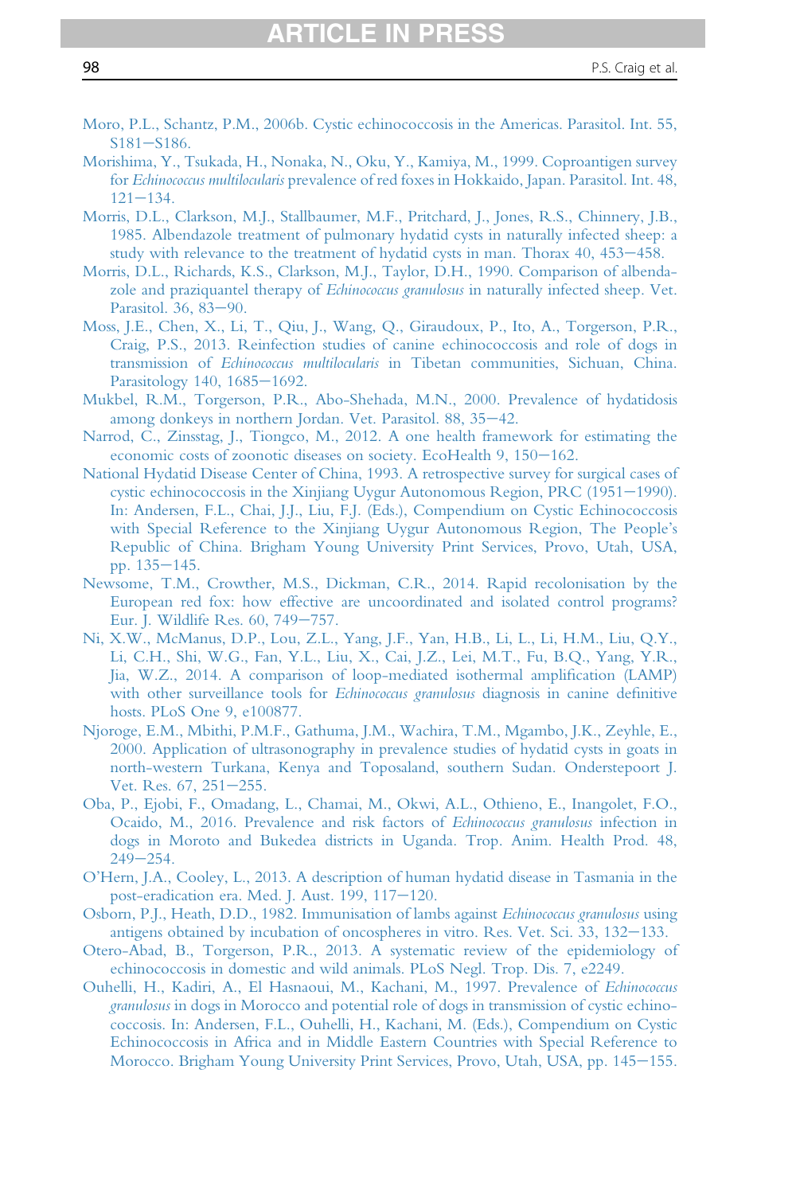Moro, P.L., Schantz, P.M., 2006b. Cystic echinococcosis in the Americas. Parasitol. Int. 55, S181–S186.

Morishima, Y., Tsukada, H., Nonaka, N., Oku, Y., Kamiya, M., 1999. Coproantigen survey for *Echinococcus multilocularis* prevalence of red foxes in Hokkaido, Japan. Parasitol. Int. 48, 121–134.

Morris, D.L., Clarkson, M.J., Stallbaumer, M.F., Pritchard, J., Jones, R.S., Chinnery, J.B., 1985. Albendazole treatment of pulmonary hydatid cysts in naturally infected sheep: a study with relevance to the treatment of hydatid cysts in man. Thorax 40, 453–458.

Morris, D.L., Richards, K.S., Clarkson, M.J., Taylor, D.H., 1990. Comparison of albendazole and praziquantel therapy of *Echinococcus granulosus* in naturally infected sheep. Vet. Parasitol. 36, 83–90.

Moss, J.E., Chen, X., Li, T., Qiu, J., Wang, Q., Giraudoux, P., Ito, A., Torgerson, P.R., Craig, P.S., 2013. Reinfection studies of canine echinococcosis and role of dogs in transmission of *Echinococcus multilocularis* in Tibetan communities, Sichuan, China. Parasitology 140, 1685–1692.

Mukbel, R.M., Torgerson, P.R., Abo-Shehada, M.N., 2000. Prevalence of hydatidosis among donkeys in northern Jordan. Vet. Parasitol. 88, 35–42.

Narrod, C., Zinsstag, J., Tiongco, M., 2012. A one health framework for estimating the economic costs of zoonotic diseases on society. EcoHealth 9, 150–162.

National Hydatid Disease Center of China, 1993. A retrospective survey for surgical cases of cystic echinococcosis in the Xinjiang Uygur Autonomous Region, PRC (1951–1990). In: Andersen, F.L., Chai, J.J., Liu, F.J. (Eds.), Compendium on Cystic Echinococcosis with Special Reference to the Xinjiang Uygur Autonomous Region, The People's Republic of China. Brigham Young University Print Services, Provo, Utah, USA, pp. 135–145.

Newsome, T.M., Crowther, M.S., Dickman, C.R., 2014. Rapid recolonisation by the European red fox: how effective are uncoordinated and isolated control programs? Eur. J. Wildlife Res. 60, 749–757.

Ni, X.W., McManus, D.P., Lou, Z.L., Yang, J.F., Yan, H.B., Li, L., Li, H.M., Liu, Q.Y., Li, C.H., Shi, W.G., Fan, Y.L., Liu, X., Cai, J.Z., Lei, M.T., Fu, B.Q., Yang, Y.R., Jia, W.Z., 2014. A comparison of loop-mediated isothermal amplification (LAMP) with other surveillance tools for *Echinococcus granulosus* diagnosis in canine definitive hosts. PLoS One 9, e100877.

Njoroge, E.M., Mbithi, P.M.F., Gathuma, J.M., Wachira, T.M., Mgambo, J.K., Zeyhle, E., 2000. Application of ultrasonography in prevalence studies of hydatid cysts in goats in north-western Turkana, Kenya and Toposaland, southern Sudan. Onderstepoort J. Vet. Res. 67, 251–255.

Oba, P., Ejobi, F., Omadang, L., Chamai, M., Okwi, A.L., Othieno, E., Inangolet, F.O., Ocaido, M., 2016. Prevalence and risk factors of *Echinococcus granulosus* infection in dogs in Moroto and Bukedea districts in Uganda. Trop. Anim. Health Prod. 48, 249–254.

O'Hern, J.A., Cooley, L., 2013. A description of human hydatid disease in Tasmania in the post-eradication era. Med. J. Aust. 199, 117–120.

Osborn, P.J., Heath, D.D., 1982. Immunisation of lambs against *Echinococcus granulosus* using antigens obtained by incubation of oncospheres in vitro. Res. Vet. Sci. 33, 132–133.

Otero-Abad, B., Torgerson, P.R., 2013. A systematic review of the epidemiology of echinococcosis in domestic and wild animals. PLoS Negl. Trop. Dis. 7, e2249.

Ouhelli, H., Kadiri, A., El Hasnaoui, M., Kachani, M., 1997. Prevalence of *Echinococcus granulosus* in dogs in Morocco and potential role of dogs in transmission of cystic echinococcosis. In: Andersen, F.L., Ouhelli, H., Kachani, M. (Eds.), Compendium on Cystic Echinococcosis in Africa and in Middle Eastern Countries with Special Reference to Morocco. Brigham Young University Print Services, Provo, Utah, USA, pp. 145–155.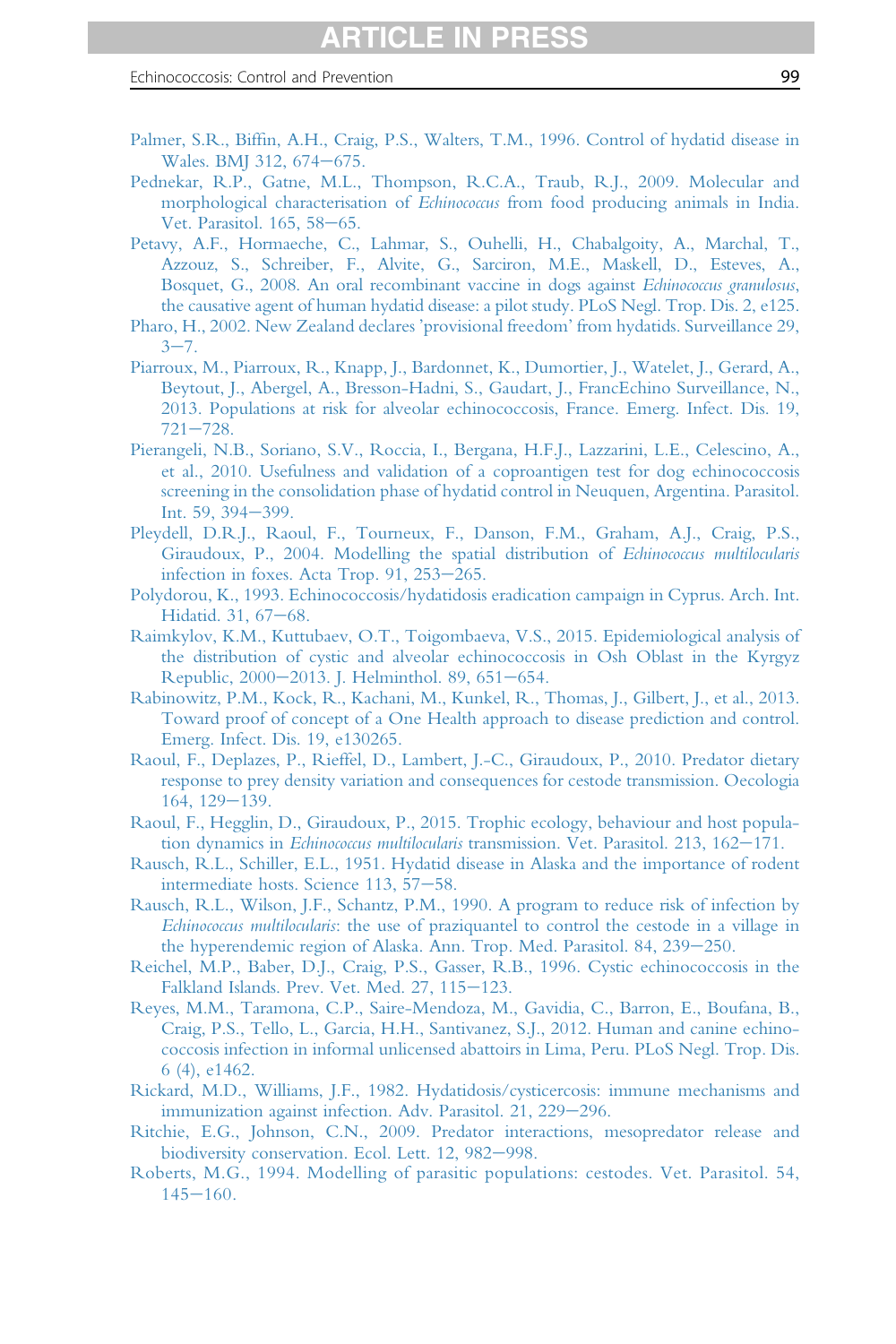Palmer, S.R., Biffin, A.H., Craig, P.S., Walters, T.M., 1996. Control of hydatid disease in Wales. BMJ 312, 674–675.

Pednekar, R.P., Gatne, M.L., Thompson, R.C.A., Traub, R.J., 2009. Molecular and morphological characterisation of *Echinococcus* from food producing animals in India. Vet. Parasitol. 165, 58–65.

Petavy, A.F., Hormaeche, C., Lahmar, S., Ouhelli, H., Chabalgoity, A., Marchal, T., Azzouz, S., Schreiber, F., Alvite, G., Sarciron, M.E., Maskell, D., Esteves, A., Bosquet, G., 2008. An oral recombinant vaccine in dogs against *Echinococcus granulosus*, the causative agent of human hydatid disease: a pilot study. PLoS Negl. Trop. Dis. 2, e125.

Pharo, H., 2002. New Zealand declares 'provisional freedom' from hydatids. Surveillance 29, 3–7.

Piarroux, M., Piarroux, R., Knapp, J., Bardonnet, K., Dumortier, J., Watelet, J., Gerard, A., Beytout, J., Abergel, A., Bresson-Hadni, S., Gaudart, J., FrancEchino Surveillance, N., 2013. Populations at risk for alveolar echinococcosis, France. Emerg. Infect. Dis. 19, 721–728.

Pierangeli, N.B., Soriano, S.V., Roccia, I., Bergana, H.F.J., Lazzarini, L.E., Celescino, A., et al., 2010. Usefulness and validation of a coproantigen test for dog echinococcosis screening in the consolidation phase of hydatid control in Neuquen, Argentina. Parasitol. Int. 59, 394–399.

Pleydell, D.R.J., Raoul, F., Tourneux, F., Danson, F.M., Graham, A.J., Craig, P.S., Giraudoux, P., 2004. Modelling the spatial distribution of *Echinococcus multilocularis* infection in foxes. Acta Trop. 91, 253–265.

Polydorou, K., 1993. Echinococcosis/hydatidosis eradication campaign in Cyprus. Arch. Int. Hidatid. 31, 67–68.

Raimkylov, K.M., Kuttubaev, O.T., Toigombaeva, V.S., 2015. Epidemiological analysis of the distribution of cystic and alveolar echinococcosis in Osh Oblast in the Kyrgyz Republic, 2000–2013. J. Helminthol. 89, 651–654.

Rabinowitz, P.M., Kock, R., Kachani, M., Kunkel, R., Thomas, J., Gilbert, J., et al., 2013. Toward proof of concept of a One Health approach to disease prediction and control. Emerg. Infect. Dis. 19, e130265.

Raoul, F., Deplazes, P., Rieffel, D., Lambert, J.-C., Giraudoux, P., 2010. Predator dietary response to prey density variation and consequences for cestode transmission. Oecologia 164, 129–139.

Raoul, F., Hegglin, D., Giraudoux, P., 2015. Trophic ecology, behaviour and host population dynamics in *Echinococcus multilocularis* transmission. Vet. Parasitol. 213, 162–171.

Rausch, R.L., Schiller, E.L., 1951. Hydatid disease in Alaska and the importance of rodent intermediate hosts. Science 113, 57–58.

Rausch, R.L., Wilson, J.F., Schantz, P.M., 1990. A program to reduce risk of infection by *Echinococcus multilocularis*: the use of praziquantel to control the cestode in a village in the hyperendemic region of Alaska. Ann. Trop. Med. Parasitol. 84, 239–250.

Reichel, M.P., Baber, D.J., Craig, P.S., Gasser, R.B., 1996. Cystic echinococcosis in the Falkland Islands. Prev. Vet. Med. 27, 115–123.

Reyes, M.M., Taramona, C.P., Saire-Mendoza, M., Gavidia, C., Barron, E., Boufana, B., Craig, P.S., Tello, L., Garcia, H.H., Santivanez, S.J., 2012. Human and canine echinococcosis infection in informal unlicensed abattoirs in Lima, Peru. PLoS Negl. Trop. Dis. 6 (4), e1462.

Rickard, M.D., Williams, J.F., 1982. Hydatidosis/cysticercosis: immune mechanisms and immunization against infection. Adv. Parasitol. 21, 229–296.

Ritchie, E.G., Johnson, C.N., 2009. Predator interactions, mesopredator release and biodiversity conservation. Ecol. Lett. 12, 982–998.

Roberts, M.G., 1994. Modelling of parasitic populations: cestodes. Vet. Parasitol. 54, 145–160.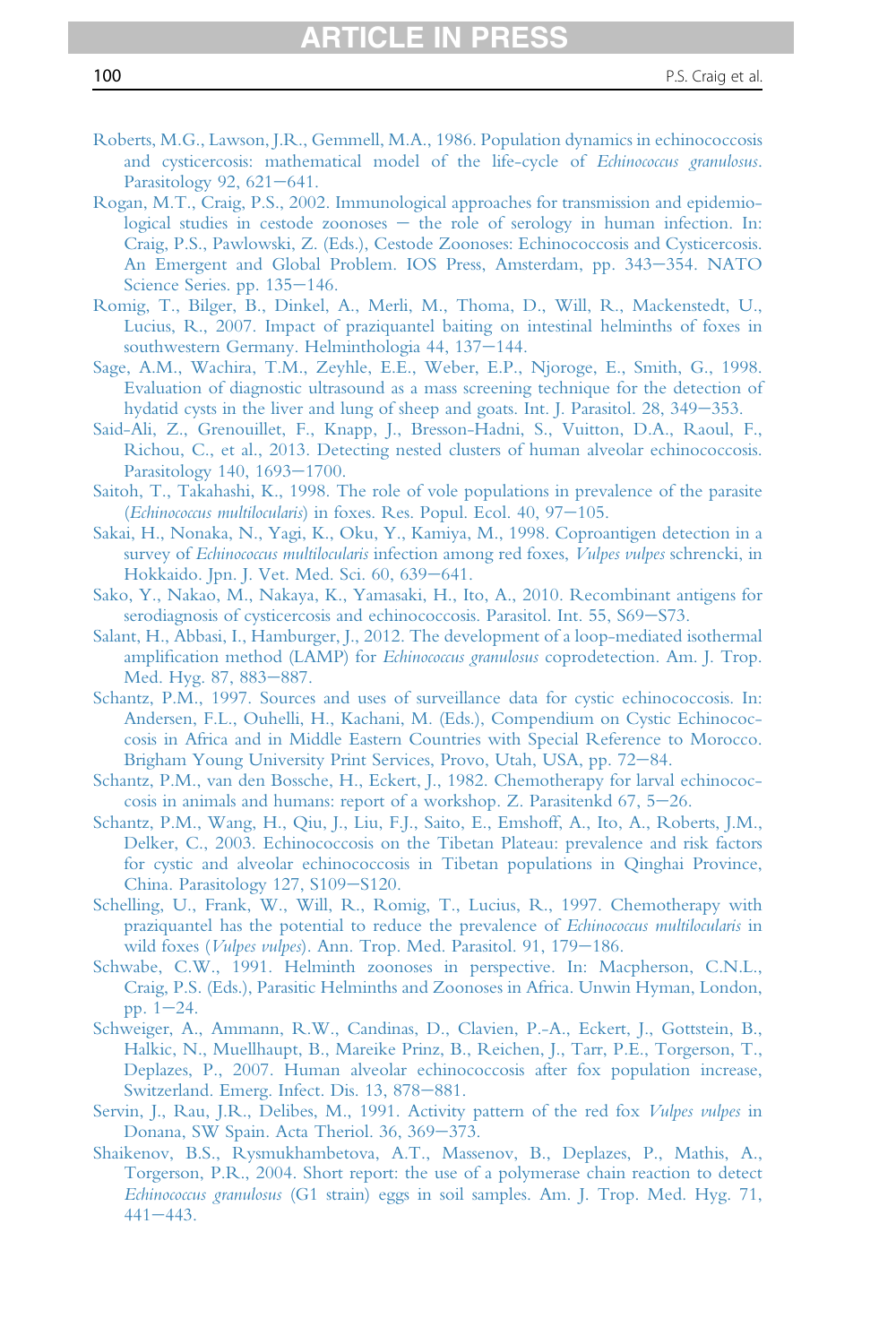Roberts, M.G., Lawson, J.R., Gemmell, M.A., 1986. Population dynamics in echinococcosis and cysticercosis: mathematical model of the life-cycle of *Echinococcus granulosus*. Parasitology 92, 621–641.

Rogan, M.T., Craig, P.S., 2002. Immunological approaches for transmission and epidemiological studies in cestode zoonoses – the role of serology in human infection. In: Craig, P.S., Pawlowski, Z. (Eds.), Cestode Zoonoses: Echinococcosis and Cysticercosis. An Emergent and Global Problem. IOS Press, Amsterdam, pp. 343–354. NATO Science Series. pp. 135–146.

Romig, T., Bilger, B., Dinkel, A., Merli, M., Thoma, D., Will, R., Mackenstedt, U., Lucius, R., 2007. Impact of praziquantel baiting on intestinal helminths of foxes in southwestern Germany. Helminthologia 44, 137–144.

Sage, A.M., Wachira, T.M., Zeyhle, E.E., Weber, E.P., Njoroge, E., Smith, G., 1998. Evaluation of diagnostic ultrasound as a mass screening technique for the detection of hydatid cysts in the liver and lung of sheep and goats. Int. J. Parasitol. 28, 349–353.

Said-Ali, Z., Grenouillet, F., Knapp, J., Bresson-Hadni, S., Vuitton, D.A., Raoul, F., Richou, C., et al., 2013. Detecting nested clusters of human alveolar echinococcosis. Parasitology 140, 1693–1700.

Saitoh, T., Takahashi, K., 1998. The role of vole populations in prevalence of the parasite (*Echinococcus multilocularis*) in foxes. Res. Popul. Ecol. 40, 97–105.

Sakai, H., Nonaka, N., Yagi, K., Oku, Y., Kamiya, M., 1998. Coproantigen detection in a survey of *Echinococcus multilocularis* infection among red foxes, *Vulpes vulpes* schrencki, in Hokkaido. Jpn. J. Vet. Med. Sci. 60, 639–641.

Sako, Y., Nakao, M., Nakaya, K., Yamasaki, H., Ito, A., 2010. Recombinant antigens for serodiagnosis of cysticercosis and echinococcosis. Parasitol. Int. 55, S69–S73.

Salant, H., Abbasi, I., Hamburger, J., 2012. The development of a loop-mediated isothermal amplification method (LAMP) for *Echinococcus granulosus* coprodetection. Am. J. Trop. Med. Hyg. 87, 883–887.

Schantz, P.M., 1997. Sources and uses of surveillance data for cystic echinococcosis. In: Andersen, F.L., Ouhelli, H., Kachani, M. (Eds.), Compendium on Cystic Echinococcosis in Africa and in Middle Eastern Countries with Special Reference to Morocco. Brigham Young University Print Services, Provo, Utah, USA, pp. 72–84.

Schantz, P.M., van den Bossche, H., Eckert, J., 1982. Chemotherapy for larval echinococcosis in animals and humans: report of a workshop. Z. Parasitenkd 67, 5–26.

Schantz, P.M., Wang, H., Qiu, J., Liu, F.J., Saito, E., Emshoff, A., Ito, A., Roberts, J.M., Delker, C., 2003. Echinococcosis on the Tibetan Plateau: prevalence and risk factors for cystic and alveolar echinococcosis in Tibetan populations in Qinghai Province, China. Parasitology 127, S109–S120.

Schelling, U., Frank, W., Will, R., Romig, T., Lucius, R., 1997. Chemotherapy with praziquantel has the potential to reduce the prevalence of *Echinococcus multilocularis* in wild foxes (*Vulpes vulpes*). Ann. Trop. Med. Parasitol. 91, 179–186.

Schwabe, C.W., 1991. Helminth zoonoses in perspective. In: Macpherson, C.N.L., Craig, P.S. (Eds.), Parasitic Helminths and Zoonoses in Africa. Unwin Hyman, London, pp. 1–24.

Schweiger, A., Ammann, R.W., Candinas, D., Clavien, P.-A., Eckert, J., Gottstein, B., Halkic, N., Muellhaupt, B., Mareike Prinz, B., Reichen, J., Tarr, P.E., Torgerson, T., Deplazes, P., 2007. Human alveolar echinococcosis after fox population increase, Switzerland. Emerg. Infect. Dis. 13, 878–881.

Servin, J., Rau, J.R., Delibes, M., 1991. Activity pattern of the red fox *Vulpes vulpes* in Donana, SW Spain. Acta Theriol. 36, 369–373.

Shaikenov, B.S., Rysmukhambetova, A.T., Massenov, B., Deplazes, P., Mathis, A., Torgerson, P.R., 2004. Short report: the use of a polymerase chain reaction to detect *Echinococcus granulosus* (G1 strain) eggs in soil samples. Am. J. Trop. Med. Hyg. 71, 441–443.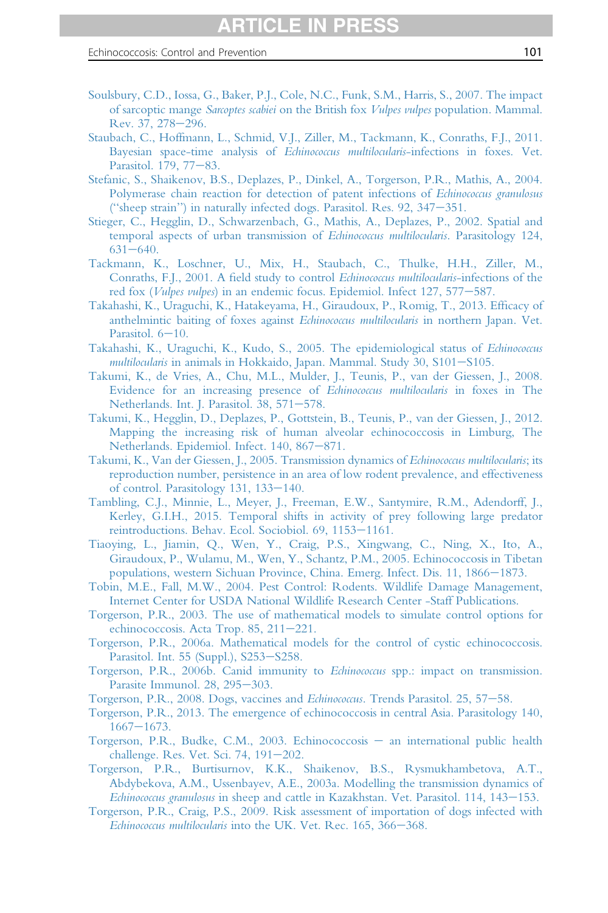Soulsbury, C.D., Iossa, G., Baker, P.J., Cole, N.C., Funk, S.M., Harris, S., 2007. The impact of sarcoptic mange *Sarcoptes scabiei* on the British fox *Vulpes vulpes* population. Mammal. Rev. 37, 278–296.

Staubach, C., Hoffmann, L., Schmid, V.J., Ziller, M., Tackmann, K., Conraths, F.J., 2011. Bayesian space-time analysis of *Echinococcus multilocularis*-infections in foxes. Vet. Parasitol. 179, 77–83.

Stefanic, S., Shaikenov, B.S., Deplazes, P., Dinkel, A., Torgerson, P.R., Mathis, A., 2004. Polymerase chain reaction for detection of patent infections of *Echinococcus granulosus* ("sheep strain") in naturally infected dogs. Parasitol. Res. 92, 347–351.

Stieger, C., Hegglin, D., Schwarzenbach, G., Mathis, A., Deplazes, P., 2002. Spatial and temporal aspects of urban transmission of *Echinococcus multilocularis*. Parasitology 124, 631–640.

Tackmann, K., Loschner, U., Mix, H., Staubach, C., Thulke, H.H., Ziller, M., Conraths, F.J., 2001. A field study to control *Echinococcus multilocularis*-infections of the red fox (*Vulpes vulpes*) in an endemic focus. Epidemiol. Infect 127, 577–587.

Takahashi, K., Uraguchi, K., Hatakeyama, H., Giraudoux, P., Romig, T., 2013. Efficacy of anthelmintic baiting of foxes against *Echinococcus multilocularis* in northern Japan. Vet. Parasitol. 6–10.

Takahashi, K., Uraguchi, K., Kudo, S., 2005. The epidemiological status of *Echinococcus multilocularis* in animals in Hokkaido, Japan. Mammal. Study 30, S101–S105.

Takumi, K., de Vries, A., Chu, M.L., Mulder, J., Teunis, P., van der Giessen, J., 2008. Evidence for an increasing presence of *Echinococcus multilocularis* in foxes in The Netherlands. Int. J. Parasitol. 38, 571–578.

Takumi, K., Hegglin, D., Deplazes, P., Gottstein, B., Teunis, P., van der Giessen, J., 2012. Mapping the increasing risk of human alveolar echinococcosis in Limburg, The Netherlands. Epidemiol. Infect. 140, 867–871.

Takumi, K., Van der Giessen, J., 2005. Transmission dynamics of *Echinococcus multilocularis*; its reproduction number, persistence in an area of low rodent prevalence, and effectiveness of control. Parasitology 131, 133–140.

Tambling, C.J., Minnie, L., Meyer, J., Freeman, E.W., Santymire, R.M., Adendorff, J., Kerley, G.I.H., 2015. Temporal shifts in activity of prey following large predator reintroductions. Behav. Ecol. Sociobiol. 69, 1153–1161.

Tiaoying, L., Jiamin, Q., Wen, Y., Craig, P.S., Xingwang, C., Ning, X., Ito, A., Giraudoux, P., Wulamu, M., Wen, Y., Schantz, P.M., 2005. Echinococcosis in Tibetan populations, western Sichuan Province, China. Emerg. Infect. Dis. 11, 1866–1873.

Tobin, M.E., Fall, M.W., 2004. Pest Control: Rodents. Wildlife Damage Management, Internet Center for USDA National Wildlife Research Center -Staff Publications.

Torgerson, P.R., 2003. The use of mathematical models to simulate control options for echinococcosis. Acta Trop. 85, 211–221.

Torgerson, P.R., 2006a. Mathematical models for the control of cystic echinococcosis. Parasitol. Int. 55 (Suppl.), S253–S258.

Torgerson, P.R., 2006b. Canid immunity to *Echinococcus* spp.: impact on transmission. Parasite Immunol. 28, 295–303.

Torgerson, P.R., 2008. Dogs, vaccines and *Echinococcus*. Trends Parasitol. 25, 57–58.

Torgerson, P.R., 2013. The emergence of echinococcosis in central Asia. Parasitology 140, 1667–1673.

Torgerson, P.R., Budke, C.M., 2003. Echinococcosis – an international public health challenge. Res. Vet. Sci. 74, 191–202.

Torgerson, P.R., Burtisurnov, K.K., Shaikenov, B.S., Rysmukhambetova, A.T., Abdybekova, A.M., Ussenbayev, A.E., 2003a. Modelling the transmission dynamics of *Echinococcus granulosus* in sheep and cattle in Kazakhstan. Vet. Parasitol. 114, 143–153.

Torgerson, P.R., Craig, P.S., 2009. Risk assessment of importation of dogs infected with *Echinococcus multilocularis* into the UK. Vet. Rec. 165, 366–368.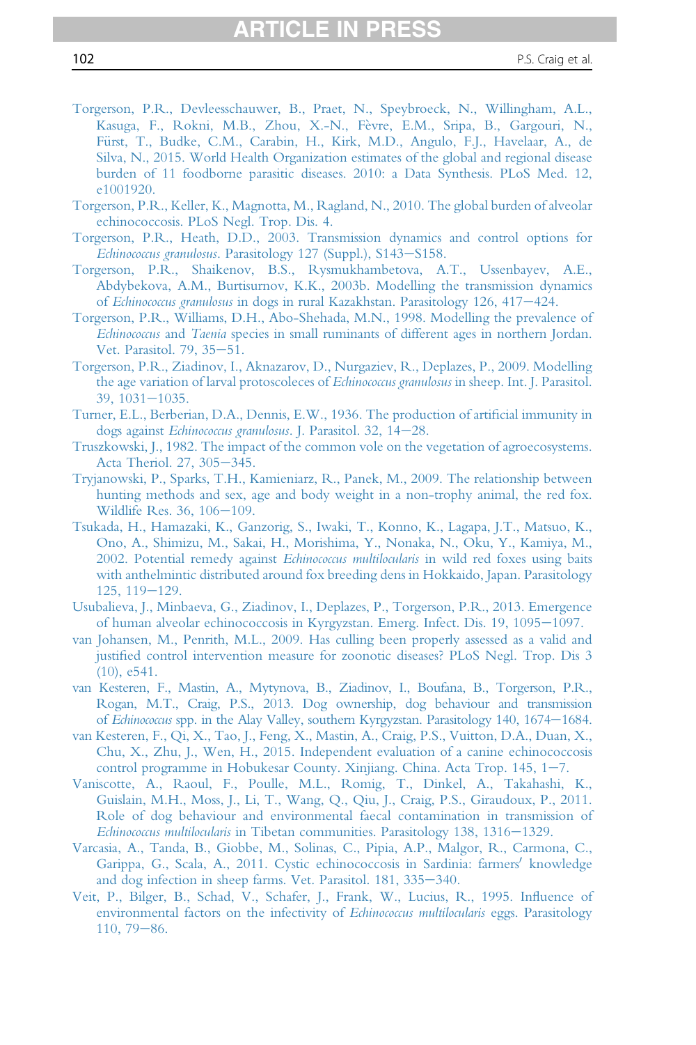Torgerson, P.R., Devleesschauwer, B., Praet, N., Speybroeck, N., Willingham, A.L., Kasuga, F., Rokni, M.B., Zhou, X.-N., Fèvre, E.M., Sripa, B., Gargouri, N., Fürst, T., Budke, C.M., Carabin, H., Kirk, M.D., Angulo, F.J., Havelaar, A., de Silva, N., 2015. World Health Organization estimates of the global and regional disease burden of 11 foodborne parasitic diseases. 2010: a Data Synthesis. PLoS Med. 12, e1001920.

Torgerson, P.R., Keller, K., Magnotta, M., Ragland, N., 2010. The global burden of alveolar echinococcosis. PLoS Negl. Trop. Dis. 4.

Torgerson, P.R., Heath, D.D., 2003. Transmission dynamics and control options for *Echinococcus granulosus*. Parasitology 127 (Suppl.), S143–S158.

Torgerson, P.R., Shaikenov, B.S., Rysmukhambetova, A.T., Ussenbayev, A.E., Abdybekova, A.M., Burtisurnov, K.K., 2003b. Modelling the transmission dynamics of *Echinococcus granulosus* in dogs in rural Kazakhstan. Parasitology 126, 417–424.

Torgerson, P.R., Williams, D.H., Abo-Shehada, M.N., 1998. Modelling the prevalence of *Echinococcus* and *Taenia* species in small ruminants of different ages in northern Jordan. Vet. Parasitol. 79, 35–51.

Torgerson, P.R., Ziadinov, I., Aknazarov, D., Nurgaziev, R., Deplazes, P., 2009. Modelling the age variation of larval protoscoleces of *Echinococcus granulosus* in sheep. Int. J. Parasitol. 39, 1031–1035.

Turner, E.L., Berberian, D.A., Dennis, E.W., 1936. The production of artificial immunity in dogs against *Echinococcus granulosus*. J. Parasitol. 32, 14–28.

Truszkowski, J., 1982. The impact of the common vole on the vegetation of agroecosystems. Acta Theriol. 27, 305–345.

Tryjanowski, P., Sparks, T.H., Kamieniarz, R., Panek, M., 2009. The relationship between hunting methods and sex, age and body weight in a non-trophy animal, the red fox. Wildlife Res. 36, 106–109.

Tsukada, H., Hamazaki, K., Ganzorig, S., Iwaki, T., Konno, K., Lagapa, J.T., Matsuo, K., Ono, A., Shimizu, M., Sakai, H., Morishima, Y., Nonaka, N., Oku, Y., Kamiya, M., 2002. Potential remedy against *Echinococcus multilocularis* in wild red foxes using baits with anthelmintic distributed around fox breeding dens in Hokkaido, Japan. Parasitology 125, 119–129.

Usubalieva, J., Minbaeva, G., Ziadinov, I., Deplazes, P., Torgerson, P.R., 2013. Emergence of human alveolar echinococcosis in Kyrgyzstan. Emerg. Infect. Dis. 19, 1095–1097.

van Johansen, M., Penrith, M.L., 2009. Has culling been properly assessed as a valid and justified control intervention measure for zoonotic diseases? PLoS Negl. Trop. Dis 3 (10), e541.

van Kesteren, F., Mastin, A., Mytynova, B., Ziadinov, I., Boufana, B., Torgerson, P.R., Rogan, M.T., Craig, P.S., 2013. Dog ownership, dog behaviour and transmission of *Echinococcus* spp. in the Alay Valley, southern Kyrgyzstan. Parasitology 140, 1674–1684.

van Kesteren, F., Qi, X., Tao, J., Feng, X., Mastin, A., Craig, P.S., Vuitton, D.A., Duan, X., Chu, X., Zhu, J., Wen, H., 2015. Independent evaluation of a canine echinococcosis control programme in Hobukesar County. Xinjiang. China. Acta Trop. 145, 1–7.

Vaniscotte, A., Raoul, F., Poulle, M.L., Romig, T., Dinkel, A., Takahashi, K., Guislain, M.H., Moss, J., Li, T., Wang, Q., Qiu, J., Craig, P.S., Giraudoux, P., 2011. Role of dog behaviour and environmental faecal contamination in transmission of *Echinococcus multilocularis* in Tibetan communities. Parasitology 138, 1316–1329.

Varcasia, A., Tanda, B., Giobbe, M., Solinas, C., Pipia, A.P., Malgor, R., Carmona, C., Garippa, G., Scala, A., 2011. Cystic echinococcosis in Sardinia: farmers′ knowledge and dog infection in sheep farms. Vet. Parasitol. 181, 335–340.

Veit, P., Bilger, B., Schad, V., Schafer, J., Frank, W., Lucius, R., 1995. Influence of environmental factors on the infectivity of *Echinococcus multilocularis* eggs. Parasitology 110, 79–86.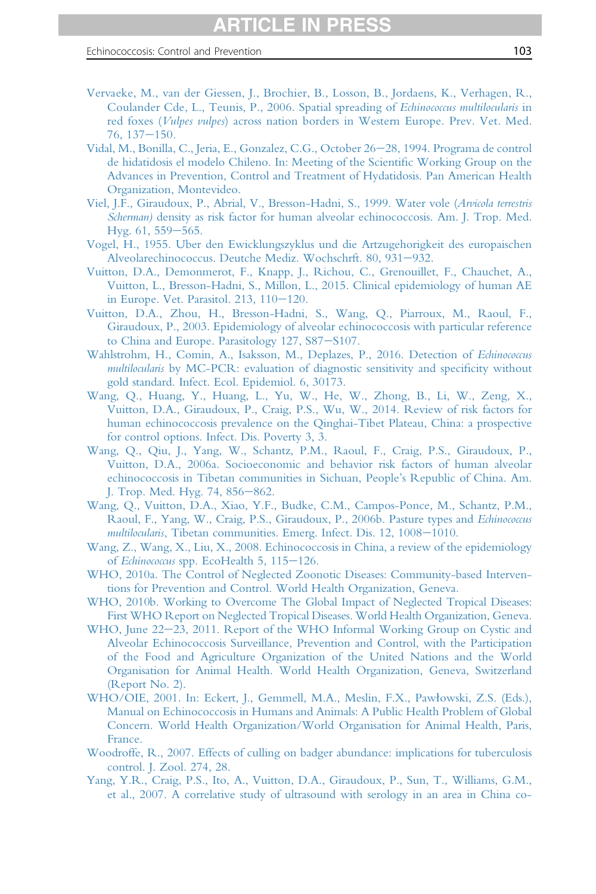Vervaeke, M., van der Giessen, J., Brochier, B., Losson, B., Jordaens, K., Verhagen, R., Coulander Cde, L., Teunis, P., 2006. Spatial spreading of *Echinococcus multilocularis* in red foxes (*Vulpes vulpes*) across nation borders in Western Europe. Prev. Vet. Med. 76, 137–150.

Vidal, M., Bonilla, C., Jeria, E., Gonzalez, C.G., October 26–28, 1994. Programa de control de hidatidosis el modelo Chileno. In: Meeting of the Scientific Working Group on the Advances in Prevention, Control and Treatment of Hydatidosis. Pan American Health Organization, Montevideo.

Viel, J.F., Giraudoux, P., Abrial, V., Bresson-Hadni, S., 1999. Water vole (*Arvicola terrestris Scherman)* density as risk factor for human alveolar echinococcosis. Am. J. Trop. Med. Hyg. 61, 559–565.

Vogel, H., 1955. Uber den Ewicklungszyklus und die Artzugehorigkeit des europaischen Alveolarechinococcus. Deutche Mediz. Wochschrft. 80, 931–932.

Vuitton, D.A., Demonmerot, F., Knapp, J., Richou, C., Grenouillet, F., Chauchet, A., Vuitton, L., Bresson-Hadni, S., Millon, L., 2015. Clinical epidemiology of human AE in Europe. Vet. Parasitol. 213, 110–120.

Vuitton, D.A., Zhou, H., Bresson-Hadni, S., Wang, Q., Piarroux, M., Raoul, F., Giraudoux, P., 2003. Epidemiology of alveolar echinococcosis with particular reference to China and Europe. Parasitology 127, S87–S107.

Wahlstrohm, H., Comin, A., Isaksson, M., Deplazes, P., 2016. Detection of *Echinococcus multilocularis* by MC-PCR: evaluation of diagnostic sensitivity and specificity without gold standard. Infect. Ecol. Epidemiol. 6, 30173.

Wang, Q., Huang, Y., Huang, L., Yu, W., He, W., Zhong, B., Li, W., Zeng, X., Vuitton, D.A., Giraudoux, P., Craig, P.S., Wu, W., 2014. Review of risk factors for human echinococcosis prevalence on the Qinghai-Tibet Plateau, China: a prospective for control options. Infect. Dis. Poverty 3, 3.

Wang, Q., Qiu, J., Yang, W., Schantz, P.M., Raoul, F., Craig, P.S., Giraudoux, P., Vuitton, D.A., 2006a. Socioeconomic and behavior risk factors of human alveolar echinococcosis in Tibetan communities in Sichuan, People's Republic of China. Am. J. Trop. Med. Hyg. 74, 856–862.

Wang, Q., Vuitton, D.A., Xiao, Y.F., Budke, C.M., Campos-Ponce, M., Schantz, P.M., Raoul, F., Yang, W., Craig, P.S., Giraudoux, P., 2006b. Pasture types and *Echinococcus multilocularis*, Tibetan communities. Emerg. Infect. Dis. 12, 1008–1010.

Wang, Z., Wang, X., Liu, X., 2008. Echinococcosis in China, a review of the epidemiology of *Echinococcus* spp. EcoHealth 5, 115–126.

WHO, 2010a. The Control of Neglected Zoonotic Diseases: Community-based Interventions for Prevention and Control. World Health Organization, Geneva.

WHO, 2010b. Working to Overcome The Global Impact of Neglected Tropical Diseases: First WHO Report on Neglected Tropical Diseases. World Health Organization, Geneva.

WHO, June 22–23, 2011. Report of the WHO Informal Working Group on Cystic and Alveolar Echinococcosis Surveillance, Prevention and Control, with the Participation of the Food and Agriculture Organization of the United Nations and the World Organisation for Animal Health. World Health Organization, Geneva, Switzerland (Report No. 2).

WHO/OIE, 2001. In: Eckert, J., Gemmell, M.A., Meslin, F.X., Pawłowski, Z.S. (Eds.), Manual on Echinococcosis in Humans and Animals: A Public Health Problem of Global Concern. World Health Organization/World Organisation for Animal Health, Paris, France.

Woodroffe, R., 2007. Effects of culling on badger abundance: implications for tuberculosis control. J. Zool. 274, 28.

Yang, Y.R., Craig, P.S., Ito, A., Vuitton, D.A., Giraudoux, P., Sun, T., Williams, G.M., et al., 2007. A correlative study of ultrasound with serology in an area in China co-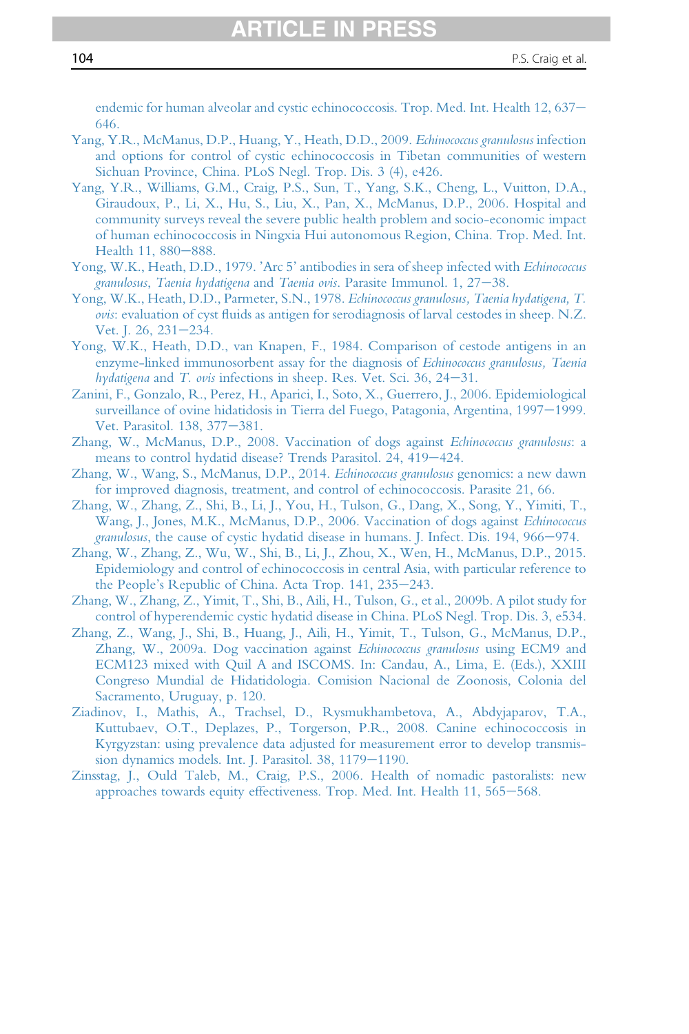endemic for human alveolar and cystic echinococcosis. Trop. Med. Int. Health 12, 637–646.

Yang, Y.R., McManus, D.P., Huang, Y., Heath, D.D., 2009. *Echinococcus granulosus* infection and options for control of cystic echinococcosis in Tibetan communities of western Sichuan Province, China. PLoS Negl. Trop. Dis. 3 (4), e426.

Yang, Y.R., Williams, G.M., Craig, P.S., Sun, T., Yang, S.K., Cheng, L., Vuitton, D.A., Giraudoux, P., Li, X., Hu, S., Liu, X., Pan, X., McManus, D.P., 2006. Hospital and community surveys reveal the severe public health problem and socio-economic impact of human echinococcosis in Ningxia Hui autonomous Region, China. Trop. Med. Int. Health 11, 880–888.

Yong, W.K., Heath, D.D., 1979. 'Arc 5' antibodies in sera of sheep infected with *Echinococcus granulosus*, *Taenia hydatigena* and *Taenia ovis*. Parasite Immunol. 1, 27–38.

Yong, W.K., Heath, D.D., Parmeter, S.N., 1978. *Echinococcus granulosus, Taenia hydatigena, T. ovis*: evaluation of cyst fluids as antigen for serodiagnosis of larval cestodes in sheep. N.Z. Vet. J. 26, 231–234.

Yong, W.K., Heath, D.D., van Knapen, F., 1984. Comparison of cestode antigens in an enzyme-linked immunosorbent assay for the diagnosis of *Echinococcus granulosus, Taenia hydatigena* and *T. ovis* infections in sheep. Res. Vet. Sci. 36, 24–31.

Zanini, F., Gonzalo, R., Perez, H., Aparici, I., Soto, X., Guerrero, J., 2006. Epidemiological surveillance of ovine hidatidosis in Tierra del Fuego, Patagonia, Argentina, 1997–1999. Vet. Parasitol. 138, 377–381.

Zhang, W., McManus, D.P., 2008. Vaccination of dogs against *Echinococcus granulosus*: a means to control hydatid disease? Trends Parasitol. 24, 419–424.

Zhang, W., Wang, S., McManus, D.P., 2014. *Echinococcus granulosus* genomics: a new dawn for improved diagnosis, treatment, and control of echinococcosis. Parasite 21, 66.

Zhang, W., Zhang, Z., Shi, B., Li, J., You, H., Tulson, G., Dang, X., Song, Y., Yimiti, T., Wang, J., Jones, M.K., McManus, D.P., 2006. Vaccination of dogs against *Echinococcus granulosus*, the cause of cystic hydatid disease in humans. J. Infect. Dis. 194, 966–974.

Zhang, W., Zhang, Z., Wu, W., Shi, B., Li, J., Zhou, X., Wen, H., McManus, D.P., 2015. Epidemiology and control of echinococcosis in central Asia, with particular reference to the People's Republic of China. Acta Trop. 141, 235–243.

Zhang, W., Zhang, Z., Yimit, T., Shi, B., Aili, H., Tulson, G., et al., 2009b. A pilot study for control of hyperendemic cystic hydatid disease in China. PLoS Negl. Trop. Dis. 3, e534.

Zhang, Z., Wang, J., Shi, B., Huang, J., Aili, H., Yimit, T., Tulson, G., McManus, D.P., Zhang, W., 2009a. Dog vaccination against *Echinococcus granulosus* using ECM9 and ECM123 mixed with Quil A and ISCOMS. In: Candau, A., Lima, E. (Eds.), XXIII Congreso Mundial de Hidatidologia. Comision Nacional de Zoonosis, Colonia del Sacramento, Uruguay, p. 120.

Ziadinov, I., Mathis, A., Trachsel, D., Rysmukhambetova, A., Abdyjaparov, T.A., Kuttubaev, O.T., Deplazes, P., Torgerson, P.R., 2008. Canine echinococcosis in Kyrgyzstan: using prevalence data adjusted for measurement error to develop transmission dynamics models. Int. J. Parasitol. 38, 1179–1190.

Zinsstag, J., Ould Taleb, M., Craig, P.S., 2006. Health of nomadic pastoralists: new approaches towards equity effectiveness. Trop. Med. Int. Health 11, 565–568.